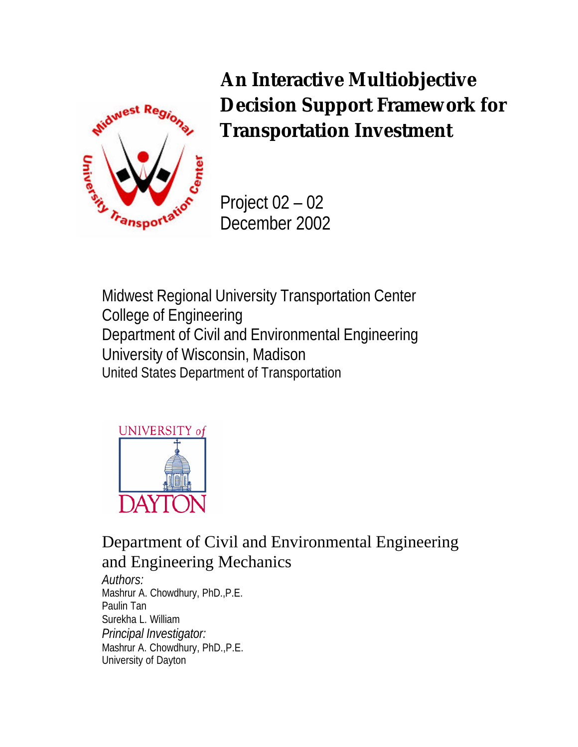# An Interactive Multiobjective Decision Support Framework for Transportation Investment

Project 02 – 02
December 2002

Midwest Regional University Transportation Center
College of Engineering
Department of Civil and Environmental Engineering
University of Wisconsin, Madison
United States Department of Transportation

Department of Civil and Environmental Engineering and Engineering Mechanics

*Authors:*
Mashrur A. Chowdhury, PhD.,P.E.
Paulin Tan
Surekha L. William

*Principal Investigator:*
Mashrur A. Chowdhury, PhD.,P.E.
University of Dayton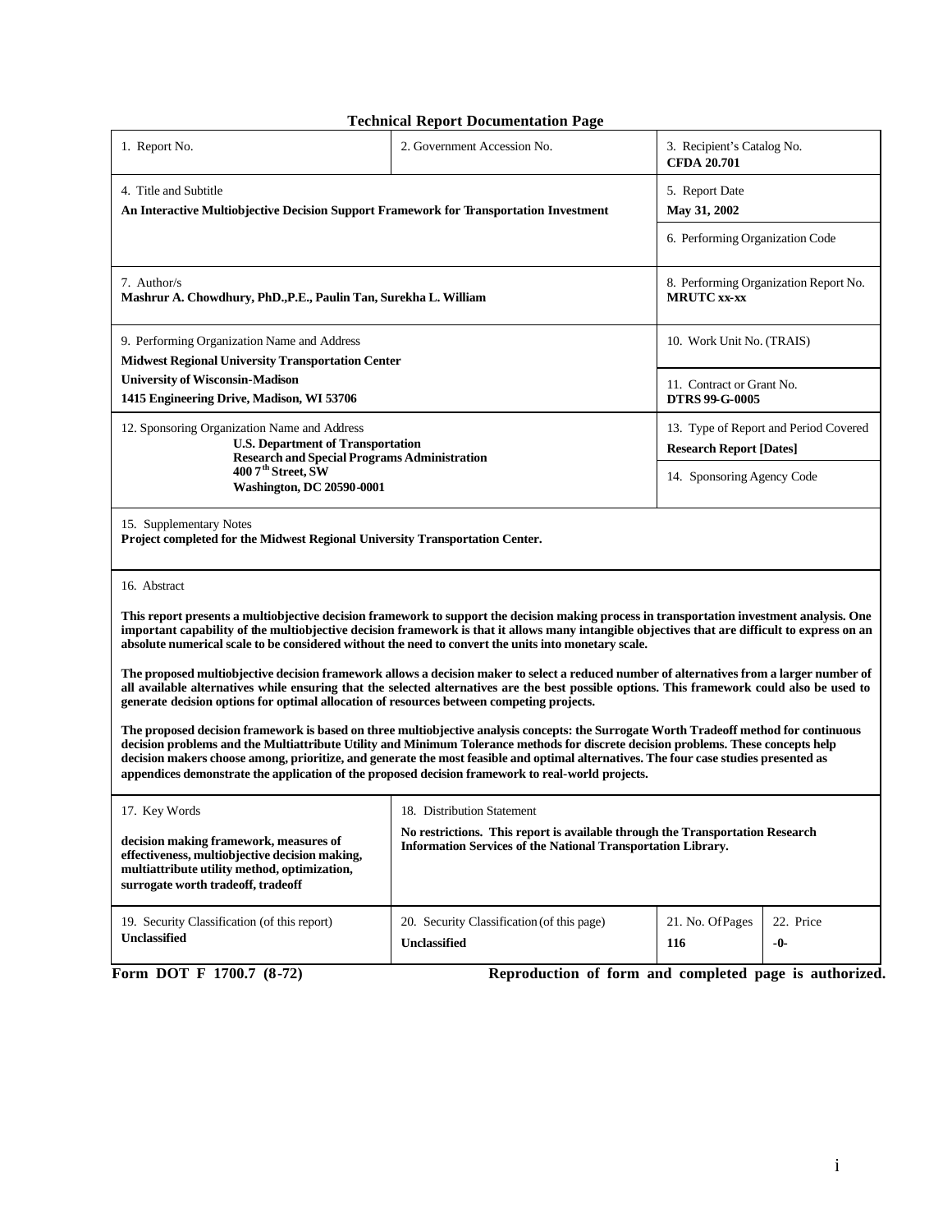**Technical Report Documentation Page**

| 1. Report No. | 2. Government Accession No. | 3. Recipient's Catalog No. **CFDA 20.701** | |
|---|---|---|---|
| 4. Title and Subtitle **An Interactive Multiobjective Decision Support Framework for Transportation Investment** | | 5. Report Date **May 31, 2002** | |
| | | 6. Performing Organization Code | |
| 7. Author/s **Mashrur A. Chowdhury, PhD.,P.E., Paulin Tan, Surekha L. William** | | 8. Performing Organization Report No. **MRUTC xx-xx** | |
| 9. Performing Organization Name and Address **Midwest Regional University Transportation Center University of Wisconsin-Madison 1415 Engineering Drive, Madison, WI 53706** | | 10. Work Unit No. (TRAIS) | |
| | | 11. Contract or Grant No. **DTRS 99-G-0005** | |
| 12. Sponsoring Organization Name and Address **U.S. Department of Transportation Research and Special Programs Administration 400 7th Street, SW Washington, DC 20590-0001** | | 13. Type of Report and Period Covered **Research Report [Dates]** | |
| | | 14. Sponsoring Agency Code | |
| 15. Supplementary Notes **Project completed for the Midwest Regional University Transportation Center.** | | | |

16. Abstract

**This report presents a multiobjective decision framework to support the decision making process in transportation investment analysis. One important capability of the multiobjective decision framework is that it allows many intangible objectives that are difficult to express on an absolute numerical scale to be considered without the need to convert the units into monetary scale.**

**The proposed multiobjective decision framework allows a decision maker to select a reduced number of alternatives from a larger number of all available alternatives while ensuring that the selected alternatives are the best possible options. This framework could also be used to generate decision options for optimal allocation of resources between competing projects.**

**The proposed decision framework is based on three multiobjective analysis concepts: the Surrogate Worth Tradeoff method for continuous decision problems and the Multiattribute Utility and Minimum Tolerance methods for discrete decision problems. These concepts help decision makers choose among, prioritize, and generate the most feasible and optimal alternatives. The four case studies presented as appendices demonstrate the application of the proposed decision framework to real-world projects.**

| 17. Key Words | 18. Distribution Statement | | |
|---|---|---|---|
| **decision making framework, measures of effectiveness, multiobjective decision making, multiattribute utility method, optimization, surrogate worth tradeoff, tradeoff** | **No restrictions. This report is available through the Transportation Research Information Services of the National Transportation Library.** | | |
| 19. Security Classification (of this report) **Unclassified** | 20. Security Classification (of this page) **Unclassified** | 21. No. Of Pages **116** | 22. Price **-0-** |

**Form DOT F 1700.7 (8-72)** **Reproduction of form and completed page is authorized.**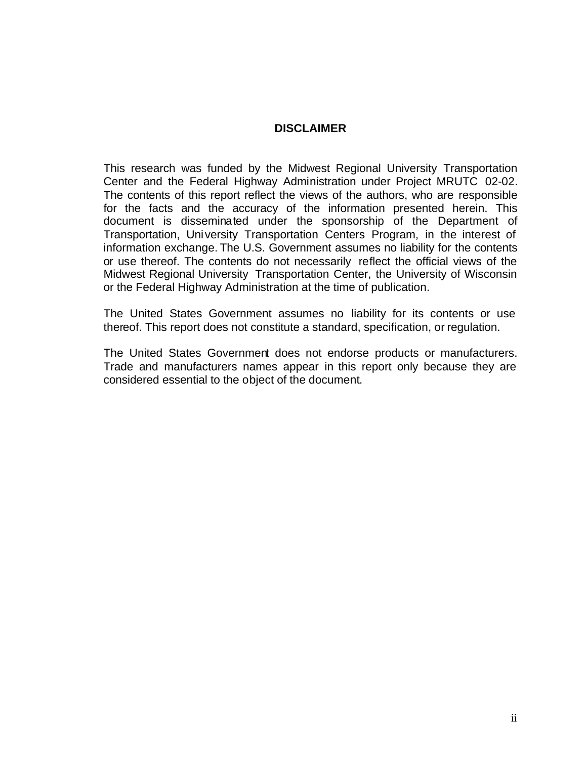## DISCLAIMER

This research was funded by the Midwest Regional University Transportation Center and the Federal Highway Administration under Project MRUTC 02-02. The contents of this report reflect the views of the authors, who are responsible for the facts and the accuracy of the information presented herein. This document is disseminated under the sponsorship of the Department of Transportation, University Transportation Centers Program, in the interest of information exchange. The U.S. Government assumes no liability for the contents or use thereof. The contents do not necessarily reflect the official views of the Midwest Regional University Transportation Center, the University of Wisconsin or the Federal Highway Administration at the time of publication.

The United States Government assumes no liability for its contents or use thereof. This report does not constitute a standard, specification, or regulation.

The United States Government does not endorse products or manufacturers. Trade and manufacturers names appear in this report only because they are considered essential to the object of the document.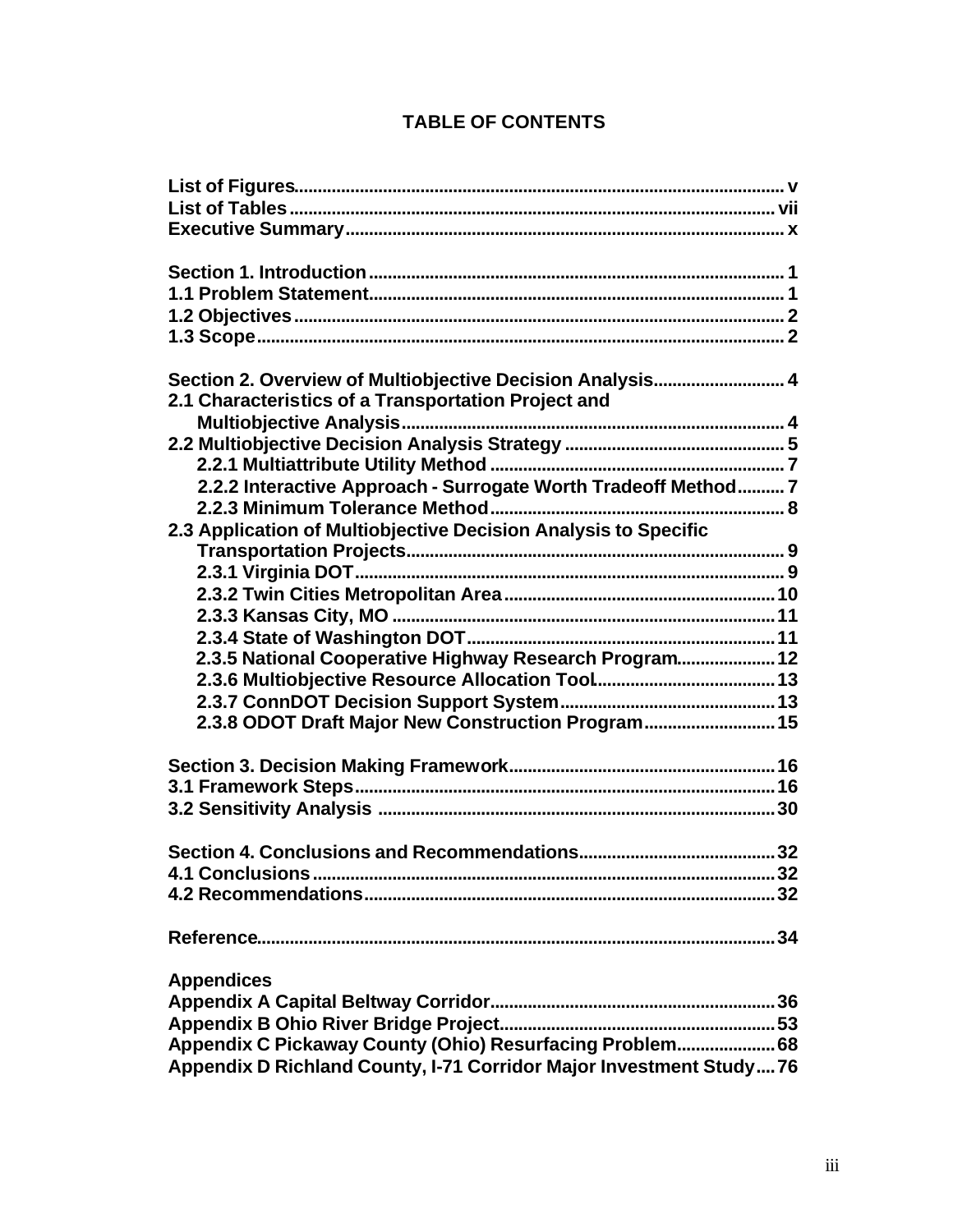# TABLE OF CONTENTS

List of Figures........................................................................................................ v
List of Tables ....................................................................................................... vii
Executive Summary............................................................................................. x

Section 1. Introduction ........................................................................................ 1
1.1 Problem Statement......................................................................................... 1
1.2 Objectives ........................................................................................................ 2
1.3 Scope................................................................................................................ 2

Section 2. Overview of Multiobjective Decision Analysis............................ 4
2.1 Characteristics of a Transportation Project and Multiobjective Analysis................................................................................. 4
2.2 Multiobjective Decision Analysis Strategy ............................................... 5
- 2.2.1 Multiattribute Utility Method ............................................................... 7
- 2.2.2 Interactive Approach - Surrogate Worth Tradeoff Method.......... 7
- 2.2.3 Minimum Tolerance Method.............................................................. 8

2.3 Application of Multiobjective Decision Analysis to Specific Transportation Projects................................................................................ 9
- 2.3.1 Virginia DOT........................................................................................... 9
- 2.3.2 Twin Cities Metropolitan Area .......................................................... 10
- 2.3.3 Kansas City, MO .................................................................................. 11
- 2.3.4 State of Washington DOT.................................................................. 11
- 2.3.5 National Cooperative Highway Research Program..................... 12
- 2.3.6 Multiobjective Resource Allocation Tool...................................... 13
- 2.3.7 ConnDOT Decision Support System.............................................. 13
- 2.3.8 ODOT Draft Major New Construction Program............................ 15

Section 3. Decision Making Framework......................................................... 16
3.1 Framework Steps.......................................................................................... 16
3.2 Sensitivity Analysis .................................................................................... 30

Section 4. Conclusions and Recommendations.......................................... 32
4.1 Conclusions .................................................................................................. 32
4.2 Recommendations....................................................................................... 32

Reference.............................................................................................................. 34

Appendices
Appendix A Capital Beltway Corridor............................................................. 36
Appendix B Ohio River Bridge Project........................................................... 53
Appendix C Pickaway County (Ohio) Resurfacing Problem..................... 68
Appendix D Richland County, I-71 Corridor Major Investment Study.... 76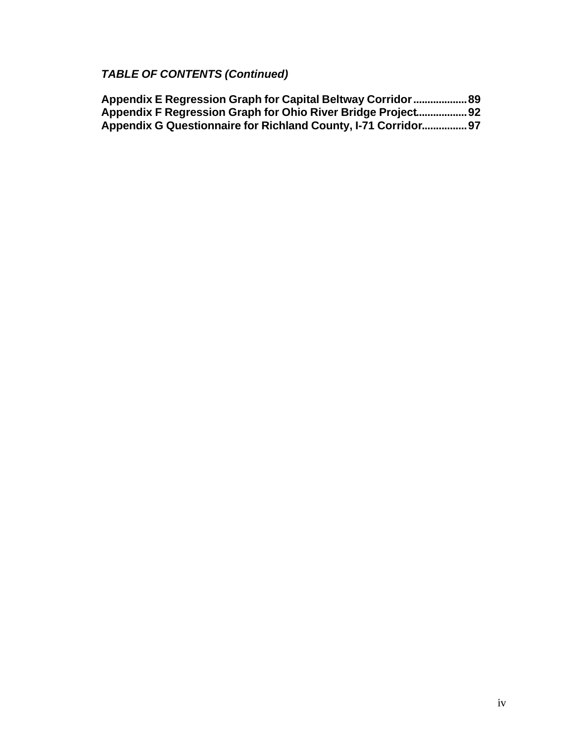***TABLE OF CONTENTS (Continued)***

**Appendix E Regression Graph for Capital Beltway Corridor ................... 89**
**Appendix F Regression Graph for Ohio River Bridge Project.................. 92**
**Appendix G Questionnaire for Richland County, I-71 Corridor................ 97**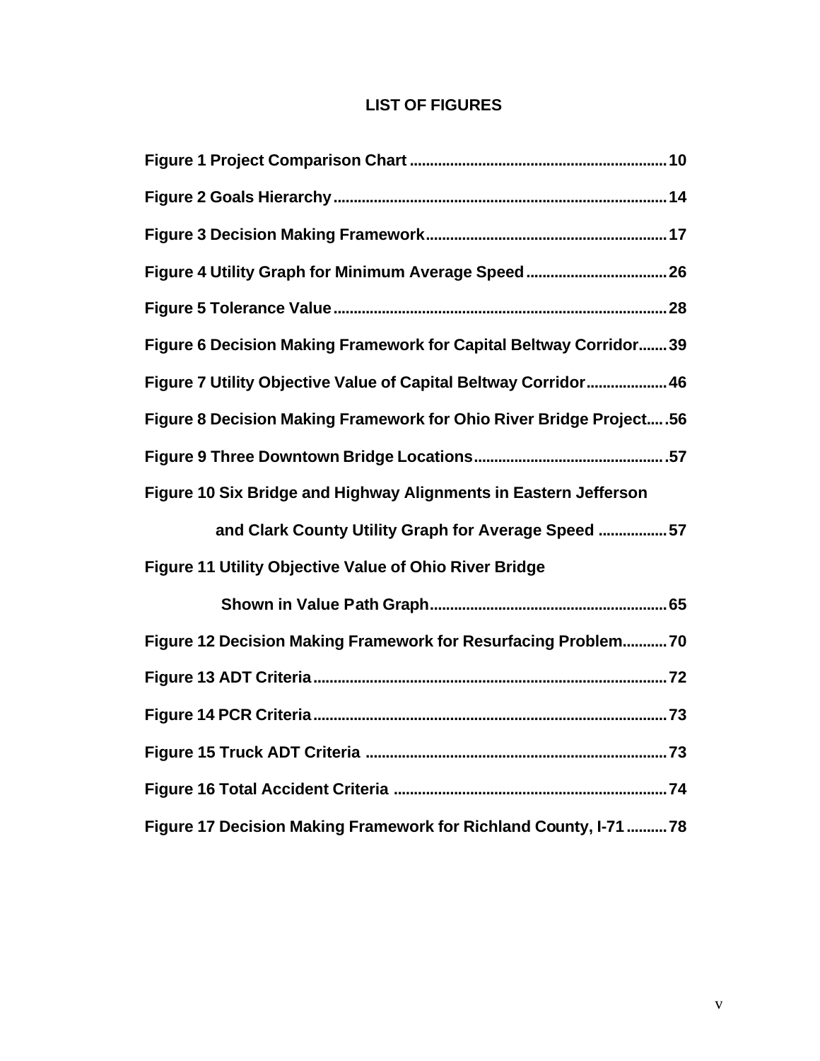# LIST OF FIGURES

**Figure 1 Project Comparison Chart ............................................................... 10**

**Figure 2 Goals Hierarchy .................................................................................. 14**

**Figure 3 Decision Making Framework........................................................... 17**

**Figure 4 Utility Graph for Minimum Average Speed ................................... 26**

**Figure 5 Tolerance Value .................................................................................. 28**

**Figure 6 Decision Making Framework for Capital Beltway Corridor....... 39**

**Figure 7 Utility Objective Value of Capital Beltway Corridor .................... 46**

**Figure 8 Decision Making Framework for Ohio River Bridge Project..... .56**

**Figure 9 Three Downtown Bridge Locations ............................................... .57**

**Figure 10 Six Bridge and Highway Alignments in Eastern Jefferson**

**and Clark County Utility Graph for Average Speed ................. 57**

**Figure 11 Utility Objective Value of Ohio River Bridge**

**Shown in Value Path Graph.......................................................... 65**

**Figure 12 Decision Making Framework for Resurfacing Problem........... 70**

**Figure 13 ADT Criteria ........................................................................................ 72**

**Figure 14 PCR Criteria ........................................................................................ 73**

**Figure 15 Truck ADT Criteria ........................................................................... 73**

**Figure 16 Total Accident Criteria ................................................................... 74**

**Figure 17 Decision Making Framework for Richland County, I-71 .......... 78**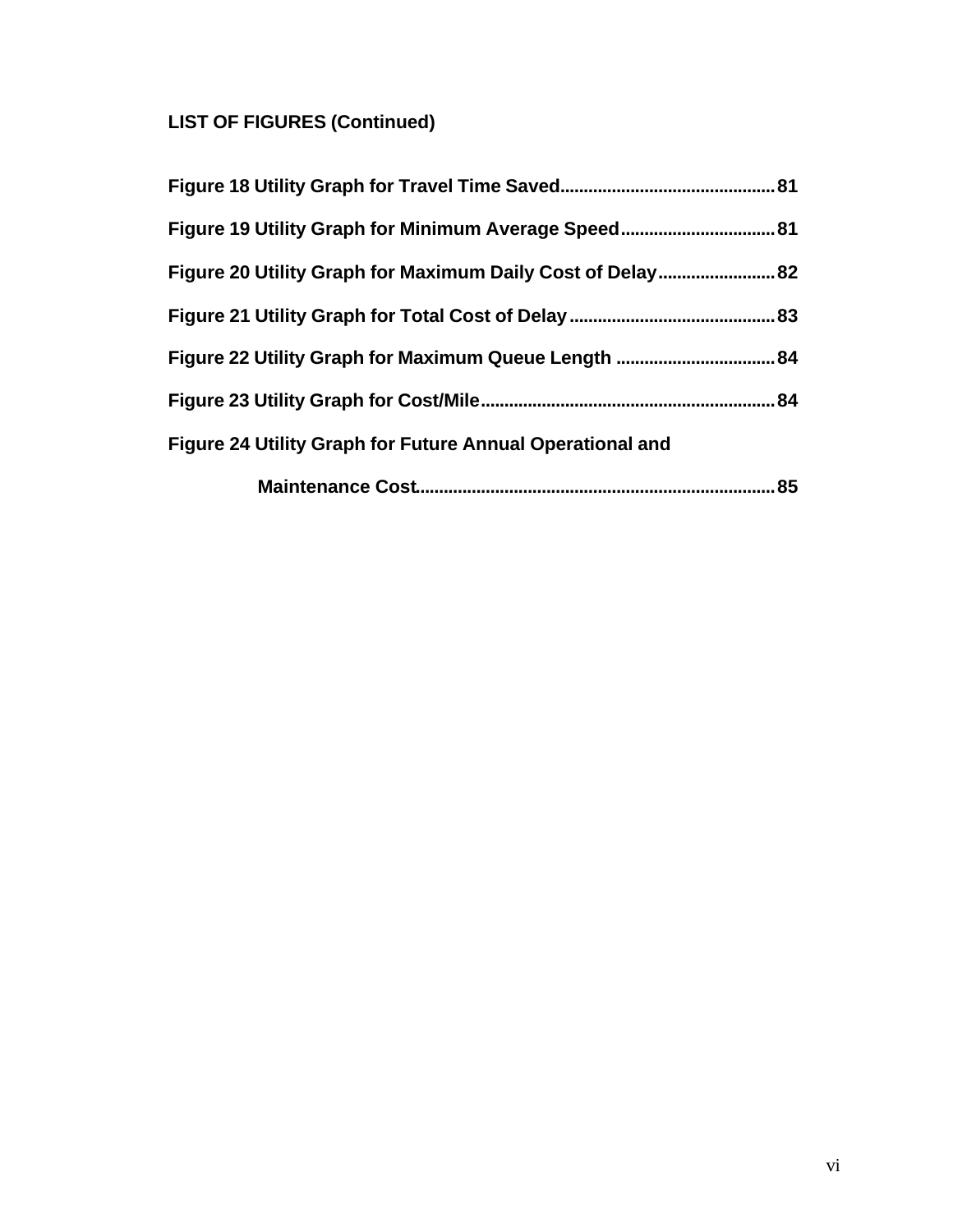## LIST OF FIGURES (Continued)

**Figure 18 Utility Graph for Travel Time Saved............................................. 81**

**Figure 19 Utility Graph for Minimum Average Speed................................. 81**

**Figure 20 Utility Graph for Maximum Daily Cost of Delay......................... 82**

**Figure 21 Utility Graph for Total Cost of Delay........................................... 83**

**Figure 22 Utility Graph for Maximum Queue Length .................................. 84**

**Figure 23 Utility Graph for Cost/Mile............................................................. 84**

**Figure 24 Utility Graph for Future Annual Operational and Maintenance Cost........................................................................... 85**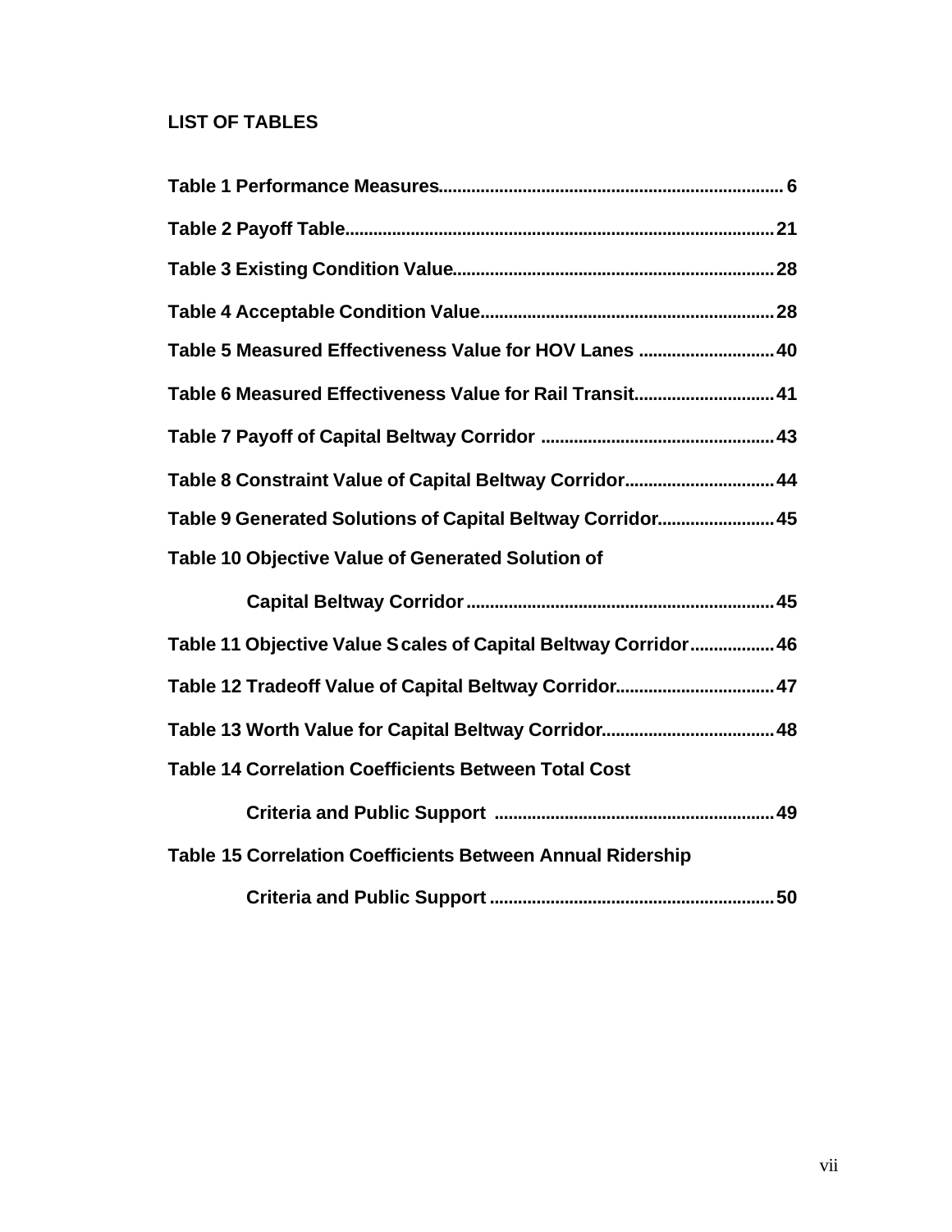## LIST OF TABLES

**Table 1 Performance Measures........................................................................ 6**

**Table 2 Payoff Table.........................................................................................21**

**Table 3 Existing Condition Value...................................................................28**

**Table 4 Acceptable Condition Value.............................................................28**

**Table 5 Measured Effectiveness Value for HOV Lanes ............................40**

**Table 6 Measured Effectiveness Value for Rail Transit.............................41**

**Table 7 Payoff of Capital Beltway Corridor ................................................43**

**Table 8 Constraint Value of Capital Beltway Corridor...............................44**

**Table 9 Generated Solutions of Capital Beltway Corridor........................45**

**Table 10 Objective Value of Generated Solution of**

**Capital Beltway Corridor................................................................45**

**Table 11 Objective Value Scales of Capital Beltway Corridor.................46**

**Table 12 Tradeoff Value of Capital Beltway Corridor.................................47**

**Table 13 Worth Value for Capital Beltway Corridor....................................48**

**Table 14 Correlation Coefficients Between Total Cost**

**Criteria and Public Support ..........................................................49**

**Table 15 Correlation Coefficients Between Annual Ridership**

**Criteria and Public Support ...........................................................50**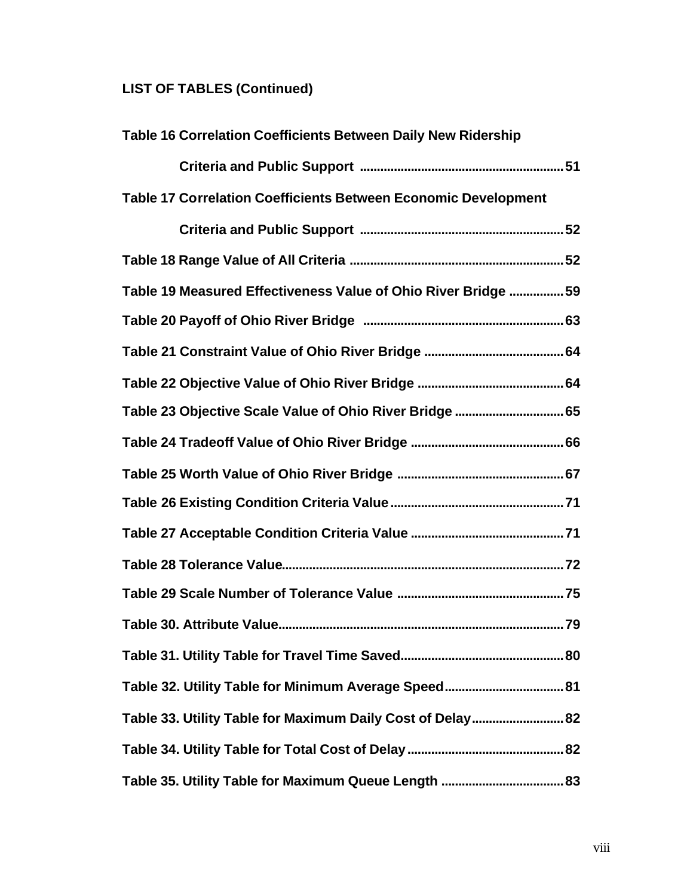**LIST OF TABLES (Continued)**

**Table 16 Correlation Coefficients Between Daily New Ridership Criteria and Public Support ........................................................ 51**

**Table 17 Correlation Coefficients Between Economic Development Criteria and Public Support ........................................................ 52**

**Table 18 Range Value of All Criteria ........................................................ 52**

**Table 19 Measured Effectiveness Value of Ohio River Bridge ................ 59**

**Table 20 Payoff of Ohio River Bridge ........................................................ 63**

**Table 21 Constraint Value of Ohio River Bridge ........................................ 64**

**Table 22 Objective Value of Ohio River Bridge .......................................... 64**

**Table 23 Objective Scale Value of Ohio River Bridge ................................ 65**

**Table 24 Tradeoff Value of Ohio River Bridge ............................................ 66**

**Table 25 Worth Value of Ohio River Bridge ................................................ 67**

**Table 26 Existing Condition Criteria Value .................................................. 71**

**Table 27 Acceptable Condition Criteria Value ............................................ 71**

**Table 28 Tolerance Value ................................................................................ 72**

**Table 29 Scale Number of Tolerance Value ................................................ 75**

**Table 30. Attribute Value ................................................................................ 79**

**Table 31. Utility Table for Travel Time Saved ............................................... 80**

**Table 32. Utility Table for Minimum Average Speed .................................. 81**

**Table 33. Utility Table for Maximum Daily Cost of Delay .......................... 82**

**Table 34. Utility Table for Total Cost of Delay ............................................. 82**

**Table 35. Utility Table for Maximum Queue Length ................................... 83**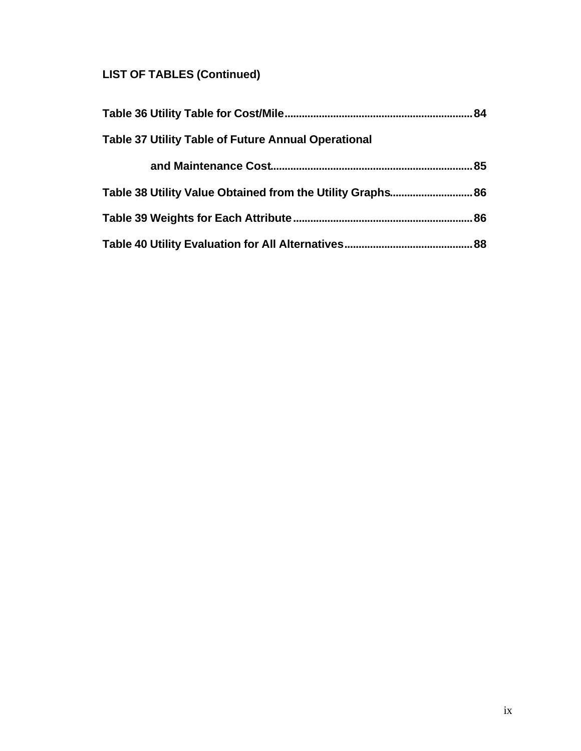**LIST OF TABLES (Continued)**

**Table 36 Utility Table for Cost/Mile................................................................84**

**Table 37 Utility Table of Future Annual Operational**

**and Maintenance Cost...................................................................85**

**Table 38 Utility Value Obtained from the Utility Graphs............................86**

**Table 39 Weights for Each Attribute.............................................................86**

**Table 40 Utility Evaluation for All Alternatives...........................................88**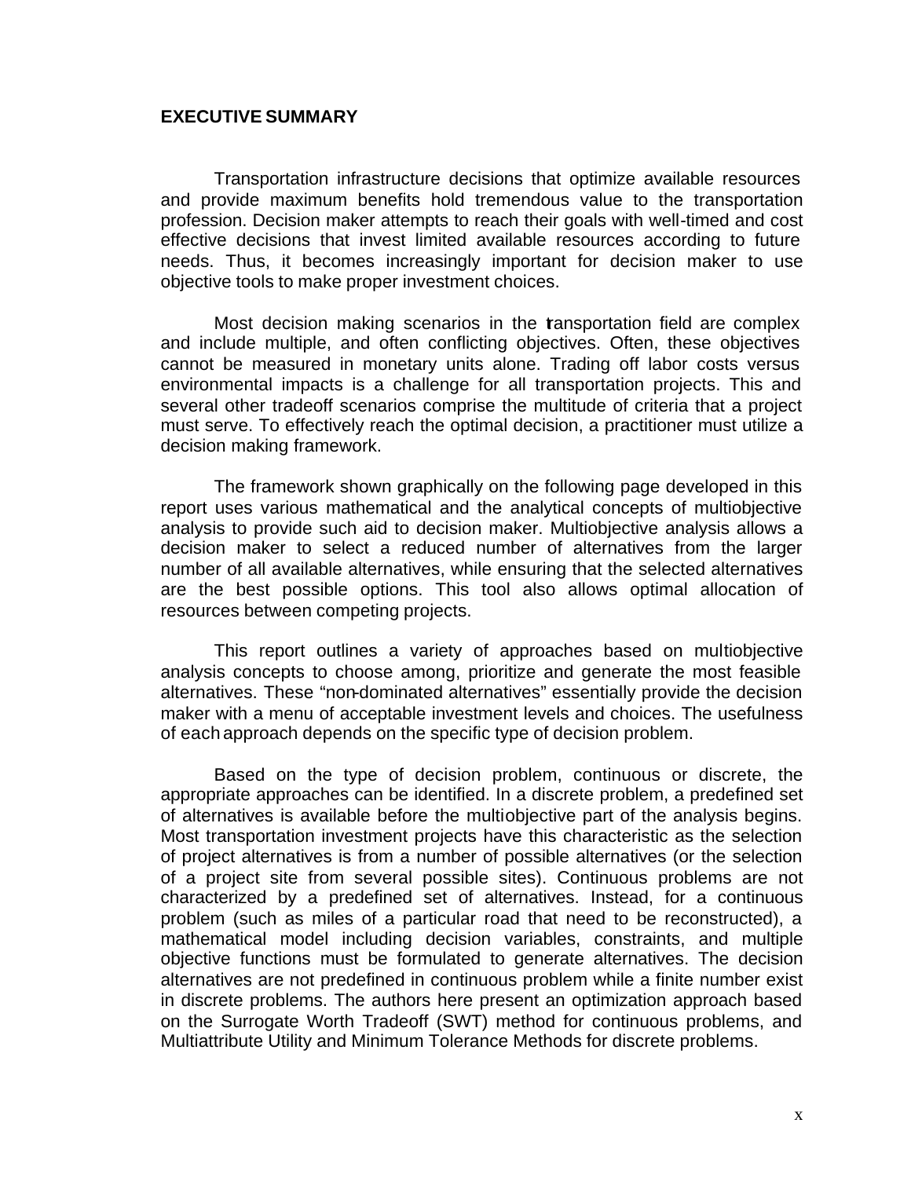## EXECUTIVE SUMMARY

Transportation infrastructure decisions that optimize available resources and provide maximum benefits hold tremendous value to the transportation profession. Decision maker attempts to reach their goals with well-timed and cost effective decisions that invest limited available resources according to future needs. Thus, it becomes increasingly important for decision maker to use objective tools to make proper investment choices.

Most decision making scenarios in the transportation field are complex and include multiple, and often conflicting objectives. Often, these objectives cannot be measured in monetary units alone. Trading off labor costs versus environmental impacts is a challenge for all transportation projects. This and several other tradeoff scenarios comprise the multitude of criteria that a project must serve. To effectively reach the optimal decision, a practitioner must utilize a decision making framework.

The framework shown graphically on the following page developed in this report uses various mathematical and the analytical concepts of multiobjective analysis to provide such aid to decision maker. Multiobjective analysis allows a decision maker to select a reduced number of alternatives from the larger number of all available alternatives, while ensuring that the selected alternatives are the best possible options. This tool also allows optimal allocation of resources between competing projects.

This report outlines a variety of approaches based on multiobjective analysis concepts to choose among, prioritize and generate the most feasible alternatives. These "non-dominated alternatives" essentially provide the decision maker with a menu of acceptable investment levels and choices. The usefulness of each approach depends on the specific type of decision problem.

Based on the type of decision problem, continuous or discrete, the appropriate approaches can be identified. In a discrete problem, a predefined set of alternatives is available before the multiobjective part of the analysis begins. Most transportation investment projects have this characteristic as the selection of project alternatives is from a number of possible alternatives (or the selection of a project site from several possible sites). Continuous problems are not characterized by a predefined set of alternatives. Instead, for a continuous problem (such as miles of a particular road that need to be reconstructed), a mathematical model including decision variables, constraints, and multiple objective functions must be formulated to generate alternatives. The decision alternatives are not predefined in continuous problem while a finite number exist in discrete problems. The authors here present an optimization approach based on the Surrogate Worth Tradeoff (SWT) method for continuous problems, and Multiattribute Utility and Minimum Tolerance Methods for discrete problems.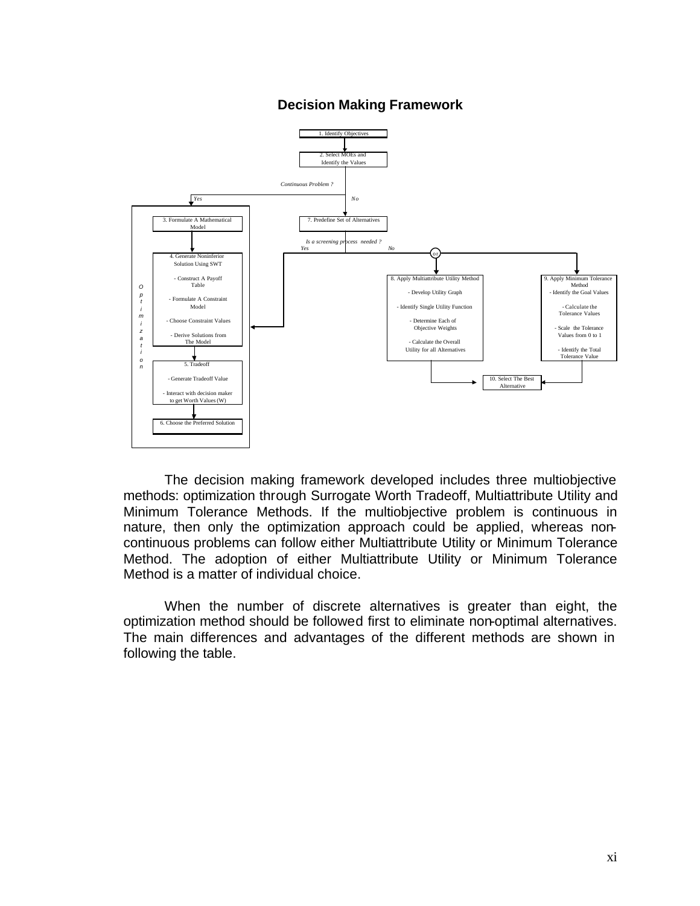## Decision Making Framework

1. Identify Objectives

2. Select MOEs and Identify the Values

*Continuous Problem ?*

*Yes* — *No*

Optimization:

3. Formulate A Mathematical Model

4. Generate Noninferior Solution Using SWT
- Construct A Payoff Table
- Formulate A Constraint Model
- Choose Constraint Values
- Derive Solutions from The Model

5. Tradeoff
- Generate Tradeoff Value
- Interact with decision maker to get Worth Values (W)

6. Choose the Preferred Solution

7. Predefine Set of Alternatives

*Is a screening process needed ?*

*Yes* — *No*

*or*

8. Apply Multiattribute Utility Method
- Develop Utility Graph
- Identify Single Utility Function
- Determine Each of Objective Weights
- Calculate the Overall Utility for all Alternatives

9. Apply Minimum Tolerance Method
- Identify the Goal Values
- Calculate the Tolerance Values
- Scale the Tolerance Values from 0 to 1
- Identify the Total Tolerance Value

10. Select The Best Alternative

The decision making framework developed includes three multiobjective methods: optimization through Surrogate Worth Tradeoff, Multiattribute Utility and Minimum Tolerance Methods. If the multiobjective problem is continuous in nature, then only the optimization approach could be applied, whereas non-continuous problems can follow either Multiattribute Utility or Minimum Tolerance Method. The adoption of either Multiattribute Utility or Minimum Tolerance Method is a matter of individual choice.

When the number of discrete alternatives is greater than eight, the optimization method should be followed first to eliminate non-optimal alternatives. The main differences and advantages of the different methods are shown in following the table.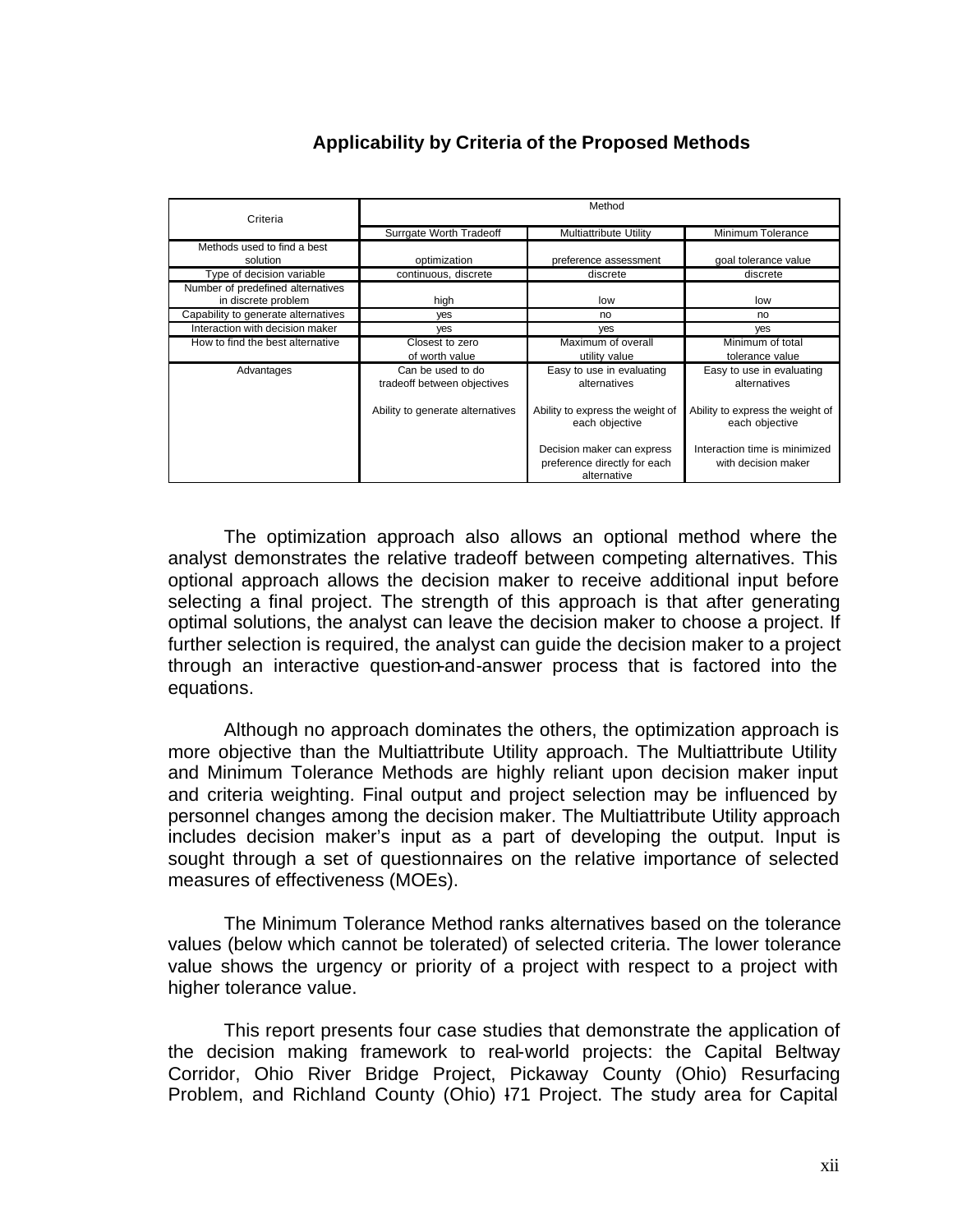### Applicability by Criteria of the Proposed Methods

| Criteria | Method | | |
|---|---|---|---|
| | Surrgate Worth Tradeoff | Multiattribute Utility | Minimum Tolerance |
| Methods used to find a best solution | optimization | preference assessment | goal tolerance value |
| Type of decision variable | continuous, discrete | discrete | discrete |
| Number of predefined alternatives in discrete problem | high | low | low |
| Capability to generate alternatives | yes | no | no |
| Interaction with decision maker | yes | yes | yes |
| How to find the best alternative | Closest to zero of worth value | Maximum of overall utility value | Minimum of total tolerance value |
| Advantages | Can be used to do tradeoff between objectives<br><br>Ability to generate alternatives | Easy to use in evaluating alternatives<br><br>Ability to express the weight of each objective<br><br>Decision maker can express preference directly for each alternative | Easy to use in evaluating alternatives<br><br>Ability to express the weight of each objective<br><br>Interaction time is minimized with decision maker |

The optimization approach also allows an optional method where the analyst demonstrates the relative tradeoff between competing alternatives. This optional approach allows the decision maker to receive additional input before selecting a final project. The strength of this approach is that after generating optimal solutions, the analyst can leave the decision maker to choose a project. If further selection is required, the analyst can guide the decision maker to a project through an interactive question-and-answer process that is factored into the equations.

Although no approach dominates the others, the optimization approach is more objective than the Multiattribute Utility approach. The Multiattribute Utility and Minimum Tolerance Methods are highly reliant upon decision maker input and criteria weighting. Final output and project selection may be influenced by personnel changes among the decision maker. The Multiattribute Utility approach includes decision maker's input as a part of developing the output. Input is sought through a set of questionnaires on the relative importance of selected measures of effectiveness (MOEs).

The Minimum Tolerance Method ranks alternatives based on the tolerance values (below which cannot be tolerated) of selected criteria. The lower tolerance value shows the urgency or priority of a project with respect to a project with higher tolerance value.

This report presents four case studies that demonstrate the application of the decision making framework to real-world projects: the Capital Beltway Corridor, Ohio River Bridge Project, Pickaway County (Ohio) Resurfacing Problem, and Richland County (Ohio) I-71 Project. The study area for Capital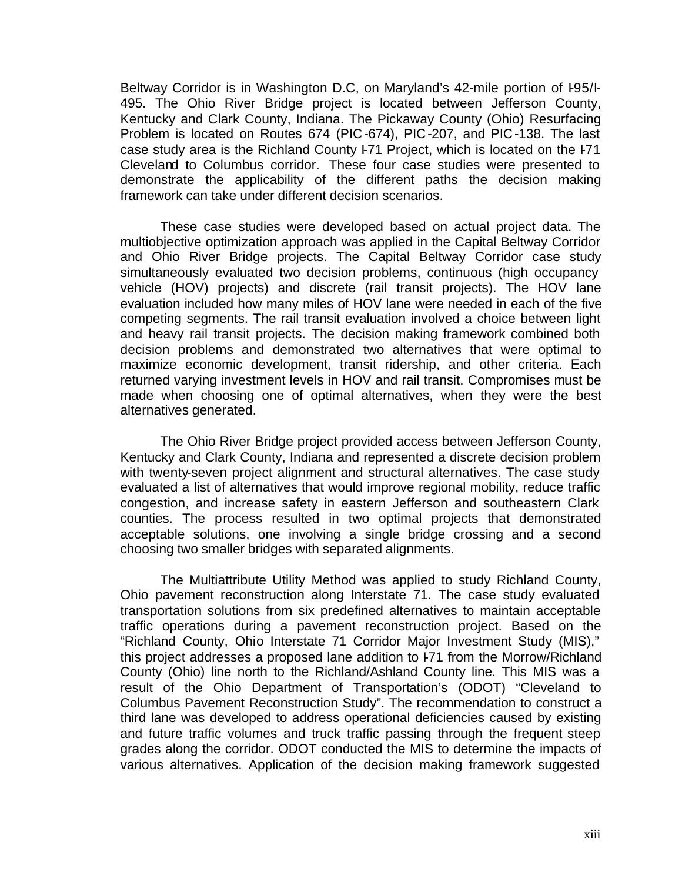Beltway Corridor is in Washington D.C, on Maryland's 42-mile portion of I-95/I-495. The Ohio River Bridge project is located between Jefferson County, Kentucky and Clark County, Indiana. The Pickaway County (Ohio) Resurfacing Problem is located on Routes 674 (PIC-674), PIC-207, and PIC-138. The last case study area is the Richland County I-71 Project, which is located on the I-71 Cleveland to Columbus corridor. These four case studies were presented to demonstrate the applicability of the different paths the decision making framework can take under different decision scenarios.

These case studies were developed based on actual project data. The multiobjective optimization approach was applied in the Capital Beltway Corridor and Ohio River Bridge projects. The Capital Beltway Corridor case study simultaneously evaluated two decision problems, continuous (high occupancy vehicle (HOV) projects) and discrete (rail transit projects). The HOV lane evaluation included how many miles of HOV lane were needed in each of the five competing segments. The rail transit evaluation involved a choice between light and heavy rail transit projects. The decision making framework combined both decision problems and demonstrated two alternatives that were optimal to maximize economic development, transit ridership, and other criteria. Each returned varying investment levels in HOV and rail transit. Compromises must be made when choosing one of optimal alternatives, when they were the best alternatives generated.

The Ohio River Bridge project provided access between Jefferson County, Kentucky and Clark County, Indiana and represented a discrete decision problem with twenty-seven project alignment and structural alternatives. The case study evaluated a list of alternatives that would improve regional mobility, reduce traffic congestion, and increase safety in eastern Jefferson and southeastern Clark counties. The process resulted in two optimal projects that demonstrated acceptable solutions, one involving a single bridge crossing and a second choosing two smaller bridges with separated alignments.

The Multiattribute Utility Method was applied to study Richland County, Ohio pavement reconstruction along Interstate 71. The case study evaluated transportation solutions from six predefined alternatives to maintain acceptable traffic operations during a pavement reconstruction project. Based on the "Richland County, Ohio Interstate 71 Corridor Major Investment Study (MIS)," this project addresses a proposed lane addition to I-71 from the Morrow/Richland County (Ohio) line north to the Richland/Ashland County line. This MIS was a result of the Ohio Department of Transportation's (ODOT) "Cleveland to Columbus Pavement Reconstruction Study". The recommendation to construct a third lane was developed to address operational deficiencies caused by existing and future traffic volumes and truck traffic passing through the frequent steep grades along the corridor. ODOT conducted the MIS to determine the impacts of various alternatives. Application of the decision making framework suggested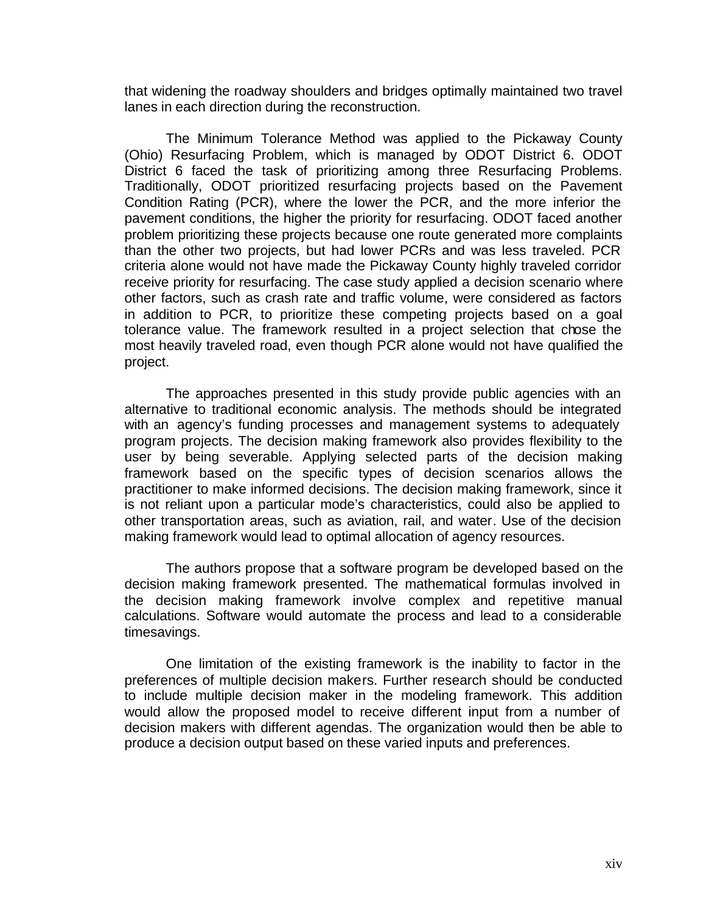that widening the roadway shoulders and bridges optimally maintained two travel lanes in each direction during the reconstruction.

The Minimum Tolerance Method was applied to the Pickaway County (Ohio) Resurfacing Problem, which is managed by ODOT District 6. ODOT District 6 faced the task of prioritizing among three Resurfacing Problems. Traditionally, ODOT prioritized resurfacing projects based on the Pavement Condition Rating (PCR), where the lower the PCR, and the more inferior the pavement conditions, the higher the priority for resurfacing. ODOT faced another problem prioritizing these projects because one route generated more complaints than the other two projects, but had lower PCRs and was less traveled. PCR criteria alone would not have made the Pickaway County highly traveled corridor receive priority for resurfacing. The case study applied a decision scenario where other factors, such as crash rate and traffic volume, were considered as factors in addition to PCR, to prioritize these competing projects based on a goal tolerance value. The framework resulted in a project selection that chose the most heavily traveled road, even though PCR alone would not have qualified the project.

The approaches presented in this study provide public agencies with an alternative to traditional economic analysis. The methods should be integrated with an agency's funding processes and management systems to adequately program projects. The decision making framework also provides flexibility to the user by being severable. Applying selected parts of the decision making framework based on the specific types of decision scenarios allows the practitioner to make informed decisions. The decision making framework, since it is not reliant upon a particular mode's characteristics, could also be applied to other transportation areas, such as aviation, rail, and water. Use of the decision making framework would lead to optimal allocation of agency resources.

The authors propose that a software program be developed based on the decision making framework presented. The mathematical formulas involved in the decision making framework involve complex and repetitive manual calculations. Software would automate the process and lead to a considerable timesavings.

One limitation of the existing framework is the inability to factor in the preferences of multiple decision makers. Further research should be conducted to include multiple decision maker in the modeling framework. This addition would allow the proposed model to receive different input from a number of decision makers with different agendas. The organization would then be able to produce a decision output based on these varied inputs and preferences.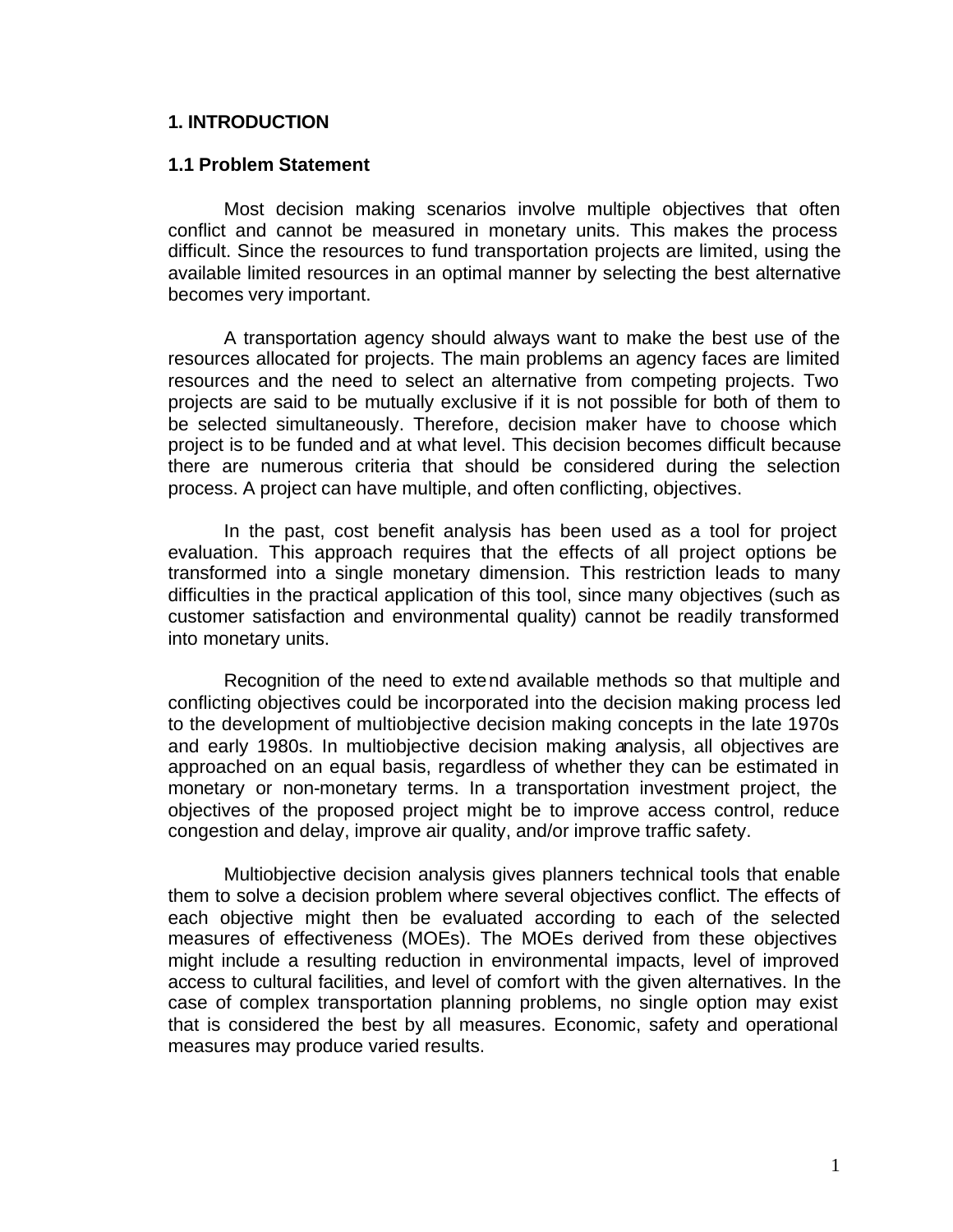# 1. INTRODUCTION

## 1.1 Problem Statement

Most decision making scenarios involve multiple objectives that often conflict and cannot be measured in monetary units. This makes the process difficult. Since the resources to fund transportation projects are limited, using the available limited resources in an optimal manner by selecting the best alternative becomes very important.

A transportation agency should always want to make the best use of the resources allocated for projects. The main problems an agency faces are limited resources and the need to select an alternative from competing projects. Two projects are said to be mutually exclusive if it is not possible for both of them to be selected simultaneously. Therefore, decision maker have to choose which project is to be funded and at what level. This decision becomes difficult because there are numerous criteria that should be considered during the selection process. A project can have multiple, and often conflicting, objectives.

In the past, cost benefit analysis has been used as a tool for project evaluation. This approach requires that the effects of all project options be transformed into a single monetary dimension. This restriction leads to many difficulties in the practical application of this tool, since many objectives (such as customer satisfaction and environmental quality) cannot be readily transformed into monetary units.

Recognition of the need to extend available methods so that multiple and conflicting objectives could be incorporated into the decision making process led to the development of multiobjective decision making concepts in the late 1970s and early 1980s. In multiobjective decision making analysis, all objectives are approached on an equal basis, regardless of whether they can be estimated in monetary or non-monetary terms. In a transportation investment project, the objectives of the proposed project might be to improve access control, reduce congestion and delay, improve air quality, and/or improve traffic safety.

Multiobjective decision analysis gives planners technical tools that enable them to solve a decision problem where several objectives conflict. The effects of each objective might then be evaluated according to each of the selected measures of effectiveness (MOEs). The MOEs derived from these objectives might include a resulting reduction in environmental impacts, level of improved access to cultural facilities, and level of comfort with the given alternatives. In the case of complex transportation planning problems, no single option may exist that is considered the best by all measures. Economic, safety and operational measures may produce varied results.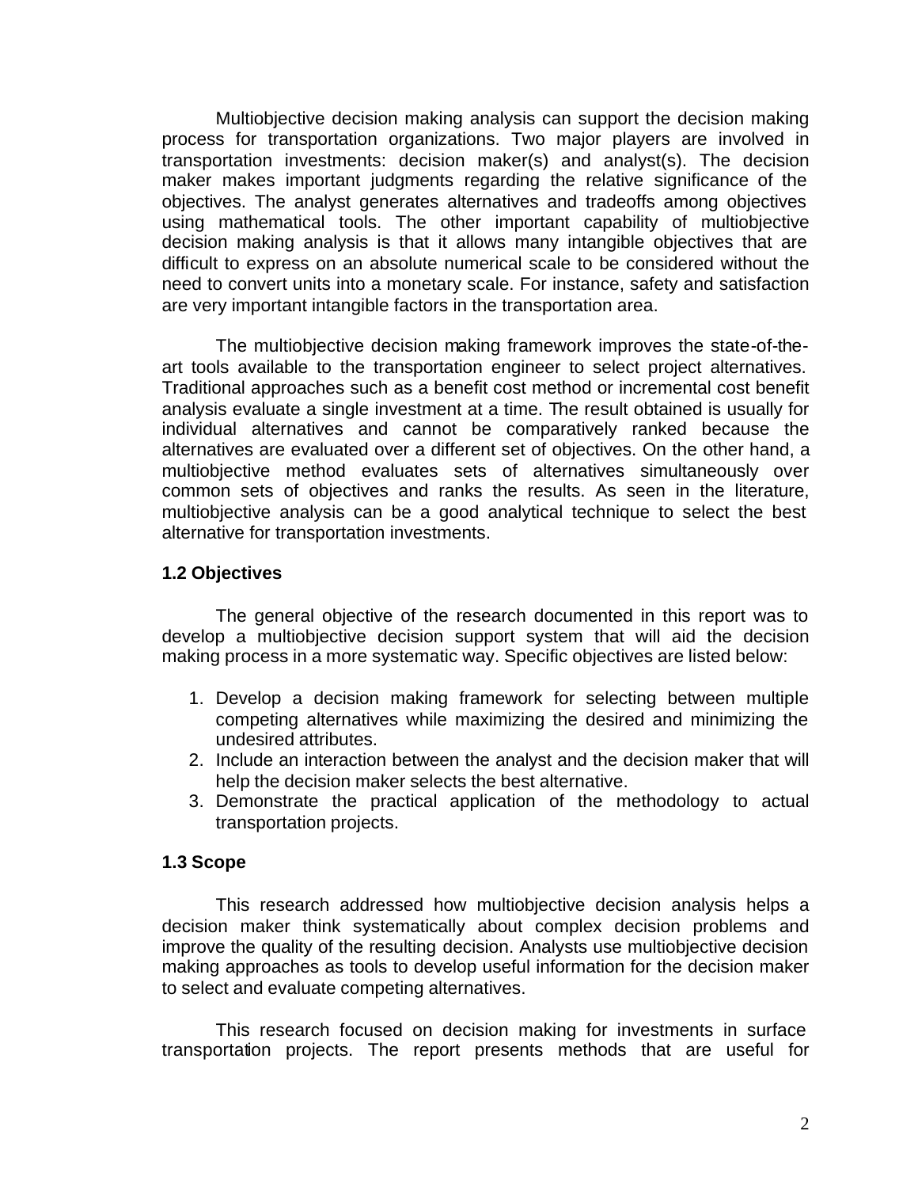Multiobjective decision making analysis can support the decision making process for transportation organizations. Two major players are involved in transportation investments: decision maker(s) and analyst(s). The decision maker makes important judgments regarding the relative significance of the objectives. The analyst generates alternatives and tradeoffs among objectives using mathematical tools. The other important capability of multiobjective decision making analysis is that it allows many intangible objectives that are difficult to express on an absolute numerical scale to be considered without the need to convert units into a monetary scale. For instance, safety and satisfaction are very important intangible factors in the transportation area.

The multiobjective decision making framework improves the state-of-the-art tools available to the transportation engineer to select project alternatives. Traditional approaches such as a benefit cost method or incremental cost benefit analysis evaluate a single investment at a time. The result obtained is usually for individual alternatives and cannot be comparatively ranked because the alternatives are evaluated over a different set of objectives. On the other hand, a multiobjective method evaluates sets of alternatives simultaneously over common sets of objectives and ranks the results. As seen in the literature, multiobjective analysis can be a good analytical technique to select the best alternative for transportation investments.

### 1.2 Objectives

The general objective of the research documented in this report was to develop a multiobjective decision support system that will aid the decision making process in a more systematic way. Specific objectives are listed below:

1. Develop a decision making framework for selecting between multiple competing alternatives while maximizing the desired and minimizing the undesired attributes.
2. Include an interaction between the analyst and the decision maker that will help the decision maker selects the best alternative.
3. Demonstrate the practical application of the methodology to actual transportation projects.

### 1.3 Scope

This research addressed how multiobjective decision analysis helps a decision maker think systematically about complex decision problems and improve the quality of the resulting decision. Analysts use multiobjective decision making approaches as tools to develop useful information for the decision maker to select and evaluate competing alternatives.

This research focused on decision making for investments in surface transportation projects. The report presents methods that are useful for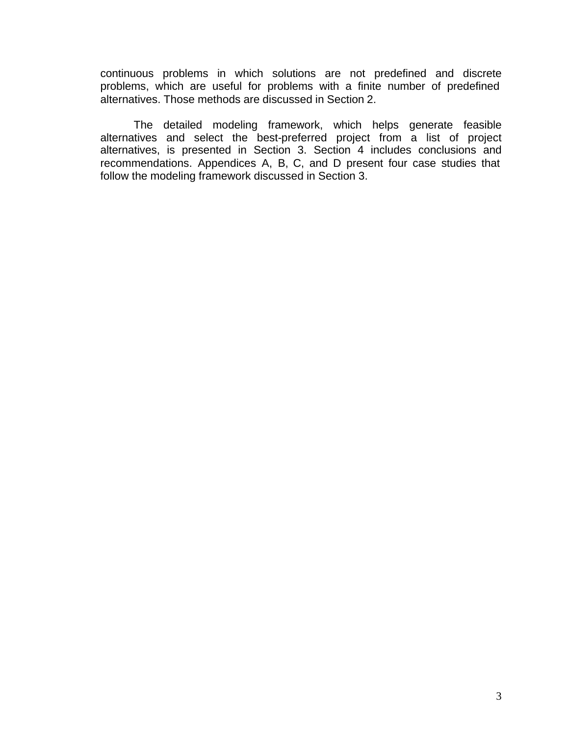continuous problems in which solutions are not predefined and discrete problems, which are useful for problems with a finite number of predefined alternatives. Those methods are discussed in Section 2.

The detailed modeling framework, which helps generate feasible alternatives and select the best-preferred project from a list of project alternatives, is presented in Section 3. Section 4 includes conclusions and recommendations. Appendices A, B, C, and D present four case studies that follow the modeling framework discussed in Section 3.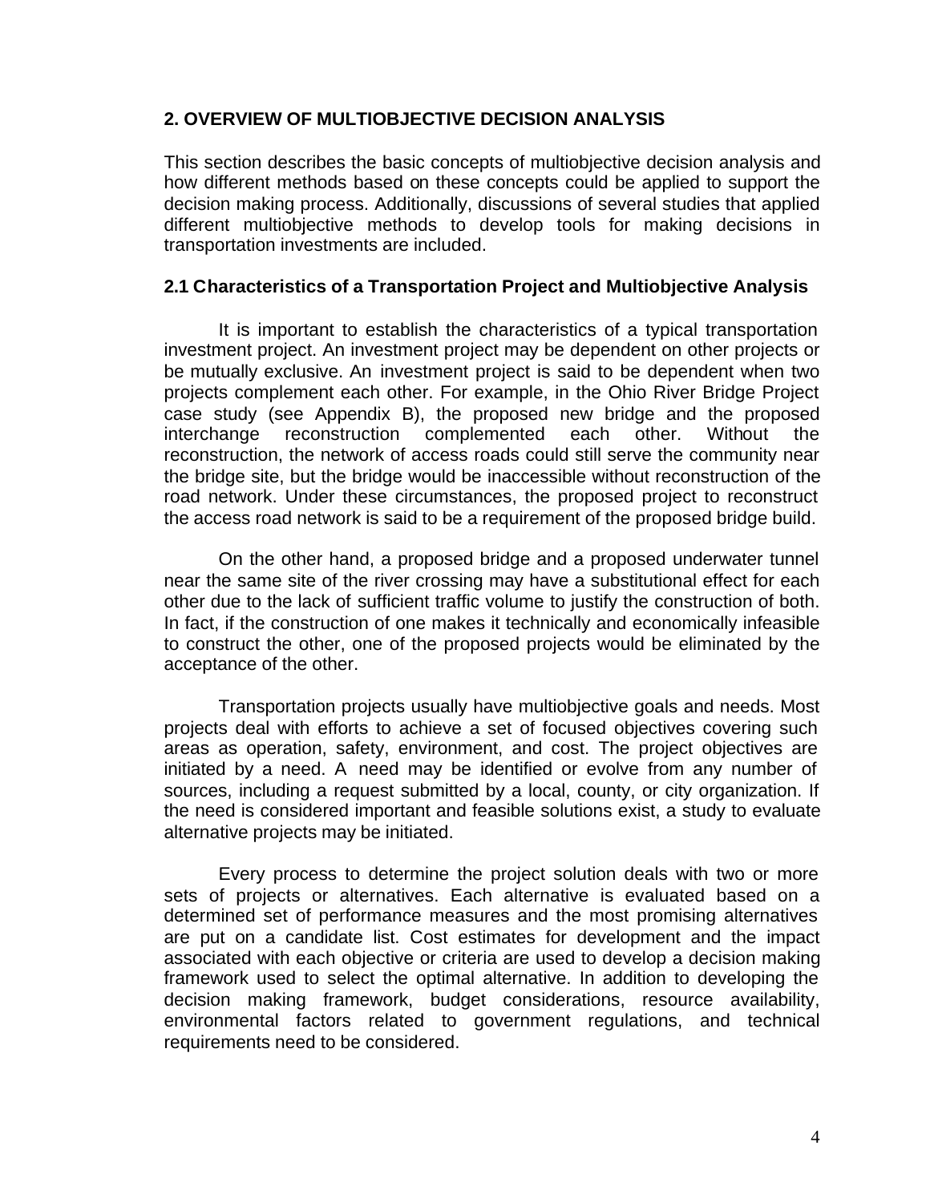## 2. OVERVIEW OF MULTIOBJECTIVE DECISION ANALYSIS

This section describes the basic concepts of multiobjective decision analysis and how different methods based on these concepts could be applied to support the decision making process. Additionally, discussions of several studies that applied different multiobjective methods to develop tools for making decisions in transportation investments are included.

### 2.1 Characteristics of a Transportation Project and Multiobjective Analysis

It is important to establish the characteristics of a typical transportation investment project. An investment project may be dependent on other projects or be mutually exclusive. An investment project is said to be dependent when two projects complement each other. For example, in the Ohio River Bridge Project case study (see Appendix B), the proposed new bridge and the proposed interchange reconstruction complemented each other. Without the reconstruction, the network of access roads could still serve the community near the bridge site, but the bridge would be inaccessible without reconstruction of the road network. Under these circumstances, the proposed project to reconstruct the access road network is said to be a requirement of the proposed bridge build.

On the other hand, a proposed bridge and a proposed underwater tunnel near the same site of the river crossing may have a substitutional effect for each other due to the lack of sufficient traffic volume to justify the construction of both. In fact, if the construction of one makes it technically and economically infeasible to construct the other, one of the proposed projects would be eliminated by the acceptance of the other.

Transportation projects usually have multiobjective goals and needs. Most projects deal with efforts to achieve a set of focused objectives covering such areas as operation, safety, environment, and cost. The project objectives are initiated by a need. A need may be identified or evolve from any number of sources, including a request submitted by a local, county, or city organization. If the need is considered important and feasible solutions exist, a study to evaluate alternative projects may be initiated.

Every process to determine the project solution deals with two or more sets of projects or alternatives. Each alternative is evaluated based on a determined set of performance measures and the most promising alternatives are put on a candidate list. Cost estimates for development and the impact associated with each objective or criteria are used to develop a decision making framework used to select the optimal alternative. In addition to developing the decision making framework, budget considerations, resource availability, environmental factors related to government regulations, and technical requirements need to be considered.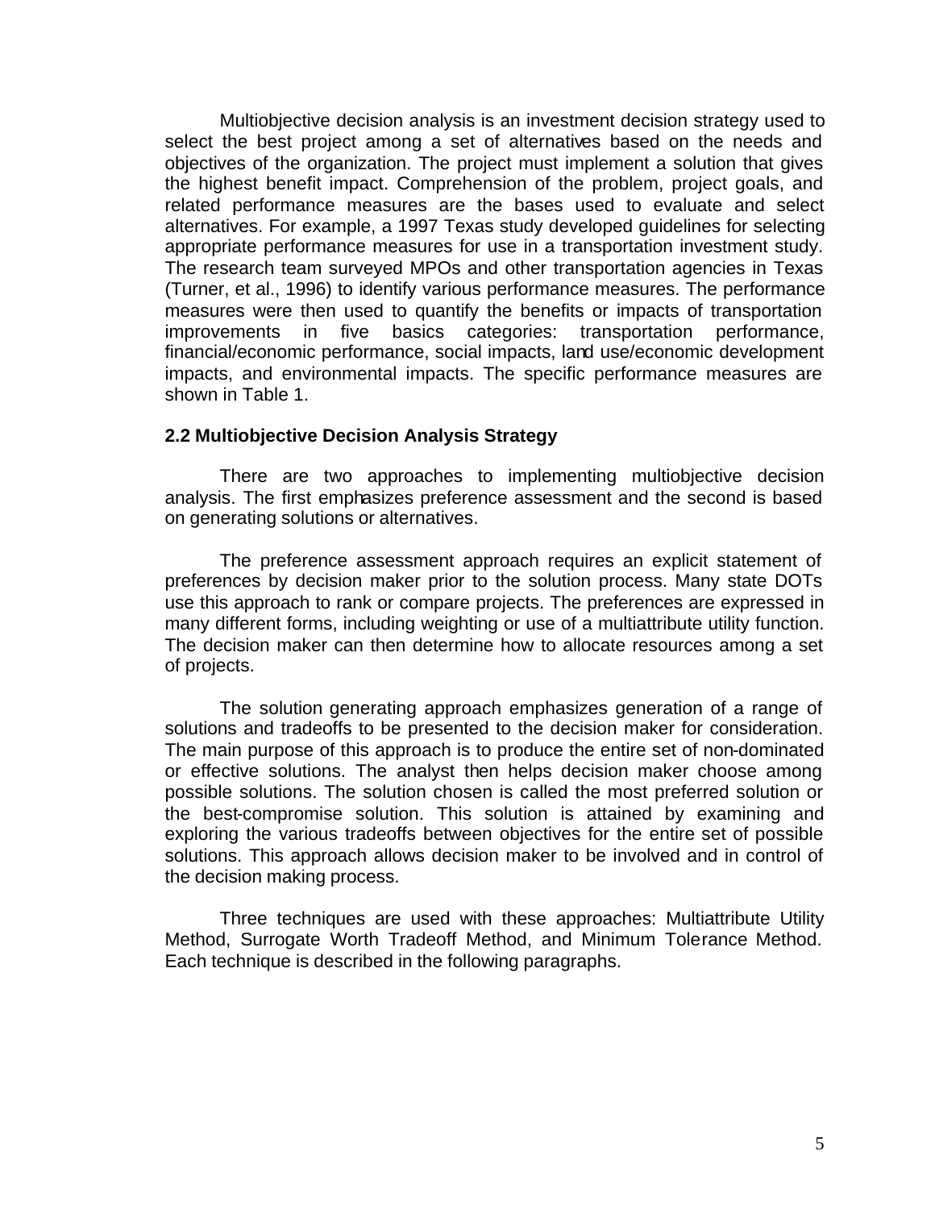Multiobjective decision analysis is an investment decision strategy used to select the best project among a set of alternatives based on the needs and objectives of the organization. The project must implement a solution that gives the highest benefit impact. Comprehension of the problem, project goals, and related performance measures are the bases used to evaluate and select alternatives. For example, a 1997 Texas study developed guidelines for selecting appropriate performance measures for use in a transportation investment study. The research team surveyed MPOs and other transportation agencies in Texas (Turner, et al., 1996) to identify various performance measures. The performance measures were then used to quantify the benefits or impacts of transportation improvements in five basics categories: transportation performance, financial/economic performance, social impacts, land use/economic development impacts, and environmental impacts. The specific performance measures are shown in Table 1.

### 2.2 Multiobjective Decision Analysis Strategy

There are two approaches to implementing multiobjective decision analysis. The first emphasizes preference assessment and the second is based on generating solutions or alternatives.

The preference assessment approach requires an explicit statement of preferences by decision maker prior to the solution process. Many state DOTs use this approach to rank or compare projects. The preferences are expressed in many different forms, including weighting or use of a multiattribute utility function. The decision maker can then determine how to allocate resources among a set of projects.

The solution generating approach emphasizes generation of a range of solutions and tradeoffs to be presented to the decision maker for consideration. The main purpose of this approach is to produce the entire set of non-dominated or effective solutions. The analyst then helps decision maker choose among possible solutions. The solution chosen is called the most preferred solution or the best-compromise solution. This solution is attained by examining and exploring the various tradeoffs between objectives for the entire set of possible solutions. This approach allows decision maker to be involved and in control of the decision making process.

Three techniques are used with these approaches: Multiattribute Utility Method, Surrogate Worth Tradeoff Method, and Minimum Tolerance Method. Each technique is described in the following paragraphs.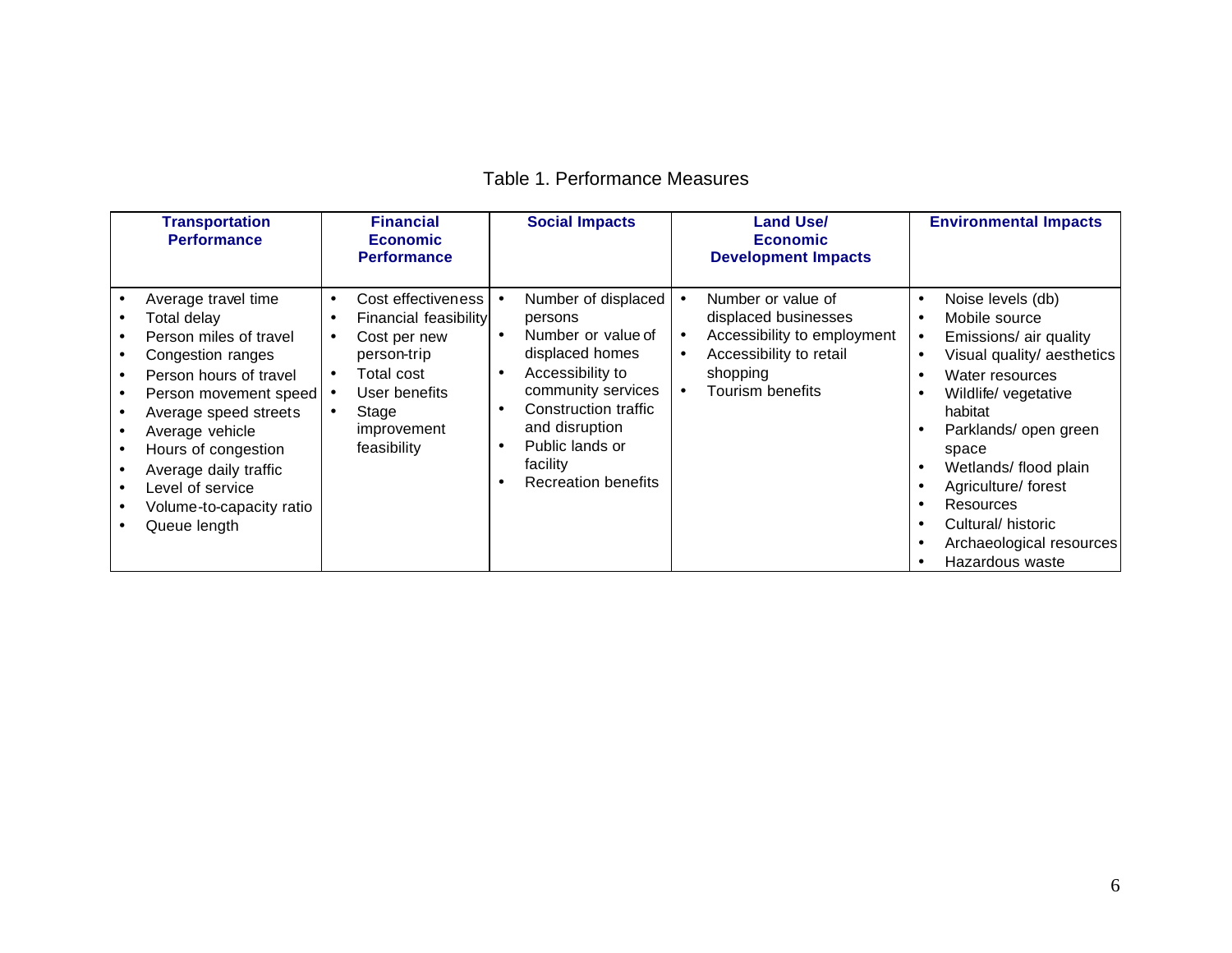Table 1. Performance Measures

| Transportation Performance | Financial Economic Performance | Social Impacts | Land Use/ Economic Development Impacts | Environmental Impacts |
|---|---|---|---|---|
| • Average travel time<br>• Total delay<br>• Person miles of travel<br>• Congestion ranges<br>• Person hours of travel<br>• Person movement speed<br>• Average speed streets<br>• Average vehicle<br>• Hours of congestion<br>• Average daily traffic<br>• Level of service<br>• Volume-to-capacity ratio<br>• Queue length | • Cost effectiveness<br>• Financial feasibility<br>• Cost per new person-trip<br>• Total cost<br>• User benefits<br>• Stage improvement feasibility | • Number of displaced persons<br>• Number or value of displaced homes<br>• Accessibility to community services<br>• Construction traffic and disruption<br>• Public lands or facility<br>• Recreation benefits | • Number or value of displaced businesses<br>• Accessibility to employment<br>• Accessibility to retail shopping<br>• Tourism benefits | • Noise levels (db)<br>• Mobile source<br>• Emissions/ air quality<br>• Visual quality/ aesthetics<br>• Water resources<br>• Wildlife/ vegetative habitat<br>• Parklands/ open green space<br>• Wetlands/ flood plain<br>• Agriculture/ forest<br>• Resources<br>• Cultural/ historic<br>• Archaeological resources<br>• Hazardous waste |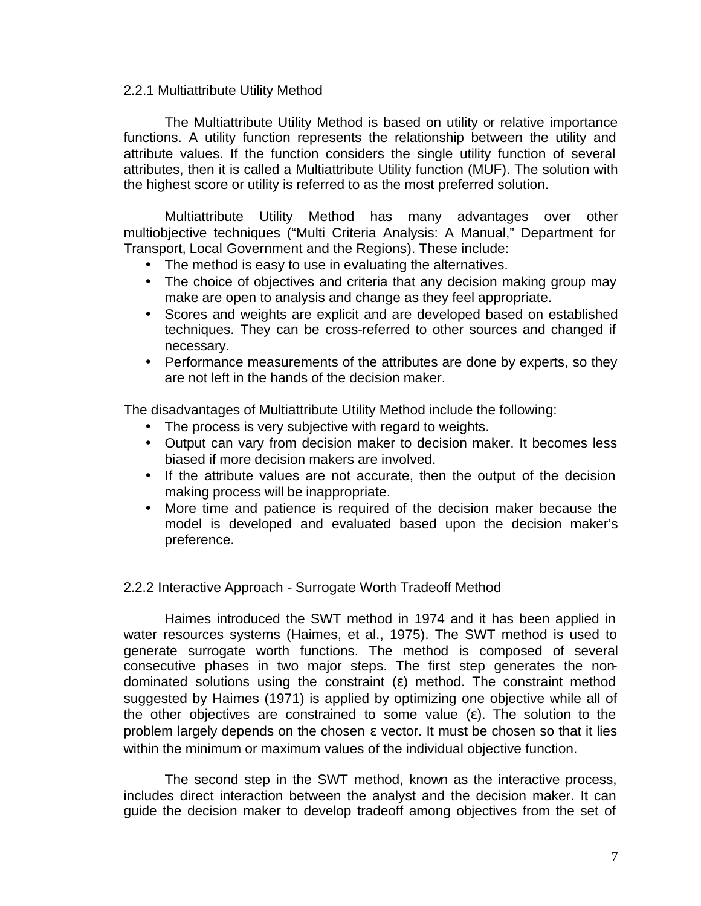### 2.2.1 Multiattribute Utility Method

The Multiattribute Utility Method is based on utility or relative importance functions. A utility function represents the relationship between the utility and attribute values. If the function considers the single utility function of several attributes, then it is called a Multiattribute Utility function (MUF). The solution with the highest score or utility is referred to as the most preferred solution.

Multiattribute Utility Method has many advantages over other multiobjective techniques ("Multi Criteria Analysis: A Manual," Department for Transport, Local Government and the Regions). These include:

- The method is easy to use in evaluating the alternatives.
- The choice of objectives and criteria that any decision making group may make are open to analysis and change as they feel appropriate.
- Scores and weights are explicit and are developed based on established techniques. They can be cross-referred to other sources and changed if necessary.
- Performance measurements of the attributes are done by experts, so they are not left in the hands of the decision maker.

The disadvantages of Multiattribute Utility Method include the following:

- The process is very subjective with regard to weights.
- Output can vary from decision maker to decision maker. It becomes less biased if more decision makers are involved.
- If the attribute values are not accurate, then the output of the decision making process will be inappropriate.
- More time and patience is required of the decision maker because the model is developed and evaluated based upon the decision maker's preference.

### 2.2.2 Interactive Approach - Surrogate Worth Tradeoff Method

Haimes introduced the SWT method in 1974 and it has been applied in water resources systems (Haimes, et al., 1975). The SWT method is used to generate surrogate worth functions. The method is composed of several consecutive phases in two major steps. The first step generates the non-dominated solutions using the constraint ($\varepsilon$) method. The constraint method suggested by Haimes (1971) is applied by optimizing one objective while all of the other objectives are constrained to some value ($\varepsilon$). The solution to the problem largely depends on the chosen $\varepsilon$ vector. It must be chosen so that it lies within the minimum or maximum values of the individual objective function.

The second step in the SWT method, known as the interactive process, includes direct interaction between the analyst and the decision maker. It can guide the decision maker to develop tradeoff among objectives from the set of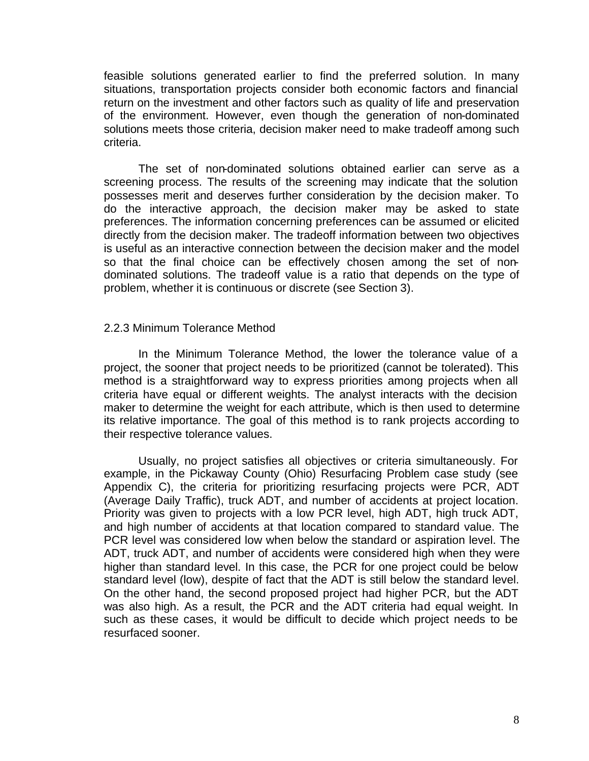feasible solutions generated earlier to find the preferred solution. In many situations, transportation projects consider both economic factors and financial return on the investment and other factors such as quality of life and preservation of the environment. However, even though the generation of non-dominated solutions meets those criteria, decision maker need to make tradeoff among such criteria.

The set of non-dominated solutions obtained earlier can serve as a screening process. The results of the screening may indicate that the solution possesses merit and deserves further consideration by the decision maker. To do the interactive approach, the decision maker may be asked to state preferences. The information concerning preferences can be assumed or elicited directly from the decision maker. The tradeoff information between two objectives is useful as an interactive connection between the decision maker and the model so that the final choice can be effectively chosen among the set of non-dominated solutions. The tradeoff value is a ratio that depends on the type of problem, whether it is continuous or discrete (see Section 3).

### 2.2.3 Minimum Tolerance Method

In the Minimum Tolerance Method, the lower the tolerance value of a project, the sooner that project needs to be prioritized (cannot be tolerated). This method is a straightforward way to express priorities among projects when all criteria have equal or different weights. The analyst interacts with the decision maker to determine the weight for each attribute, which is then used to determine its relative importance. The goal of this method is to rank projects according to their respective tolerance values.

Usually, no project satisfies all objectives or criteria simultaneously. For example, in the Pickaway County (Ohio) Resurfacing Problem case study (see Appendix C), the criteria for prioritizing resurfacing projects were PCR, ADT (Average Daily Traffic), truck ADT, and number of accidents at project location. Priority was given to projects with a low PCR level, high ADT, high truck ADT, and high number of accidents at that location compared to standard value. The PCR level was considered low when below the standard or aspiration level. The ADT, truck ADT, and number of accidents were considered high when they were higher than standard level. In this case, the PCR for one project could be below standard level (low), despite of fact that the ADT is still below the standard level. On the other hand, the second proposed project had higher PCR, but the ADT was also high. As a result, the PCR and the ADT criteria had equal weight. In such as these cases, it would be difficult to decide which project needs to be resurfaced sooner.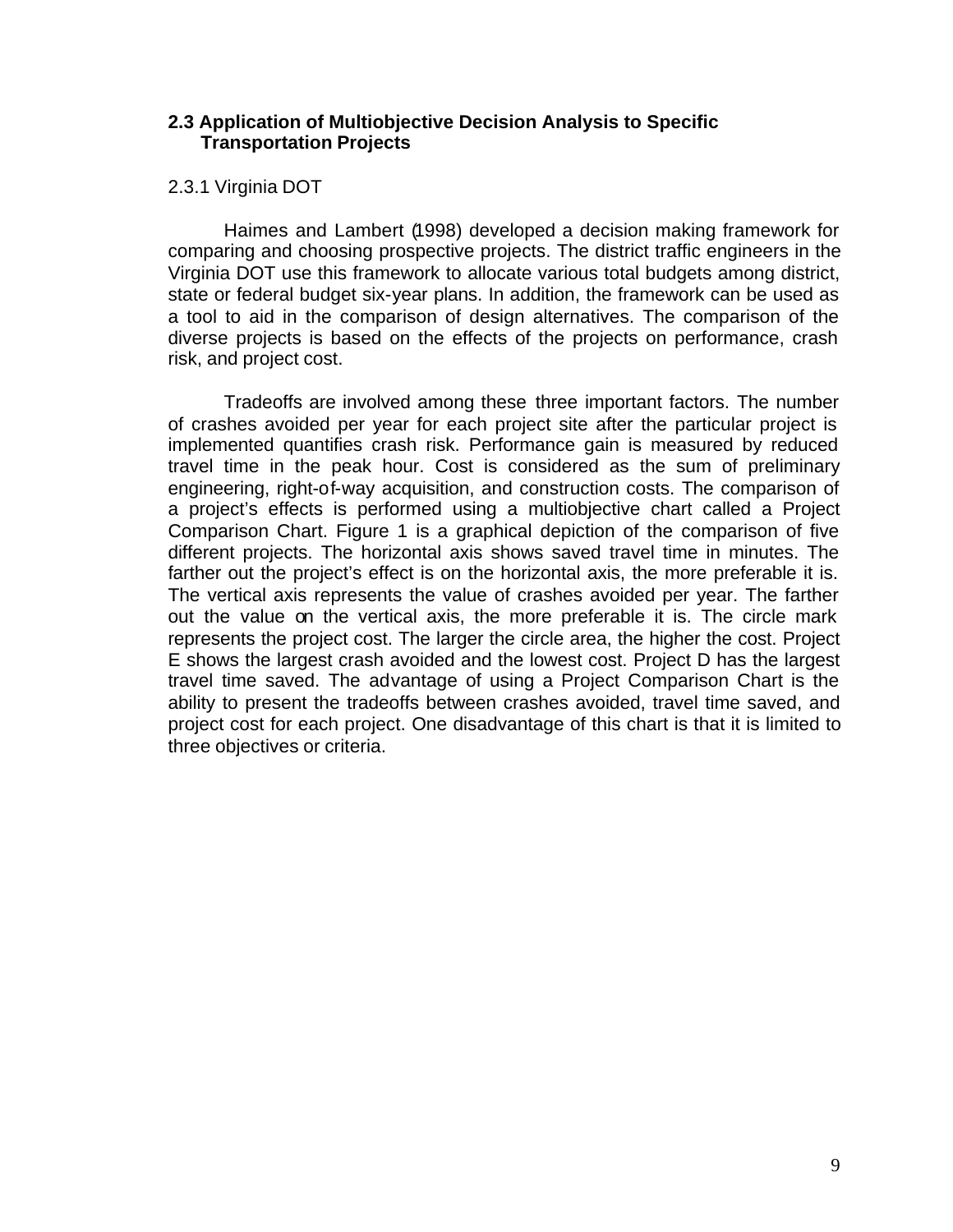### 2.3 Application of Multiobjective Decision Analysis to Specific Transportation Projects

2.3.1 Virginia DOT

Haimes and Lambert (1998) developed a decision making framework for comparing and choosing prospective projects. The district traffic engineers in the Virginia DOT use this framework to allocate various total budgets among district, state or federal budget six-year plans. In addition, the framework can be used as a tool to aid in the comparison of design alternatives. The comparison of the diverse projects is based on the effects of the projects on performance, crash risk, and project cost.

Tradeoffs are involved among these three important factors. The number of crashes avoided per year for each project site after the particular project is implemented quantifies crash risk. Performance gain is measured by reduced travel time in the peak hour. Cost is considered as the sum of preliminary engineering, right-of-way acquisition, and construction costs. The comparison of a project's effects is performed using a multiobjective chart called a Project Comparison Chart. Figure 1 is a graphical depiction of the comparison of five different projects. The horizontal axis shows saved travel time in minutes. The farther out the project's effect is on the horizontal axis, the more preferable it is. The vertical axis represents the value of crashes avoided per year. The farther out the value on the vertical axis, the more preferable it is. The circle mark represents the project cost. The larger the circle area, the higher the cost. Project E shows the largest crash avoided and the lowest cost. Project D has the largest travel time saved. The advantage of using a Project Comparison Chart is the ability to present the tradeoffs between crashes avoided, travel time saved, and project cost for each project. One disadvantage of this chart is that it is limited to three objectives or criteria.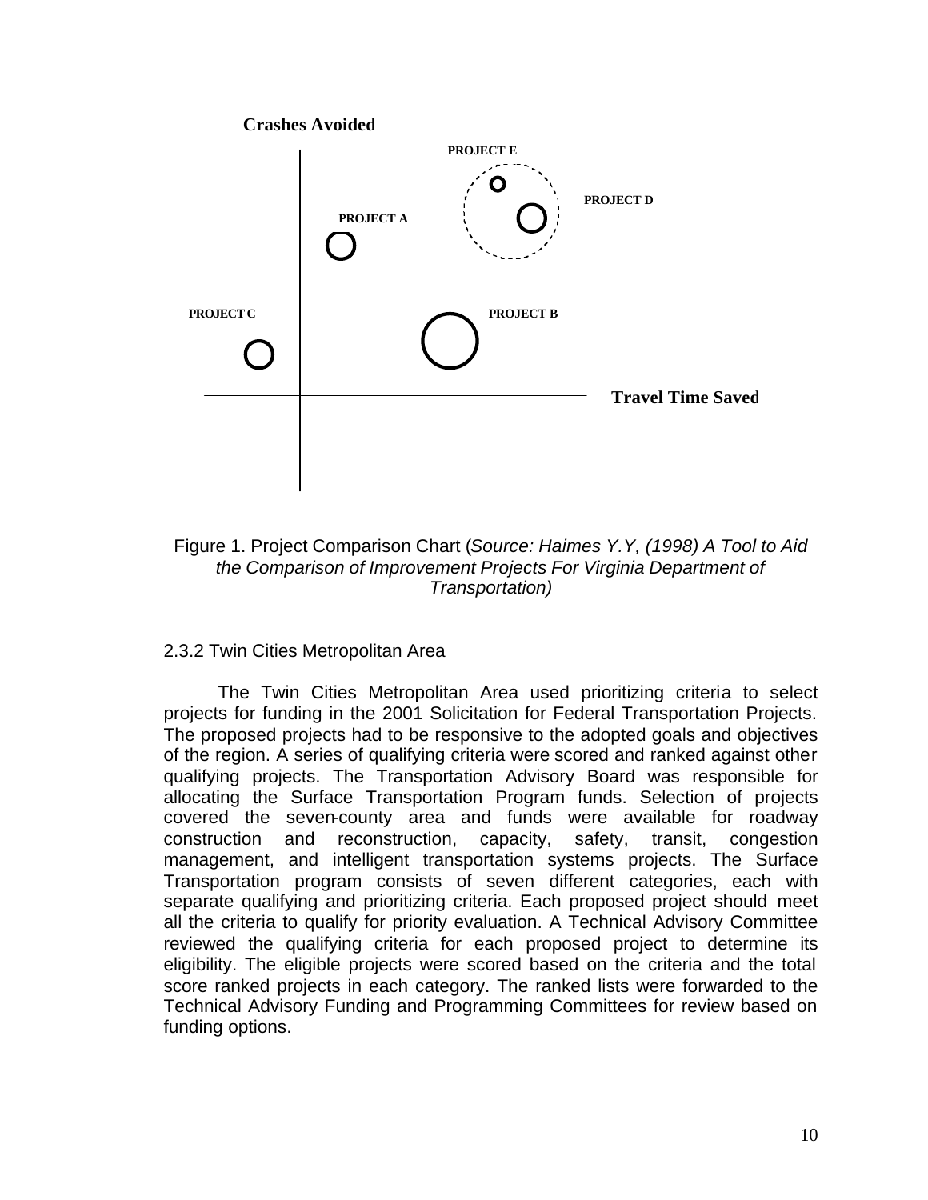Crashes Avoided

PROJECT E

PROJECT D

PROJECT A

PROJECT C

PROJECT B

Travel Time Saved

Figure 1. Project Comparison Chart (*Source: Haimes Y.Y, (1998) A Tool to Aid the Comparison of Improvement Projects For Virginia Department of Transportation)*

### 2.3.2 Twin Cities Metropolitan Area

The Twin Cities Metropolitan Area used prioritizing criteria to select projects for funding in the 2001 Solicitation for Federal Transportation Projects. The proposed projects had to be responsive to the adopted goals and objectives of the region. A series of qualifying criteria were scored and ranked against other qualifying projects. The Transportation Advisory Board was responsible for allocating the Surface Transportation Program funds. Selection of projects covered the seven-county area and funds were available for roadway construction and reconstruction, capacity, safety, transit, congestion management, and intelligent transportation systems projects. The Surface Transportation program consists of seven different categories, each with separate qualifying and prioritizing criteria. Each proposed project should meet all the criteria to qualify for priority evaluation. A Technical Advisory Committee reviewed the qualifying criteria for each proposed project to determine its eligibility. The eligible projects were scored based on the criteria and the total score ranked projects in each category. The ranked lists were forwarded to the Technical Advisory Funding and Programming Committees for review based on funding options.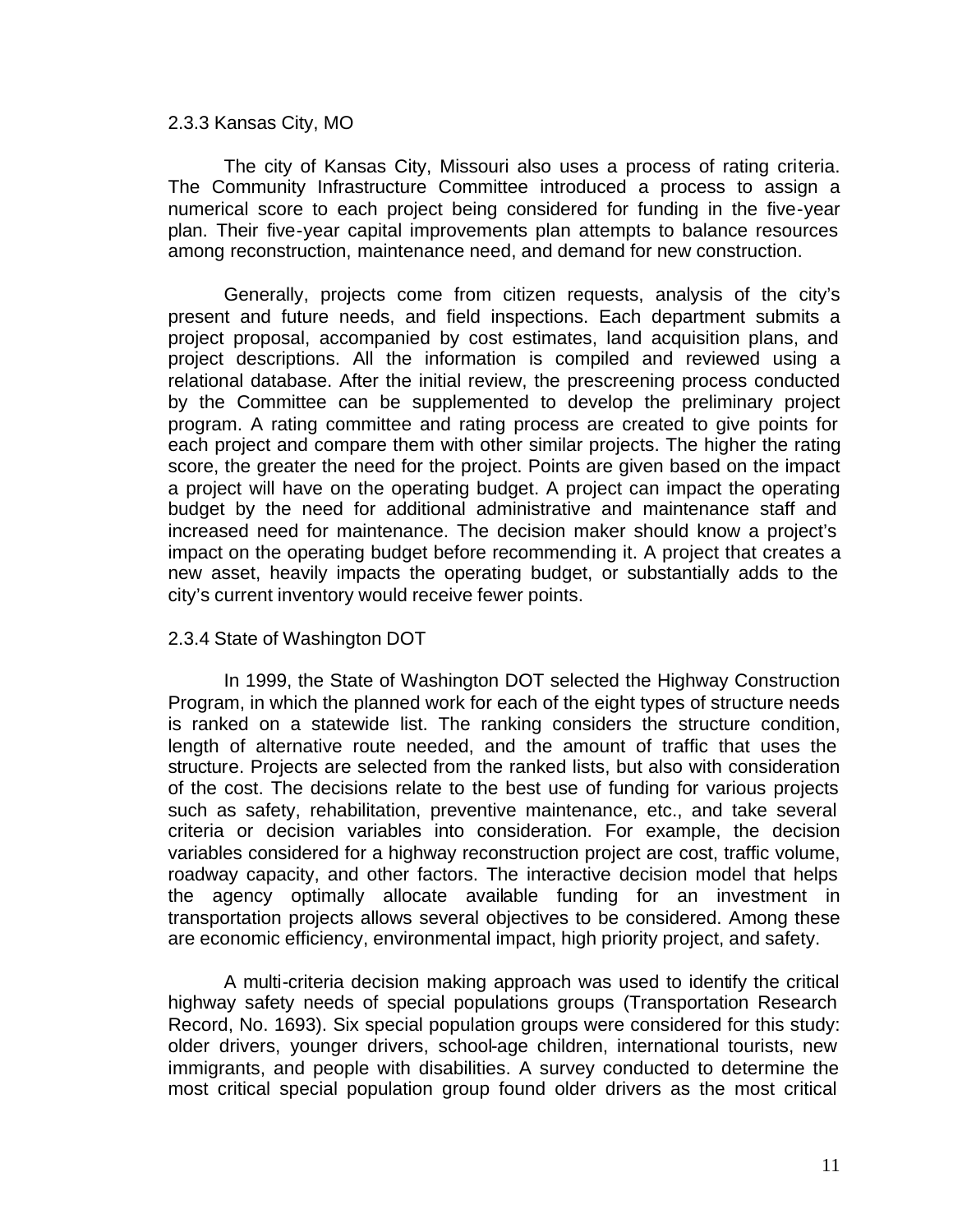### 2.3.3 Kansas City, MO

The city of Kansas City, Missouri also uses a process of rating criteria. The Community Infrastructure Committee introduced a process to assign a numerical score to each project being considered for funding in the five-year plan. Their five-year capital improvements plan attempts to balance resources among reconstruction, maintenance need, and demand for new construction.

Generally, projects come from citizen requests, analysis of the city's present and future needs, and field inspections. Each department submits a project proposal, accompanied by cost estimates, land acquisition plans, and project descriptions. All the information is compiled and reviewed using a relational database. After the initial review, the prescreening process conducted by the Committee can be supplemented to develop the preliminary project program. A rating committee and rating process are created to give points for each project and compare them with other similar projects. The higher the rating score, the greater the need for the project. Points are given based on the impact a project will have on the operating budget. A project can impact the operating budget by the need for additional administrative and maintenance staff and increased need for maintenance. The decision maker should know a project's impact on the operating budget before recommending it. A project that creates a new asset, heavily impacts the operating budget, or substantially adds to the city's current inventory would receive fewer points.

### 2.3.4 State of Washington DOT

In 1999, the State of Washington DOT selected the Highway Construction Program, in which the planned work for each of the eight types of structure needs is ranked on a statewide list. The ranking considers the structure condition, length of alternative route needed, and the amount of traffic that uses the structure. Projects are selected from the ranked lists, but also with consideration of the cost. The decisions relate to the best use of funding for various projects such as safety, rehabilitation, preventive maintenance, etc., and take several criteria or decision variables into consideration. For example, the decision variables considered for a highway reconstruction project are cost, traffic volume, roadway capacity, and other factors. The interactive decision model that helps the agency optimally allocate available funding for an investment in transportation projects allows several objectives to be considered. Among these are economic efficiency, environmental impact, high priority project, and safety.

A multi-criteria decision making approach was used to identify the critical highway safety needs of special populations groups (Transportation Research Record, No. 1693). Six special population groups were considered for this study: older drivers, younger drivers, school-age children, international tourists, new immigrants, and people with disabilities. A survey conducted to determine the most critical special population group found older drivers as the most critical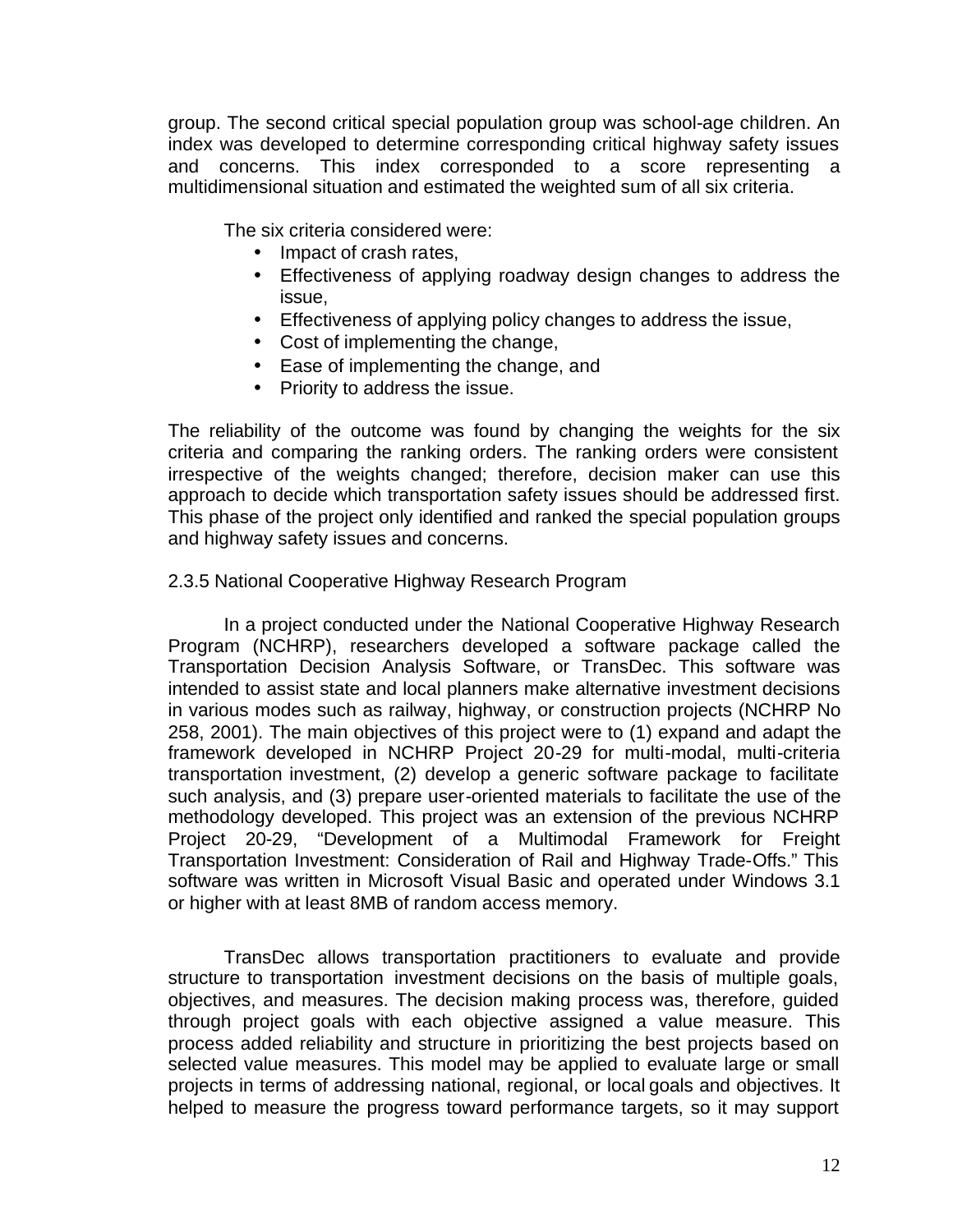group. The second critical special population group was school-age children. An index was developed to determine corresponding critical highway safety issues and concerns. This index corresponded to a score representing a multidimensional situation and estimated the weighted sum of all six criteria.

The six criteria considered were:

- Impact of crash rates,
- Effectiveness of applying roadway design changes to address the issue,
- Effectiveness of applying policy changes to address the issue,
- Cost of implementing the change,
- Ease of implementing the change, and
- Priority to address the issue.

The reliability of the outcome was found by changing the weights for the six criteria and comparing the ranking orders. The ranking orders were consistent irrespective of the weights changed; therefore, decision maker can use this approach to decide which transportation safety issues should be addressed first. This phase of the project only identified and ranked the special population groups and highway safety issues and concerns.

### 2.3.5 National Cooperative Highway Research Program

In a project conducted under the National Cooperative Highway Research Program (NCHRP), researchers developed a software package called the Transportation Decision Analysis Software, or TransDec. This software was intended to assist state and local planners make alternative investment decisions in various modes such as railway, highway, or construction projects (NCHRP No 258, 2001). The main objectives of this project were to (1) expand and adapt the framework developed in NCHRP Project 20-29 for multi-modal, multi-criteria transportation investment, (2) develop a generic software package to facilitate such analysis, and (3) prepare user-oriented materials to facilitate the use of the methodology developed. This project was an extension of the previous NCHRP Project 20-29, "Development of a Multimodal Framework for Freight Transportation Investment: Consideration of Rail and Highway Trade-Offs." This software was written in Microsoft Visual Basic and operated under Windows 3.1 or higher with at least 8MB of random access memory.

TransDec allows transportation practitioners to evaluate and provide structure to transportation investment decisions on the basis of multiple goals, objectives, and measures. The decision making process was, therefore, guided through project goals with each objective assigned a value measure. This process added reliability and structure in prioritizing the best projects based on selected value measures. This model may be applied to evaluate large or small projects in terms of addressing national, regional, or local goals and objectives. It helped to measure the progress toward performance targets, so it may support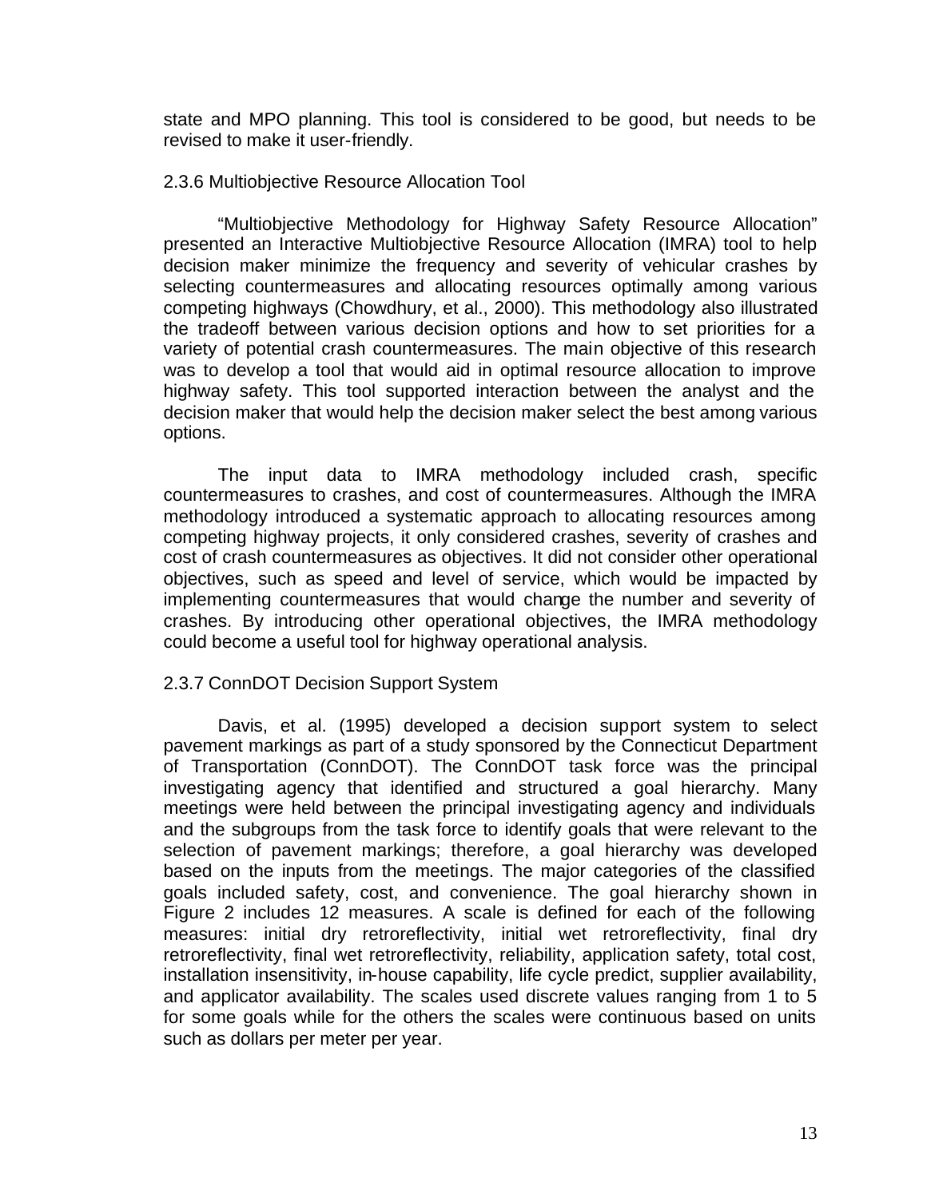state and MPO planning. This tool is considered to be good, but needs to be revised to make it user-friendly.

### 2.3.6 Multiobjective Resource Allocation Tool

"Multiobjective Methodology for Highway Safety Resource Allocation" presented an Interactive Multiobjective Resource Allocation (IMRA) tool to help decision maker minimize the frequency and severity of vehicular crashes by selecting countermeasures and allocating resources optimally among various competing highways (Chowdhury, et al., 2000). This methodology also illustrated the tradeoff between various decision options and how to set priorities for a variety of potential crash countermeasures. The main objective of this research was to develop a tool that would aid in optimal resource allocation to improve highway safety. This tool supported interaction between the analyst and the decision maker that would help the decision maker select the best among various options.

The input data to IMRA methodology included crash, specific countermeasures to crashes, and cost of countermeasures. Although the IMRA methodology introduced a systematic approach to allocating resources among competing highway projects, it only considered crashes, severity of crashes and cost of crash countermeasures as objectives. It did not consider other operational objectives, such as speed and level of service, which would be impacted by implementing countermeasures that would change the number and severity of crashes. By introducing other operational objectives, the IMRA methodology could become a useful tool for highway operational analysis.

### 2.3.7 ConnDOT Decision Support System

Davis, et al. (1995) developed a decision support system to select pavement markings as part of a study sponsored by the Connecticut Department of Transportation (ConnDOT). The ConnDOT task force was the principal investigating agency that identified and structured a goal hierarchy. Many meetings were held between the principal investigating agency and individuals and the subgroups from the task force to identify goals that were relevant to the selection of pavement markings; therefore, a goal hierarchy was developed based on the inputs from the meetings. The major categories of the classified goals included safety, cost, and convenience. The goal hierarchy shown in Figure 2 includes 12 measures. A scale is defined for each of the following measures: initial dry retroreflectivity, initial wet retroreflectivity, final dry retroreflectivity, final wet retroreflectivity, reliability, application safety, total cost, installation insensitivity, in-house capability, life cycle predict, supplier availability, and applicator availability. The scales used discrete values ranging from 1 to 5 for some goals while for the others the scales were continuous based on units such as dollars per meter per year.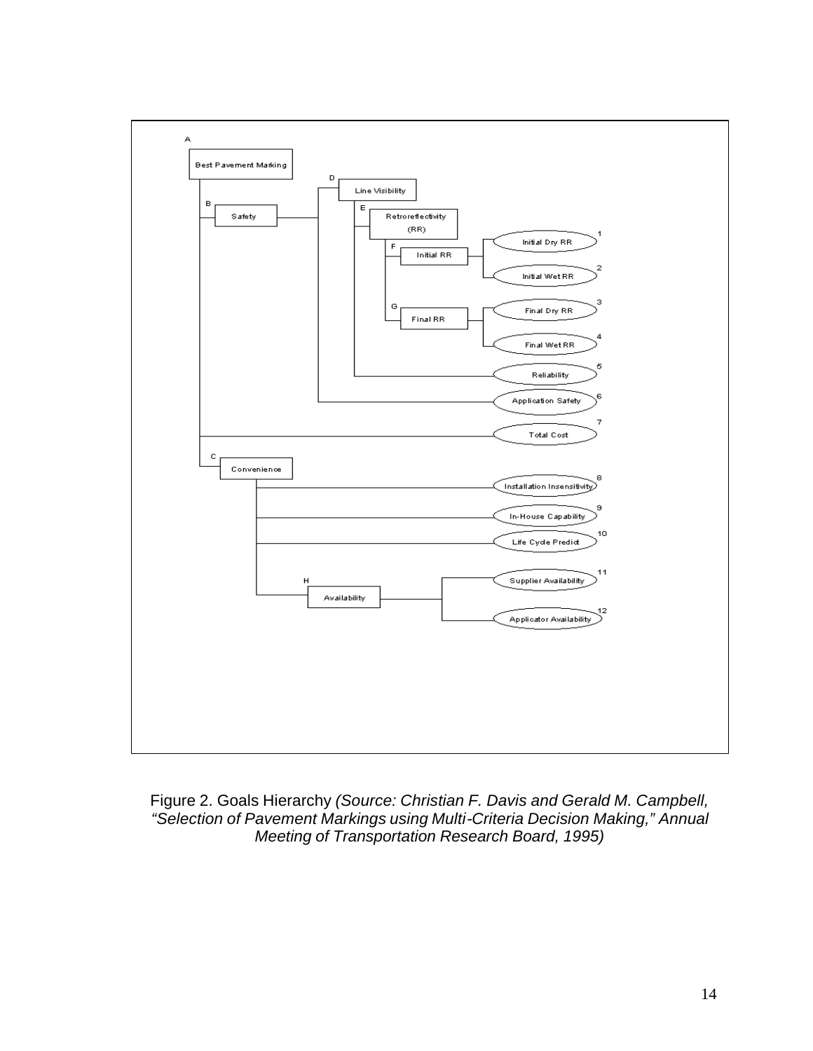- A Best Pavement Marking
  - B Safety
    - D Line Visibility
      - E Retroreflectivity (RR)
        - F Initial RR
          - 1 Initial Dry RR
          - 2 Initial Wet RR
        - G Final RR
          - 3 Final Dry RR
          - 4 Final Wet RR
      - 5 Reliability
    - 6 Application Safety
  - 7 Total Cost
  - C Convenience
    - 8 Installation Insensitivity
    - 9 In-House Capability
    - 10 Life Cycle Predict
    - H Availability
      - 11 Supplier Availability
      - 12 Applicator Availability

Figure 2. Goals Hierarchy *(Source: Christian F. Davis and Gerald M. Campbell, "Selection of Pavement Markings using Multi-Criteria Decision Making," Annual Meeting of Transportation Research Board, 1995)*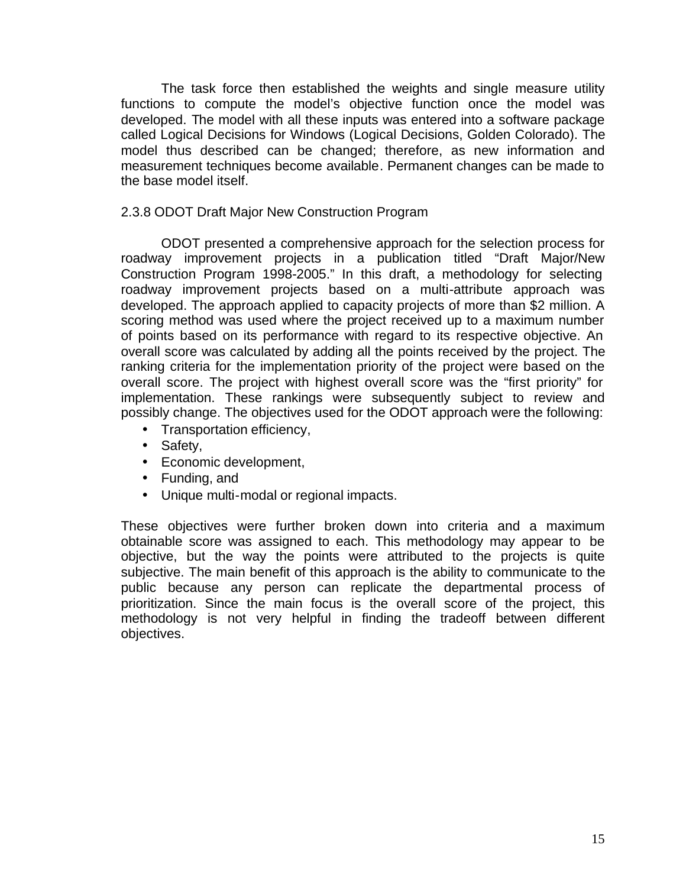The task force then established the weights and single measure utility functions to compute the model's objective function once the model was developed. The model with all these inputs was entered into a software package called Logical Decisions for Windows (Logical Decisions, Golden Colorado). The model thus described can be changed; therefore, as new information and measurement techniques become available. Permanent changes can be made to the base model itself.

### 2.3.8 ODOT Draft Major New Construction Program

ODOT presented a comprehensive approach for the selection process for roadway improvement projects in a publication titled "Draft Major/New Construction Program 1998-2005." In this draft, a methodology for selecting roadway improvement projects based on a multi-attribute approach was developed. The approach applied to capacity projects of more than $2 million. A scoring method was used where the project received up to a maximum number of points based on its performance with regard to its respective objective. An overall score was calculated by adding all the points received by the project. The ranking criteria for the implementation priority of the project were based on the overall score. The project with highest overall score was the "first priority" for implementation. These rankings were subsequently subject to review and possibly change. The objectives used for the ODOT approach were the following:

- Transportation efficiency,
- Safety,
- Economic development,
- Funding, and
- Unique multi-modal or regional impacts.

These objectives were further broken down into criteria and a maximum obtainable score was assigned to each. This methodology may appear to be objective, but the way the points were attributed to the projects is quite subjective. The main benefit of this approach is the ability to communicate to the public because any person can replicate the departmental process of prioritization. Since the main focus is the overall score of the project, this methodology is not very helpful in finding the tradeoff between different objectives.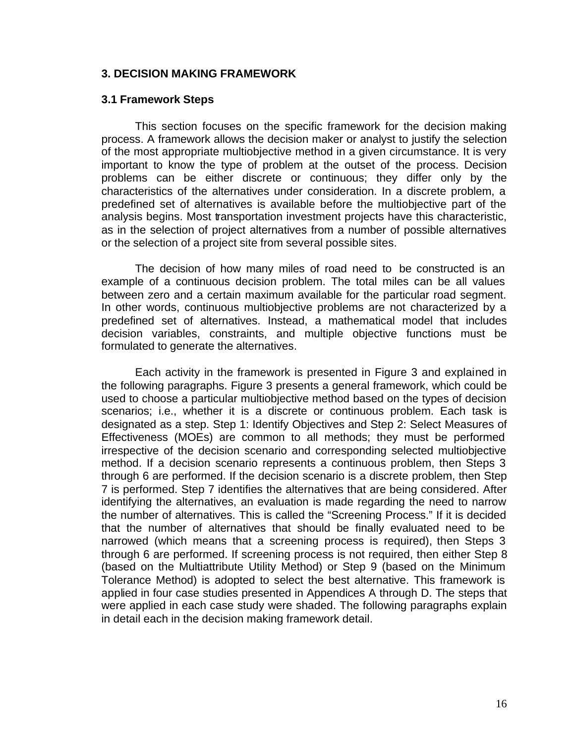## 3. DECISION MAKING FRAMEWORK

### 3.1 Framework Steps

This section focuses on the specific framework for the decision making process. A framework allows the decision maker or analyst to justify the selection of the most appropriate multiobjective method in a given circumstance. It is very important to know the type of problem at the outset of the process. Decision problems can be either discrete or continuous; they differ only by the characteristics of the alternatives under consideration. In a discrete problem, a predefined set of alternatives is available before the multiobjective part of the analysis begins. Most transportation investment projects have this characteristic, as in the selection of project alternatives from a number of possible alternatives or the selection of a project site from several possible sites.

The decision of how many miles of road need to be constructed is an example of a continuous decision problem. The total miles can be all values between zero and a certain maximum available for the particular road segment. In other words, continuous multiobjective problems are not characterized by a predefined set of alternatives. Instead, a mathematical model that includes decision variables, constraints, and multiple objective functions must be formulated to generate the alternatives.

Each activity in the framework is presented in Figure 3 and explained in the following paragraphs. Figure 3 presents a general framework, which could be used to choose a particular multiobjective method based on the types of decision scenarios; i.e., whether it is a discrete or continuous problem. Each task is designated as a step. Step 1: Identify Objectives and Step 2: Select Measures of Effectiveness (MOEs) are common to all methods; they must be performed irrespective of the decision scenario and corresponding selected multiobjective method. If a decision scenario represents a continuous problem, then Steps 3 through 6 are performed. If the decision scenario is a discrete problem, then Step 7 is performed. Step 7 identifies the alternatives that are being considered. After identifying the alternatives, an evaluation is made regarding the need to narrow the number of alternatives. This is called the "Screening Process." If it is decided that the number of alternatives that should be finally evaluated need to be narrowed (which means that a screening process is required), then Steps 3 through 6 are performed. If screening process is not required, then either Step 8 (based on the Multiattribute Utility Method) or Step 9 (based on the Minimum Tolerance Method) is adopted to select the best alternative. This framework is applied in four case studies presented in Appendices A through D. The steps that were applied in each case study were shaded. The following paragraphs explain in detail each in the decision making framework detail.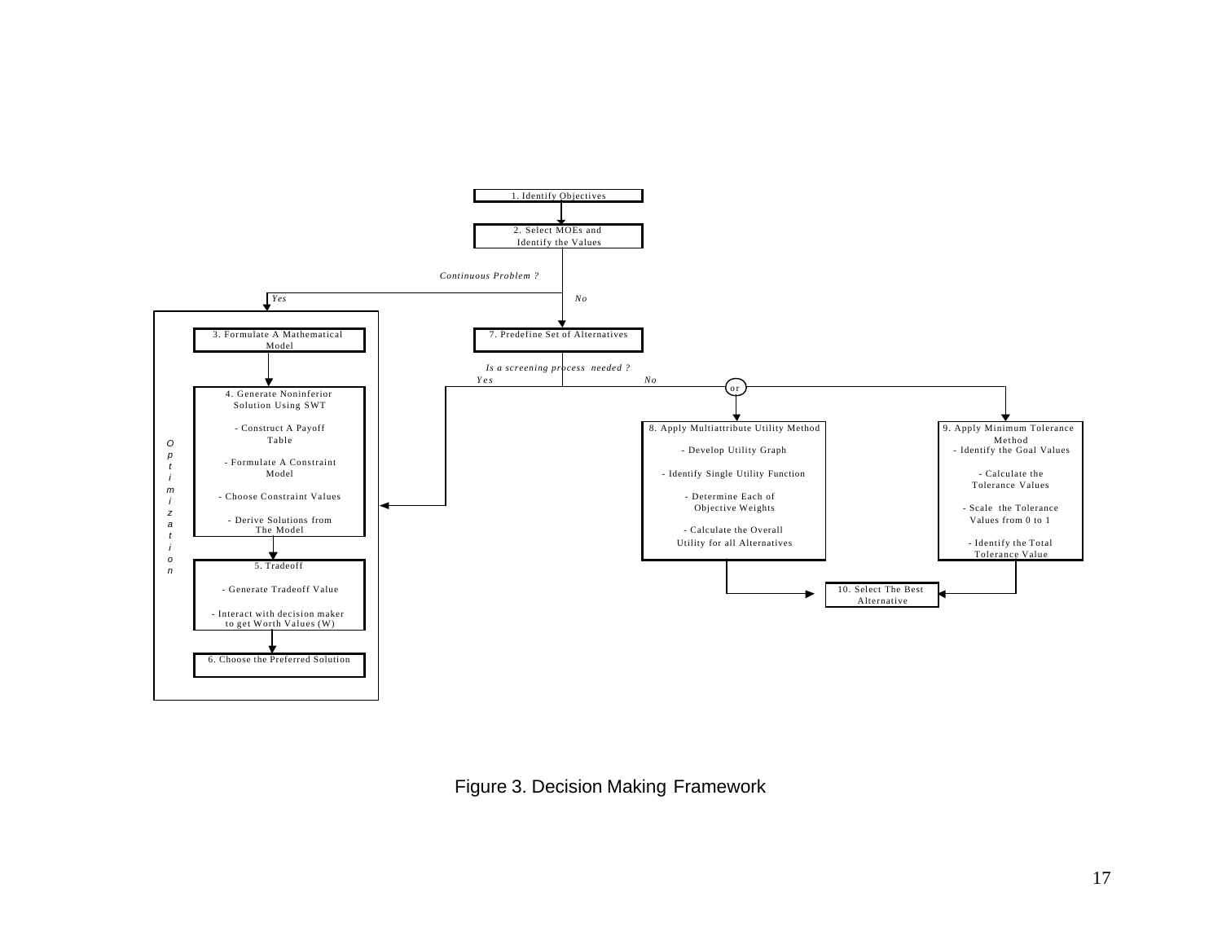1. Identify Objectives

2. Select MOEs and Identify the Values

*Continuous Problem ?*

*Yes* / *No*

**Optimization**

3. Formulate A Mathematical Model

4. Generate Noninferior Solution Using SWT

- Construct A Payoff Table
- Formulate A Constraint Model
- Choose Constraint Values
- Derive Solutions from The Model

5. Tradeoff

- Generate Tradeoff Value
- Interact with decision maker to get Worth Values (W)

6. Choose the Preferred Solution

7. Predefine Set of Alternatives

*Is a screening process needed ?*

*Yes* / *No*

or

8. Apply Multiattribute Utility Method

- Develop Utility Graph
- Identify Single Utility Function
- Determine Each of Objective Weights
- Calculate the Overall Utility for all Alternatives

9. Apply Minimum Tolerance Method

- Identify the Goal Values
- Calculate the Tolerance Values
- Scale the Tolerance Values from 0 to 1
- Identify the Total Tolerance Value

10. Select The Best Alternative

Figure 3. Decision Making Framework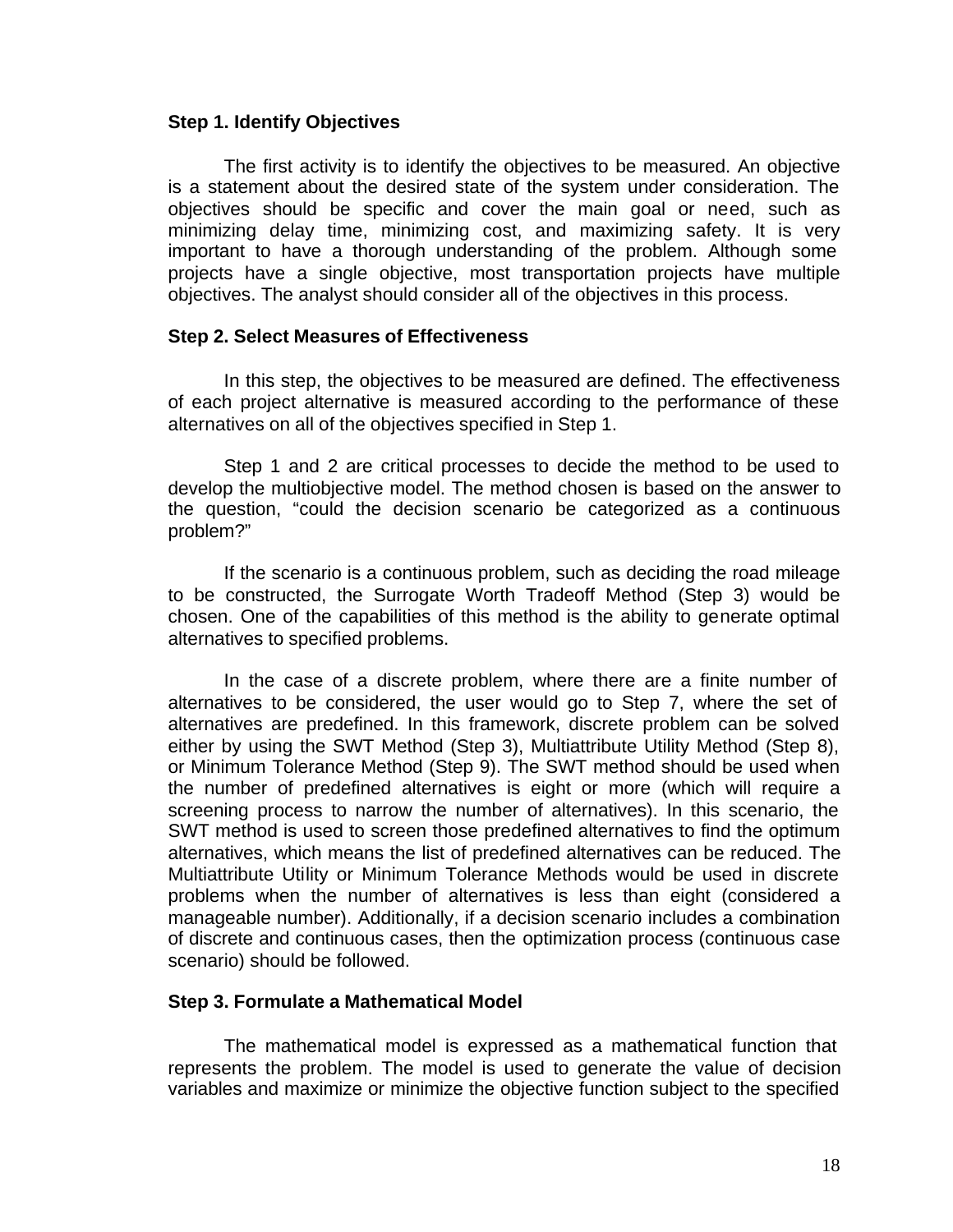**Step 1. Identify Objectives**

The first activity is to identify the objectives to be measured. An objective is a statement about the desired state of the system under consideration. The objectives should be specific and cover the main goal or need, such as minimizing delay time, minimizing cost, and maximizing safety. It is very important to have a thorough understanding of the problem. Although some projects have a single objective, most transportation projects have multiple objectives. The analyst should consider all of the objectives in this process.

**Step 2. Select Measures of Effectiveness**

In this step, the objectives to be measured are defined. The effectiveness of each project alternative is measured according to the performance of these alternatives on all of the objectives specified in Step 1.

Step 1 and 2 are critical processes to decide the method to be used to develop the multiobjective model. The method chosen is based on the answer to the question, "could the decision scenario be categorized as a continuous problem?"

If the scenario is a continuous problem, such as deciding the road mileage to be constructed, the Surrogate Worth Tradeoff Method (Step 3) would be chosen. One of the capabilities of this method is the ability to generate optimal alternatives to specified problems.

In the case of a discrete problem, where there are a finite number of alternatives to be considered, the user would go to Step 7, where the set of alternatives are predefined. In this framework, discrete problem can be solved either by using the SWT Method (Step 3), Multiattribute Utility Method (Step 8), or Minimum Tolerance Method (Step 9). The SWT method should be used when the number of predefined alternatives is eight or more (which will require a screening process to narrow the number of alternatives). In this scenario, the SWT method is used to screen those predefined alternatives to find the optimum alternatives, which means the list of predefined alternatives can be reduced. The Multiattribute Utility or Minimum Tolerance Methods would be used in discrete problems when the number of alternatives is less than eight (considered a manageable number). Additionally, if a decision scenario includes a combination of discrete and continuous cases, then the optimization process (continuous case scenario) should be followed.

**Step 3. Formulate a Mathematical Model**

The mathematical model is expressed as a mathematical function that represents the problem. The model is used to generate the value of decision variables and maximize or minimize the objective function subject to the specified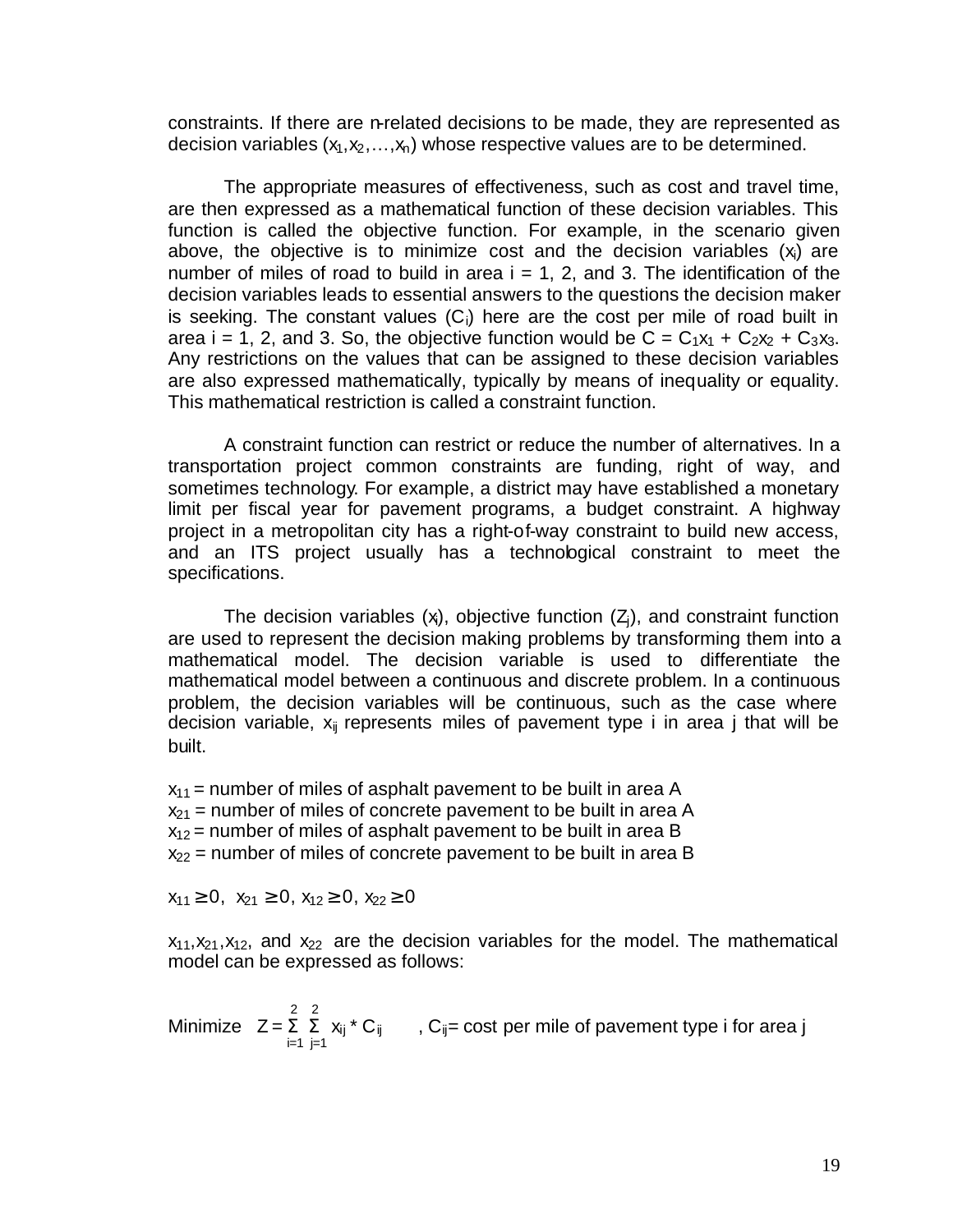constraints. If there are n-related decisions to be made, they are represented as decision variables ($x_1, x_2, \ldots, x_n$) whose respective values are to be determined.

The appropriate measures of effectiveness, such as cost and travel time, are then expressed as a mathematical function of these decision variables. This function is called the objective function. For example, in the scenario given above, the objective is to minimize cost and the decision variables ($x_i$) are number of miles of road to build in area i = 1, 2, and 3. The identification of the decision variables leads to essential answers to the questions the decision maker is seeking. The constant values ($C_i$) here are the cost per mile of road built in area i = 1, 2, and 3. So, the objective function would be $C = C_1x_1 + C_2x_2 + C_3x_3$. Any restrictions on the values that can be assigned to these decision variables are also expressed mathematically, typically by means of inequality or equality. This mathematical restriction is called a constraint function.

A constraint function can restrict or reduce the number of alternatives. In a transportation project common constraints are funding, right of way, and sometimes technology. For example, a district may have established a monetary limit per fiscal year for pavement programs, a budget constraint. A highway project in a metropolitan city has a right-of-way constraint to build new access, and an ITS project usually has a technological constraint to meet the specifications.

The decision variables ($x_i$), objective function ($Z_j$), and constraint function are used to represent the decision making problems by transforming them into a mathematical model. The decision variable is used to differentiate the mathematical model between a continuous and discrete problem. In a continuous problem, the decision variables will be continuous, such as the case where decision variable, $x_{ij}$ represents miles of pavement type i in area j that will be built.

$x_{11}$ = number of miles of asphalt pavement to be built in area A
$x_{21}$ = number of miles of concrete pavement to be built in area A
$x_{12}$ = number of miles of asphalt pavement to be built in area B
$x_{22}$ = number of miles of concrete pavement to be built in area B

$x_{11} \geq 0,\ x_{21} \geq 0,\ x_{12} \geq 0,\ x_{22} \geq 0$

$x_{11}, x_{21}, x_{12}$, and $x_{22}$ are the decision variables for the model. The mathematical model can be expressed as follows:

Minimize $Z = \sum_{i=1}^{2} \sum_{j=1}^{2} x_{ij} * C_{ij}$ , $C_{ij}$= cost per mile of pavement type i for area j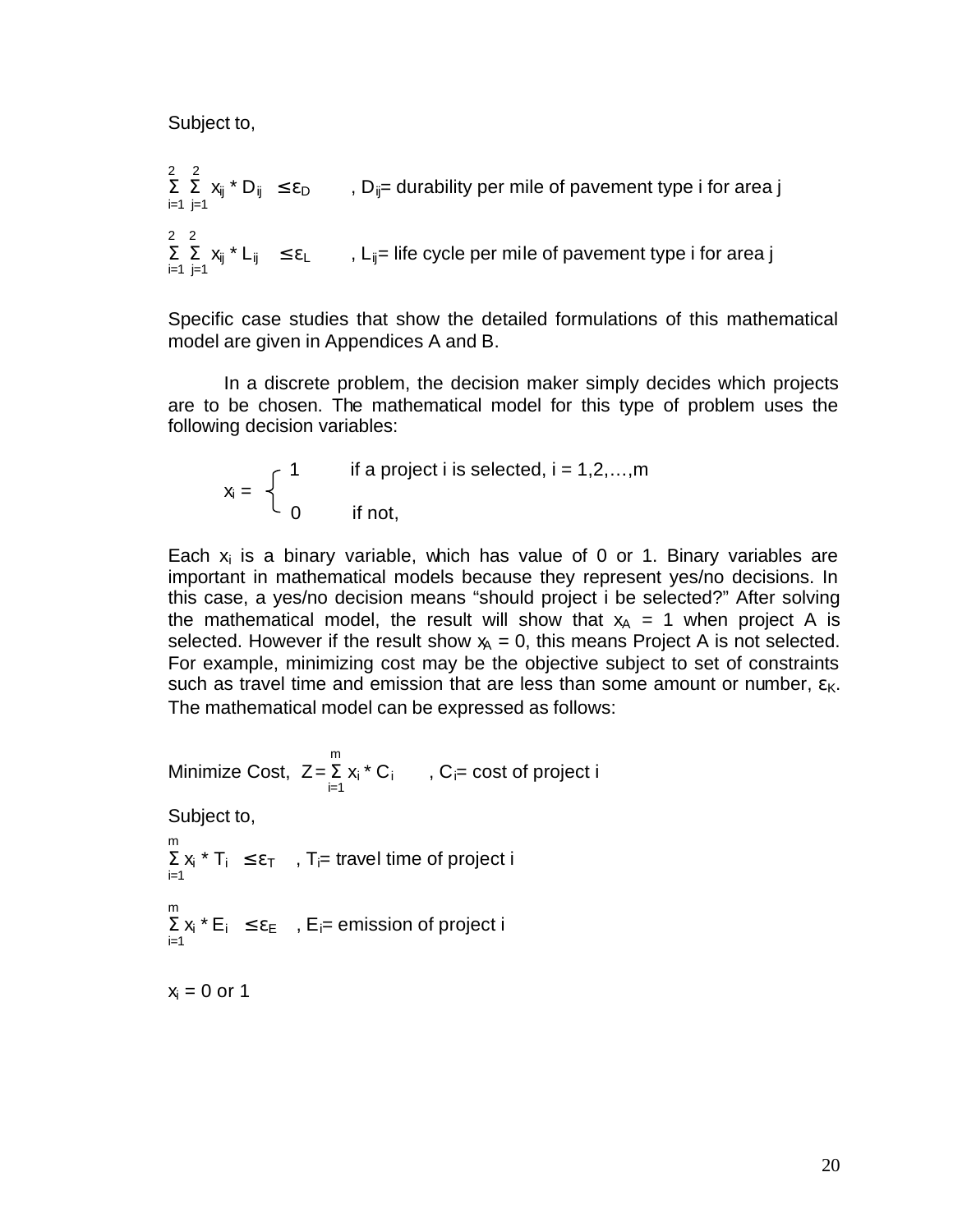Subject to,

$$\sum_{i=1}^{2} \sum_{j=1}^{2} x_{ij} * D_{ij} \leq \varepsilon_D \quad , D_{ij} = \text{durability per mile of pavement type i for area j}$$

$$\sum_{i=1}^{2} \sum_{j=1}^{2} x_{ij} * L_{ij} \leq \varepsilon_L \quad , L_{ij} = \text{life cycle per mile of pavement type i for area j}$$

Specific case studies that show the detailed formulations of this mathematical model are given in Appendices A and B.

In a discrete problem, the decision maker simply decides which projects are to be chosen. The mathematical model for this type of problem uses the following decision variables:

$$x_i = \begin{cases} 1 & \text{if a project i is selected, i = 1,2,…,m} \\ 0 & \text{if not,} \end{cases}$$

Each $x_i$ is a binary variable, which has value of 0 or 1. Binary variables are important in mathematical models because they represent yes/no decisions. In this case, a yes/no decision means "should project i be selected?" After solving the mathematical model, the result will show that $x_A = 1$ when project A is selected. However if the result show $x_A = 0$, this means Project A is not selected. For example, minimizing cost may be the objective subject to set of constraints such as travel time and emission that are less than some amount or number, $\varepsilon_K$. The mathematical model can be expressed as follows:

$$\text{Minimize Cost,} \quad Z = \sum_{i=1}^{m} x_i * C_i \quad , C_i = \text{cost of project i}$$

Subject to,

$$\sum_{i=1}^{m} x_i * T_i \leq \varepsilon_T \quad , T_i = \text{travel time of project i}$$

$$\sum_{i=1}^{m} x_i * E_i \leq \varepsilon_E \quad , E_i = \text{emission of project i}$$

$x_i = 0$ or $1$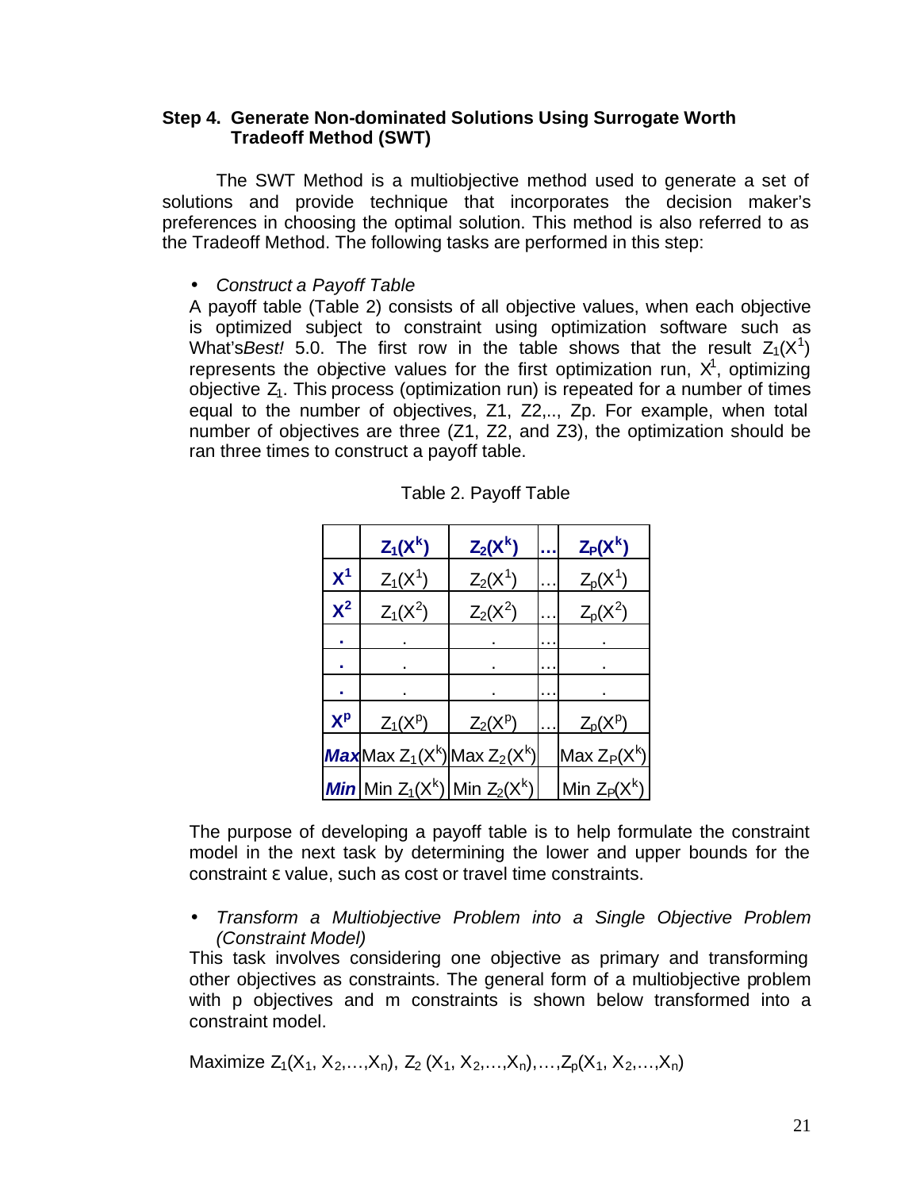### Step 4. Generate Non-dominated Solutions Using Surrogate Worth Tradeoff Method (SWT)

The SWT Method is a multiobjective method used to generate a set of solutions and provide technique that incorporates the decision maker's preferences in choosing the optimal solution. This method is also referred to as the Tradeoff Method. The following tasks are performed in this step:

- *Construct a Payoff Table*

A payoff table (Table 2) consists of all objective values, when each objective is optimized subject to constraint using optimization software such as What's*Best!* 5.0. The first row in the table shows that the result $Z_1(X^1)$ represents the objective values for the first optimization run, $X^1$, optimizing objective $Z_1$. This process (optimization run) is repeated for a number of times equal to the number of objectives, Z1, Z2,.., Zp. For example, when total number of objectives are three (Z1, Z2, and Z3), the optimization should be ran three times to construct a payoff table.

Table 2. Payoff Table

| | $Z_1(X^k)$ | $Z_2(X^k)$ | … | $Z_P(X^k)$ |
|---|---|---|---|---|
| $X^1$ | $Z_1(X^1)$ | $Z_2(X^1)$ | … | $Z_p(X^1)$ |
| $X^2$ | $Z_1(X^2)$ | $Z_2(X^2)$ | … | $Z_p(X^2)$ |
| . | . | . | … | . |
| . | . | . | … | . |
| . | . | . | … | . |
| $X^p$ | $Z_1(X^p)$ | $Z_2(X^p)$ | … | $Z_p(X^p)$ |
| ***Max*** | Max $Z_1(X^k)$ | Max $Z_2(X^k)$ | | Max $Z_P(X^k)$ |
| ***Min*** | Min $Z_1(X^k)$ | Min $Z_2(X^k)$ | | Min $Z_P(X^k)$ |

The purpose of developing a payoff table is to help formulate the constraint model in the next task by determining the lower and upper bounds for the constraint ε value, such as cost or travel time constraints.

- *Transform a Multiobjective Problem into a Single Objective Problem (Constraint Model)*

This task involves considering one objective as primary and transforming other objectives as constraints. The general form of a multiobjective problem with p objectives and m constraints is shown below transformed into a constraint model.

Maximize $Z_1(X_1, X_2,\ldots,X_n)$, $Z_2(X_1, X_2,\ldots,X_n),\ldots,Z_p(X_1, X_2,\ldots,X_n)$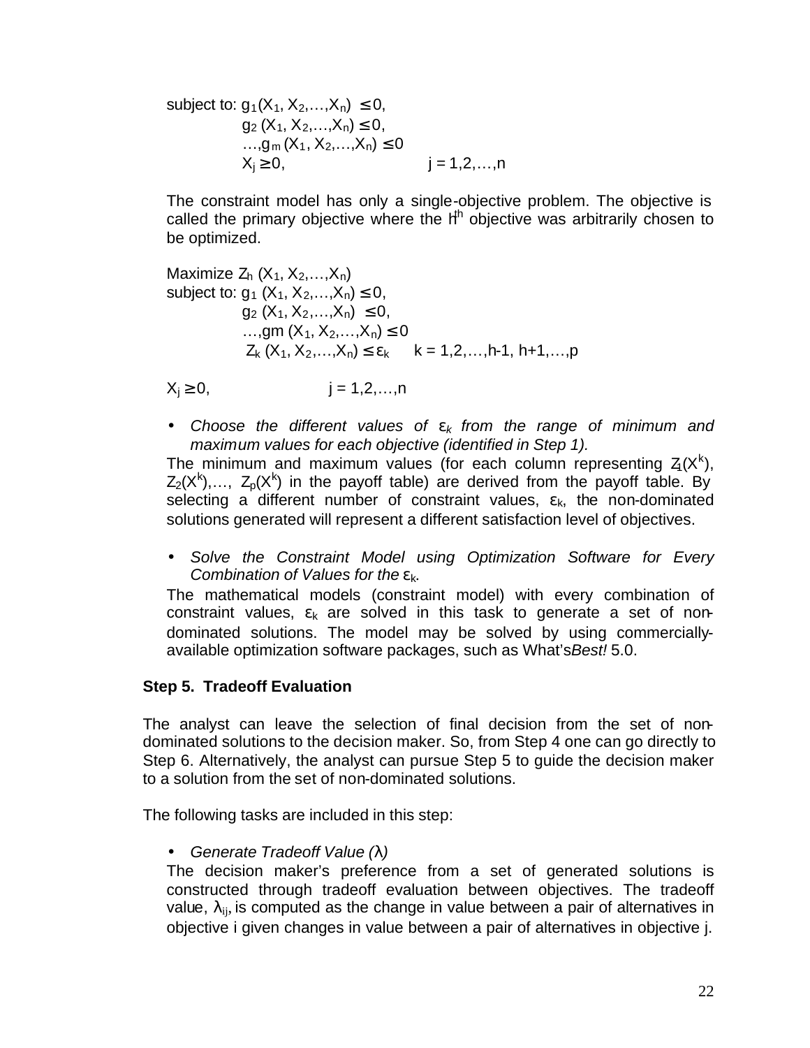subject to: $g_1(X_1, X_2,\ldots,X_n) \leq 0$,

$g_2(X_1, X_2,\ldots,X_n) \leq 0$,

$\ldots, g_m(X_1, X_2,\ldots,X_n) \leq 0$

$X_j \geq 0, \qquad j = 1,2,\ldots,n$

The constraint model has only a single-objective problem. The objective is called the primary objective where the $h^{th}$ objective was arbitrarily chosen to be optimized.

Maximize $Z_h(X_1, X_2,\ldots,X_n)$

subject to: $g_1(X_1, X_2,\ldots,X_n) \leq 0$,

$g_2(X_1, X_2,\ldots,X_n) \leq 0$,

$\ldots, gm(X_1, X_2,\ldots,X_n) \leq 0$

$Z_k(X_1, X_2,\ldots,X_n) \leq \varepsilon_k \qquad k = 1,2,\ldots,h\text{-}1, h+1,\ldots,p$

$X_j \geq 0, \qquad j = 1,2,\ldots,n$

- *Choose the different values of $\varepsilon_k$ from the range of minimum and maximum values for each objective (identified in Step 1).*

The minimum and maximum values (for each column representing $Z_1(X^k)$, $Z_2(X^k)$,…, $Z_p(X^k)$ in the payoff table) are derived from the payoff table. By selecting a different number of constraint values, $\varepsilon_k$, the non-dominated solutions generated will represent a different satisfaction level of objectives.

- *Solve the Constraint Model using Optimization Software for Every Combination of Values for the $\varepsilon_k$.*

The mathematical models (constraint model) with every combination of constraint values, $\varepsilon_k$ are solved in this task to generate a set of non-dominated solutions. The model may be solved by using commercially-available optimization software packages, such as What's*Best!* 5.0.

**Step 5. Tradeoff Evaluation**

The analyst can leave the selection of final decision from the set of non-dominated solutions to the decision maker. So, from Step 4 one can go directly to Step 6. Alternatively, the analyst can pursue Step 5 to guide the decision maker to a solution from the set of non-dominated solutions.

The following tasks are included in this step:

- *Generate Tradeoff Value ($\lambda$)*

The decision maker's preference from a set of generated solutions is constructed through tradeoff evaluation between objectives. The tradeoff value, $\lambda_{ij}$, is computed as the change in value between a pair of alternatives in objective i given changes in value between a pair of alternatives in objective j.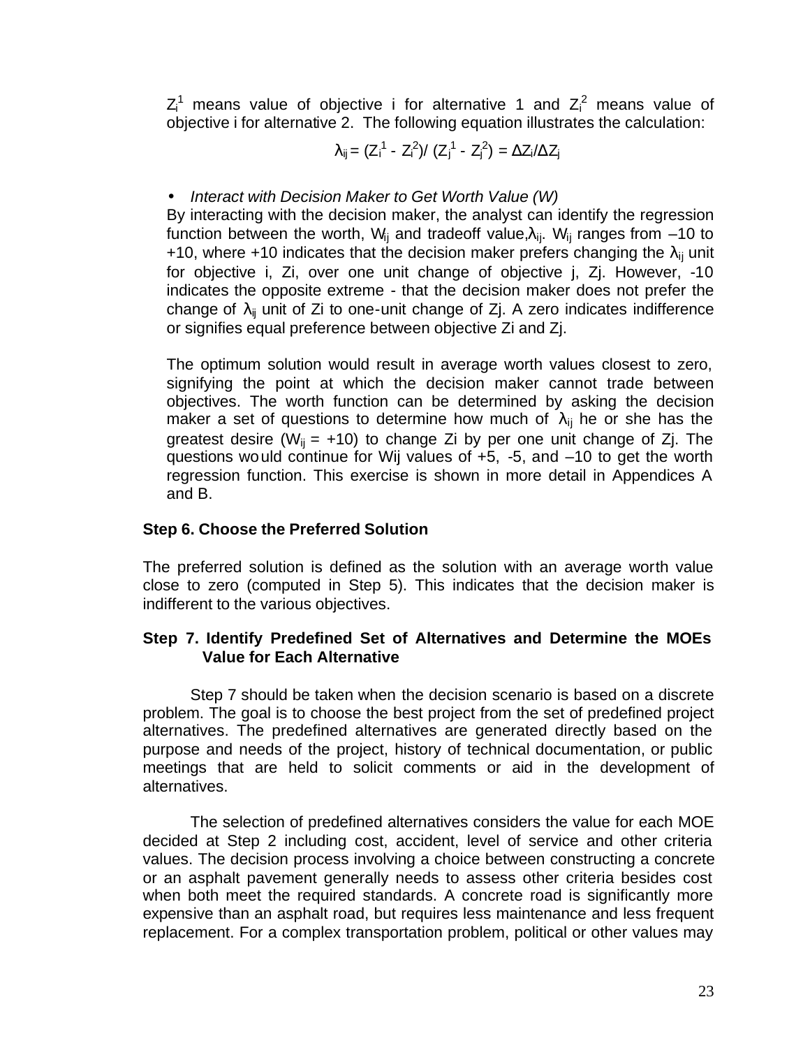$Z_i^1$ means value of objective i for alternative 1 and $Z_i^2$ means value of objective i for alternative 2. The following equation illustrates the calculation:

$$\lambda_{ij} = (Z_i^1 - Z_i^2)/ (Z_j^1 - Z_j^2) = \Delta Z_i/\Delta Z_j$$

- *Interact with Decision Maker to Get Worth Value (W)*

By interacting with the decision maker, the analyst can identify the regression function between the worth, $W_{ij}$ and tradeoff value, $\lambda_{ij}$. $W_{ij}$ ranges from –10 to +10, where +10 indicates that the decision maker prefers changing the $\lambda_{ij}$ unit for objective i, Zi, over one unit change of objective j, Zj. However, -10 indicates the opposite extreme - that the decision maker does not prefer the change of $\lambda_{ij}$ unit of Zi to one-unit change of Zj. A zero indicates indifference or signifies equal preference between objective Zi and Zj.

The optimum solution would result in average worth values closest to zero, signifying the point at which the decision maker cannot trade between objectives. The worth function can be determined by asking the decision maker a set of questions to determine how much of $\lambda_{ij}$ he or she has the greatest desire ($W_{ij}$ = +10) to change Zi by per one unit change of Zj. The questions would continue for Wij values of +5, -5, and –10 to get the worth regression function. This exercise is shown in more detail in Appendices A and B.

**Step 6. Choose the Preferred Solution**

The preferred solution is defined as the solution with an average worth value close to zero (computed in Step 5). This indicates that the decision maker is indifferent to the various objectives.

**Step 7. Identify Predefined Set of Alternatives and Determine the MOEs Value for Each Alternative**

Step 7 should be taken when the decision scenario is based on a discrete problem. The goal is to choose the best project from the set of predefined project alternatives. The predefined alternatives are generated directly based on the purpose and needs of the project, history of technical documentation, or public meetings that are held to solicit comments or aid in the development of alternatives.

The selection of predefined alternatives considers the value for each MOE decided at Step 2 including cost, accident, level of service and other criteria values. The decision process involving a choice between constructing a concrete or an asphalt pavement generally needs to assess other criteria besides cost when both meet the required standards. A concrete road is significantly more expensive than an asphalt road, but requires less maintenance and less frequent replacement. For a complex transportation problem, political or other values may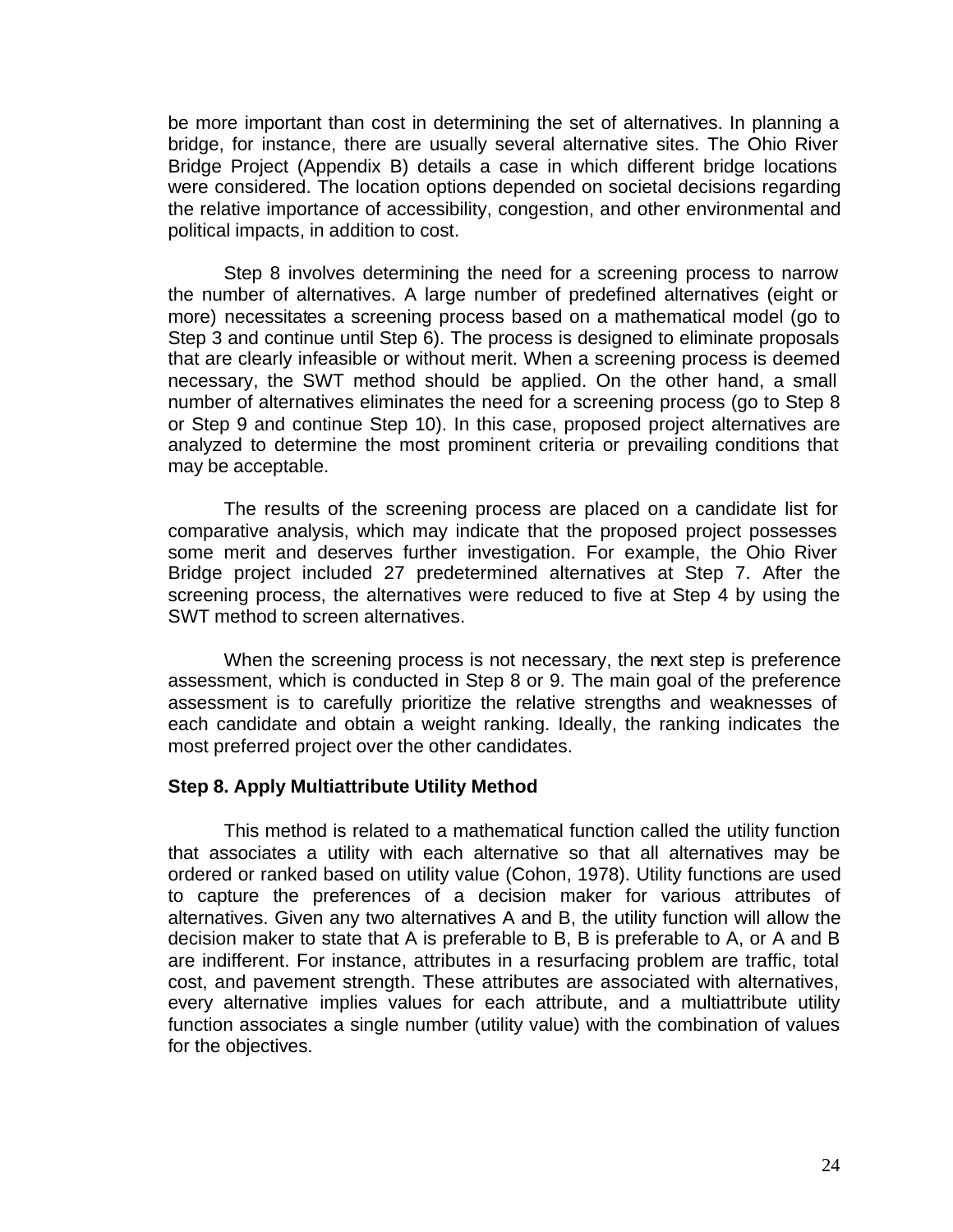be more important than cost in determining the set of alternatives. In planning a bridge, for instance, there are usually several alternative sites. The Ohio River Bridge Project (Appendix B) details a case in which different bridge locations were considered. The location options depended on societal decisions regarding the relative importance of accessibility, congestion, and other environmental and political impacts, in addition to cost.

Step 8 involves determining the need for a screening process to narrow the number of alternatives. A large number of predefined alternatives (eight or more) necessitates a screening process based on a mathematical model (go to Step 3 and continue until Step 6). The process is designed to eliminate proposals that are clearly infeasible or without merit. When a screening process is deemed necessary, the SWT method should be applied. On the other hand, a small number of alternatives eliminates the need for a screening process (go to Step 8 or Step 9 and continue Step 10). In this case, proposed project alternatives are analyzed to determine the most prominent criteria or prevailing conditions that may be acceptable.

The results of the screening process are placed on a candidate list for comparative analysis, which may indicate that the proposed project possesses some merit and deserves further investigation. For example, the Ohio River Bridge project included 27 predetermined alternatives at Step 7. After the screening process, the alternatives were reduced to five at Step 4 by using the SWT method to screen alternatives.

When the screening process is not necessary, the next step is preference assessment, which is conducted in Step 8 or 9. The main goal of the preference assessment is to carefully prioritize the relative strengths and weaknesses of each candidate and obtain a weight ranking. Ideally, the ranking indicates the most preferred project over the other candidates.

### Step 8. Apply Multiattribute Utility Method

This method is related to a mathematical function called the utility function that associates a utility with each alternative so that all alternatives may be ordered or ranked based on utility value (Cohon, 1978). Utility functions are used to capture the preferences of a decision maker for various attributes of alternatives. Given any two alternatives A and B, the utility function will allow the decision maker to state that A is preferable to B, B is preferable to A, or A and B are indifferent. For instance, attributes in a resurfacing problem are traffic, total cost, and pavement strength. These attributes are associated with alternatives, every alternative implies values for each attribute, and a multiattribute utility function associates a single number (utility value) with the combination of values for the objectives.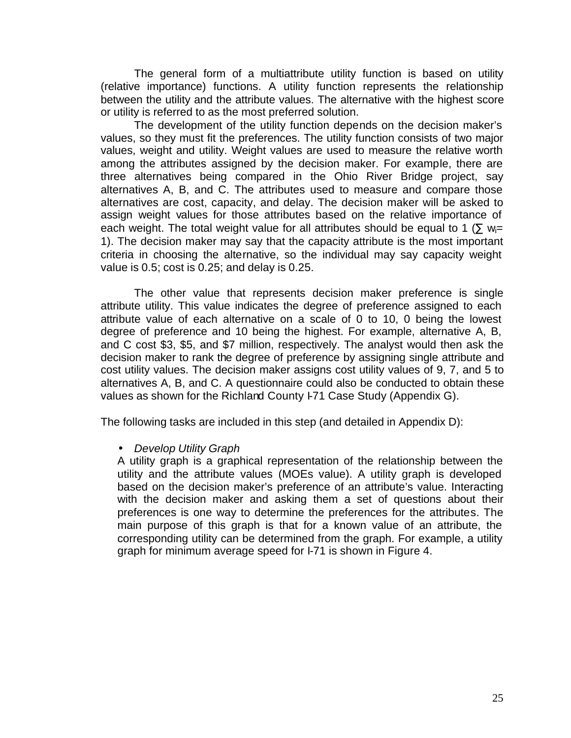The general form of a multiattribute utility function is based on utility (relative importance) functions. A utility function represents the relationship between the utility and the attribute values. The alternative with the highest score or utility is referred to as the most preferred solution.

The development of the utility function depends on the decision maker's values, so they must fit the preferences. The utility function consists of two major values, weight and utility. Weight values are used to measure the relative worth among the attributes assigned by the decision maker. For example, there are three alternatives being compared in the Ohio River Bridge project, say alternatives A, B, and C. The attributes used to measure and compare those alternatives are cost, capacity, and delay. The decision maker will be asked to assign weight values for those attributes based on the relative importance of each weight. The total weight value for all attributes should be equal to 1 ($\sum w_i = 1$). The decision maker may say that the capacity attribute is the most important criteria in choosing the alternative, so the individual may say capacity weight value is 0.5; cost is 0.25; and delay is 0.25.

The other value that represents decision maker preference is single attribute utility. This value indicates the degree of preference assigned to each attribute value of each alternative on a scale of 0 to 10, 0 being the lowest degree of preference and 10 being the highest. For example, alternative A, B, and C cost \$3, \$5, and \$7 million, respectively. The analyst would then ask the decision maker to rank the degree of preference by assigning single attribute and cost utility values. The decision maker assigns cost utility values of 9, 7, and 5 to alternatives A, B, and C. A questionnaire could also be conducted to obtain these values as shown for the Richland County I-71 Case Study (Appendix G).

The following tasks are included in this step (and detailed in Appendix D):

- *Develop Utility Graph*

  A utility graph is a graphical representation of the relationship between the utility and the attribute values (MOEs value). A utility graph is developed based on the decision maker's preference of an attribute's value. Interacting with the decision maker and asking them a set of questions about their preferences is one way to determine the preferences for the attributes. The main purpose of this graph is that for a known value of an attribute, the corresponding utility can be determined from the graph. For example, a utility graph for minimum average speed for I-71 is shown in Figure 4.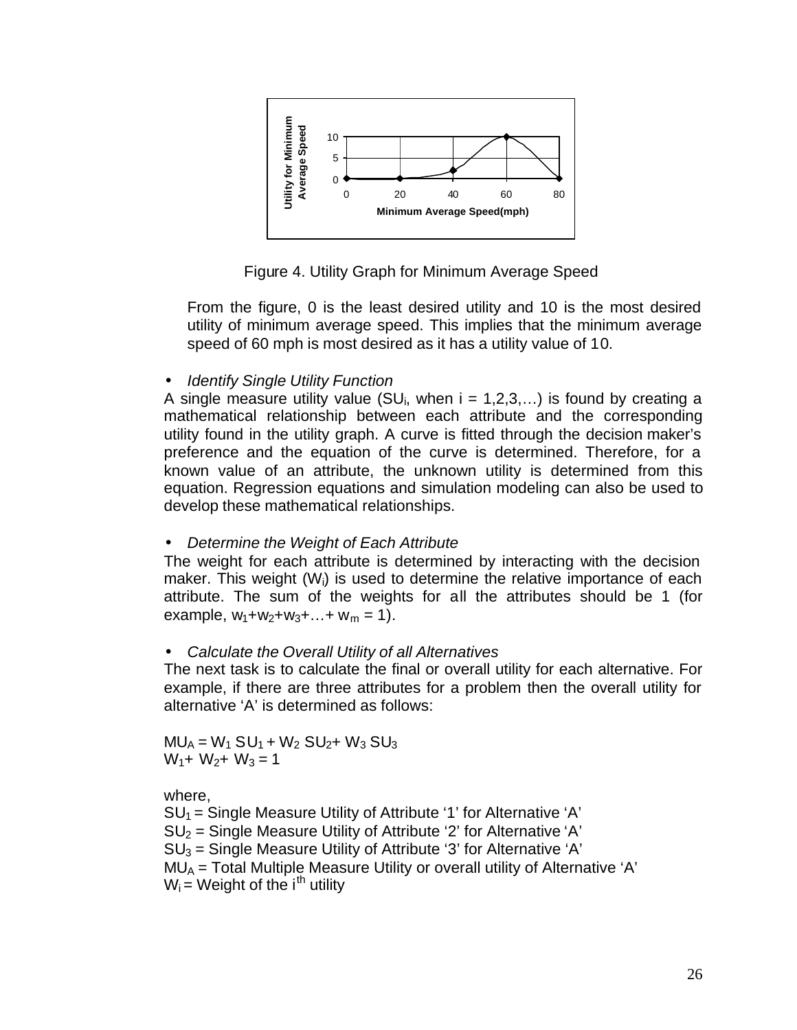Figure 4. Utility Graph for Minimum Average Speed

From the figure, 0 is the least desired utility and 10 is the most desired utility of minimum average speed. This implies that the minimum average speed of 60 mph is most desired as it has a utility value of 10.

- *Identify Single Utility Function*

A single measure utility value ($SU_i$, when $i = 1,2,3,\ldots$) is found by creating a mathematical relationship between each attribute and the corresponding utility found in the utility graph. A curve is fitted through the decision maker's preference and the equation of the curve is determined. Therefore, for a known value of an attribute, the unknown utility is determined from this equation. Regression equations and simulation modeling can also be used to develop these mathematical relationships.

- *Determine the Weight of Each Attribute*

The weight for each attribute is determined by interacting with the decision maker. This weight ($W_i$) is used to determine the relative importance of each attribute. The sum of the weights for all the attributes should be 1 (for example, $w_1+w_2+w_3+\ldots+w_m = 1$).

- *Calculate the Overall Utility of all Alternatives*

The next task is to calculate the final or overall utility for each alternative. For example, if there are three attributes for a problem then the overall utility for alternative 'A' is determined as follows:

$$MU_A = W_1\, SU_1 + W_2\, SU_2 + W_3\, SU_3$$
$$W_1 + W_2 + W_3 = 1$$

where,

$SU_1$ = Single Measure Utility of Attribute '1' for Alternative 'A'
$SU_2$ = Single Measure Utility of Attribute '2' for Alternative 'A'
$SU_3$ = Single Measure Utility of Attribute '3' for Alternative 'A'
$MU_A$ = Total Multiple Measure Utility or overall utility of Alternative 'A'
$W_i$ = Weight of the $i^{th}$ utility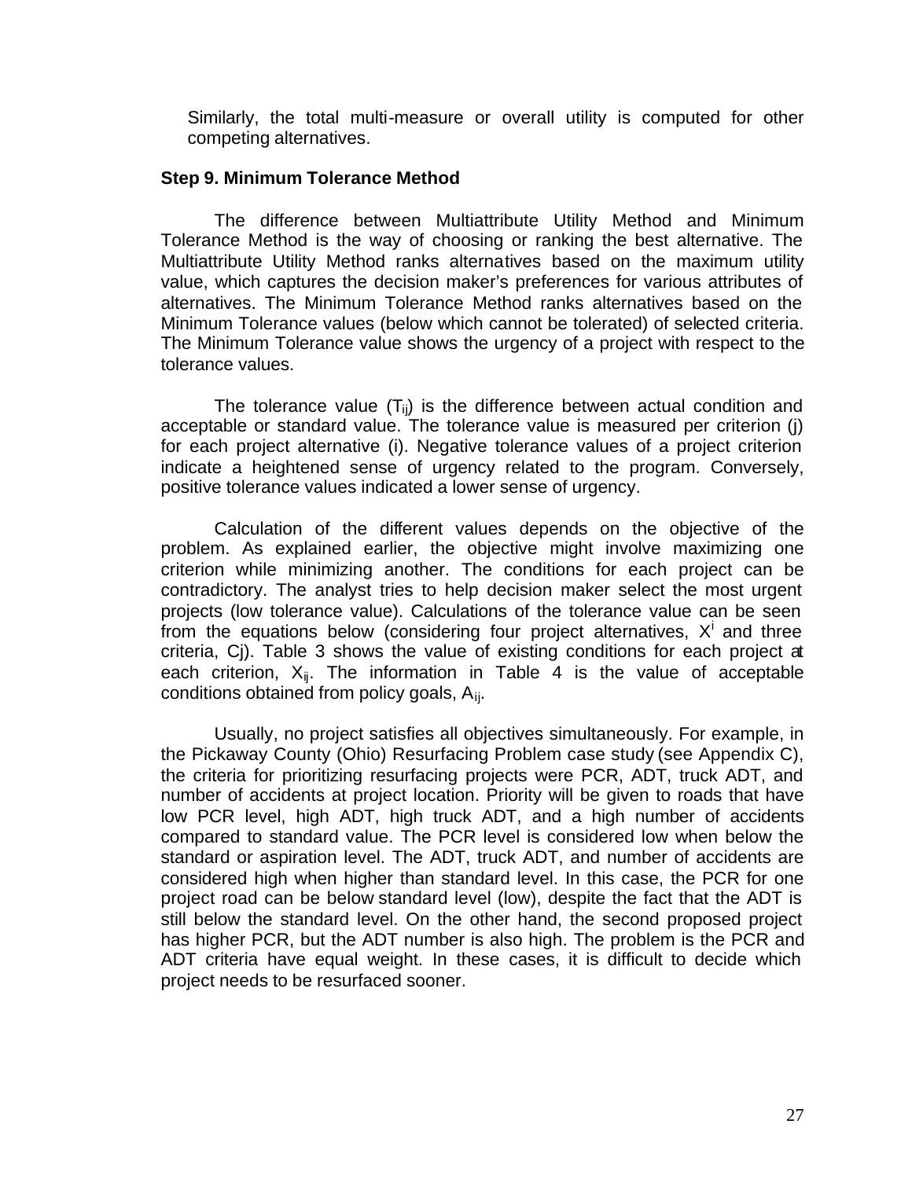Similarly, the total multi-measure or overall utility is computed for other competing alternatives.

**Step 9. Minimum Tolerance Method**

The difference between Multiattribute Utility Method and Minimum Tolerance Method is the way of choosing or ranking the best alternative. The Multiattribute Utility Method ranks alternatives based on the maximum utility value, which captures the decision maker's preferences for various attributes of alternatives. The Minimum Tolerance Method ranks alternatives based on the Minimum Tolerance values (below which cannot be tolerated) of selected criteria. The Minimum Tolerance value shows the urgency of a project with respect to the tolerance values.

The tolerance value ($T_{ij}$) is the difference between actual condition and acceptable or standard value. The tolerance value is measured per criterion (j) for each project alternative (i). Negative tolerance values of a project criterion indicate a heightened sense of urgency related to the program. Conversely, positive tolerance values indicated a lower sense of urgency.

Calculation of the different values depends on the objective of the problem. As explained earlier, the objective might involve maximizing one criterion while minimizing another. The conditions for each project can be contradictory. The analyst tries to help decision maker select the most urgent projects (low tolerance value). Calculations of the tolerance value can be seen from the equations below (considering four project alternatives, $X^i$ and three criteria, Cj). Table 3 shows the value of existing conditions for each project at each criterion, $X_{ij}$. The information in Table 4 is the value of acceptable conditions obtained from policy goals, $A_{ij}$.

Usually, no project satisfies all objectives simultaneously. For example, in the Pickaway County (Ohio) Resurfacing Problem case study (see Appendix C), the criteria for prioritizing resurfacing projects were PCR, ADT, truck ADT, and number of accidents at project location. Priority will be given to roads that have low PCR level, high ADT, high truck ADT, and a high number of accidents compared to standard value. The PCR level is considered low when below the standard or aspiration level. The ADT, truck ADT, and number of accidents are considered high when higher than standard level. In this case, the PCR for one project road can be below standard level (low), despite the fact that the ADT is still below the standard level. On the other hand, the second proposed project has higher PCR, but the ADT number is also high. The problem is the PCR and ADT criteria have equal weight. In these cases, it is difficult to decide which project needs to be resurfaced sooner.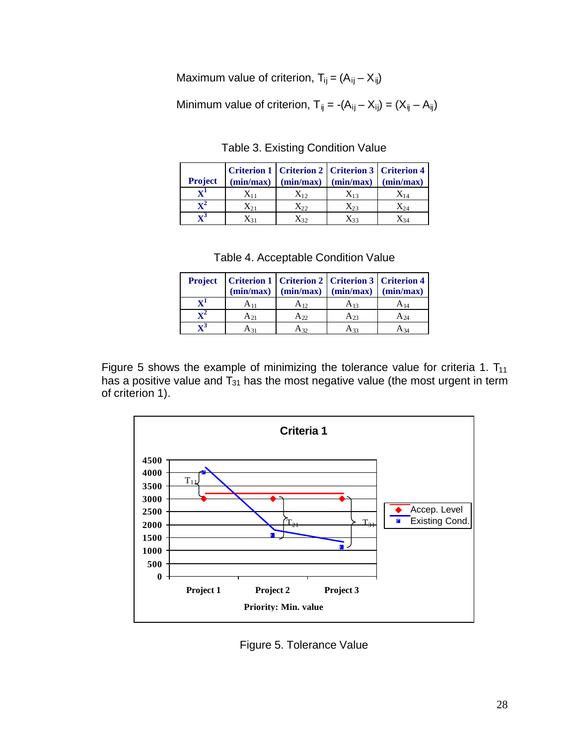Maximum value of criterion, $T_{ij} = (A_{ij} - X_{ij})$

Minimum value of criterion, $T_{ij} = -(A_{ij} - X_{ij}) = (X_{ij} - A_{ij})$

Table 3. Existing Condition Value

| Project | Criterion 1 (min/max) | Criterion 2 (min/max) | Criterion 3 (min/max) | Criterion 4 (min/max) |
|---|---|---|---|---|
| $X^1$ | $X_{11}$ | $X_{12}$ | $X_{13}$ | $X_{14}$ |
| $X^2$ | $X_{21}$ | $X_{22}$ | $X_{23}$ | $X_{24}$ |
| $X^3$ | $X_{31}$ | $X_{32}$ | $X_{33}$ | $X_{34}$ |

Table 4. Acceptable Condition Value

| Project | Criterion 1 (min/max) | Criterion 2 (min/max) | Criterion 3 (min/max) | Criterion 4 (min/max) |
|---|---|---|---|---|
| $X^1$ | $A_{11}$ | $A_{12}$ | $A_{13}$ | $A_{14}$ |
| $X^2$ | $A_{21}$ | $A_{22}$ | $A_{23}$ | $A_{24}$ |
| $X^3$ | $A_{31}$ | $A_{32}$ | $A_{33}$ | $A_{34}$ |

Figure 5 shows the example of minimizing the tolerance value for criteria 1. $T_{11}$ has a positive value and $T_{31}$ has the most negative value (the most urgent in term of criterion 1).

Figure 5. Tolerance Value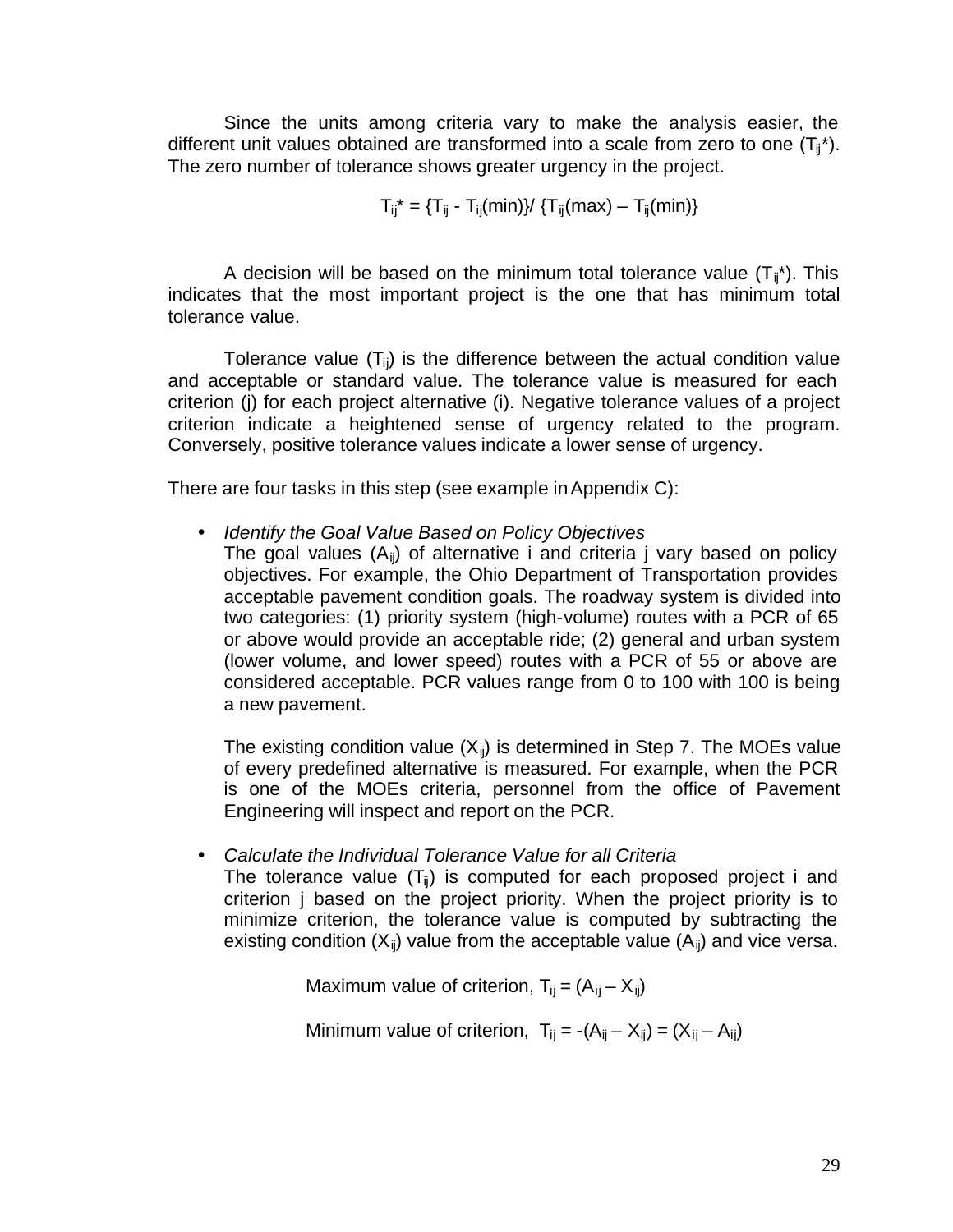Since the units among criteria vary to make the analysis easier, the different unit values obtained are transformed into a scale from zero to one ($T_{ij}$*). The zero number of tolerance shows greater urgency in the project.

$$T_{ij}^* = \{T_{ij} - T_{ij}(min)\} / \{T_{ij}(max) - T_{ij}(min)\}$$

A decision will be based on the minimum total tolerance value ($T_{ij}$*). This indicates that the most important project is the one that has minimum total tolerance value.

Tolerance value ($T_{ij}$) is the difference between the actual condition value and acceptable or standard value. The tolerance value is measured for each criterion (j) for each project alternative (i). Negative tolerance values of a project criterion indicate a heightened sense of urgency related to the program. Conversely, positive tolerance values indicate a lower sense of urgency.

There are four tasks in this step (see example in Appendix C):

- *Identify the Goal Value Based on Policy Objectives*
  The goal values ($A_{ij}$) of alternative i and criteria j vary based on policy objectives. For example, the Ohio Department of Transportation provides acceptable pavement condition goals. The roadway system is divided into two categories: (1) priority system (high-volume) routes with a PCR of 65 or above would provide an acceptable ride; (2) general and urban system (lower volume, and lower speed) routes with a PCR of 55 or above are considered acceptable. PCR values range from 0 to 100 with 100 is being a new pavement.

  The existing condition value ($X_{ij}$) is determined in Step 7. The MOEs value of every predefined alternative is measured. For example, when the PCR is one of the MOEs criteria, personnel from the office of Pavement Engineering will inspect and report on the PCR.

- *Calculate the Individual Tolerance Value for all Criteria*
  The tolerance value ($T_{ij}$) is computed for each proposed project i and criterion j based on the project priority. When the project priority is to minimize criterion, the tolerance value is computed by subtracting the existing condition ($X_{ij}$) value from the acceptable value ($A_{ij}$) and vice versa.

  Maximum value of criterion, $T_{ij} = (A_{ij} - X_{ij})$

  Minimum value of criterion, $T_{ij} = -(A_{ij} - X_{ij}) = (X_{ij} - A_{ij})$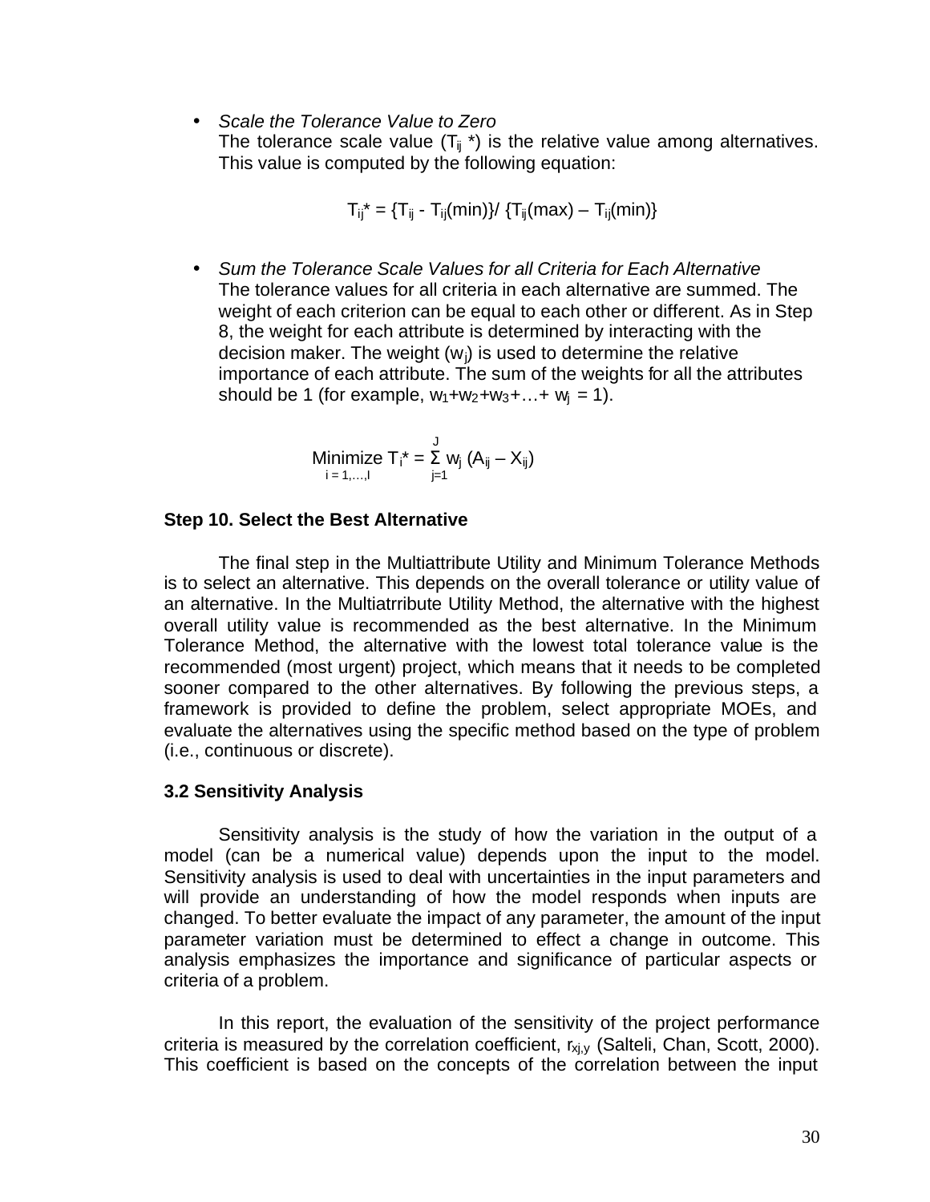- *Scale the Tolerance Value to Zero*
  The tolerance scale value ($T_{ij}$ *) is the relative value among alternatives. This value is computed by the following equation:

$$T_{ij}^* = \{T_{ij} - T_{ij}(min)\} / \{T_{ij}(max) - T_{ij}(min)\}$$

- *Sum the Tolerance Scale Values for all Criteria for Each Alternative*
  The tolerance values for all criteria in each alternative are summed. The weight of each criterion can be equal to each other or different. As in Step 8, the weight for each attribute is determined by interacting with the decision maker. The weight ($w_j$) is used to determine the relative importance of each attribute. The sum of the weights for all the attributes should be 1 (for example, $w_1+w_2+w_3+\ldots+w_j = 1$).

$$\underset{i=1,\ldots,I}{\text{Minimize}}\ T_i^* = \sum_{j=1}^{J} w_j (A_{ij} - X_{ij})$$

**Step 10. Select the Best Alternative**

The final step in the Multiattribute Utility and Minimum Tolerance Methods is to select an alternative. This depends on the overall tolerance or utility value of an alternative. In the Multiatrribute Utility Method, the alternative with the highest overall utility value is recommended as the best alternative. In the Minimum Tolerance Method, the alternative with the lowest total tolerance value is the recommended (most urgent) project, which means that it needs to be completed sooner compared to the other alternatives. By following the previous steps, a framework is provided to define the problem, select appropriate MOEs, and evaluate the alternatives using the specific method based on the type of problem (i.e., continuous or discrete).

**3.2 Sensitivity Analysis**

Sensitivity analysis is the study of how the variation in the output of a model (can be a numerical value) depends upon the input to the model. Sensitivity analysis is used to deal with uncertainties in the input parameters and will provide an understanding of how the model responds when inputs are changed. To better evaluate the impact of any parameter, the amount of the input parameter variation must be determined to effect a change in outcome. This analysis emphasizes the importance and significance of particular aspects or criteria of a problem.

In this report, the evaluation of the sensitivity of the project performance criteria is measured by the correlation coefficient, $r_{xj,y}$ (Salteli, Chan, Scott, 2000). This coefficient is based on the concepts of the correlation between the input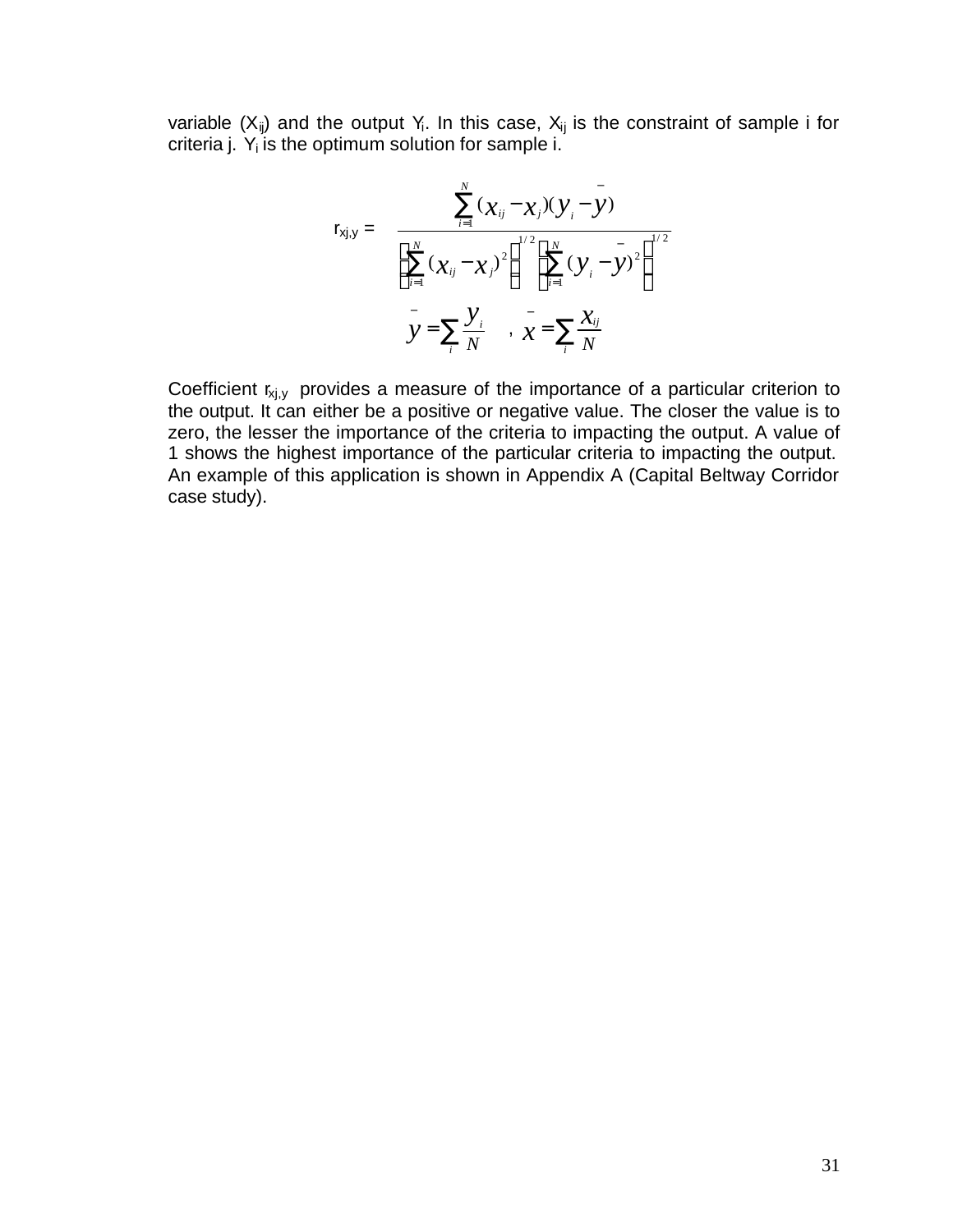variable ($X_{ij}$) and the output $Y_i$. In this case, $X_{ij}$ is the constraint of sample i for criteria j. $Y_i$ is the optimum solution for sample i.

$$r_{xj,y} = \frac{\sum_{i=1}^{N}(x_{ij} - x_j)(y_i - \bar{y})}{\left(\sum_{i=1}^{N}(x_{ij} - x_j)^2\right)^{1/2}\left(\sum_{i=1}^{N}(y_i - \bar{y})^2\right)^{1/2}}$$

$$\bar{y} = \sum_i \frac{y_i}{N} \quad , \; \bar{x} = \sum_i \frac{x_{ij}}{N}$$

Coefficient $r_{xj,y}$ provides a measure of the importance of a particular criterion to the output. It can either be a positive or negative value. The closer the value is to zero, the lesser the importance of the criteria to impacting the output. A value of 1 shows the highest importance of the particular criteria to impacting the output. An example of this application is shown in Appendix A (Capital Beltway Corridor case study).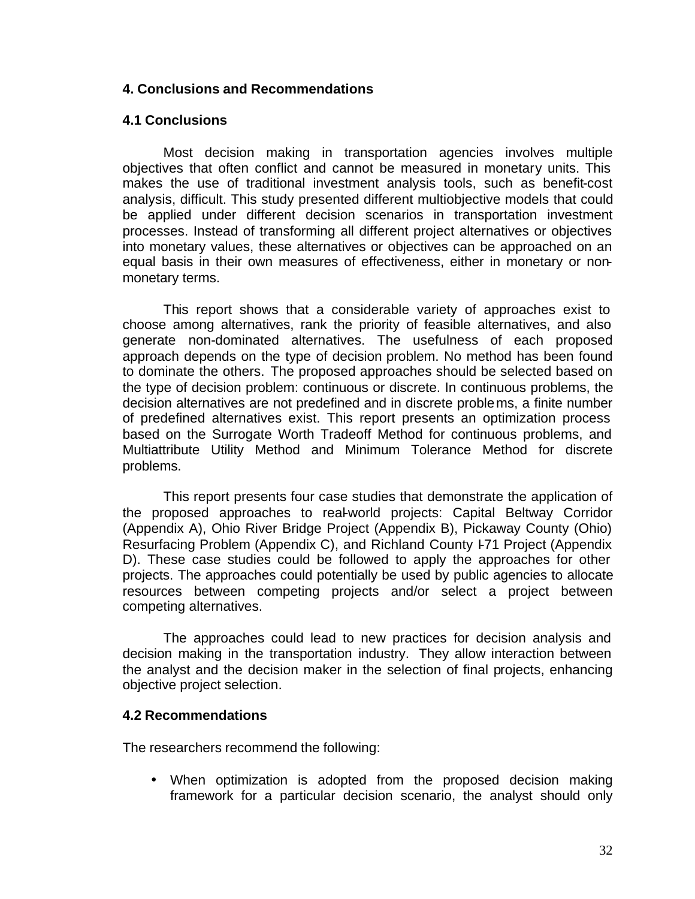## 4. Conclusions and Recommendations

### 4.1 Conclusions

Most decision making in transportation agencies involves multiple objectives that often conflict and cannot be measured in monetary units. This makes the use of traditional investment analysis tools, such as benefit-cost analysis, difficult. This study presented different multiobjective models that could be applied under different decision scenarios in transportation investment processes. Instead of transforming all different project alternatives or objectives into monetary values, these alternatives or objectives can be approached on an equal basis in their own measures of effectiveness, either in monetary or non-monetary terms.

This report shows that a considerable variety of approaches exist to choose among alternatives, rank the priority of feasible alternatives, and also generate non-dominated alternatives. The usefulness of each proposed approach depends on the type of decision problem. No method has been found to dominate the others. The proposed approaches should be selected based on the type of decision problem: continuous or discrete. In continuous problems, the decision alternatives are not predefined and in discrete problems, a finite number of predefined alternatives exist. This report presents an optimization process based on the Surrogate Worth Tradeoff Method for continuous problems, and Multiattribute Utility Method and Minimum Tolerance Method for discrete problems.

This report presents four case studies that demonstrate the application of the proposed approaches to real-world projects: Capital Beltway Corridor (Appendix A), Ohio River Bridge Project (Appendix B), Pickaway County (Ohio) Resurfacing Problem (Appendix C), and Richland County I-71 Project (Appendix D). These case studies could be followed to apply the approaches for other projects. The approaches could potentially be used by public agencies to allocate resources between competing projects and/or select a project between competing alternatives.

The approaches could lead to new practices for decision analysis and decision making in the transportation industry. They allow interaction between the analyst and the decision maker in the selection of final projects, enhancing objective project selection.

### 4.2 Recommendations

The researchers recommend the following:

- When optimization is adopted from the proposed decision making framework for a particular decision scenario, the analyst should only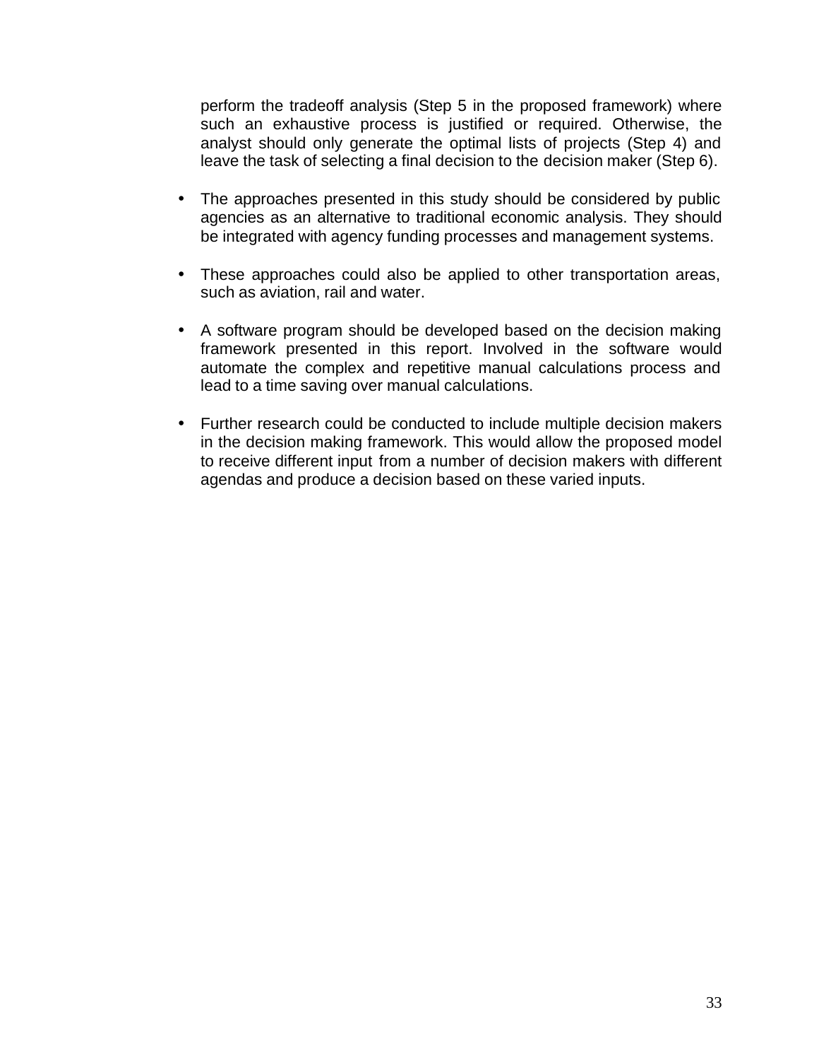perform the tradeoff analysis (Step 5 in the proposed framework) where such an exhaustive process is justified or required. Otherwise, the analyst should only generate the optimal lists of projects (Step 4) and leave the task of selecting a final decision to the decision maker (Step 6).

- The approaches presented in this study should be considered by public agencies as an alternative to traditional economic analysis. They should be integrated with agency funding processes and management systems.

- These approaches could also be applied to other transportation areas, such as aviation, rail and water.

- A software program should be developed based on the decision making framework presented in this report. Involved in the software would automate the complex and repetitive manual calculations process and lead to a time saving over manual calculations.

- Further research could be conducted to include multiple decision makers in the decision making framework. This would allow the proposed model to receive different input from a number of decision makers with different agendas and produce a decision based on these varied inputs.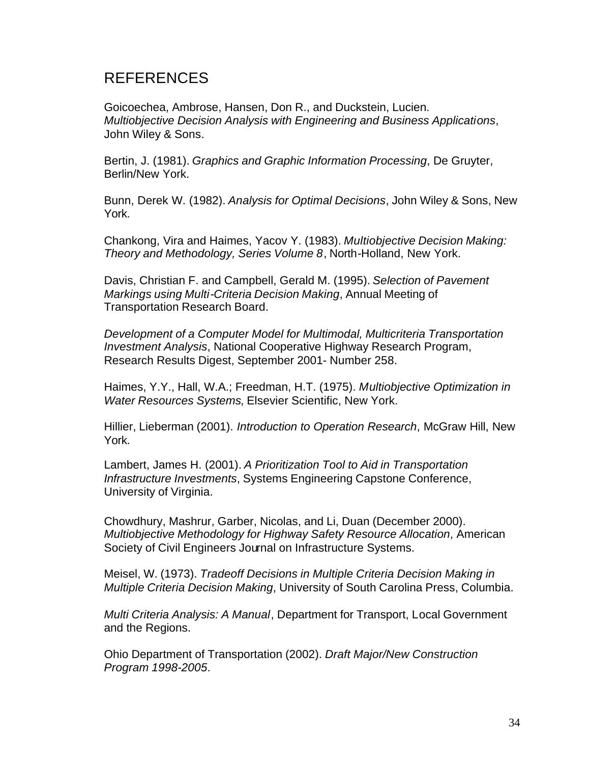# REFERENCES

Goicoechea, Ambrose, Hansen, Don R., and Duckstein, Lucien. *Multiobjective Decision Analysis with Engineering and Business Applications*, John Wiley & Sons.

Bertin, J. (1981). *Graphics and Graphic Information Processing*, De Gruyter, Berlin/New York.

Bunn, Derek W. (1982). *Analysis for Optimal Decisions*, John Wiley & Sons, New York.

Chankong, Vira and Haimes, Yacov Y. (1983). *Multiobjective Decision Making: Theory and Methodology, Series Volume 8*, North-Holland, New York.

Davis, Christian F. and Campbell, Gerald M. (1995). *Selection of Pavement Markings using Multi-Criteria Decision Making*, Annual Meeting of Transportation Research Board.

*Development of a Computer Model for Multimodal, Multicriteria Transportation Investment Analysis*, National Cooperative Highway Research Program, Research Results Digest, September 2001- Number 258.

Haimes, Y.Y., Hall, W.A.; Freedman, H.T. (1975). *Multiobjective Optimization in Water Resources Systems*, Elsevier Scientific, New York.

Hillier, Lieberman (2001). *Introduction to Operation Research*, McGraw Hill, New York.

Lambert, James H. (2001). *A Prioritization Tool to Aid in Transportation Infrastructure Investments*, Systems Engineering Capstone Conference, University of Virginia.

Chowdhury, Mashrur, Garber, Nicolas, and Li, Duan (December 2000). *Multiobjective Methodology for Highway Safety Resource Allocation*, American Society of Civil Engineers Journal on Infrastructure Systems.

Meisel, W. (1973). *Tradeoff Decisions in Multiple Criteria Decision Making in Multiple Criteria Decision Making*, University of South Carolina Press, Columbia.

*Multi Criteria Analysis: A Manual*, Department for Transport, Local Government and the Regions.

Ohio Department of Transportation (2002). *Draft Major/New Construction Program 1998-2005*.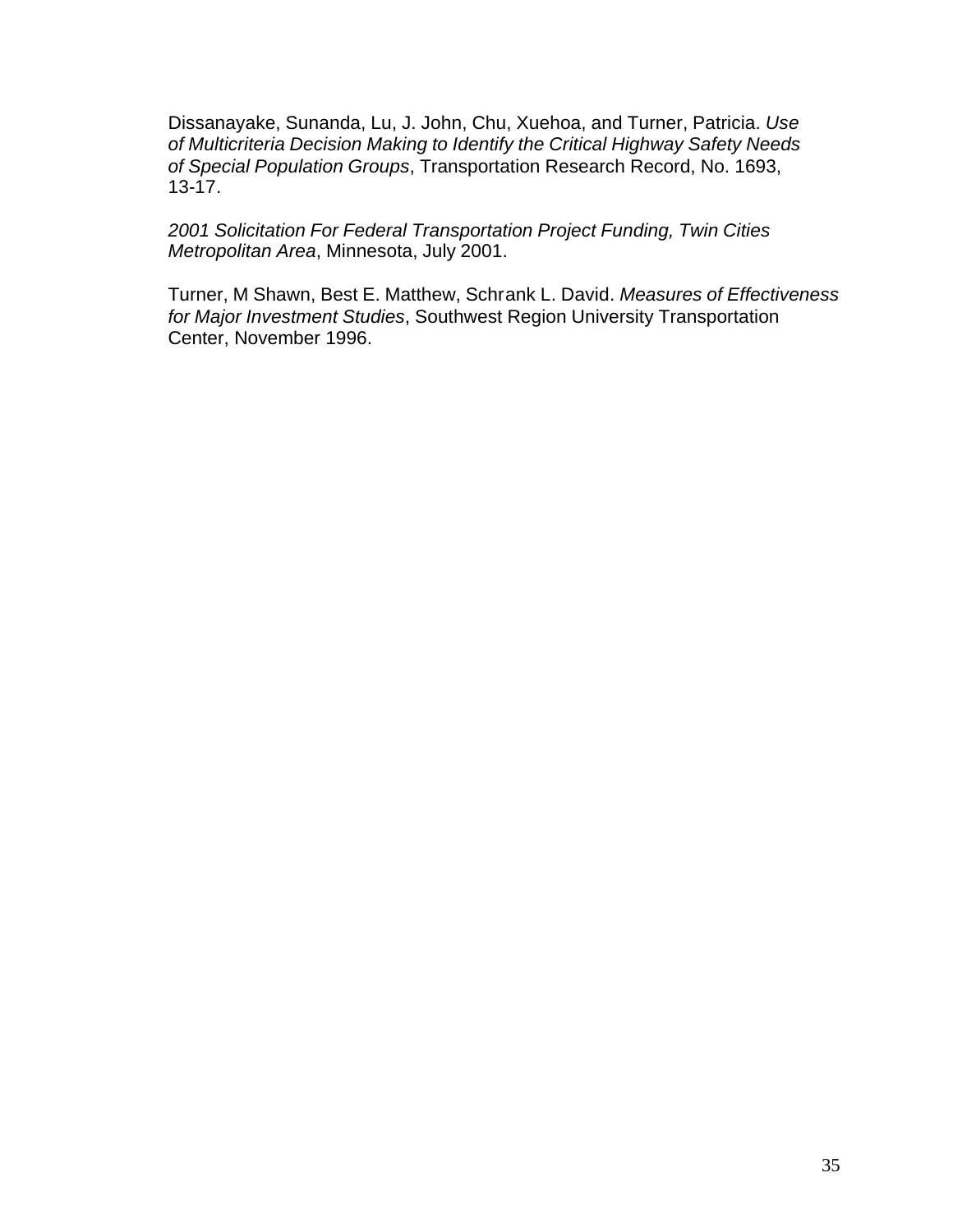Dissanayake, Sunanda, Lu, J. John, Chu, Xuehoa, and Turner, Patricia. *Use of Multicriteria Decision Making to Identify the Critical Highway Safety Needs of Special Population Groups*, Transportation Research Record, No. 1693, 13-17.

*2001 Solicitation For Federal Transportation Project Funding, Twin Cities Metropolitan Area*, Minnesota, July 2001.

Turner, M Shawn, Best E. Matthew, Schrank L. David. *Measures of Effectiveness for Major Investment Studies*, Southwest Region University Transportation Center, November 1996.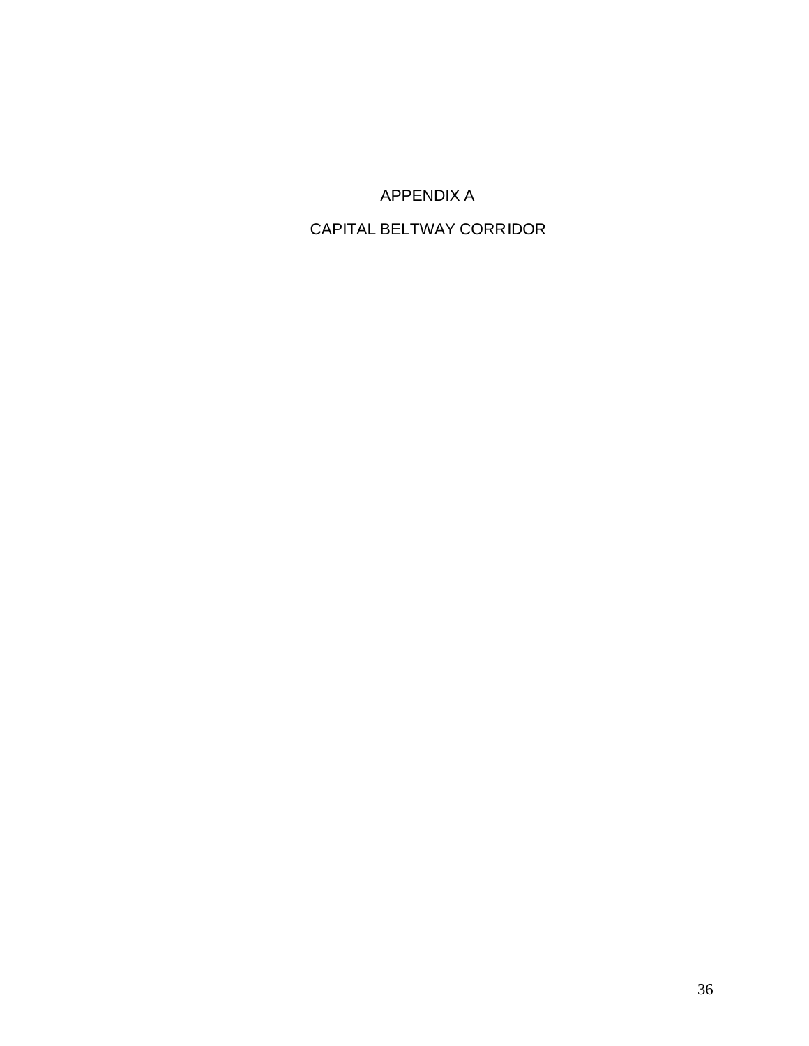# APPENDIX A

# CAPITAL BELTWAY CORRIDOR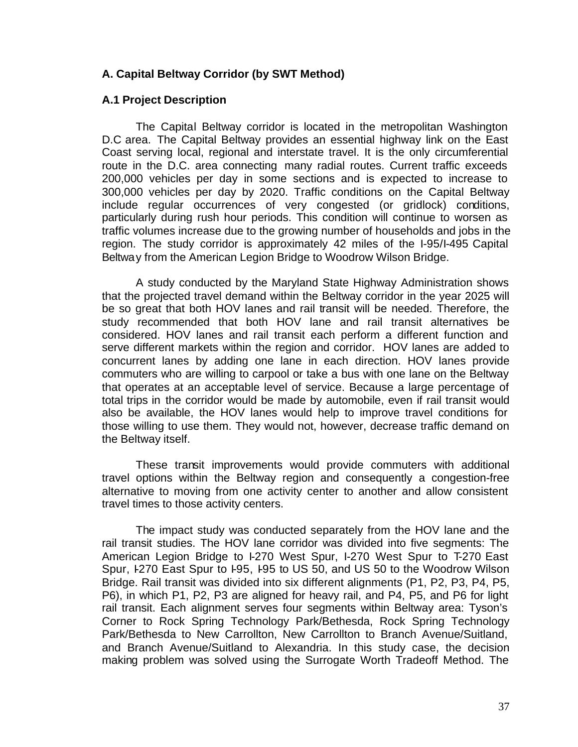## A. Capital Beltway Corridor (by SWT Method)

### A.1 Project Description

The Capital Beltway corridor is located in the metropolitan Washington D.C area. The Capital Beltway provides an essential highway link on the East Coast serving local, regional and interstate travel. It is the only circumferential route in the D.C. area connecting many radial routes. Current traffic exceeds 200,000 vehicles per day in some sections and is expected to increase to 300,000 vehicles per day by 2020. Traffic conditions on the Capital Beltway include regular occurrences of very congested (or gridlock) conditions, particularly during rush hour periods. This condition will continue to worsen as traffic volumes increase due to the growing number of households and jobs in the region. The study corridor is approximately 42 miles of the I-95/I-495 Capital Beltway from the American Legion Bridge to Woodrow Wilson Bridge.

A study conducted by the Maryland State Highway Administration shows that the projected travel demand within the Beltway corridor in the year 2025 will be so great that both HOV lanes and rail transit will be needed. Therefore, the study recommended that both HOV lane and rail transit alternatives be considered. HOV lanes and rail transit each perform a different function and serve different markets within the region and corridor. HOV lanes are added to concurrent lanes by adding one lane in each direction. HOV lanes provide commuters who are willing to carpool or take a bus with one lane on the Beltway that operates at an acceptable level of service. Because a large percentage of total trips in the corridor would be made by automobile, even if rail transit would also be available, the HOV lanes would help to improve travel conditions for those willing to use them. They would not, however, decrease traffic demand on the Beltway itself.

These transit improvements would provide commuters with additional travel options within the Beltway region and consequently a congestion-free alternative to moving from one activity center to another and allow consistent travel times to those activity centers.

The impact study was conducted separately from the HOV lane and the rail transit studies. The HOV lane corridor was divided into five segments: The American Legion Bridge to I-270 West Spur, I-270 West Spur to I-270 East Spur, I-270 East Spur to I-95, I-95 to US 50, and US 50 to the Woodrow Wilson Bridge. Rail transit was divided into six different alignments (P1, P2, P3, P4, P5, P6), in which P1, P2, P3 are aligned for heavy rail, and P4, P5, and P6 for light rail transit. Each alignment serves four segments within Beltway area: Tyson's Corner to Rock Spring Technology Park/Bethesda, Rock Spring Technology Park/Bethesda to New Carrollton, New Carrollton to Branch Avenue/Suitland, and Branch Avenue/Suitland to Alexandria. In this study case, the decision making problem was solved using the Surrogate Worth Tradeoff Method. The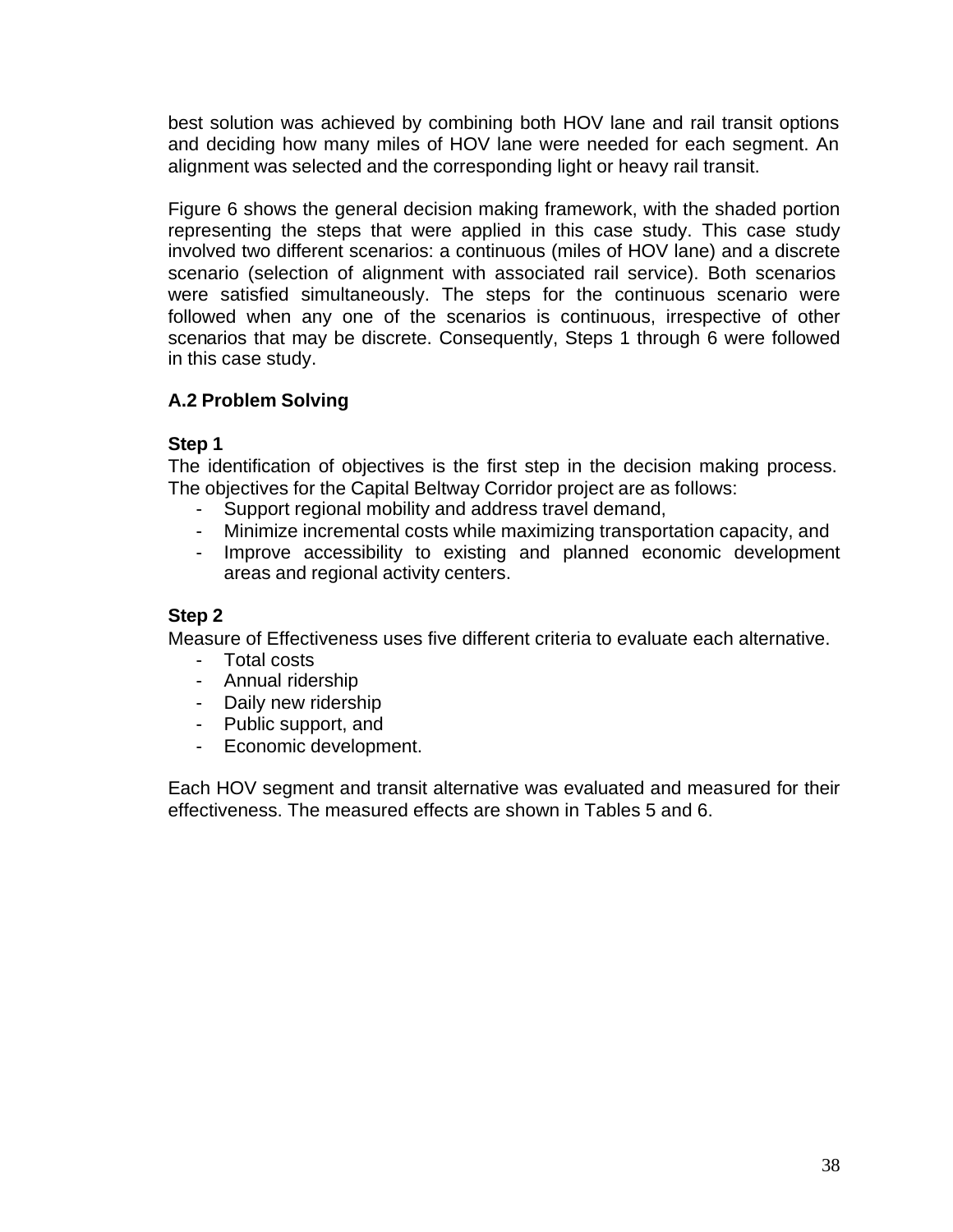best solution was achieved by combining both HOV lane and rail transit options and deciding how many miles of HOV lane were needed for each segment. An alignment was selected and the corresponding light or heavy rail transit.

Figure 6 shows the general decision making framework, with the shaded portion representing the steps that were applied in this case study. This case study involved two different scenarios: a continuous (miles of HOV lane) and a discrete scenario (selection of alignment with associated rail service). Both scenarios were satisfied simultaneously. The steps for the continuous scenario were followed when any one of the scenarios is continuous, irrespective of other scenarios that may be discrete. Consequently, Steps 1 through 6 were followed in this case study.

### A.2 Problem Solving

**Step 1**

The identification of objectives is the first step in the decision making process. The objectives for the Capital Beltway Corridor project are as follows:

- Support regional mobility and address travel demand,
- Minimize incremental costs while maximizing transportation capacity, and
- Improve accessibility to existing and planned economic development areas and regional activity centers.

**Step 2**

Measure of Effectiveness uses five different criteria to evaluate each alternative.

- Total costs
- Annual ridership
- Daily new ridership
- Public support, and
- Economic development.

Each HOV segment and transit alternative was evaluated and measured for their effectiveness. The measured effects are shown in Tables 5 and 6.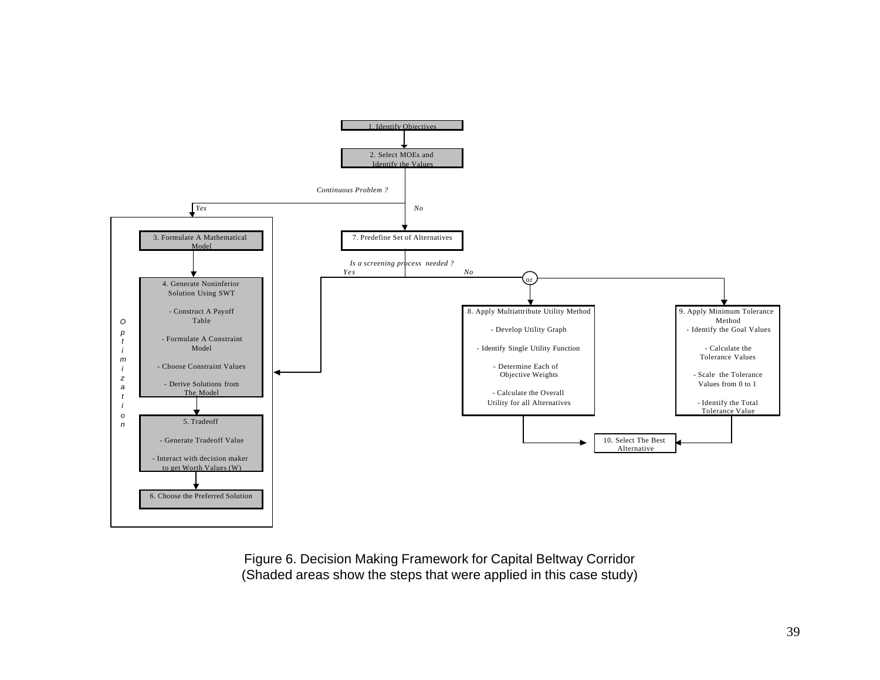1. Identify Objectives

2. Select MOEs and Identify the Values

*Continuous Problem ?*

*Yes* | *No*

**Optimization**

3. Formulate A Mathematical Model

4. Generate Noninferior Solution Using SWT
- Construct A Payoff Table
- Formulate A Constraint Model
- Choose Constraint Values
- Derive Solutions from The Model

5. Tradeoff
- Generate Tradeoff Value
- Interact with decision maker to get Worth Values (W)

6. Choose the Preferred Solution

7. Predefine Set of Alternatives

*Is a screening process needed ?*

*Yes* | *No*

or

8. Apply Multiattribute Utility Method
- Develop Utility Graph
- Identify Single Utility Function
- Determine Each of Objective Weights
- Calculate the Overall Utility for all Alternatives

9. Apply Minimum Tolerance Method
- Identify the Goal Values
- Calculate the Tolerance Values
- Scale the Tolerance Values from 0 to 1
- Identify the Total Tolerance Value

10. Select The Best Alternative

Figure 6. Decision Making Framework for Capital Beltway Corridor
(Shaded areas show the steps that were applied in this case study)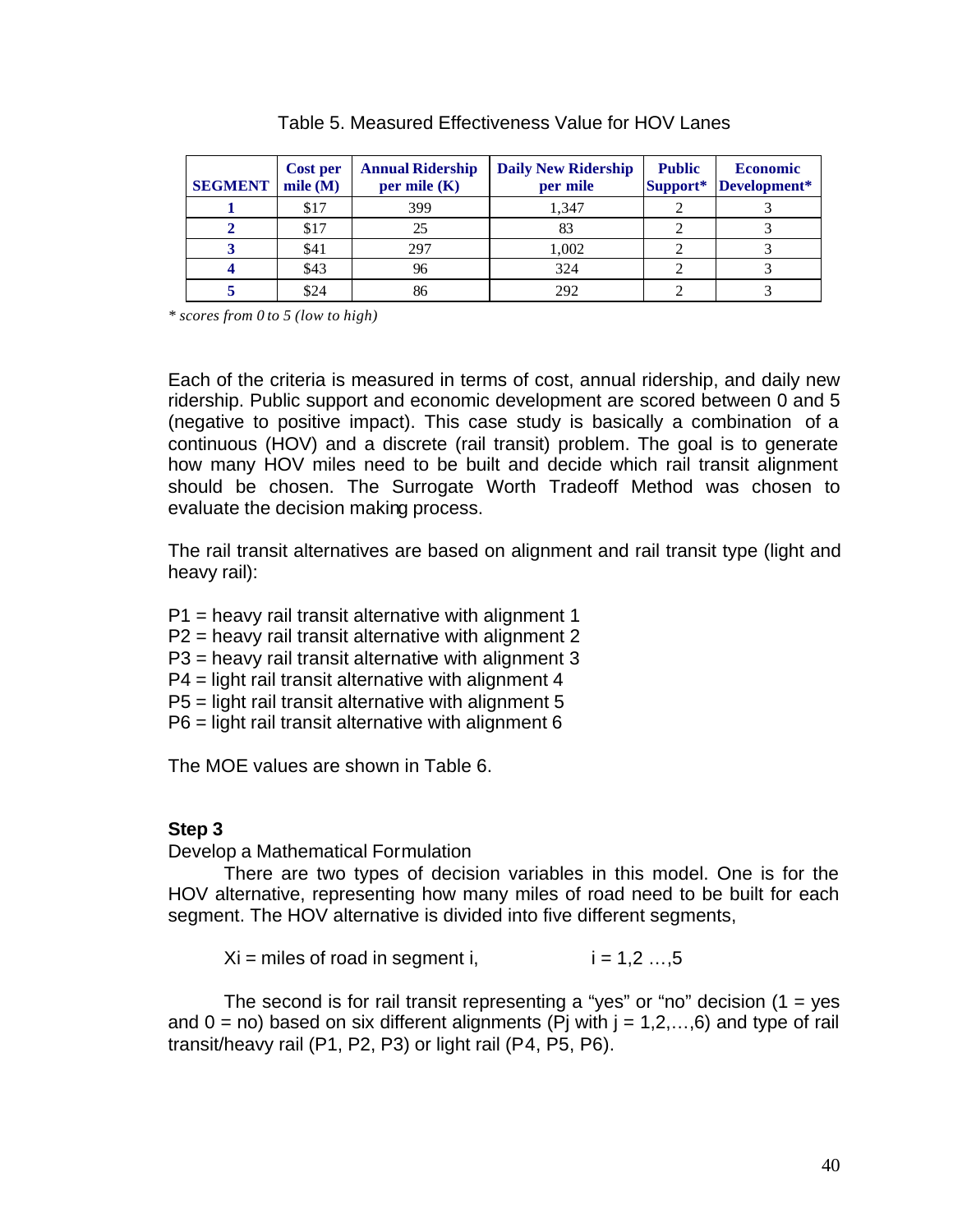Table 5. Measured Effectiveness Value for HOV Lanes

| SEGMENT | Cost per mile (M) | Annual Ridership per mile (K) | Daily New Ridership per mile | Public Support* | Economic Development* |
|---|---|---|---|---|---|
| 1 | $17 | 399 | 1,347 | 2 | 3 |
| 2 | $17 | 25 | 83 | 2 | 3 |
| 3 | $41 | 297 | 1,002 | 2 | 3 |
| 4 | $43 | 96 | 324 | 2 | 3 |
| 5 | $24 | 86 | 292 | 2 | 3 |

*\* scores from 0 to 5 (low to high)*

Each of the criteria is measured in terms of cost, annual ridership, and daily new ridership. Public support and economic development are scored between 0 and 5 (negative to positive impact). This case study is basically a combination of a continuous (HOV) and a discrete (rail transit) problem. The goal is to generate how many HOV miles need to be built and decide which rail transit alignment should be chosen. The Surrogate Worth Tradeoff Method was chosen to evaluate the decision making process.

The rail transit alternatives are based on alignment and rail transit type (light and heavy rail):

P1 = heavy rail transit alternative with alignment 1
P2 = heavy rail transit alternative with alignment 2
P3 = heavy rail transit alternative with alignment 3
P4 = light rail transit alternative with alignment 4
P5 = light rail transit alternative with alignment 5
P6 = light rail transit alternative with alignment 6

The MOE values are shown in Table 6.

**Step 3**

Develop a Mathematical Formulation

There are two types of decision variables in this model. One is for the HOV alternative, representing how many miles of road need to be built for each segment. The HOV alternative is divided into five different segments,

$X_i$ = miles of road in segment i, $\quad\quad i = 1,2 \ldots,5$

The second is for rail transit representing a "yes" or "no" decision (1 = yes and 0 = no) based on six different alignments ($P_j$ with $j = 1,2,\ldots,6$) and type of rail transit/heavy rail (P1, P2, P3) or light rail (P4, P5, P6).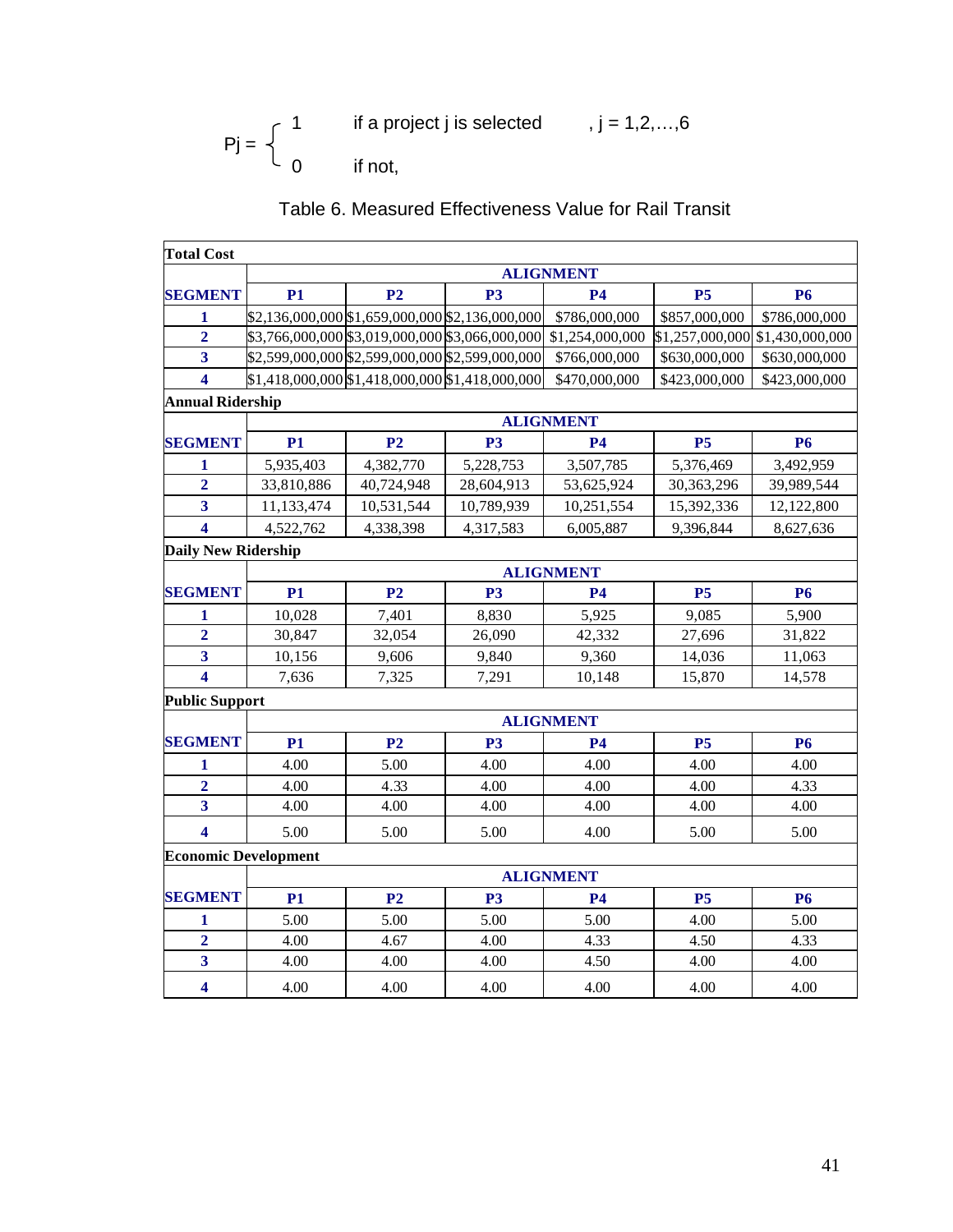$$P_j = \begin{cases} 1 & \text{if a project j is selected} \quad , j = 1,2,\ldots,6 \\ 0 & \text{if not,} \end{cases}$$

Table 6. Measured Effectiveness Value for Rail Transit

| **Total Cost** | | | | | | |
|---|---|---|---|---|---|---|
| | **ALIGNMENT** | | | | | |
| **SEGMENT** | **P1** | **P2** | **P3** | **P4** | **P5** | **P6** |
| **1** | $2,136,000,000 | $1,659,000,000 | $2,136,000,000 | $786,000,000 | $857,000,000 | $786,000,000 |
| **2** | $3,766,000,000 | $3,019,000,000 | $3,066,000,000 | $1,254,000,000 | $1,257,000,000 | $1,430,000,000 |
| **3** | $2,599,000,000 | $2,599,000,000 | $2,599,000,000 | $766,000,000 | $630,000,000 | $630,000,000 |
| **4** | $1,418,000,000 | $1,418,000,000 | $1,418,000,000 | $470,000,000 | $423,000,000 | $423,000,000 |
| **Annual Ridership** | | | | | | |
| | **ALIGNMENT** | | | | | |
| **SEGMENT** | **P1** | **P2** | **P3** | **P4** | **P5** | **P6** |
| **1** | 5,935,403 | 4,382,770 | 5,228,753 | 3,507,785 | 5,376,469 | 3,492,959 |
| **2** | 33,810,886 | 40,724,948 | 28,604,913 | 53,625,924 | 30,363,296 | 39,989,544 |
| **3** | 11,133,474 | 10,531,544 | 10,789,939 | 10,251,554 | 15,392,336 | 12,122,800 |
| **4** | 4,522,762 | 4,338,398 | 4,317,583 | 6,005,887 | 9,396,844 | 8,627,636 |
| **Daily New Ridership** | | | | | | |
| | **ALIGNMENT** | | | | | |
| **SEGMENT** | **P1** | **P2** | **P3** | **P4** | **P5** | **P6** |
| **1** | 10,028 | 7,401 | 8,830 | 5,925 | 9,085 | 5,900 |
| **2** | 30,847 | 32,054 | 26,090 | 42,332 | 27,696 | 31,822 |
| **3** | 10,156 | 9,606 | 9,840 | 9,360 | 14,036 | 11,063 |
| **4** | 7,636 | 7,325 | 7,291 | 10,148 | 15,870 | 14,578 |
| **Public Support** | | | | | | |
| | **ALIGNMENT** | | | | | |
| **SEGMENT** | **P1** | **P2** | **P3** | **P4** | **P5** | **P6** |
| **1** | 4.00 | 5.00 | 4.00 | 4.00 | 4.00 | 4.00 |
| **2** | 4.00 | 4.33 | 4.00 | 4.00 | 4.00 | 4.33 |
| **3** | 4.00 | 4.00 | 4.00 | 4.00 | 4.00 | 4.00 |
| **4** | 5.00 | 5.00 | 5.00 | 4.00 | 5.00 | 5.00 |
| **Economic Development** | | | | | | |
| | **ALIGNMENT** | | | | | |
| **SEGMENT** | **P1** | **P2** | **P3** | **P4** | **P5** | **P6** |
| **1** | 5.00 | 5.00 | 5.00 | 5.00 | 4.00 | 5.00 |
| **2** | 4.00 | 4.67 | 4.00 | 4.33 | 4.50 | 4.33 |
| **3** | 4.00 | 4.00 | 4.00 | 4.50 | 4.00 | 4.00 |
| **4** | 4.00 | 4.00 | 4.00 | 4.00 | 4.00 | 4.00 |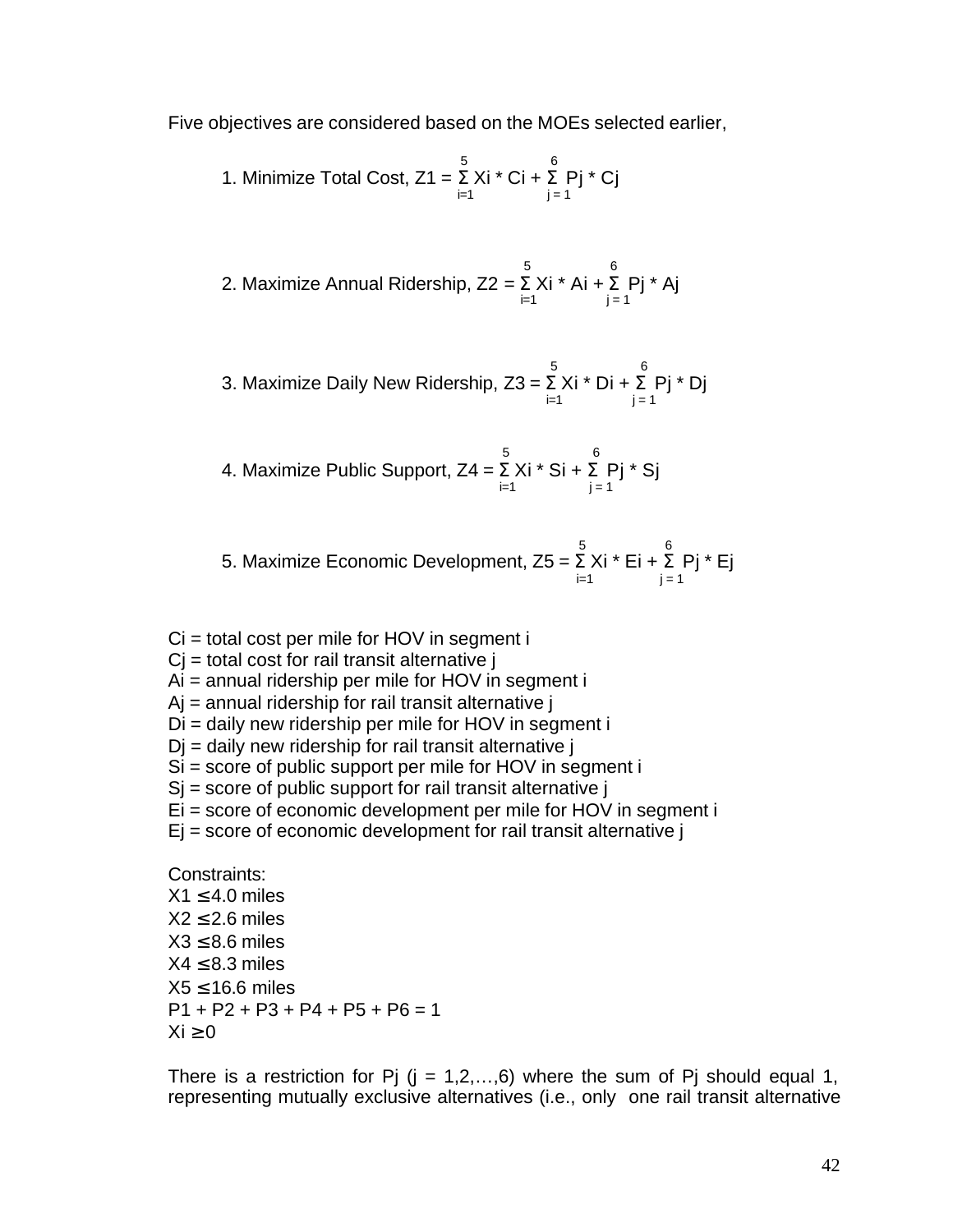Five objectives are considered based on the MOEs selected earlier,

1. Minimize Total Cost, $Z1 = \sum_{i=1}^{5} Xi * Ci + \sum_{j=1}^{6} Pj * Cj$

2. Maximize Annual Ridership, $Z2 = \sum_{i=1}^{5} Xi * Ai + \sum_{j=1}^{6} Pj * Aj$

3. Maximize Daily New Ridership, $Z3 = \sum_{i=1}^{5} Xi * Di + \sum_{j=1}^{6} Pj * Dj$

4. Maximize Public Support, $Z4 = \sum_{i=1}^{5} Xi * Si + \sum_{j=1}^{6} Pj * Sj$

5. Maximize Economic Development, $Z5 = \sum_{i=1}^{5} Xi * Ei + \sum_{j=1}^{6} Pj * Ej$

Ci = total cost per mile for HOV in segment i
Cj = total cost for rail transit alternative j
Ai = annual ridership per mile for HOV in segment i
Aj = annual ridership for rail transit alternative j
Di = daily new ridership per mile for HOV in segment i
Dj = daily new ridership for rail transit alternative j
Si = score of public support per mile for HOV in segment i
Sj = score of public support for rail transit alternative j
Ei = score of economic development per mile for HOV in segment i
Ej = score of economic development for rail transit alternative j

Constraints:
$X1 \leq 4.0$ miles
$X2 \leq 2.6$ miles
$X3 \leq 8.6$ miles
$X4 \leq 8.3$ miles
$X5 \leq 16.6$ miles
$P1 + P2 + P3 + P4 + P5 + P6 = 1$
$Xi \geq 0$

There is a restriction for Pj (j = 1,2,…,6) where the sum of Pj should equal 1, representing mutually exclusive alternatives (i.e., only one rail transit alternative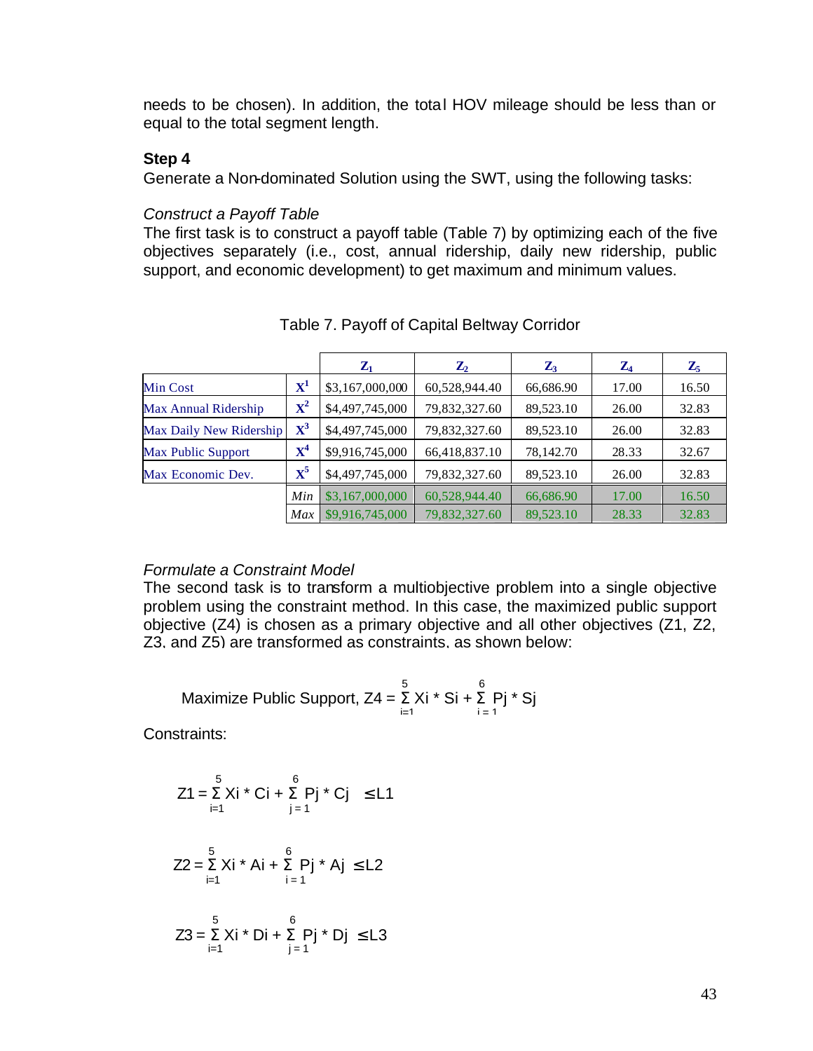needs to be chosen). In addition, the total HOV mileage should be less than or equal to the total segment length.

**Step 4**

Generate a Non-dominated Solution using the SWT, using the following tasks:

*Construct a Payoff Table*

The first task is to construct a payoff table (Table 7) by optimizing each of the five objectives separately (i.e., cost, annual ridership, daily new ridership, public support, and economic development) to get maximum and minimum values.

Table 7. Payoff of Capital Beltway Corridor

| | | $Z_1$ | $Z_2$ | $Z_3$ | $Z_4$ | $Z_5$ |
|---|---|---|---|---|---|---|
| Min Cost | $X^1$ | $3,167,000,000 | 60,528,944.40 | 66,686.90 | 17.00 | 16.50 |
| Max Annual Ridership | $X^2$ | $4,497,745,000 | 79,832,327.60 | 89,523.10 | 26.00 | 32.83 |
| Max Daily New Ridership | $X^3$ | $4,497,745,000 | 79,832,327.60 | 89,523.10 | 26.00 | 32.83 |
| Max Public Support | $X^4$ | $9,916,745,000 | 66,418,837.10 | 78,142.70 | 28.33 | 32.67 |
| Max Economic Dev. | $X^5$ | $4,497,745,000 | 79,832,327.60 | 89,523.10 | 26.00 | 32.83 |
| | *Min* | $3,167,000,000 | 60,528,944.40 | 66,686.90 | 17.00 | 16.50 |
| | *Max* | $9,916,745,000 | 79,832,327.60 | 89,523.10 | 28.33 | 32.83 |

*Formulate a Constraint Model*

The second task is to transform a multiobjective problem into a single objective problem using the constraint method. In this case, the maximized public support objective (Z4) is chosen as a primary objective and all other objectives (Z1, Z2, Z3, and Z5) are transformed as constraints, as shown below:

$$\text{Maximize Public Support, } Z4 = \sum_{i=1}^{5} Xi * Si + \sum_{i=1}^{6} Pj * Sj$$

Constraints:

$$Z1 = \sum_{i=1}^{5} Xi * Ci + \sum_{j=1}^{6} Pj * Cj \leq L1$$

$$Z2 = \sum_{i=1}^{5} Xi * Ai + \sum_{i=1}^{6} Pj * Aj \leq L2$$

$$Z3 = \sum_{i=1}^{5} Xi * Di + \sum_{j=1}^{6} Pj * Dj \leq L3$$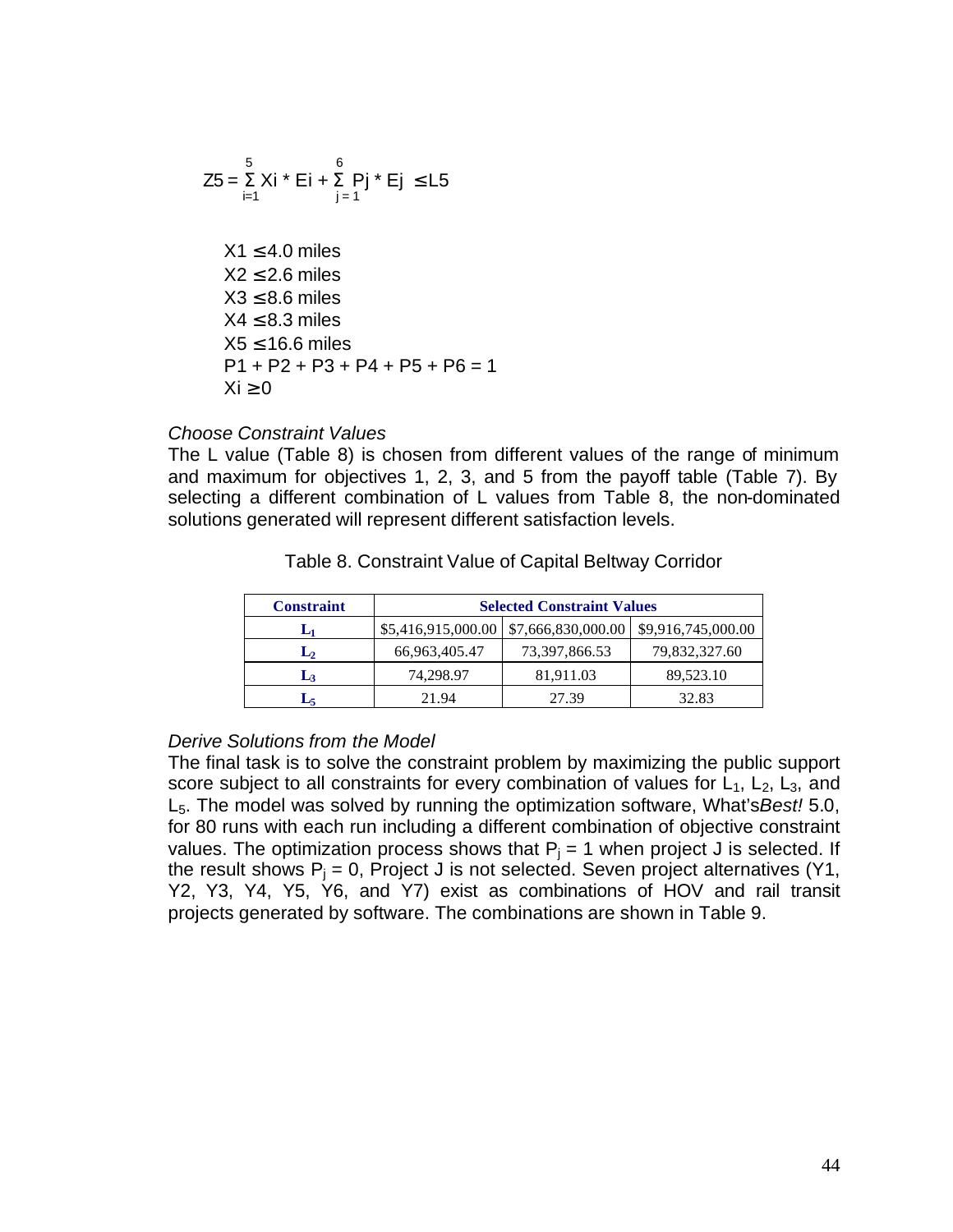$$Z5 = \sum_{i=1}^{5} Xi * Ei + \sum_{j=1}^{6} Pj * Ej \leq L5$$

$X1 \leq 4.0$ miles
$X2 \leq 2.6$ miles
$X3 \leq 8.6$ miles
$X4 \leq 8.3$ miles
$X5 \leq 16.6$ miles
$P1 + P2 + P3 + P4 + P5 + P6 = 1$
$Xi \geq 0$

*Choose Constraint Values*

The L value (Table 8) is chosen from different values of the range of minimum and maximum for objectives 1, 2, 3, and 5 from the payoff table (Table 7). By selecting a different combination of L values from Table 8, the non-dominated solutions generated will represent different satisfaction levels.

Table 8. Constraint Value of Capital Beltway Corridor

| Constraint | Selected Constraint Values | | |
|---|---|---|---|
| $L_1$ | $5,416,915,000.00 | $7,666,830,000.00 | $9,916,745,000.00 |
| $L_2$ | 66,963,405.47 | 73,397,866.53 | 79,832,327.60 |
| $L_3$ | 74,298.97 | 81,911.03 | 89,523.10 |
| $L_5$ | 21.94 | 27.39 | 32.83 |

*Derive Solutions from the Model*

The final task is to solve the constraint problem by maximizing the public support score subject to all constraints for every combination of values for $L_1$, $L_2$, $L_3$, and $L_5$. The model was solved by running the optimization software, What's*Best!* 5.0, for 80 runs with each run including a different combination of objective constraint values. The optimization process shows that $P_j = 1$ when project J is selected. If the result shows $P_j = 0$, Project J is not selected. Seven project alternatives (Y1, Y2, Y3, Y4, Y5, Y6, and Y7) exist as combinations of HOV and rail transit projects generated by software. The combinations are shown in Table 9.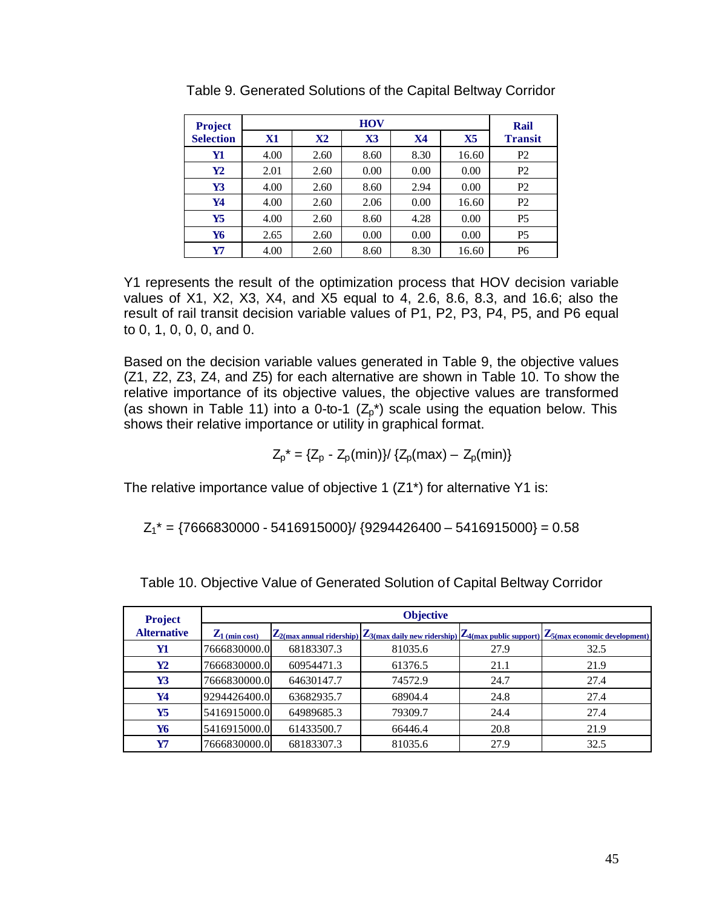Table 9. Generated Solutions of the Capital Beltway Corridor

| Project Selection | HOV | | | | | Rail Transit |
|---|---|---|---|---|---|---|
| | X1 | X2 | X3 | X4 | X5 | |
| **Y1** | 4.00 | 2.60 | 8.60 | 8.30 | 16.60 | P2 |
| **Y2** | 2.01 | 2.60 | 0.00 | 0.00 | 0.00 | P2 |
| **Y3** | 4.00 | 2.60 | 8.60 | 2.94 | 0.00 | P2 |
| **Y4** | 4.00 | 2.60 | 2.06 | 0.00 | 16.60 | P2 |
| **Y5** | 4.00 | 2.60 | 8.60 | 4.28 | 0.00 | P5 |
| **Y6** | 2.65 | 2.60 | 0.00 | 0.00 | 0.00 | P5 |
| **Y7** | 4.00 | 2.60 | 8.60 | 8.30 | 16.60 | P6 |

Y1 represents the result of the optimization process that HOV decision variable values of X1, X2, X3, X4, and X5 equal to 4, 2.6, 8.6, 8.3, and 16.6; also the result of rail transit decision variable values of P1, P2, P3, P4, P5, and P6 equal to 0, 1, 0, 0, 0, and 0.

Based on the decision variable values generated in Table 9, the objective values (Z1, Z2, Z3, Z4, and Z5) for each alternative are shown in Table 10. To show the relative importance of its objective values, the objective values are transformed (as shown in Table 11) into a 0-to-1 ($Z_p$*) scale using the equation below. This shows their relative importance or utility in graphical format.

$$Z_p^* = \{Z_p - Z_p(\text{min})\} / \{Z_p(\text{max}) - Z_p(\text{min})\}$$

The relative importance value of objective 1 (Z1*) for alternative Y1 is:

$$Z_1^* = \{7666830000 - 5416915000\} / \{9294426400 - 5416915000\} = 0.58$$

Table 10. Objective Value of Generated Solution of Capital Beltway Corridor

| Project Alternative | Objective | | | | |
|---|---|---|---|---|---|
| | $Z_{1\,(\text{min cost})}$ | $Z_{2(\text{max annual ridership})}$ | $Z_{3(\text{max daily new ridership})}$ | $Z_{4(\text{max public support})}$ | $Z_{5(\text{max economic development})}$ |
| **Y1** | 7666830000.0 | 68183307.3 | 81035.6 | 27.9 | 32.5 |
| **Y2** | 7666830000.0 | 60954471.3 | 61376.5 | 21.1 | 21.9 |
| **Y3** | 7666830000.0 | 64630147.7 | 74572.9 | 24.7 | 27.4 |
| **Y4** | 9294426400.0 | 63682935.7 | 68904.4 | 24.8 | 27.4 |
| **Y5** | 5416915000.0 | 64989685.3 | 79309.7 | 24.4 | 27.4 |
| **Y6** | 5416915000.0 | 61433500.7 | 66446.4 | 20.8 | 21.9 |
| **Y7** | 7666830000.0 | 68183307.3 | 81035.6 | 27.9 | 32.5 |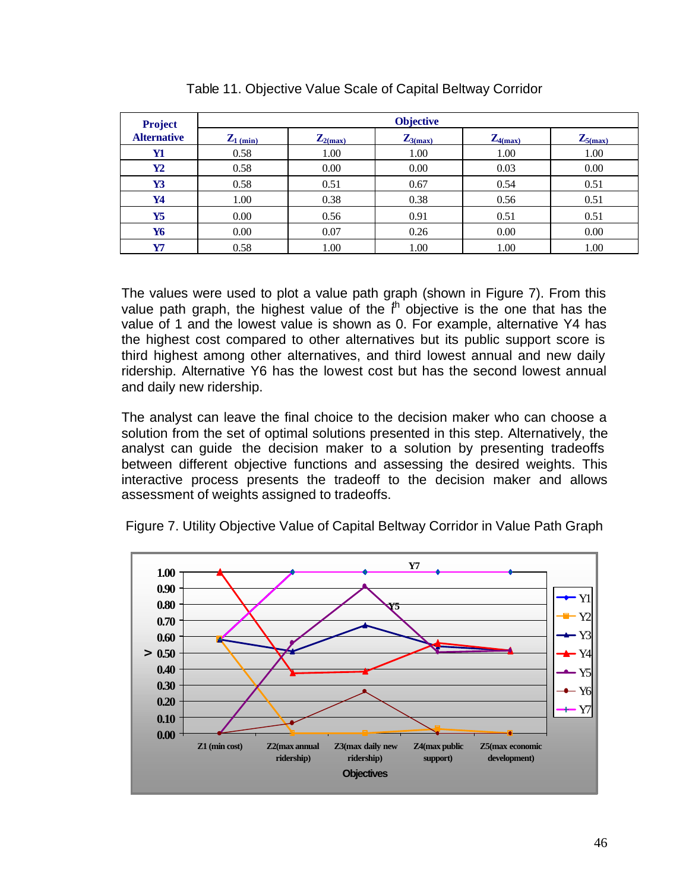Table 11. Objective Value Scale of Capital Beltway Corridor

| Project Alternative | Objective | | | | |
|---|---|---|---|---|---|
| | $Z_{1\,(min)}$ | $Z_{2(max)}$ | $Z_{3(max)}$ | $Z_{4(max)}$ | $Z_{5(max)}$ |
| **Y1** | 0.58 | 1.00 | 1.00 | 1.00 | 1.00 |
| **Y2** | 0.58 | 0.00 | 0.00 | 0.03 | 0.00 |
| **Y3** | 0.58 | 0.51 | 0.67 | 0.54 | 0.51 |
| **Y4** | 1.00 | 0.38 | 0.38 | 0.56 | 0.51 |
| **Y5** | 0.00 | 0.56 | 0.91 | 0.51 | 0.51 |
| **Y6** | 0.00 | 0.07 | 0.26 | 0.00 | 0.00 |
| **Y7** | 0.58 | 1.00 | 1.00 | 1.00 | 1.00 |

The values were used to plot a value path graph (shown in Figure 7). From this value path graph, the highest value of the $i^{th}$ objective is the one that has the value of 1 and the lowest value is shown as 0. For example, alternative Y4 has the highest cost compared to other alternatives but its public support score is third highest among other alternatives, and third lowest annual and new daily ridership. Alternative Y6 has the lowest cost but has the second lowest annual and daily new ridership.

The analyst can leave the final choice to the decision maker who can choose a solution from the set of optimal solutions presented in this step. Alternatively, the analyst can guide the decision maker to a solution by presenting tradeoffs between different objective functions and assessing the desired weights. This interactive process presents the tradeoff to the decision maker and allows assessment of weights assigned to tradeoffs.

Figure 7. Utility Objective Value of Capital Beltway Corridor in Value Path Graph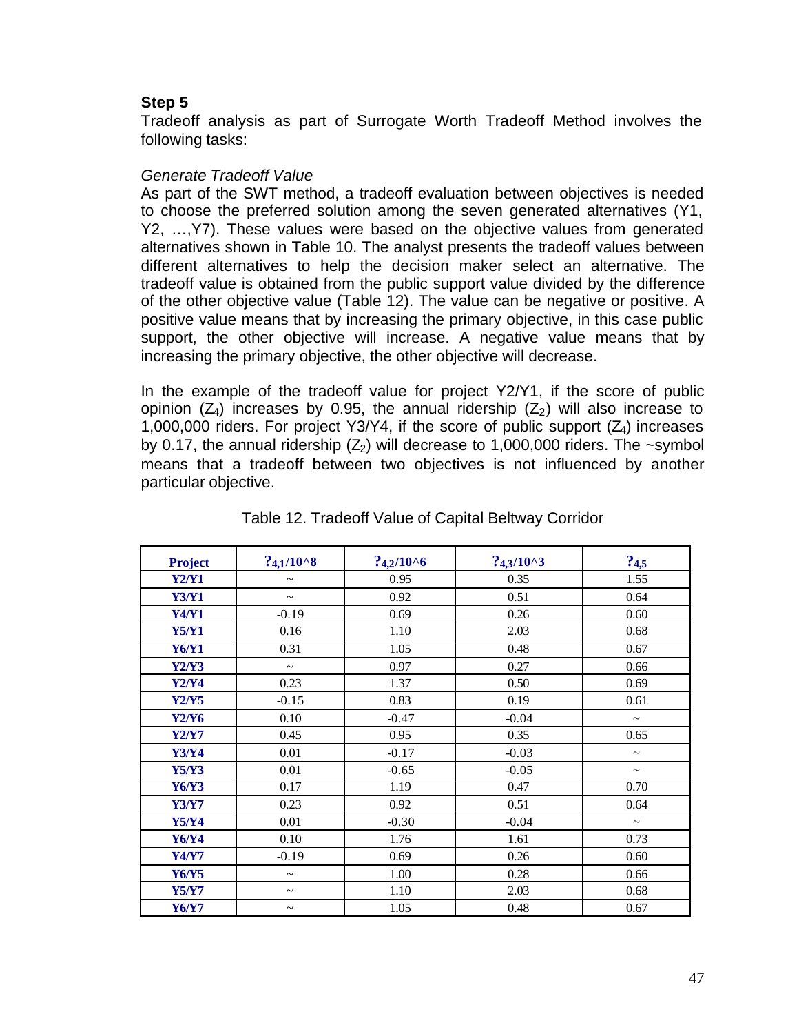**Step 5**

Tradeoff analysis as part of Surrogate Worth Tradeoff Method involves the following tasks:

*Generate Tradeoff Value*

As part of the SWT method, a tradeoff evaluation between objectives is needed to choose the preferred solution among the seven generated alternatives (Y1, Y2, …,Y7). These values were based on the objective values from generated alternatives shown in Table 10. The analyst presents the tradeoff values between different alternatives to help the decision maker select an alternative. The tradeoff value is obtained from the public support value divided by the difference of the other objective value (Table 12). The value can be negative or positive. A positive value means that by increasing the primary objective, in this case public support, the other objective will increase. A negative value means that by increasing the primary objective, the other objective will decrease.

In the example of the tradeoff value for project Y2/Y1, if the score of public opinion ($Z_4$) increases by 0.95, the annual ridership ($Z_2$) will also increase to 1,000,000 riders. For project Y3/Y4, if the score of public support ($Z_4$) increases by 0.17, the annual ridership ($Z_2$) will decrease to 1,000,000 riders. The ~symbol means that a tradeoff between two objectives is not influenced by another particular objective.

Table 12. Tradeoff Value of Capital Beltway Corridor

| Project | $?_{4,1}/10^8$ | $?_{4,2}/10^6$ | $?_{4,3}/10^3$ | $?_{4,5}$ |
|---|---|---|---|---|
| Y2/Y1 | ~ | 0.95 | 0.35 | 1.55 |
| Y3/Y1 | ~ | 0.92 | 0.51 | 0.64 |
| Y4/Y1 | -0.19 | 0.69 | 0.26 | 0.60 |
| Y5/Y1 | 0.16 | 1.10 | 2.03 | 0.68 |
| Y6/Y1 | 0.31 | 1.05 | 0.48 | 0.67 |
| Y2/Y3 | ~ | 0.97 | 0.27 | 0.66 |
| Y2/Y4 | 0.23 | 1.37 | 0.50 | 0.69 |
| Y2/Y5 | -0.15 | 0.83 | 0.19 | 0.61 |
| Y2/Y6 | 0.10 | -0.47 | -0.04 | ~ |
| Y2/Y7 | 0.45 | 0.95 | 0.35 | 0.65 |
| Y3/Y4 | 0.01 | -0.17 | -0.03 | ~ |
| Y5/Y3 | 0.01 | -0.65 | -0.05 | ~ |
| Y6/Y3 | 0.17 | 1.19 | 0.47 | 0.70 |
| Y3/Y7 | 0.23 | 0.92 | 0.51 | 0.64 |
| Y5/Y4 | 0.01 | -0.30 | -0.04 | ~ |
| Y6/Y4 | 0.10 | 1.76 | 1.61 | 0.73 |
| Y4/Y7 | -0.19 | 0.69 | 0.26 | 0.60 |
| Y6/Y5 | ~ | 1.00 | 0.28 | 0.66 |
| Y5/Y7 | ~ | 1.10 | 2.03 | 0.68 |
| Y6/Y7 | ~ | 1.05 | 0.48 | 0.67 |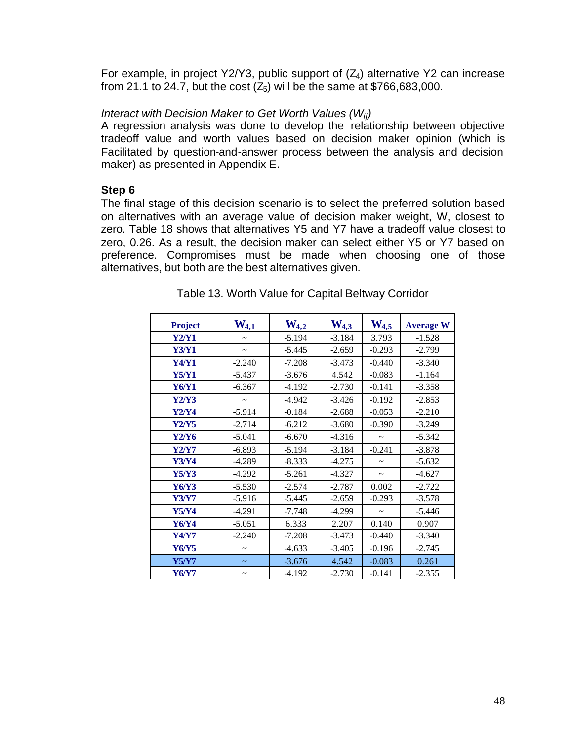For example, in project Y2/Y3, public support of ($Z_4$) alternative Y2 can increase from 21.1 to 24.7, but the cost ($Z_5$) will be the same at $766,683,000.

*Interact with Decision Maker to Get Worth Values ($W_{ij}$)*
A regression analysis was done to develop the relationship between objective tradeoff value and worth values based on decision maker opinion (which is Facilitated by question-and-answer process between the analysis and decision maker) as presented in Appendix E.

**Step 6**
The final stage of this decision scenario is to select the preferred solution based on alternatives with an average value of decision maker weight, W, closest to zero. Table 18 shows that alternatives Y5 and Y7 have a tradeoff value closest to zero, 0.26. As a result, the decision maker can select either Y5 or Y7 based on preference. Compromises must be made when choosing one of those alternatives, but both are the best alternatives given.

Table 13. Worth Value for Capital Beltway Corridor

| Project | $W_{4,1}$ | $W_{4,2}$ | $W_{4,3}$ | $W_{4,5}$ | Average W |
|---|---|---|---|---|---|
| Y2/Y1 | ~ | -5.194 | -3.184 | 3.793 | -1.528 |
| Y3/Y1 | ~ | -5.445 | -2.659 | -0.293 | -2.799 |
| Y4/Y1 | -2.240 | -7.208 | -3.473 | -0.440 | -3.340 |
| Y5/Y1 | -5.437 | -3.676 | 4.542 | -0.083 | -1.164 |
| Y6/Y1 | -6.367 | -4.192 | -2.730 | -0.141 | -3.358 |
| Y2/Y3 | ~ | -4.942 | -3.426 | -0.192 | -2.853 |
| Y2/Y4 | -5.914 | -0.184 | -2.688 | -0.053 | -2.210 |
| Y2/Y5 | -2.714 | -6.212 | -3.680 | -0.390 | -3.249 |
| Y2/Y6 | -5.041 | -6.670 | -4.316 | ~ | -5.342 |
| Y2/Y7 | -6.893 | -5.194 | -3.184 | -0.241 | -3.878 |
| Y3/Y4 | -4.289 | -8.333 | -4.275 | ~ | -5.632 |
| Y5/Y3 | -4.292 | -5.261 | -4.327 | ~ | -4.627 |
| Y6/Y3 | -5.530 | -2.574 | -2.787 | 0.002 | -2.722 |
| Y3/Y7 | -5.916 | -5.445 | -2.659 | -0.293 | -3.578 |
| Y5/Y4 | -4.291 | -7.748 | -4.299 | ~ | -5.446 |
| Y6/Y4 | -5.051 | 6.333 | 2.207 | 0.140 | 0.907 |
| Y4/Y7 | -2.240 | -7.208 | -3.473 | -0.440 | -3.340 |
| Y6/Y5 | ~ | -4.633 | -3.405 | -0.196 | -2.745 |
| Y5/Y7 | ~ | -3.676 | 4.542 | -0.083 | 0.261 |
| Y6/Y7 | ~ | -4.192 | -2.730 | -0.141 | -2.355 |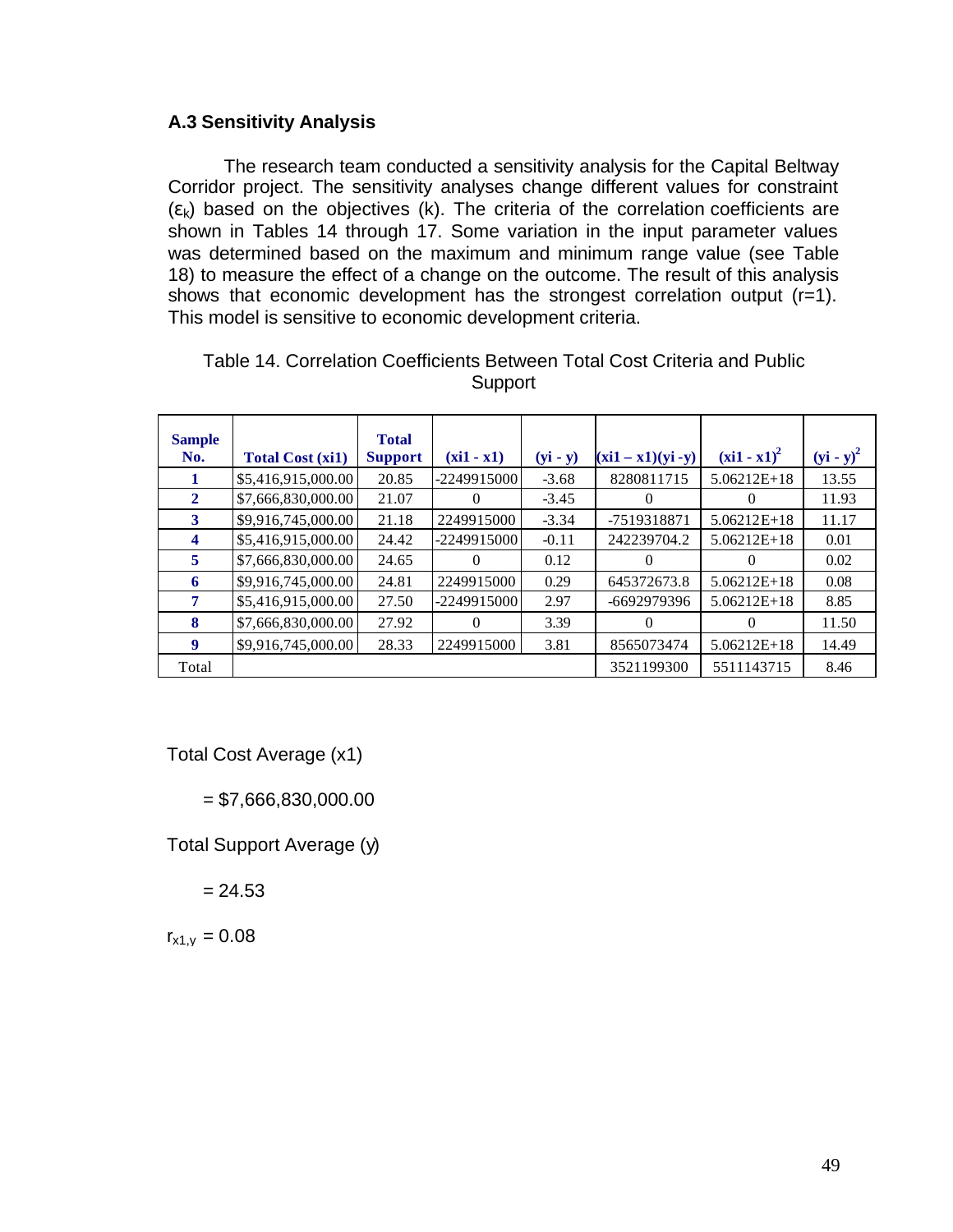### A.3 Sensitivity Analysis

The research team conducted a sensitivity analysis for the Capital Beltway Corridor project. The sensitivity analyses change different values for constraint ($\varepsilon_k$) based on the objectives (k). The criteria of the correlation coefficients are shown in Tables 14 through 17. Some variation in the input parameter values was determined based on the maximum and minimum range value (see Table 18) to measure the effect of a change on the outcome. The result of this analysis shows that economic development has the strongest correlation output (r=1). This model is sensitive to economic development criteria.

Table 14. Correlation Coefficients Between Total Cost Criteria and Public Support

| Sample No. | Total Cost (xi1) | Total Support | (xi1 - x1) | (yi - y) | (xi1 – x1)(yi -y) | $(xi1 - x1)^2$ | $(yi - y)^2$ |
|---|---|---|---|---|---|---|---|
| 1 | $5,416,915,000.00 | 20.85 | -2249915000 | -3.68 | 8280811715 | 5.06212E+18 | 13.55 |
| 2 | $7,666,830,000.00 | 21.07 | 0 | -3.45 | 0 | 0 | 11.93 |
| 3 | $9,916,745,000.00 | 21.18 | 2249915000 | -3.34 | -7519318871 | 5.06212E+18 | 11.17 |
| 4 | $5,416,915,000.00 | 24.42 | -2249915000 | -0.11 | 242239704.2 | 5.06212E+18 | 0.01 |
| 5 | $7,666,830,000.00 | 24.65 | 0 | 0.12 | 0 | 0 | 0.02 |
| 6 | $9,916,745,000.00 | 24.81 | 2249915000 | 0.29 | 645372673.8 | 5.06212E+18 | 0.08 |
| 7 | $5,416,915,000.00 | 27.50 | -2249915000 | 2.97 | -6692979396 | 5.06212E+18 | 8.85 |
| 8 | $7,666,830,000.00 | 27.92 | 0 | 3.39 | 0 | 0 | 11.50 |
| 9 | $9,916,745,000.00 | 28.33 | 2249915000 | 3.81 | 8565073474 | 5.06212E+18 | 14.49 |
| Total | | | | | 3521199300 | 5511143715 | 8.46 |

Total Cost Average (x1)

= $7,666,830,000.00

Total Support Average (y)

= 24.53

$r_{x1,y}$ = 0.08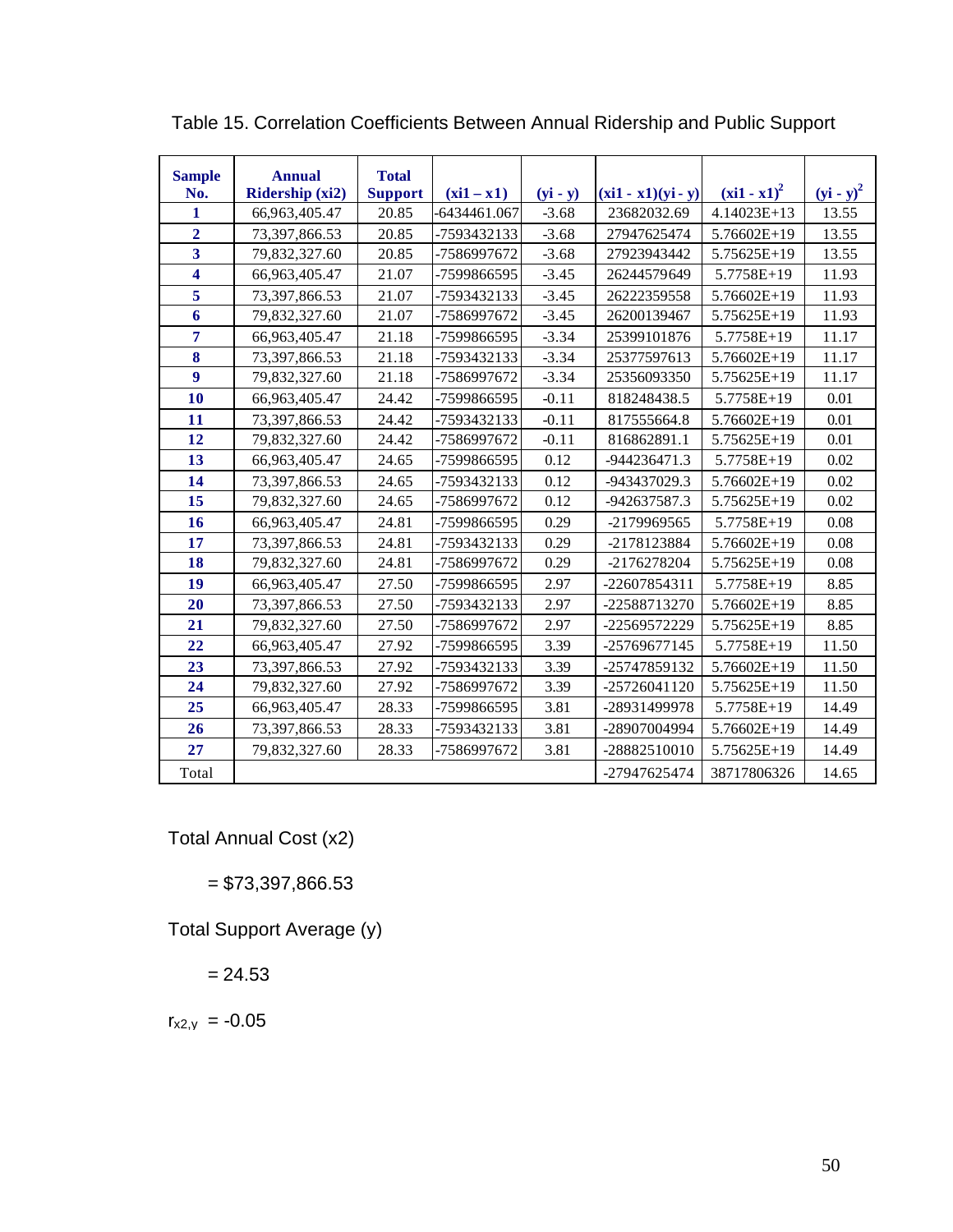Table 15. Correlation Coefficients Between Annual Ridership and Public Support

| Sample No. | Annual Ridership (xi2) | Total Support | (xi1 – x1) | (yi - y) | (xi1 - x1)(yi - y) | $(xi1 - x1)^2$ | $(yi - y)^2$ |
|---|---|---|---|---|---|---|---|
| 1 | 66,963,405.47 | 20.85 | -6434461.067 | -3.68 | 23682032.69 | 4.14023E+13 | 13.55 |
| 2 | 73,397,866.53 | 20.85 | -7593432133 | -3.68 | 27947625474 | 5.76602E+19 | 13.55 |
| 3 | 79,832,327.60 | 20.85 | -7586997672 | -3.68 | 27923943442 | 5.75625E+19 | 13.55 |
| 4 | 66,963,405.47 | 21.07 | -7599866595 | -3.45 | 26244579649 | 5.7758E+19 | 11.93 |
| 5 | 73,397,866.53 | 21.07 | -7593432133 | -3.45 | 26222359558 | 5.76602E+19 | 11.93 |
| 6 | 79,832,327.60 | 21.07 | -7586997672 | -3.45 | 26200139467 | 5.75625E+19 | 11.93 |
| 7 | 66,963,405.47 | 21.18 | -7599866595 | -3.34 | 25399101876 | 5.7758E+19 | 11.17 |
| 8 | 73,397,866.53 | 21.18 | -7593432133 | -3.34 | 25377597613 | 5.76602E+19 | 11.17 |
| 9 | 79,832,327.60 | 21.18 | -7586997672 | -3.34 | 25356093350 | 5.75625E+19 | 11.17 |
| 10 | 66,963,405.47 | 24.42 | -7599866595 | -0.11 | 818248438.5 | 5.7758E+19 | 0.01 |
| 11 | 73,397,866.53 | 24.42 | -7593432133 | -0.11 | 817555664.8 | 5.76602E+19 | 0.01 |
| 12 | 79,832,327.60 | 24.42 | -7586997672 | -0.11 | 816862891.1 | 5.75625E+19 | 0.01 |
| 13 | 66,963,405.47 | 24.65 | -7599866595 | 0.12 | -944236471.3 | 5.7758E+19 | 0.02 |
| 14 | 73,397,866.53 | 24.65 | -7593432133 | 0.12 | -943437029.3 | 5.76602E+19 | 0.02 |
| 15 | 79,832,327.60 | 24.65 | -7586997672 | 0.12 | -942637587.3 | 5.75625E+19 | 0.02 |
| 16 | 66,963,405.47 | 24.81 | -7599866595 | 0.29 | -2179969565 | 5.7758E+19 | 0.08 |
| 17 | 73,397,866.53 | 24.81 | -7593432133 | 0.29 | -2178123884 | 5.76602E+19 | 0.08 |
| 18 | 79,832,327.60 | 24.81 | -7586997672 | 0.29 | -2176278204 | 5.75625E+19 | 0.08 |
| 19 | 66,963,405.47 | 27.50 | -7599866595 | 2.97 | -22607854311 | 5.7758E+19 | 8.85 |
| 20 | 73,397,866.53 | 27.50 | -7593432133 | 2.97 | -22588713270 | 5.76602E+19 | 8.85 |
| 21 | 79,832,327.60 | 27.50 | -7586997672 | 2.97 | -22569572229 | 5.75625E+19 | 8.85 |
| 22 | 66,963,405.47 | 27.92 | -7599866595 | 3.39 | -25769677145 | 5.7758E+19 | 11.50 |
| 23 | 73,397,866.53 | 27.92 | -7593432133 | 3.39 | -25747859132 | 5.76602E+19 | 11.50 |
| 24 | 79,832,327.60 | 27.92 | -7586997672 | 3.39 | -25726041120 | 5.75625E+19 | 11.50 |
| 25 | 66,963,405.47 | 28.33 | -7599866595 | 3.81 | -28931499978 | 5.7758E+19 | 14.49 |
| 26 | 73,397,866.53 | 28.33 | -7593432133 | 3.81 | -28907004994 | 5.76602E+19 | 14.49 |
| 27 | 79,832,327.60 | 28.33 | -7586997672 | 3.81 | -28882510010 | 5.75625E+19 | 14.49 |
| Total | | | | | -27947625474 | 38717806326 | 14.65 |

Total Annual Cost (x2)

= $73,397,866.53

Total Support Average (y)

= 24.53

$r_{x2,y}$ = -0.05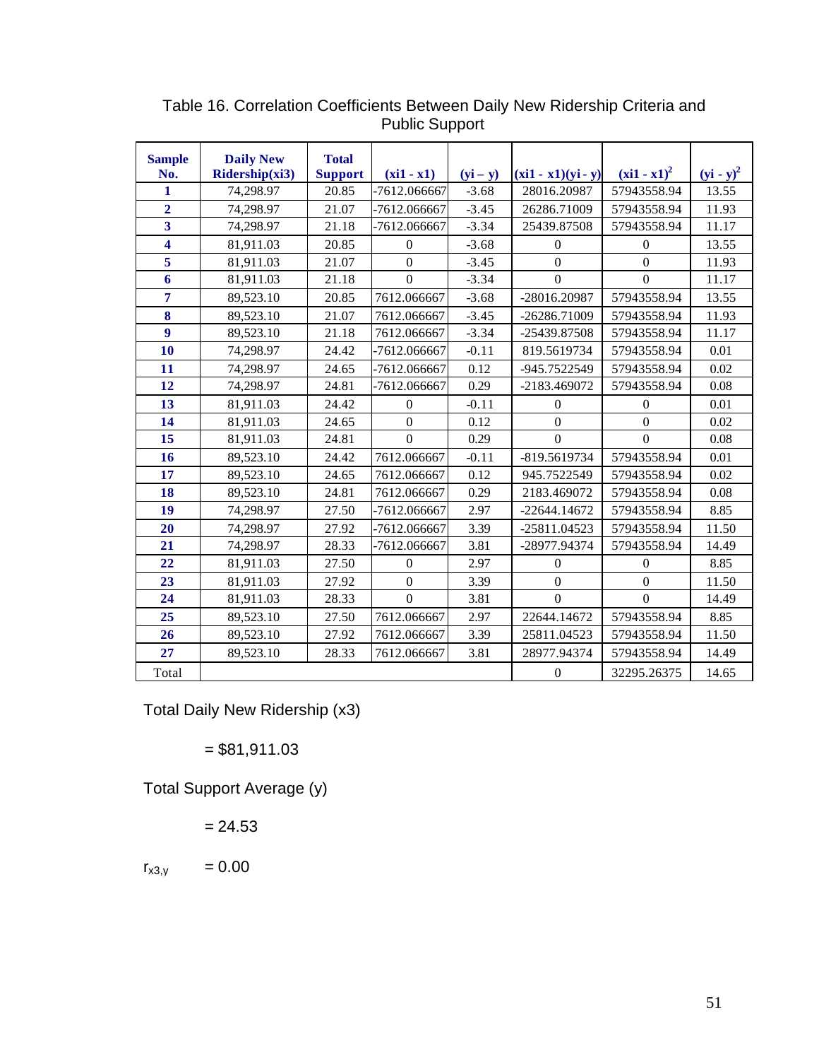Table 16. Correlation Coefficients Between Daily New Ridership Criteria and Public Support

| Sample No. | Daily New Ridership(xi3) | Total Support | (xi1 - x1) | (yi – y) | (xi1 - x1)(yi - y) | $(xi1 - x1)^2$ | $(yi - y)^2$ |
|---|---|---|---|---|---|---|---|
| 1 | 74,298.97 | 20.85 | -7612.066667 | -3.68 | 28016.20987 | 57943558.94 | 13.55 |
| 2 | 74,298.97 | 21.07 | -7612.066667 | -3.45 | 26286.71009 | 57943558.94 | 11.93 |
| 3 | 74,298.97 | 21.18 | -7612.066667 | -3.34 | 25439.87508 | 57943558.94 | 11.17 |
| 4 | 81,911.03 | 20.85 | 0 | -3.68 | 0 | 0 | 13.55 |
| 5 | 81,911.03 | 21.07 | 0 | -3.45 | 0 | 0 | 11.93 |
| 6 | 81,911.03 | 21.18 | 0 | -3.34 | 0 | 0 | 11.17 |
| 7 | 89,523.10 | 20.85 | 7612.066667 | -3.68 | -28016.20987 | 57943558.94 | 13.55 |
| 8 | 89,523.10 | 21.07 | 7612.066667 | -3.45 | -26286.71009 | 57943558.94 | 11.93 |
| 9 | 89,523.10 | 21.18 | 7612.066667 | -3.34 | -25439.87508 | 57943558.94 | 11.17 |
| 10 | 74,298.97 | 24.42 | -7612.066667 | -0.11 | 819.5619734 | 57943558.94 | 0.01 |
| 11 | 74,298.97 | 24.65 | -7612.066667 | 0.12 | -945.7522549 | 57943558.94 | 0.02 |
| 12 | 74,298.97 | 24.81 | -7612.066667 | 0.29 | -2183.469072 | 57943558.94 | 0.08 |
| 13 | 81,911.03 | 24.42 | 0 | -0.11 | 0 | 0 | 0.01 |
| 14 | 81,911.03 | 24.65 | 0 | 0.12 | 0 | 0 | 0.02 |
| 15 | 81,911.03 | 24.81 | 0 | 0.29 | 0 | 0 | 0.08 |
| 16 | 89,523.10 | 24.42 | 7612.066667 | -0.11 | -819.5619734 | 57943558.94 | 0.01 |
| 17 | 89,523.10 | 24.65 | 7612.066667 | 0.12 | 945.7522549 | 57943558.94 | 0.02 |
| 18 | 89,523.10 | 24.81 | 7612.066667 | 0.29 | 2183.469072 | 57943558.94 | 0.08 |
| 19 | 74,298.97 | 27.50 | -7612.066667 | 2.97 | -22644.14672 | 57943558.94 | 8.85 |
| 20 | 74,298.97 | 27.92 | -7612.066667 | 3.39 | -25811.04523 | 57943558.94 | 11.50 |
| 21 | 74,298.97 | 28.33 | -7612.066667 | 3.81 | -28977.94374 | 57943558.94 | 14.49 |
| 22 | 81,911.03 | 27.50 | 0 | 2.97 | 0 | 0 | 8.85 |
| 23 | 81,911.03 | 27.92 | 0 | 3.39 | 0 | 0 | 11.50 |
| 24 | 81,911.03 | 28.33 | 0 | 3.81 | 0 | 0 | 14.49 |
| 25 | 89,523.10 | 27.50 | 7612.066667 | 2.97 | 22644.14672 | 57943558.94 | 8.85 |
| 26 | 89,523.10 | 27.92 | 7612.066667 | 3.39 | 25811.04523 | 57943558.94 | 11.50 |
| 27 | 89,523.10 | 28.33 | 7612.066667 | 3.81 | 28977.94374 | 57943558.94 | 14.49 |
| Total | | | | | 0 | 32295.26375 | 14.65 |

Total Daily New Ridership (x3)

= $81,911.03

Total Support Average (y)

= 24.53

$r_{x3,y}$ = 0.00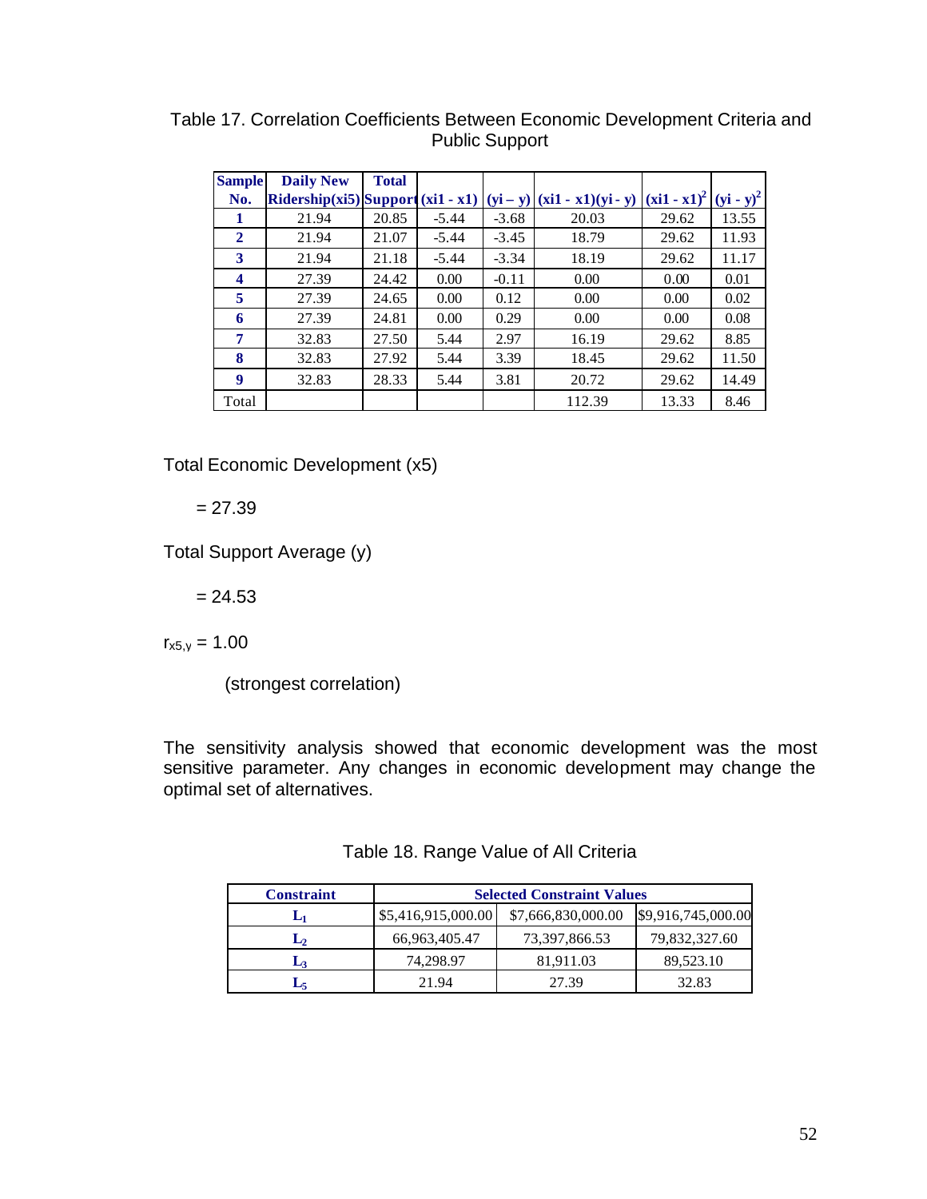Table 17. Correlation Coefficients Between Economic Development Criteria and Public Support

| Sample No. | Daily New Ridership(xi5) | Total Support | (xi1 - x1) | (yi – y) | (xi1 - x1)(yi - y) | $(xi1 - x1)^2$ | $(yi - y)^2$ |
|---|---|---|---|---|---|---|---|
| 1 | 21.94 | 20.85 | -5.44 | -3.68 | 20.03 | 29.62 | 13.55 |
| 2 | 21.94 | 21.07 | -5.44 | -3.45 | 18.79 | 29.62 | 11.93 |
| 3 | 21.94 | 21.18 | -5.44 | -3.34 | 18.19 | 29.62 | 11.17 |
| 4 | 27.39 | 24.42 | 0.00 | -0.11 | 0.00 | 0.00 | 0.01 |
| 5 | 27.39 | 24.65 | 0.00 | 0.12 | 0.00 | 0.00 | 0.02 |
| 6 | 27.39 | 24.81 | 0.00 | 0.29 | 0.00 | 0.00 | 0.08 |
| 7 | 32.83 | 27.50 | 5.44 | 2.97 | 16.19 | 29.62 | 8.85 |
| 8 | 32.83 | 27.92 | 5.44 | 3.39 | 18.45 | 29.62 | 11.50 |
| 9 | 32.83 | 28.33 | 5.44 | 3.81 | 20.72 | 29.62 | 14.49 |
| Total | | | | | 112.39 | 13.33 | 8.46 |

Total Economic Development (x5)

= 27.39

Total Support Average (y)

= 24.53

$r_{x5,y} = 1.00$

(strongest correlation)

The sensitivity analysis showed that economic development was the most sensitive parameter. Any changes in economic development may change the optimal set of alternatives.

Table 18. Range Value of All Criteria

| Constraint | Selected Constraint Values | | |
|---|---|---|---|
| $L_1$ | $5,416,915,000.00 | $7,666,830,000.00 | $9,916,745,000.00 |
| $L_2$ | 66,963,405.47 | 73,397,866.53 | 79,832,327.60 |
| $L_3$ | 74,298.97 | 81,911.03 | 89,523.10 |
| $L_5$ | 21.94 | 27.39 | 32.83 |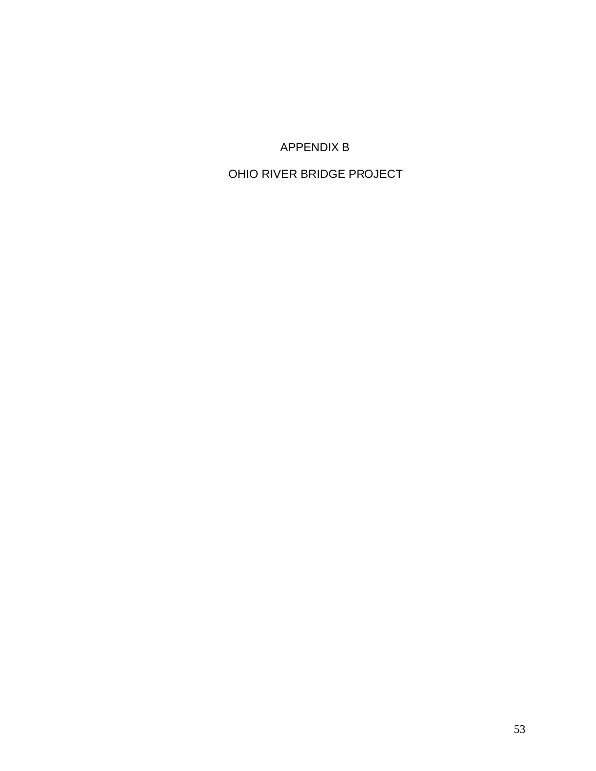# APPENDIX B

# OHIO RIVER BRIDGE PROJECT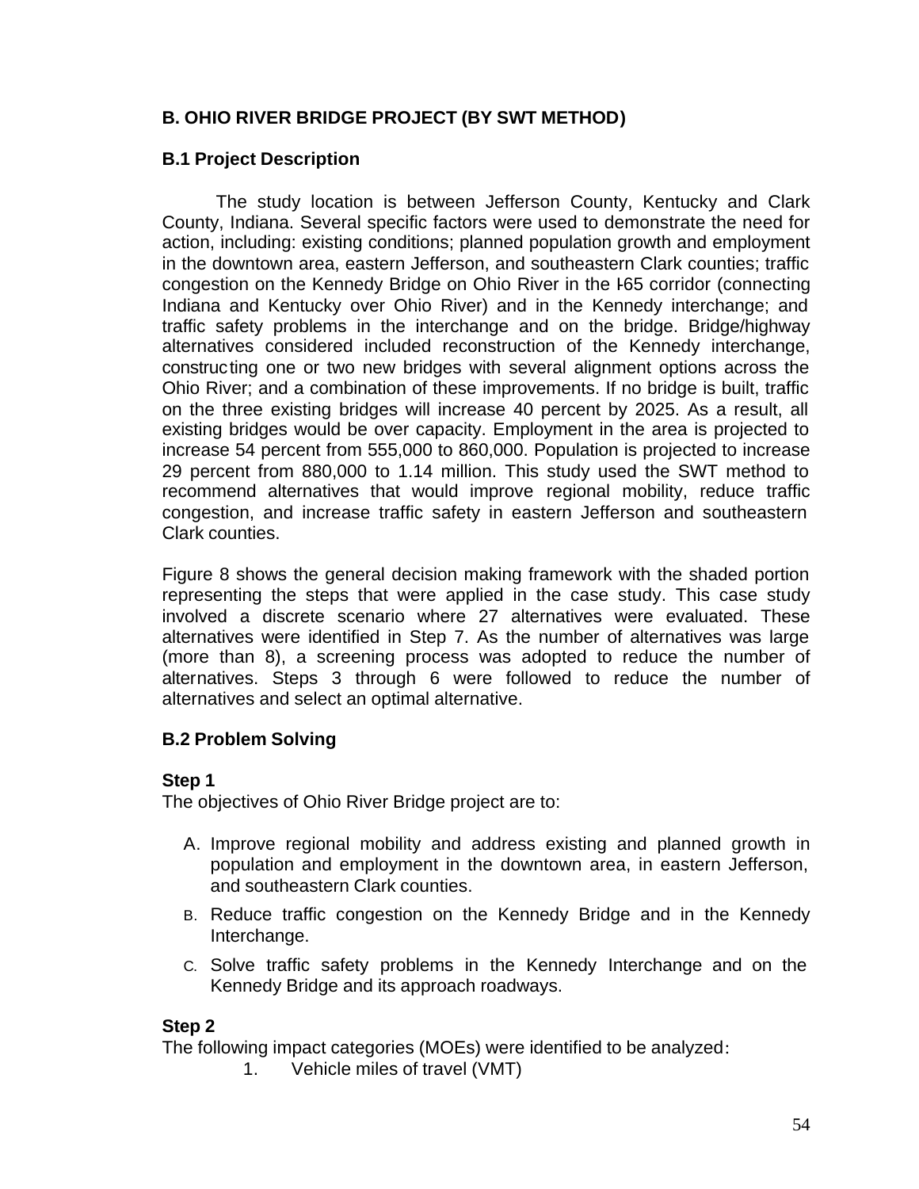## B. OHIO RIVER BRIDGE PROJECT (BY SWT METHOD)

### B.1 Project Description

The study location is between Jefferson County, Kentucky and Clark County, Indiana. Several specific factors were used to demonstrate the need for action, including: existing conditions; planned population growth and employment in the downtown area, eastern Jefferson, and southeastern Clark counties; traffic congestion on the Kennedy Bridge on Ohio River in the I-65 corridor (connecting Indiana and Kentucky over Ohio River) and in the Kennedy interchange; and traffic safety problems in the interchange and on the bridge. Bridge/highway alternatives considered included reconstruction of the Kennedy interchange, constructing one or two new bridges with several alignment options across the Ohio River; and a combination of these improvements. If no bridge is built, traffic on the three existing bridges will increase 40 percent by 2025. As a result, all existing bridges would be over capacity. Employment in the area is projected to increase 54 percent from 555,000 to 860,000. Population is projected to increase 29 percent from 880,000 to 1.14 million. This study used the SWT method to recommend alternatives that would improve regional mobility, reduce traffic congestion, and increase traffic safety in eastern Jefferson and southeastern Clark counties.

Figure 8 shows the general decision making framework with the shaded portion representing the steps that were applied in the case study. This case study involved a discrete scenario where 27 alternatives were evaluated. These alternatives were identified in Step 7. As the number of alternatives was large (more than 8), a screening process was adopted to reduce the number of alternatives. Steps 3 through 6 were followed to reduce the number of alternatives and select an optimal alternative.

### B.2 Problem Solving

**Step 1**
The objectives of Ohio River Bridge project are to:

A. Improve regional mobility and address existing and planned growth in population and employment in the downtown area, in eastern Jefferson, and southeastern Clark counties.
B. Reduce traffic congestion on the Kennedy Bridge and in the Kennedy Interchange.
C. Solve traffic safety problems in the Kennedy Interchange and on the Kennedy Bridge and its approach roadways.

**Step 2**
The following impact categories (MOEs) were identified to be analyzed:

1. Vehicle miles of travel (VMT)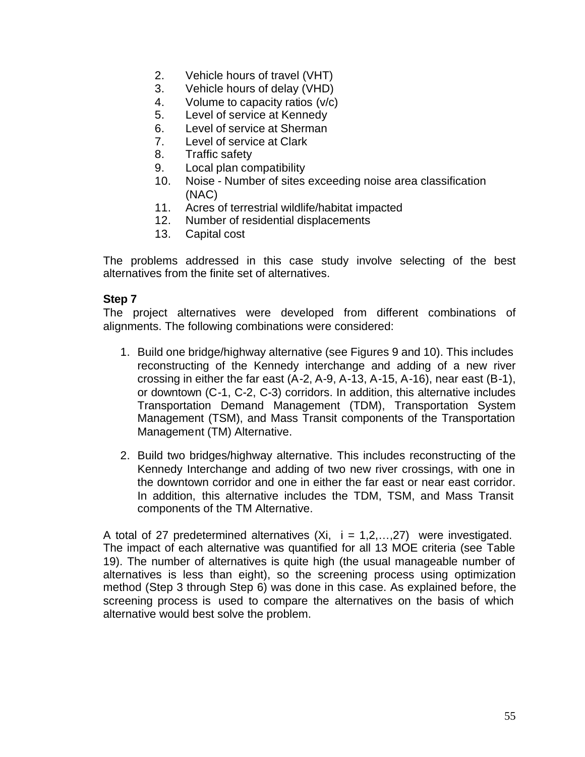2. Vehicle hours of travel (VHT)
3. Vehicle hours of delay (VHD)
4. Volume to capacity ratios (v/c)
5. Level of service at Kennedy
6. Level of service at Sherman
7. Level of service at Clark
8. Traffic safety
9. Local plan compatibility
10. Noise - Number of sites exceeding noise area classification (NAC)
11. Acres of terrestrial wildlife/habitat impacted
12. Number of residential displacements
13. Capital cost

The problems addressed in this case study involve selecting of the best alternatives from the finite set of alternatives.

**Step 7**

The project alternatives were developed from different combinations of alignments. The following combinations were considered:

1. Build one bridge/highway alternative (see Figures 9 and 10). This includes reconstructing of the Kennedy interchange and adding of a new river crossing in either the far east (A-2, A-9, A-13, A-15, A-16), near east (B-1), or downtown (C-1, C-2, C-3) corridors. In addition, this alternative includes Transportation Demand Management (TDM), Transportation System Management (TSM), and Mass Transit components of the Transportation Management (TM) Alternative.

2. Build two bridges/highway alternative. This includes reconstructing of the Kennedy Interchange and adding of two new river crossings, with one in the downtown corridor and one in either the far east or near east corridor. In addition, this alternative includes the TDM, TSM, and Mass Transit components of the TM Alternative.

A total of 27 predetermined alternatives ($X_i$, $i = 1,2,\ldots,27$) were investigated. The impact of each alternative was quantified for all 13 MOE criteria (see Table 19). The number of alternatives is quite high (the usual manageable number of alternatives is less than eight), so the screening process using optimization method (Step 3 through Step 6) was done in this case. As explained before, the screening process is used to compare the alternatives on the basis of which alternative would best solve the problem.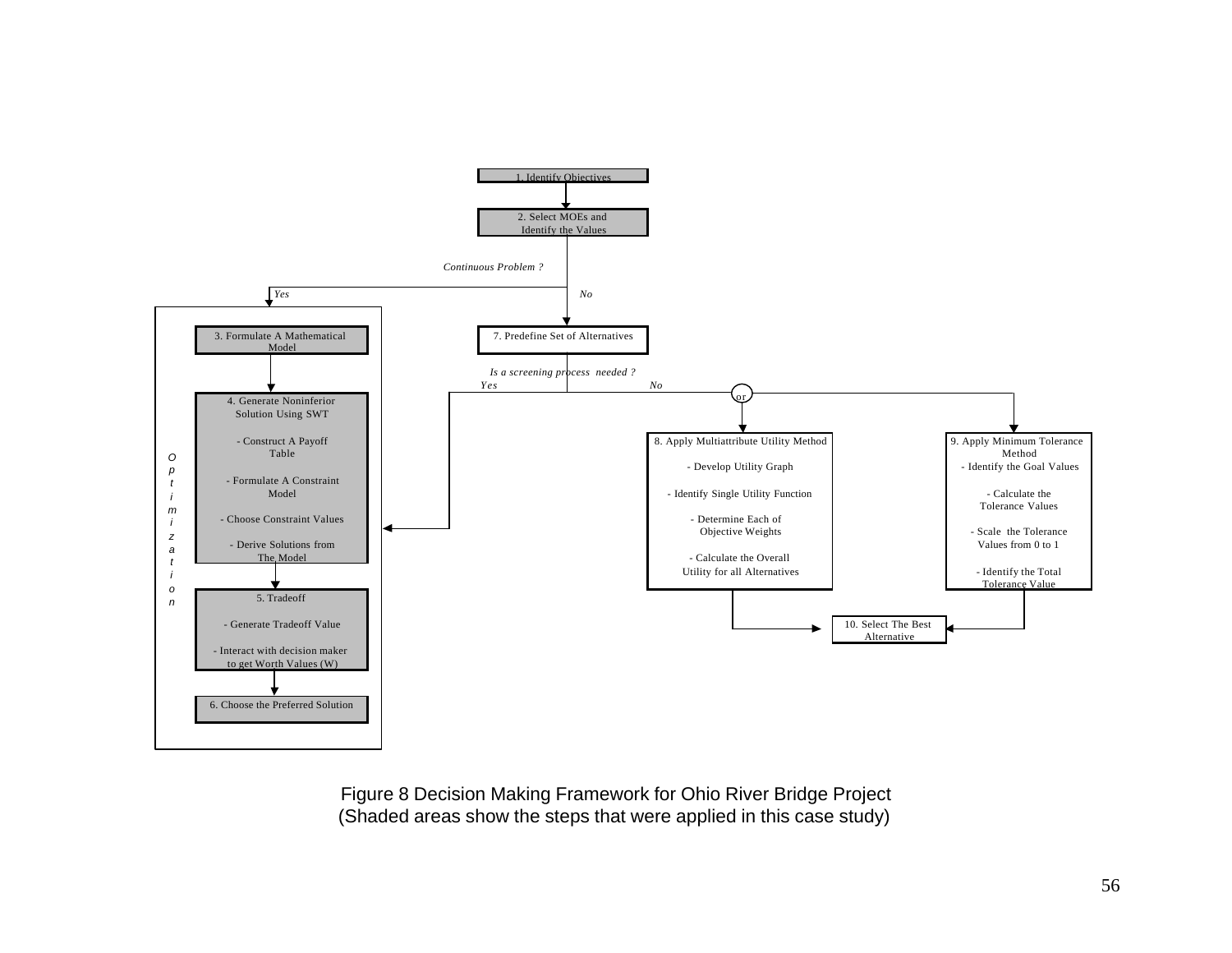1. Identify Objectives

2. Select MOEs and Identify the Values

*Continuous Problem ?*

*Yes* *No*

**Optimization**

3. Formulate A Mathematical Model

4. Generate Noninferior Solution Using SWT

- Construct A Payoff Table
- Formulate A Constraint Model
- Choose Constraint Values
- Derive Solutions from The Model

5. Tradeoff

- Generate Tradeoff Value
- Interact with decision maker to get Worth Values (W)

6. Choose the Preferred Solution

7. Predefine Set of Alternatives

*Is a screening process needed ?*

*Yes* *No*

or

8. Apply Multiattribute Utility Method

- Develop Utility Graph
- Identify Single Utility Function
- Determine Each of Objective Weights
- Calculate the Overall Utility for all Alternatives

9. Apply Minimum Tolerance Method

- Identify the Goal Values
- Calculate the Tolerance Values
- Scale the Tolerance Values from 0 to 1
- Identify the Total Tolerance Value

10. Select The Best Alternative

Figure 8 Decision Making Framework for Ohio River Bridge Project
(Shaded areas show the steps that were applied in this case study)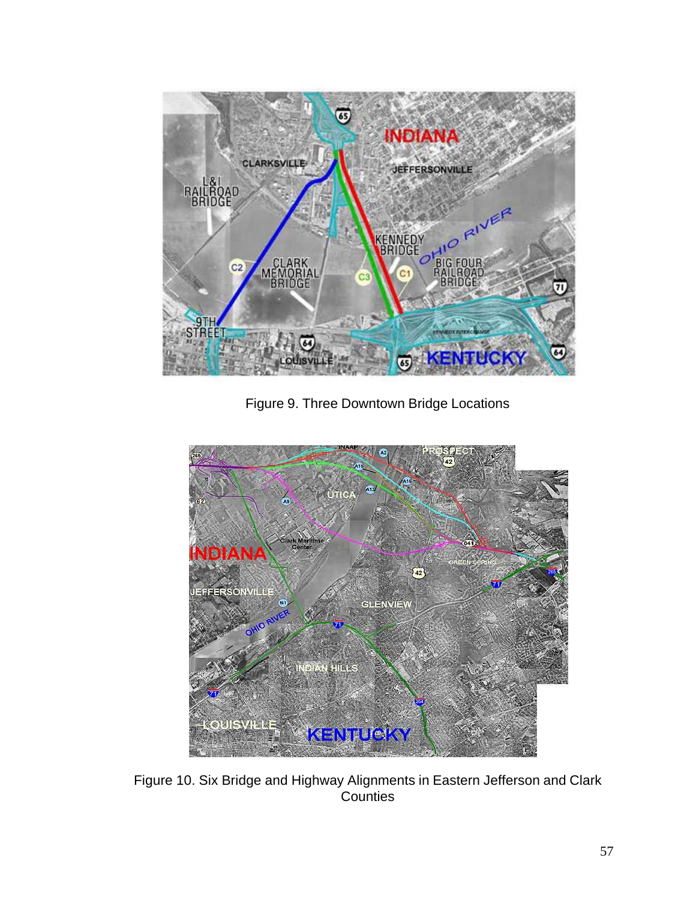Figure 9. Three Downtown Bridge Locations

Figure 10. Six Bridge and Highway Alignments in Eastern Jefferson and Clark Counties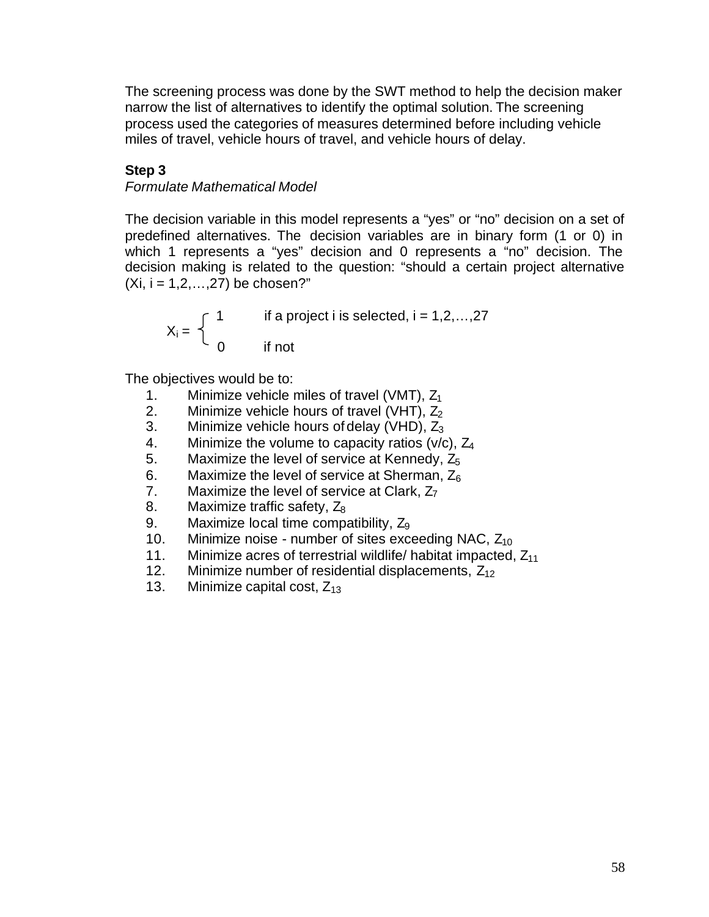The screening process was done by the SWT method to help the decision maker narrow the list of alternatives to identify the optimal solution. The screening process used the categories of measures determined before including vehicle miles of travel, vehicle hours of travel, and vehicle hours of delay.

**Step 3**

*Formulate Mathematical Model*

The decision variable in this model represents a "yes" or "no" decision on a set of predefined alternatives. The decision variables are in binary form (1 or 0) in which 1 represents a "yes" decision and 0 represents a "no" decision. The decision making is related to the question: "should a certain project alternative (Xi, i = 1,2,…,27) be chosen?"

$$X_i = \begin{cases} 1 & \text{if a project i is selected, i = 1,2,…,27} \\ 0 & \text{if not} \end{cases}$$

The objectives would be to:

1. Minimize vehicle miles of travel (VMT), $Z_1$
2. Minimize vehicle hours of travel (VHT), $Z_2$
3. Minimize vehicle hours of delay (VHD), $Z_3$
4. Minimize the volume to capacity ratios (v/c), $Z_4$
5. Maximize the level of service at Kennedy, $Z_5$
6. Maximize the level of service at Sherman, $Z_6$
7. Maximize the level of service at Clark, $Z_7$
8. Maximize traffic safety, $Z_8$
9. Maximize local time compatibility, $Z_9$
10. Minimize noise - number of sites exceeding NAC, $Z_{10}$
11. Minimize acres of terrestrial wildlife/ habitat impacted, $Z_{11}$
12. Minimize number of residential displacements, $Z_{12}$
13. Minimize capital cost, $Z_{13}$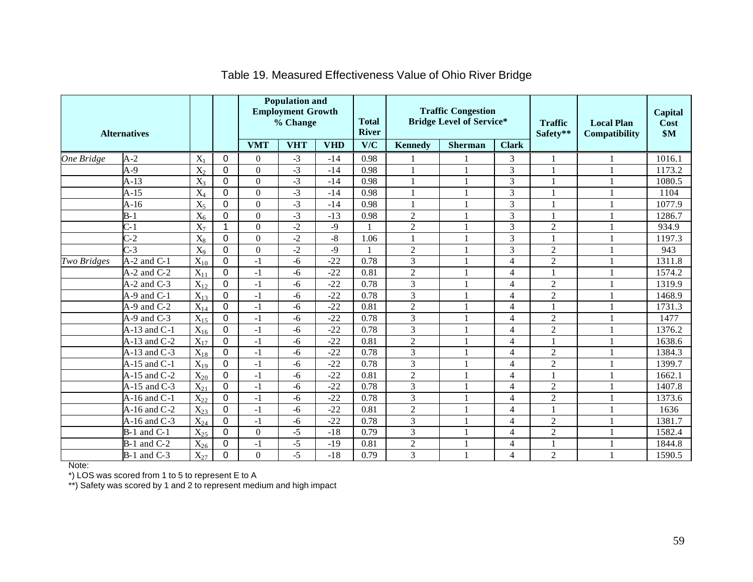# Table 19. Measured Effectiveness Value of Ohio River Bridge

| Alternatives | | | | Population and Employment Growth % Change | | | Total River | Traffic Congestion Bridge Level of Service* | | | Traffic Safety** | Local Plan Compatibility | Capital Cost $M |
|---|---|---|---|---|---|---|---|---|---|---|---|---|---|
| | | | | VMT | VHT | VHD | V/C | Kennedy | Sherman | Clark | | | |
| *One Bridge* | A-2 | $X_1$ | 0 | 0 | -3 | -14 | 0.98 | 1 | 1 | 3 | 1 | 1 | 1016.1 |
| | A-9 | $X_2$ | 0 | 0 | -3 | -14 | 0.98 | 1 | 1 | 3 | 1 | 1 | 1173.2 |
| | A-13 | $X_3$ | 0 | 0 | -3 | -14 | 0.98 | 1 | 1 | 3 | 1 | 1 | 1080.5 |
| | A-15 | $X_4$ | 0 | 0 | -3 | -14 | 0.98 | 1 | 1 | 3 | 1 | 1 | 1104 |
| | A-16 | $X_5$ | 0 | 0 | -3 | -14 | 0.98 | 1 | 1 | 3 | 1 | 1 | 1077.9 |
| | B-1 | $X_6$ | 0 | 0 | -3 | -13 | 0.98 | 2 | 1 | 3 | 1 | 1 | 1286.7 |
| | C-1 | $X_7$ | 1 | 0 | -2 | -9 | 1 | 2 | 1 | 3 | 2 | 1 | 934.9 |
| | C-2 | $X_8$ | 0 | 0 | -2 | -8 | 1.06 | 1 | 1 | 3 | 1 | 1 | 1197.3 |
| | C-3 | $X_9$ | 0 | 0 | -2 | -9 | 1 | 2 | 1 | 3 | 2 | 1 | 943 |
| *Two Bridges* | A-2 and C-1 | $X_{10}$ | 0 | -1 | -6 | -22 | 0.78 | 3 | 1 | 4 | 2 | 1 | 1311.8 |
| | A-2 and C-2 | $X_{11}$ | 0 | -1 | -6 | -22 | 0.81 | 2 | 1 | 4 | 1 | 1 | 1574.2 |
| | A-2 and C-3 | $X_{12}$ | 0 | -1 | -6 | -22 | 0.78 | 3 | 1 | 4 | 2 | 1 | 1319.9 |
| | A-9 and C-1 | $X_{13}$ | 0 | -1 | -6 | -22 | 0.78 | 3 | 1 | 4 | 2 | 1 | 1468.9 |
| | A-9 and C-2 | $X_{14}$ | 0 | -1 | -6 | -22 | 0.81 | 2 | 1 | 4 | 1 | 1 | 1731.3 |
| | A-9 and C-3 | $X_{15}$ | 0 | -1 | -6 | -22 | 0.78 | 3 | 1 | 4 | 2 | 1 | 1477 |
| | A-13 and C-1 | $X_{16}$ | 0 | -1 | -6 | -22 | 0.78 | 3 | 1 | 4 | 2 | 1 | 1376.2 |
| | A-13 and C-2 | $X_{17}$ | 0 | -1 | -6 | -22 | 0.81 | 2 | 1 | 4 | 1 | 1 | 1638.6 |
| | A-13 and C-3 | $X_{18}$ | 0 | -1 | -6 | -22 | 0.78 | 3 | 1 | 4 | 2 | 1 | 1384.3 |
| | A-15 and C-1 | $X_{19}$ | 0 | -1 | -6 | -22 | 0.78 | 3 | 1 | 4 | 2 | 1 | 1399.7 |
| | A-15 and C-2 | $X_{20}$ | 0 | -1 | -6 | -22 | 0.81 | 2 | 1 | 4 | 1 | 1 | 1662.1 |
| | A-15 and C-3 | $X_{21}$ | 0 | -1 | -6 | -22 | 0.78 | 3 | 1 | 4 | 2 | 1 | 1407.8 |
| | A-16 and C-1 | $X_{22}$ | 0 | -1 | -6 | -22 | 0.78 | 3 | 1 | 4 | 2 | 1 | 1373.6 |
| | A-16 and C-2 | $X_{23}$ | 0 | -1 | -6 | -22 | 0.81 | 2 | 1 | 4 | 1 | 1 | 1636 |
| | A-16 and C-3 | $X_{24}$ | 0 | -1 | -6 | -22 | 0.78 | 3 | 1 | 4 | 2 | 1 | 1381.7 |
| | B-1 and C-1 | $X_{25}$ | 0 | 0 | -5 | -18 | 0.79 | 3 | 1 | 4 | 2 | 1 | 1582.4 |
| | B-1 and C-2 | $X_{26}$ | 0 | -1 | -5 | -19 | 0.81 | 2 | 1 | 4 | 1 | 1 | 1844.8 |
| | B-1 and C-3 | $X_{27}$ | 0 | 0 | -5 | -18 | 0.79 | 3 | 1 | 4 | 2 | 1 | 1590.5 |

Note:

*) LOS was scored from 1 to 5 to represent E to A

**) Safety was scored by 1 and 2 to represent medium and high impact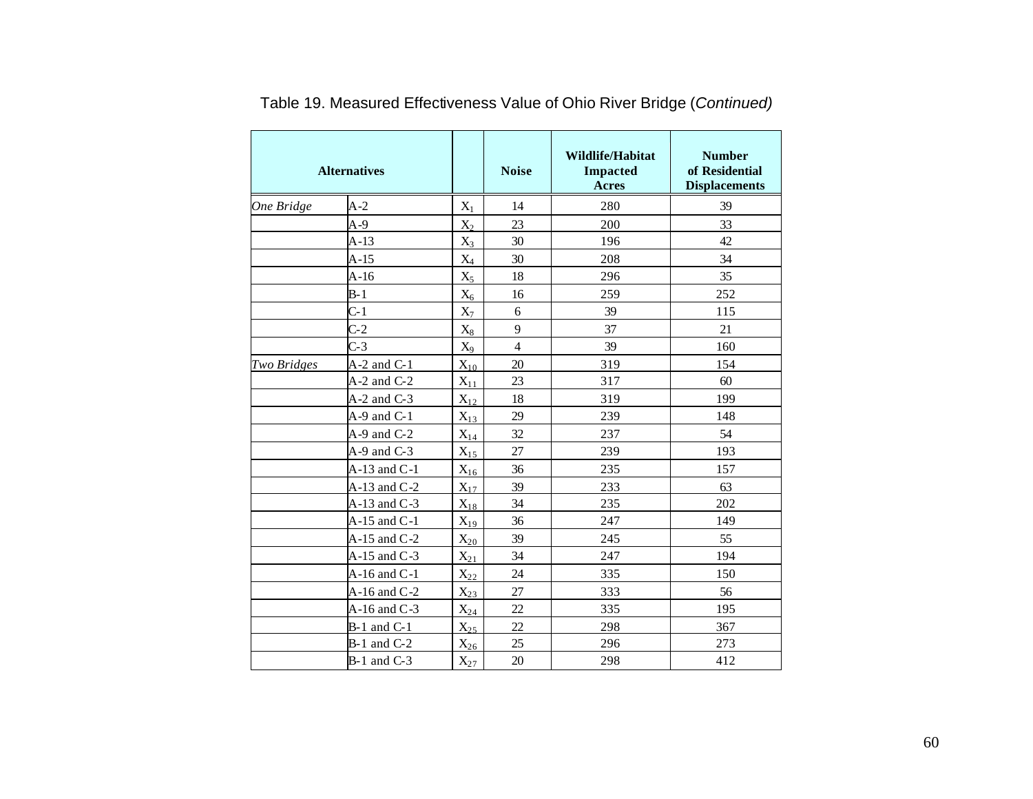Table 19. Measured Effectiveness Value of Ohio River Bridge (*Continued)*

| **Alternatives** | | | **Noise** | **Wildlife/Habitat Impacted Acres** | **Number of Residential Displacements** |
|---|---|---|---|---|---|
| *One Bridge* | A-2 | $X_1$ | 14 | 280 | 39 |
| | A-9 | $X_2$ | 23 | 200 | 33 |
| | A-13 | $X_3$ | 30 | 196 | 42 |
| | A-15 | $X_4$ | 30 | 208 | 34 |
| | A-16 | $X_5$ | 18 | 296 | 35 |
| | B-1 | $X_6$ | 16 | 259 | 252 |
| | C-1 | $X_7$ | 6 | 39 | 115 |
| | C-2 | $X_8$ | 9 | 37 | 21 |
| | C-3 | $X_9$ | 4 | 39 | 160 |
| *Two Bridges* | A-2 and C-1 | $X_{10}$ | 20 | 319 | 154 |
| | A-2 and C-2 | $X_{11}$ | 23 | 317 | 60 |
| | A-2 and C-3 | $X_{12}$ | 18 | 319 | 199 |
| | A-9 and C-1 | $X_{13}$ | 29 | 239 | 148 |
| | A-9 and C-2 | $X_{14}$ | 32 | 237 | 54 |
| | A-9 and C-3 | $X_{15}$ | 27 | 239 | 193 |
| | A-13 and C-1 | $X_{16}$ | 36 | 235 | 157 |
| | A-13 and C-2 | $X_{17}$ | 39 | 233 | 63 |
| | A-13 and C-3 | $X_{18}$ | 34 | 235 | 202 |
| | A-15 and C-1 | $X_{19}$ | 36 | 247 | 149 |
| | A-15 and C-2 | $X_{20}$ | 39 | 245 | 55 |
| | A-15 and C-3 | $X_{21}$ | 34 | 247 | 194 |
| | A-16 and C-1 | $X_{22}$ | 24 | 335 | 150 |
| | A-16 and C-2 | $X_{23}$ | 27 | 333 | 56 |
| | A-16 and C-3 | $X_{24}$ | 22 | 335 | 195 |
| | B-1 and C-1 | $X_{25}$ | 22 | 298 | 367 |
| | B-1 and C-2 | $X_{26}$ | 25 | 296 | 273 |
| | B-1 and C-3 | $X_{27}$ | 20 | 298 | 412 |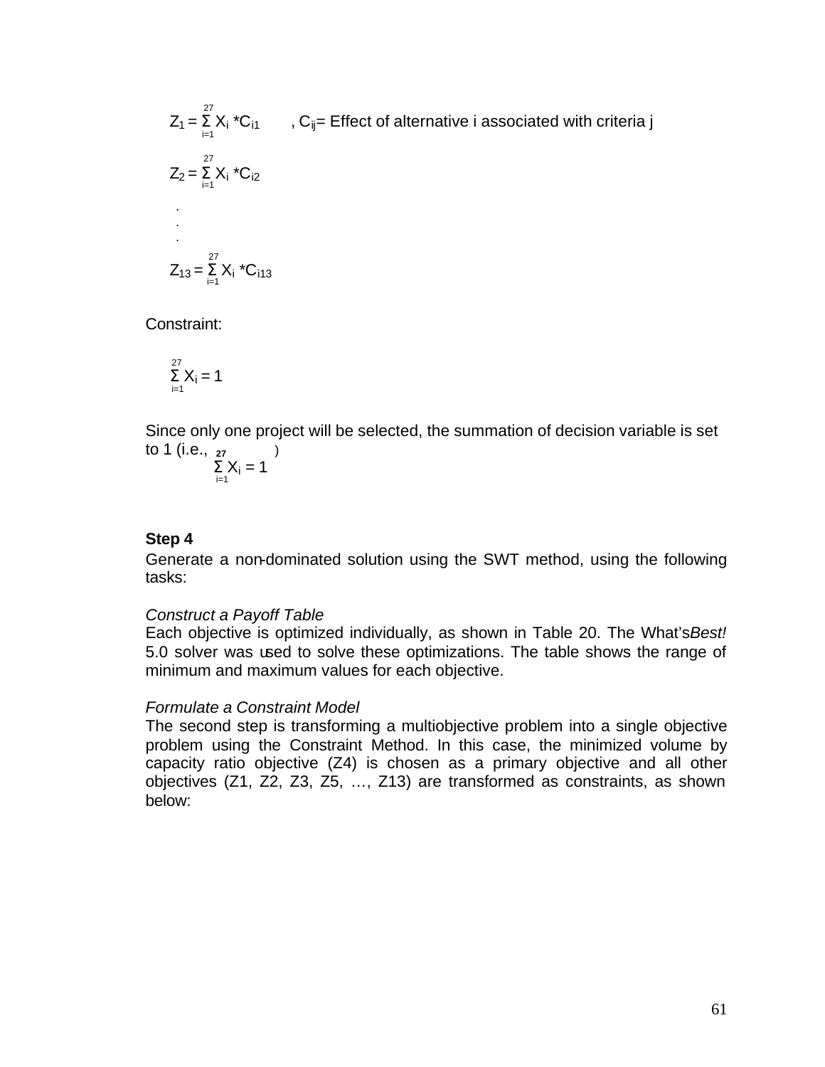$$Z_1 = \sum_{i=1}^{27} X_i * C_{i1} \qquad , C_{ij} = \text{Effect of alternative i associated with criteria j}$$

$$Z_2 = \sum_{i=1}^{27} X_i * C_{i2}$$

.
.
.

$$Z_{13} = \sum_{i=1}^{27} X_i * C_{i13}$$

Constraint:

$$\sum_{i=1}^{27} X_i = 1$$

Since only one project will be selected, the summation of decision variable is set to 1 (i.e., $\sum_{i=1}^{27} X_i = 1$)

**Step 4**

Generate a non-dominated solution using the SWT method, using the following tasks:

*Construct a Payoff Table*

Each objective is optimized individually, as shown in Table 20. The What's*Best!* 5.0 solver was used to solve these optimizations. The table shows the range of minimum and maximum values for each objective.

*Formulate a Constraint Model*

The second step is transforming a multiobjective problem into a single objective problem using the Constraint Method. In this case, the minimized volume by capacity ratio objective (Z4) is chosen as a primary objective and all other objectives (Z1, Z2, Z3, Z5, …, Z13) are transformed as constraints, as shown below: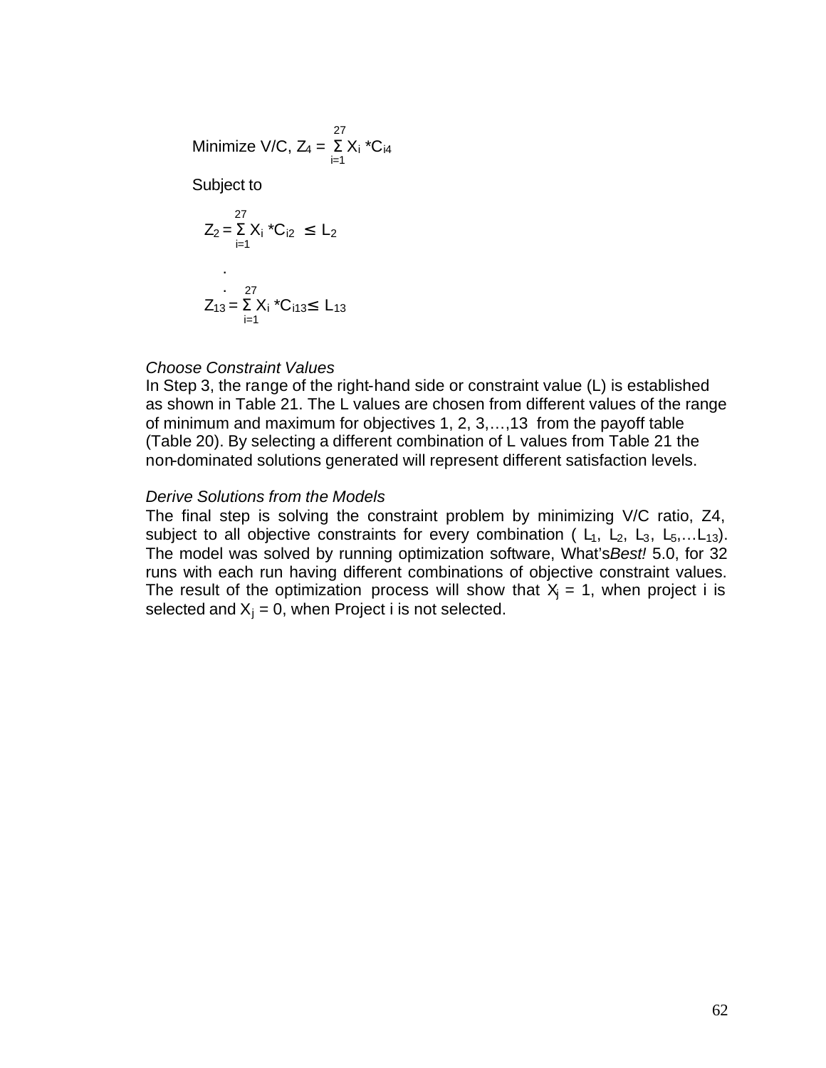$$\text{Minimize V/C, } Z_4 = \sum_{i=1}^{27} X_i * C_{i4}$$

Subject to

$$Z_2 = \sum_{i=1}^{27} X_i * C_{i2} \leq L_2$$

$$\vdots$$

$$Z_{13} = \sum_{i=1}^{27} X_i * C_{i13} \leq L_{13}$$

*Choose Constraint Values*

In Step 3, the range of the right-hand side or constraint value (L) is established as shown in Table 21. The L values are chosen from different values of the range of minimum and maximum for objectives 1, 2, 3,…,13 from the payoff table (Table 20). By selecting a different combination of L values from Table 21 the non-dominated solutions generated will represent different satisfaction levels.

*Derive Solutions from the Models*

The final step is solving the constraint problem by minimizing V/C ratio, Z4, subject to all objective constraints for every combination ( $L_1$, $L_2$, $L_3$, $L_5$,…$L_{13}$). The model was solved by running optimization software, What's*Best!* 5.0, for 32 runs with each run having different combinations of objective constraint values. The result of the optimization process will show that $X_j = 1$, when project i is selected and $X_j = 0$, when Project i is not selected.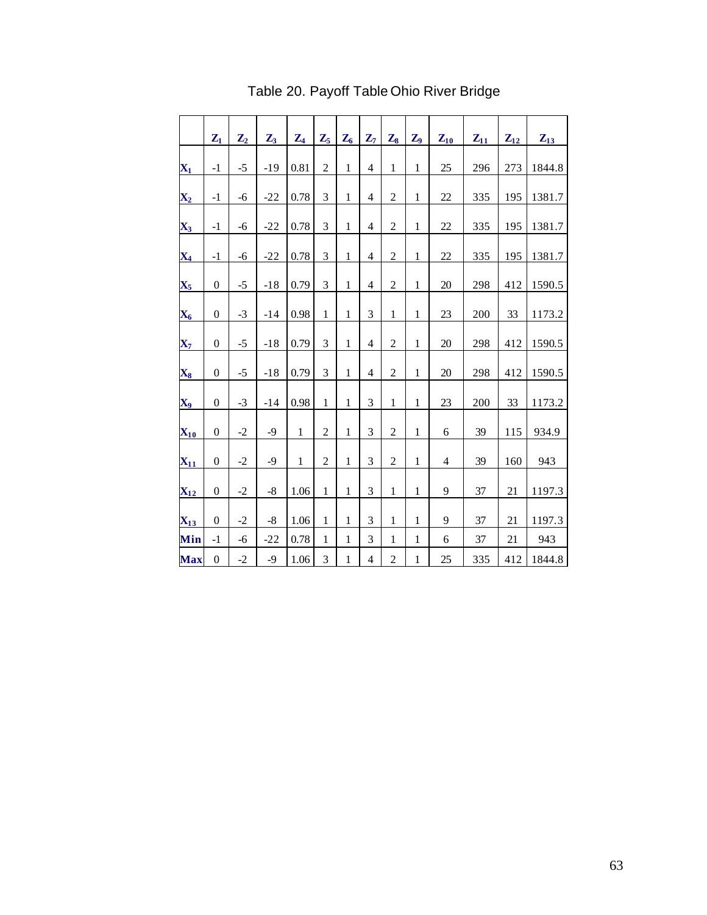Table 20. Payoff Table Ohio River Bridge

| | $Z_1$ | $Z_2$ | $Z_3$ | $Z_4$ | $Z_5$ | $Z_6$ | $Z_7$ | $Z_8$ | $Z_9$ | $Z_{10}$ | $Z_{11}$ | $Z_{12}$ | $Z_{13}$ |
|---|---|---|---|---|---|---|---|---|---|---|---|---|---|
| $X_1$ | -1 | -5 | -19 | 0.81 | 2 | 1 | 4 | 1 | 1 | 25 | 296 | 273 | 1844.8 |
| $X_2$ | -1 | -6 | -22 | 0.78 | 3 | 1 | 4 | 2 | 1 | 22 | 335 | 195 | 1381.7 |
| $X_3$ | -1 | -6 | -22 | 0.78 | 3 | 1 | 4 | 2 | 1 | 22 | 335 | 195 | 1381.7 |
| $X_4$ | -1 | -6 | -22 | 0.78 | 3 | 1 | 4 | 2 | 1 | 22 | 335 | 195 | 1381.7 |
| $X_5$ | 0 | -5 | -18 | 0.79 | 3 | 1 | 4 | 2 | 1 | 20 | 298 | 412 | 1590.5 |
| $X_6$ | 0 | -3 | -14 | 0.98 | 1 | 1 | 3 | 1 | 1 | 23 | 200 | 33 | 1173.2 |
| $X_7$ | 0 | -5 | -18 | 0.79 | 3 | 1 | 4 | 2 | 1 | 20 | 298 | 412 | 1590.5 |
| $X_8$ | 0 | -5 | -18 | 0.79 | 3 | 1 | 4 | 2 | 1 | 20 | 298 | 412 | 1590.5 |
| $X_9$ | 0 | -3 | -14 | 0.98 | 1 | 1 | 3 | 1 | 1 | 23 | 200 | 33 | 1173.2 |
| $X_{10}$ | 0 | -2 | -9 | 1 | 2 | 1 | 3 | 2 | 1 | 6 | 39 | 115 | 934.9 |
| $X_{11}$ | 0 | -2 | -9 | 1 | 2 | 1 | 3 | 2 | 1 | 4 | 39 | 160 | 943 |
| $X_{12}$ | 0 | -2 | -8 | 1.06 | 1 | 1 | 3 | 1 | 1 | 9 | 37 | 21 | 1197.3 |
| $X_{13}$ | 0 | -2 | -8 | 1.06 | 1 | 1 | 3 | 1 | 1 | 9 | 37 | 21 | 1197.3 |
| **Min** | -1 | -6 | -22 | 0.78 | 1 | 1 | 3 | 1 | 1 | 6 | 37 | 21 | 943 |
| **Max** | 0 | -2 | -9 | 1.06 | 3 | 1 | 4 | 2 | 1 | 25 | 335 | 412 | 1844.8 |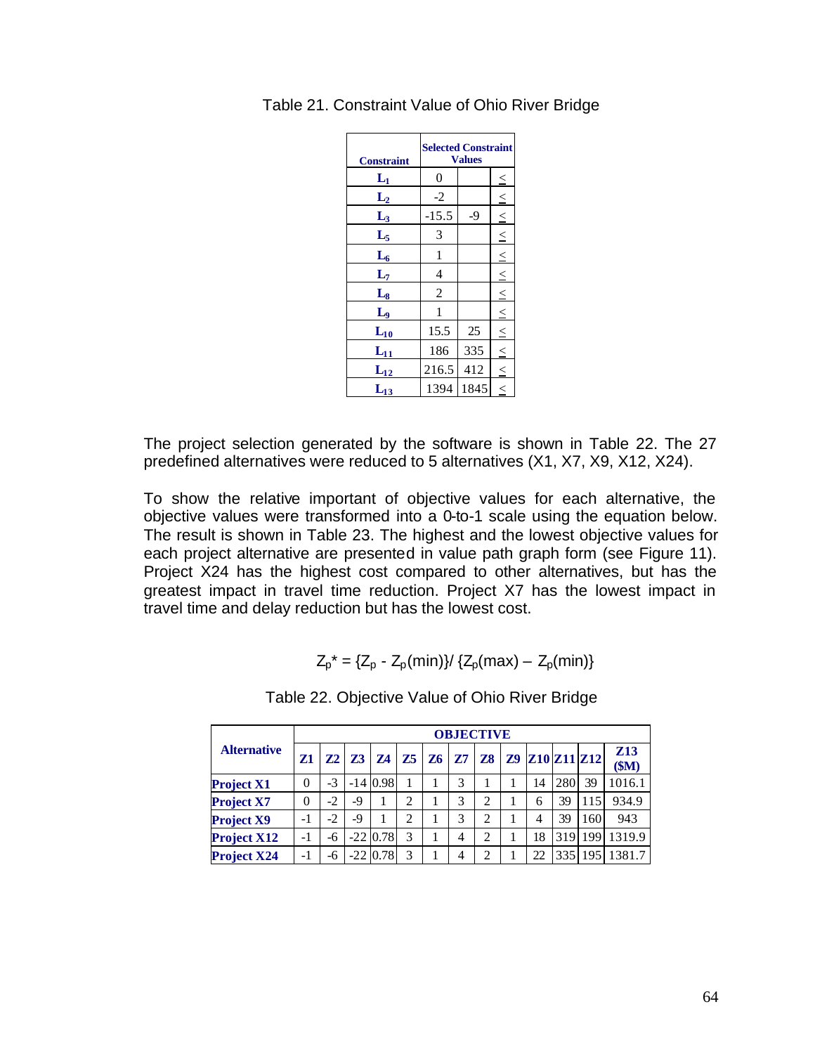Table 21. Constraint Value of Ohio River Bridge

| Constraint | Selected Constraint Values | | |
|---|---|---|---|
| $L_1$ | 0 | | ≤ |
| $L_2$ | -2 | | ≤ |
| $L_3$ | -15.5 | -9 | ≤ |
| $L_5$ | 3 | | ≤ |
| $L_6$ | 1 | | ≤ |
| $L_7$ | 4 | | ≤ |
| $L_8$ | 2 | | ≤ |
| $L_9$ | 1 | | ≤ |
| $L_{10}$ | 15.5 | 25 | ≤ |
| $L_{11}$ | 186 | 335 | ≤ |
| $L_{12}$ | 216.5 | 412 | ≤ |
| $L_{13}$ | 1394 | 1845 | ≤ |

The project selection generated by the software is shown in Table 22. The 27 predefined alternatives were reduced to 5 alternatives (X1, X7, X9, X12, X24).

To show the relative important of objective values for each alternative, the objective values were transformed into a 0-to-1 scale using the equation below. The result is shown in Table 23. The highest and the lowest objective values for each project alternative are presented in value path graph form (see Figure 11). Project X24 has the highest cost compared to other alternatives, but has the greatest impact in travel time reduction. Project X7 has the lowest impact in travel time and delay reduction but has the lowest cost.

$$Z_p^* = \{Z_p - Z_p(\min)\}/\{Z_p(\max) - Z_p(\min)\}$$

Table 22. Objective Value of Ohio River Bridge

| Alternative | OBJECTIVE | | | | | | | | | | | | |
|---|---|---|---|---|---|---|---|---|---|---|---|---|---|
| | Z1 | Z2 | Z3 | Z4 | Z5 | Z6 | Z7 | Z8 | Z9 | Z10 | Z11 | Z12 | Z13 ($M) |
| Project X1 | 0 | -3 | -14 | 0.98 | 1 | 1 | 3 | 1 | 1 | 14 | 280 | 39 | 1016.1 |
| Project X7 | 0 | -2 | -9 | 1 | 2 | 1 | 3 | 2 | 1 | 6 | 39 | 115 | 934.9 |
| Project X9 | -1 | -2 | -9 | 1 | 2 | 1 | 3 | 2 | 1 | 4 | 39 | 160 | 943 |
| Project X12 | -1 | -6 | -22 | 0.78 | 3 | 1 | 4 | 2 | 1 | 18 | 319 | 199 | 1319.9 |
| Project X24 | -1 | -6 | -22 | 0.78 | 3 | 1 | 4 | 2 | 1 | 22 | 335 | 195 | 1381.7 |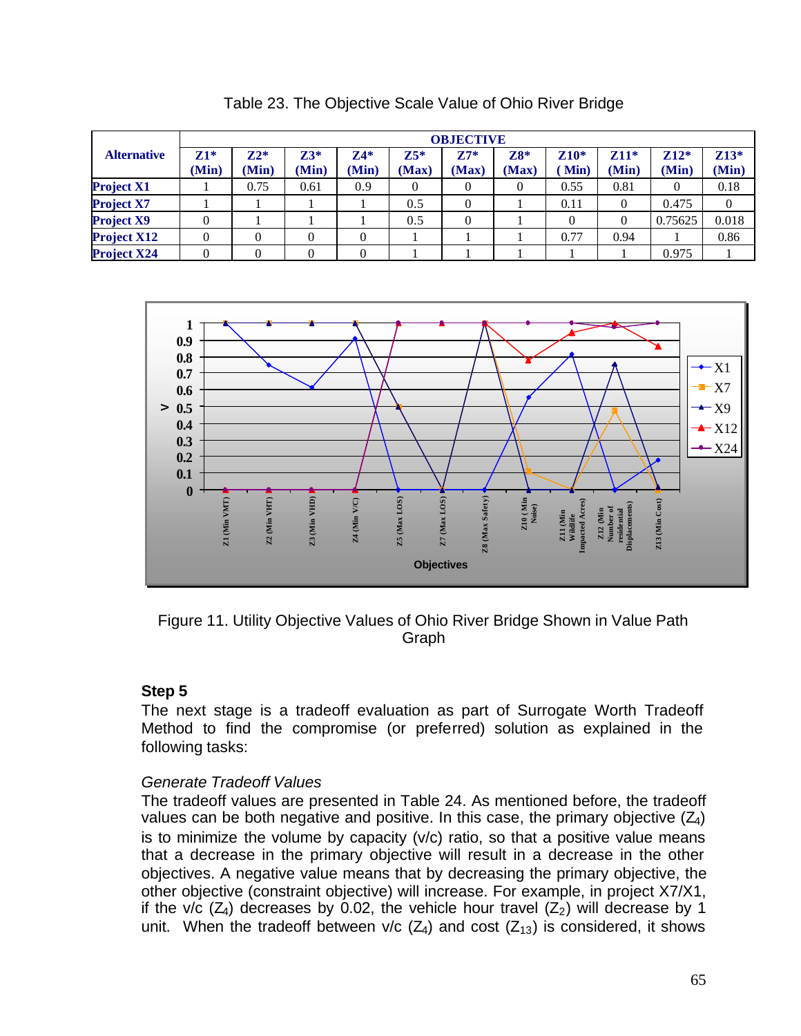Table 23. The Objective Scale Value of Ohio River Bridge

| Alternative | OBJECTIVE | | | | | | | | | | |
|---|---|---|---|---|---|---|---|---|---|---|---|
| | Z1* (Min) | Z2* (Min) | Z3* (Min) | Z4* (Min) | Z5* (Max) | Z7* (Max) | Z8* (Max) | Z10* ( Min) | Z11* (Min) | Z12* (Min) | Z13* (Min) |
| Project X1 | 1 | 0.75 | 0.61 | 0.9 | 0 | 0 | 0 | 0.55 | 0.81 | 0 | 0.18 |
| Project X7 | 1 | 1 | 1 | 1 | 0.5 | 0 | 1 | 0.11 | 0 | 0.475 | 0 |
| Project X9 | 0 | 1 | 1 | 1 | 0.5 | 0 | 1 | 0 | 0 | 0.75625 | 0.018 |
| Project X12 | 0 | 0 | 0 | 0 | 1 | 1 | 1 | 0.77 | 0.94 | 1 | 0.86 |
| Project X24 | 0 | 0 | 0 | 0 | 1 | 1 | 1 | 1 | 1 | 0.975 | 1 |

Figure 11. Utility Objective Values of Ohio River Bridge Shown in Value Path Graph

### Step 5

The next stage is a tradeoff evaluation as part of Surrogate Worth Tradeoff Method to find the compromise (or preferred) solution as explained in the following tasks:

*Generate Tradeoff Values*

The tradeoff values are presented in Table 24. As mentioned before, the tradeoff values can be both negative and positive. In this case, the primary objective ($Z_4$) is to minimize the volume by capacity (v/c) ratio, so that a positive value means that a decrease in the primary objective will result in a decrease in the other objectives. A negative value means that by decreasing the primary objective, the other objective (constraint objective) will increase. For example, in project X7/X1, if the v/c ($Z_4$) decreases by 0.02, the vehicle hour travel ($Z_2$) will decrease by 1 unit. When the tradeoff between v/c ($Z_4$) and cost ($Z_{13}$) is considered, it shows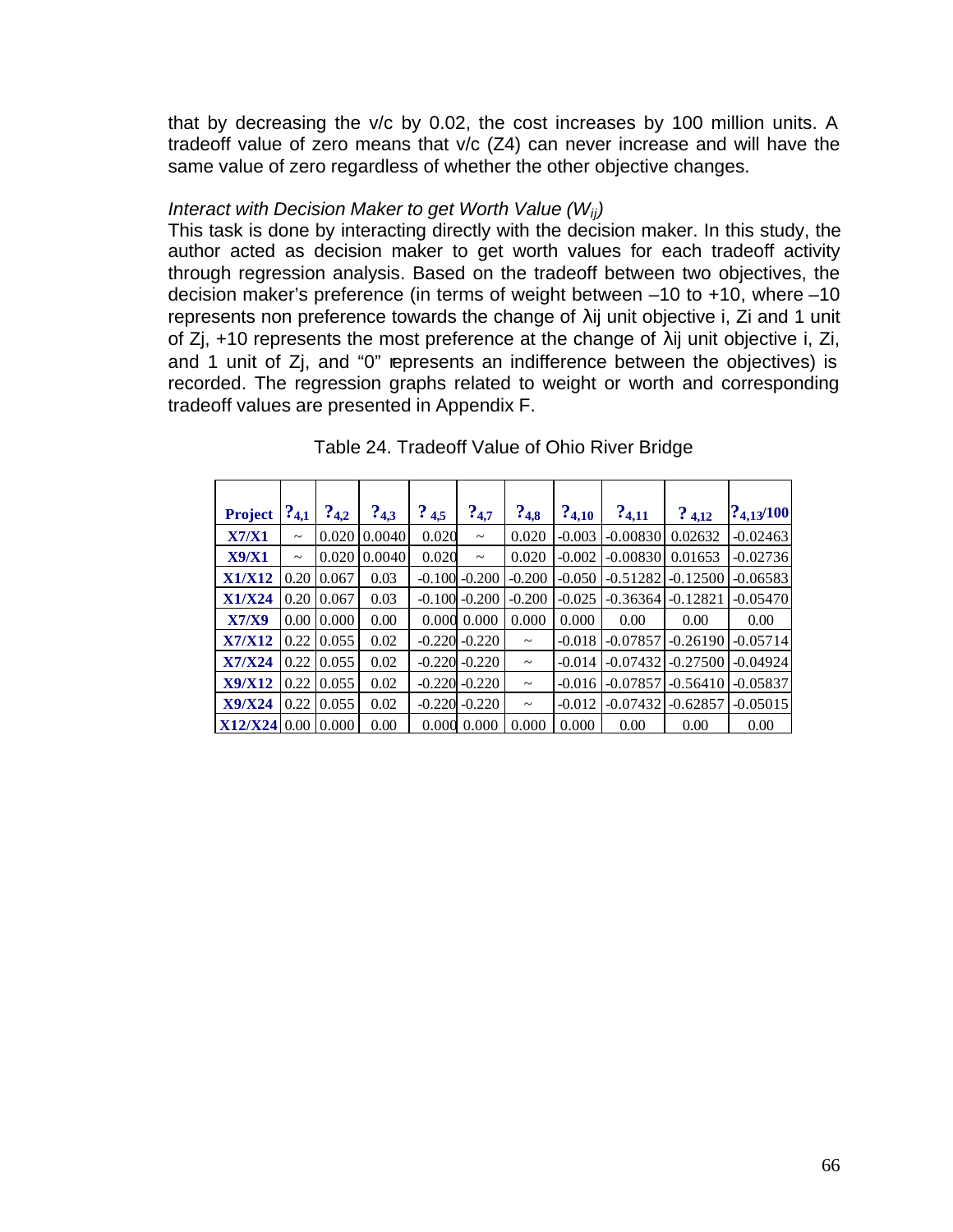that by decreasing the v/c by 0.02, the cost increases by 100 million units. A tradeoff value of zero means that v/c (Z4) can never increase and will have the same value of zero regardless of whether the other objective changes.

*Interact with Decision Maker to get Worth Value ($W_{ij}$)*

This task is done by interacting directly with the decision maker. In this study, the author acted as decision maker to get worth values for each tradeoff activity through regression analysis. Based on the tradeoff between two objectives, the decision maker's preference (in terms of weight between –10 to +10, where –10 represents non preference towards the change of $\lambda$ij unit objective i, Zi and 1 unit of Zj, +10 represents the most preference at the change of $\lambda$ij unit objective i, Zi, and 1 unit of Zj, and "0" represents an indifference between the objectives) is recorded. The regression graphs related to weight or worth and corresponding tradeoff values are presented in Appendix F.

Table 24. Tradeoff Value of Ohio River Bridge

| Project | ?4,1 | ?4,2 | ?4,3 | ? 4,5 | ?4,7 | ?4,8 | ?4,10 | ?4,11 | ? 4,12 | ?4,13/100 |
|---|---|---|---|---|---|---|---|---|---|---|
| X7/X1 | ~ | 0.020 | 0.0040 | 0.020 | ~ | 0.020 | -0.003 | -0.00830 | 0.02632 | -0.02463 |
| X9/X1 | ~ | 0.020 | 0.0040 | 0.020 | ~ | 0.020 | -0.002 | -0.00830 | 0.01653 | -0.02736 |
| X1/X12 | 0.20 | 0.067 | 0.03 | -0.100 | -0.200 | -0.200 | -0.050 | -0.51282 | -0.12500 | -0.06583 |
| X1/X24 | 0.20 | 0.067 | 0.03 | -0.100 | -0.200 | -0.200 | -0.025 | -0.36364 | -0.12821 | -0.05470 |
| X7/X9 | 0.00 | 0.000 | 0.00 | 0.000 | 0.000 | 0.000 | 0.000 | 0.00 | 0.00 | 0.00 |
| X7/X12 | 0.22 | 0.055 | 0.02 | -0.220 | -0.220 | ~ | -0.018 | -0.07857 | -0.26190 | -0.05714 |
| X7/X24 | 0.22 | 0.055 | 0.02 | -0.220 | -0.220 | ~ | -0.014 | -0.07432 | -0.27500 | -0.04924 |
| X9/X12 | 0.22 | 0.055 | 0.02 | -0.220 | -0.220 | ~ | -0.016 | -0.07857 | -0.56410 | -0.05837 |
| X9/X24 | 0.22 | 0.055 | 0.02 | -0.220 | -0.220 | ~ | -0.012 | -0.07432 | -0.62857 | -0.05015 |
| X12/X24 | 0.00 | 0.000 | 0.00 | 0.000 | 0.000 | 0.000 | 0.000 | 0.00 | 0.00 | 0.00 |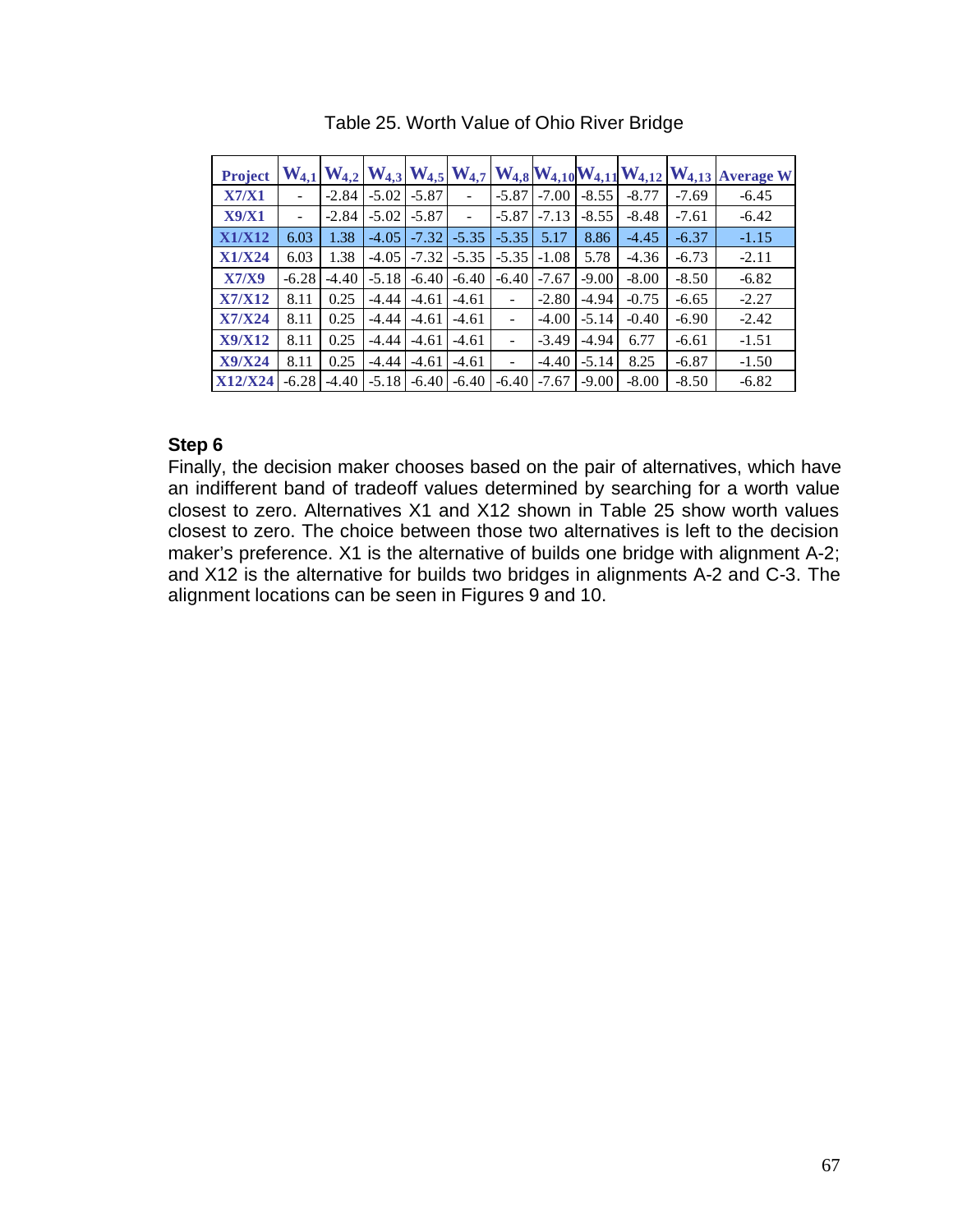Table 25. Worth Value of Ohio River Bridge

| Project | $W_{4,1}$ | $W_{4,2}$ | $W_{4,3}$ | $W_{4,5}$ | $W_{4,7}$ | $W_{4,8}$ | $W_{4,10}$ | $W_{4,11}$ | $W_{4,12}$ | $W_{4,13}$ | Average W |
|---|---|---|---|---|---|---|---|---|---|---|---|
| X7/X1 | - | -2.84 | -5.02 | -5.87 | - | -5.87 | -7.00 | -8.55 | -8.77 | -7.69 | -6.45 |
| X9/X1 | - | -2.84 | -5.02 | -5.87 | - | -5.87 | -7.13 | -8.55 | -8.48 | -7.61 | -6.42 |
| X1/X12 | 6.03 | 1.38 | -4.05 | -7.32 | -5.35 | -5.35 | 5.17 | 8.86 | -4.45 | -6.37 | -1.15 |
| X1/X24 | 6.03 | 1.38 | -4.05 | -7.32 | -5.35 | -5.35 | -1.08 | 5.78 | -4.36 | -6.73 | -2.11 |
| X7/X9 | -6.28 | -4.40 | -5.18 | -6.40 | -6.40 | -6.40 | -7.67 | -9.00 | -8.00 | -8.50 | -6.82 |
| X7/X12 | 8.11 | 0.25 | -4.44 | -4.61 | -4.61 | - | -2.80 | -4.94 | -0.75 | -6.65 | -2.27 |
| X7/X24 | 8.11 | 0.25 | -4.44 | -4.61 | -4.61 | - | -4.00 | -5.14 | -0.40 | -6.90 | -2.42 |
| X9/X12 | 8.11 | 0.25 | -4.44 | -4.61 | -4.61 | - | -3.49 | -4.94 | 6.77 | -6.61 | -1.51 |
| X9/X24 | 8.11 | 0.25 | -4.44 | -4.61 | -4.61 | - | -4.40 | -5.14 | 8.25 | -6.87 | -1.50 |
| X12/X24 | -6.28 | -4.40 | -5.18 | -6.40 | -6.40 | -6.40 | -7.67 | -9.00 | -8.00 | -8.50 | -6.82 |

**Step 6**

Finally, the decision maker chooses based on the pair of alternatives, which have an indifferent band of tradeoff values determined by searching for a worth value closest to zero. Alternatives X1 and X12 shown in Table 25 show worth values closest to zero. The choice between those two alternatives is left to the decision maker's preference. X1 is the alternative of builds one bridge with alignment A-2; and X12 is the alternative for builds two bridges in alignments A-2 and C-3. The alignment locations can be seen in Figures 9 and 10.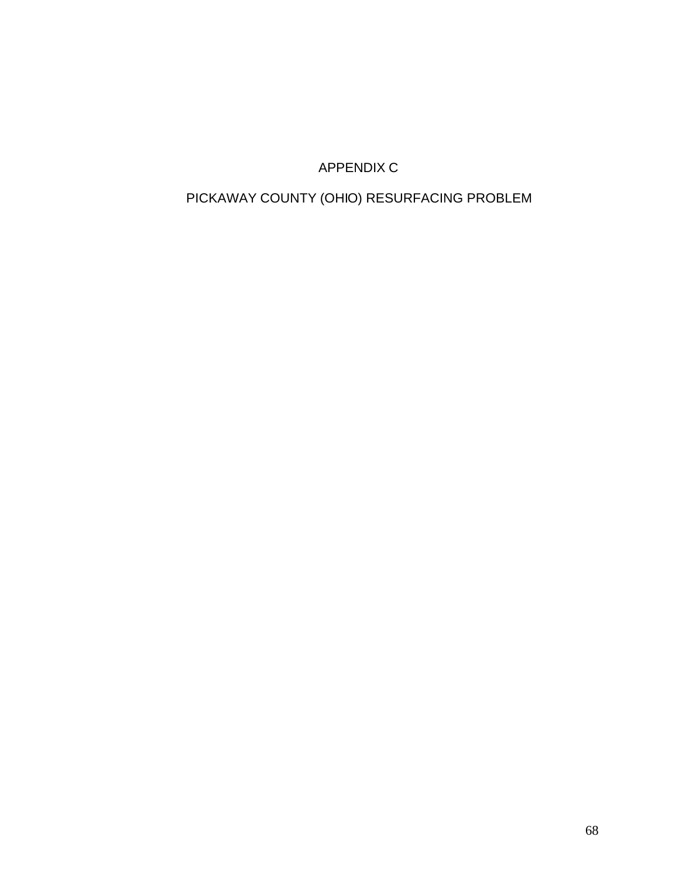# APPENDIX C

## PICKAWAY COUNTY (OHIO) RESURFACING PROBLEM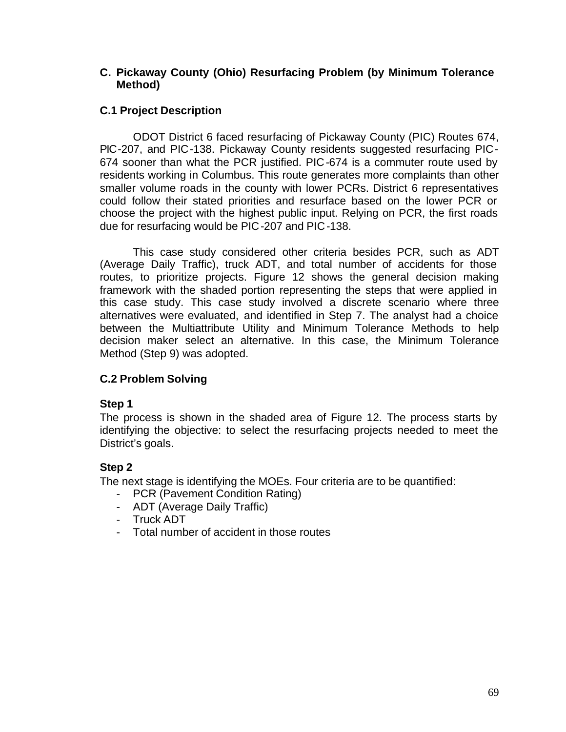## C. Pickaway County (Ohio) Resurfacing Problem (by Minimum Tolerance Method)

### C.1 Project Description

ODOT District 6 faced resurfacing of Pickaway County (PIC) Routes 674, PIC-207, and PIC-138. Pickaway County residents suggested resurfacing PIC-674 sooner than what the PCR justified. PIC-674 is a commuter route used by residents working in Columbus. This route generates more complaints than other smaller volume roads in the county with lower PCRs. District 6 representatives could follow their stated priorities and resurface based on the lower PCR or choose the project with the highest public input. Relying on PCR, the first roads due for resurfacing would be PIC-207 and PIC-138.

This case study considered other criteria besides PCR, such as ADT (Average Daily Traffic), truck ADT, and total number of accidents for those routes, to prioritize projects. Figure 12 shows the general decision making framework with the shaded portion representing the steps that were applied in this case study. This case study involved a discrete scenario where three alternatives were evaluated, and identified in Step 7. The analyst had a choice between the Multiattribute Utility and Minimum Tolerance Methods to help decision maker select an alternative. In this case, the Minimum Tolerance Method (Step 9) was adopted.

### C.2 Problem Solving

**Step 1**

The process is shown in the shaded area of Figure 12. The process starts by identifying the objective: to select the resurfacing projects needed to meet the District's goals.

**Step 2**

The next stage is identifying the MOEs. Four criteria are to be quantified:

- PCR (Pavement Condition Rating)
- ADT (Average Daily Traffic)
- Truck ADT
- Total number of accident in those routes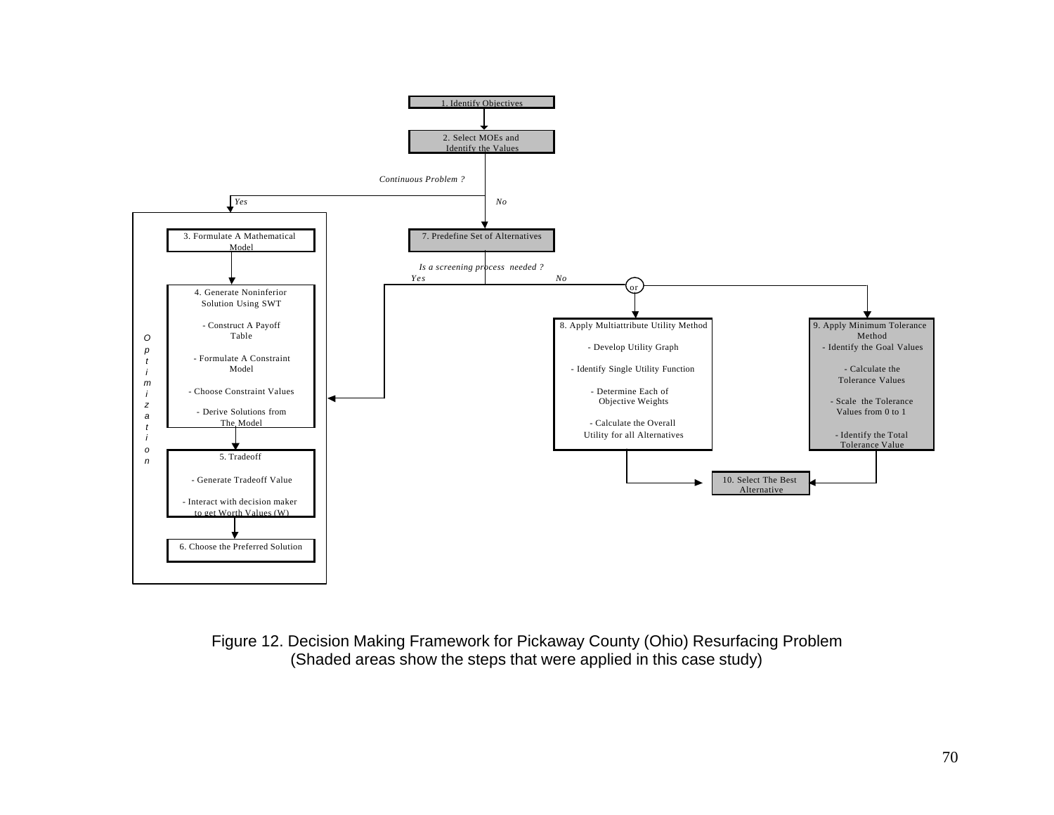1. Identify Objectives

2. Select MOEs and Identify the Values

*Continuous Problem ?*

*Yes* — *No*

**Optimization**

3. Formulate A Mathematical Model

4. Generate Noninferior Solution Using SWT

- Construct A Payoff Table
- Formulate A Constraint Model
- Choose Constraint Values
- Derive Solutions from The Model

5. Tradeoff

- Generate Tradeoff Value
- Interact with decision maker to get Worth Values (W)

6. Choose the Preferred Solution

7. Predefine Set of Alternatives

*Is a screening process needed ?*

*Yes* — *No*

or

8. Apply Multiattribute Utility Method

- Develop Utility Graph
- Identify Single Utility Function
- Determine Each of Objective Weights
- Calculate the Overall Utility for all Alternatives

9. Apply Minimum Tolerance Method

- Identify the Goal Values
- Calculate the Tolerance Values
- Scale the Tolerance Values from 0 to 1
- Identify the Total Tolerance Value

10. Select The Best Alternative

Figure 12. Decision Making Framework for Pickaway County (Ohio) Resurfacing Problem (Shaded areas show the steps that were applied in this case study)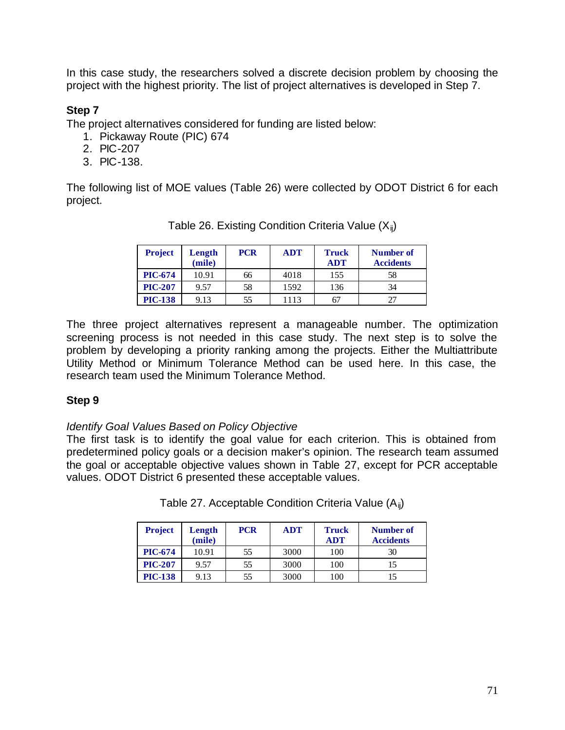In this case study, the researchers solved a discrete decision problem by choosing the project with the highest priority. The list of project alternatives is developed in Step 7.

### Step 7

The project alternatives considered for funding are listed below:

1. Pickaway Route (PIC) 674
2. PIC-207
3. PIC-138.

The following list of MOE values (Table 26) were collected by ODOT District 6 for each project.

Table 26. Existing Condition Criteria Value ($X_{ij}$)

| Project | Length (mile) | PCR | ADT | Truck ADT | Number of Accidents |
|---|---|---|---|---|---|
| **PIC-674** | 10.91 | 66 | 4018 | 155 | 58 |
| **PIC-207** | 9.57 | 58 | 1592 | 136 | 34 |
| **PIC-138** | 9.13 | 55 | 1113 | 67 | 27 |

The three project alternatives represent a manageable number. The optimization screening process is not needed in this case study. The next step is to solve the problem by developing a priority ranking among the projects. Either the Multiattribute Utility Method or Minimum Tolerance Method can be used here. In this case, the research team used the Minimum Tolerance Method.

### Step 9

*Identify Goal Values Based on Policy Objective*

The first task is to identify the goal value for each criterion. This is obtained from predetermined policy goals or a decision maker's opinion. The research team assumed the goal or acceptable objective values shown in Table 27, except for PCR acceptable values. ODOT District 6 presented these acceptable values.

Table 27. Acceptable Condition Criteria Value ($A_{ij}$)

| Project | Length (mile) | PCR | ADT | Truck ADT | Number of Accidents |
|---|---|---|---|---|---|
| **PIC-674** | 10.91 | 55 | 3000 | 100 | 30 |
| **PIC-207** | 9.57 | 55 | 3000 | 100 | 15 |
| **PIC-138** | 9.13 | 55 | 3000 | 100 | 15 |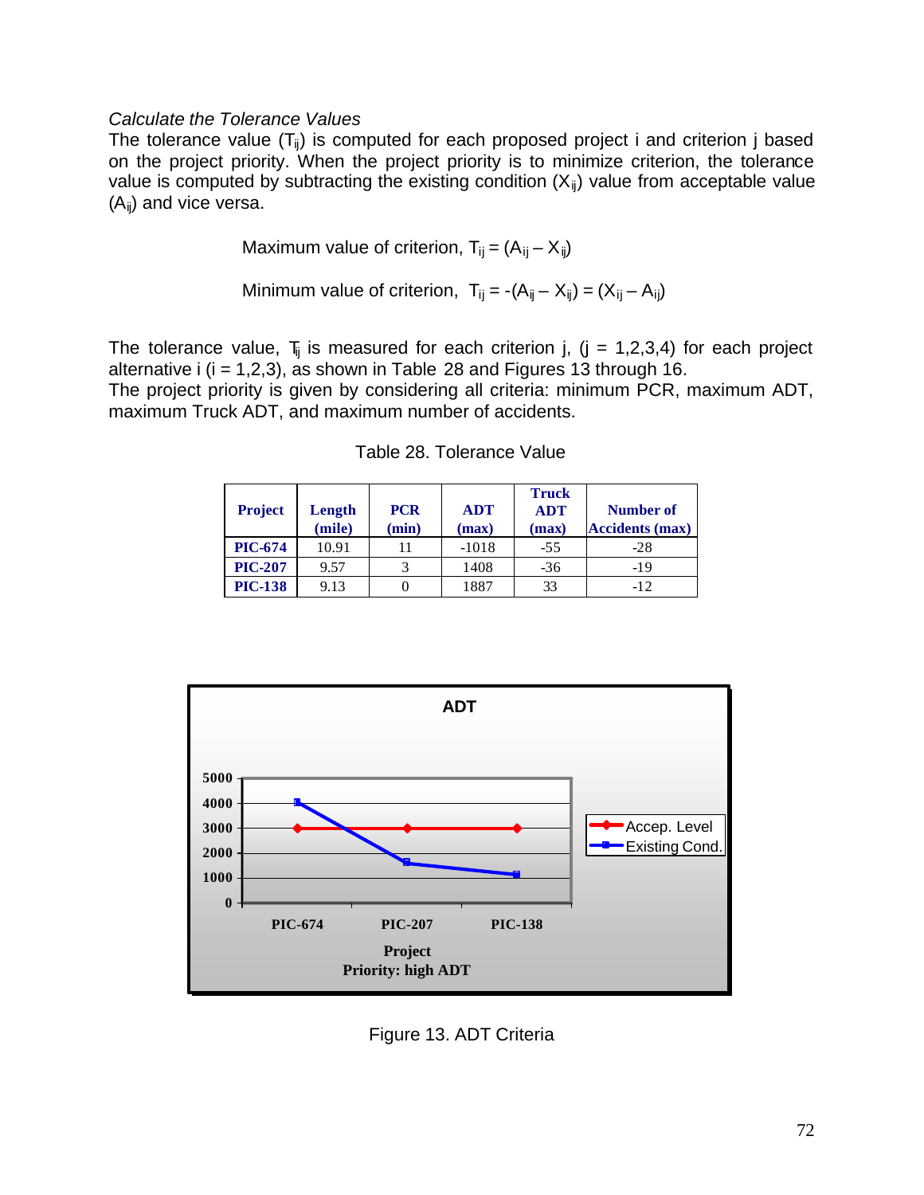*Calculate the Tolerance Values*

The tolerance value ($T_{ij}$) is computed for each proposed project i and criterion j based on the project priority. When the project priority is to minimize criterion, the tolerance value is computed by subtracting the existing condition ($X_{ij}$) value from acceptable value ($A_{ij}$) and vice versa.

$$\text{Maximum value of criterion, } T_{ij} = (A_{ij} - X_{ij})$$

$$\text{Minimum value of criterion, } T_{ij} = -(A_{ij} - X_{ij}) = (X_{ij} - A_{ij})$$

The tolerance value, $T_{ij}$ is measured for each criterion j, (j = 1,2,3,4) for each project alternative i (i = 1,2,3), as shown in Table 28 and Figures 13 through 16.

The project priority is given by considering all criteria: minimum PCR, maximum ADT, maximum Truck ADT, and maximum number of accidents.

Table 28. Tolerance Value

| Project | Length (mile) | PCR (min) | ADT (max) | Truck ADT (max) | Number of Accidents (max) |
|---|---|---|---|---|---|
| PIC-674 | 10.91 | 11 | -1018 | -55 | -28 |
| PIC-207 | 9.57 | 3 | 1408 | -36 | -19 |
| PIC-138 | 9.13 | 0 | 1887 | 33 | -12 |

Figure 13. ADT Criteria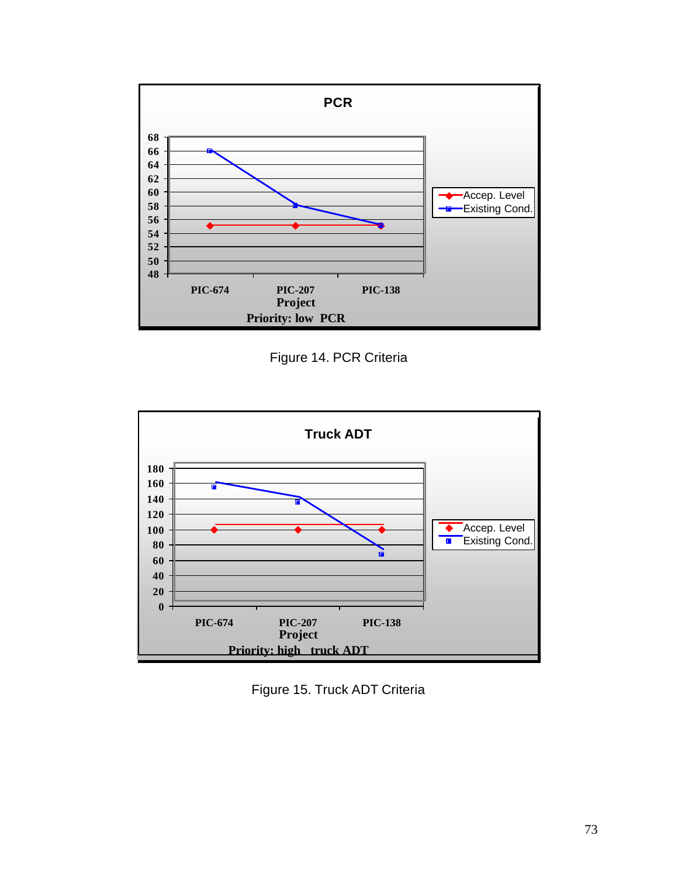Figure 14. PCR Criteria

Figure 15. Truck ADT Criteria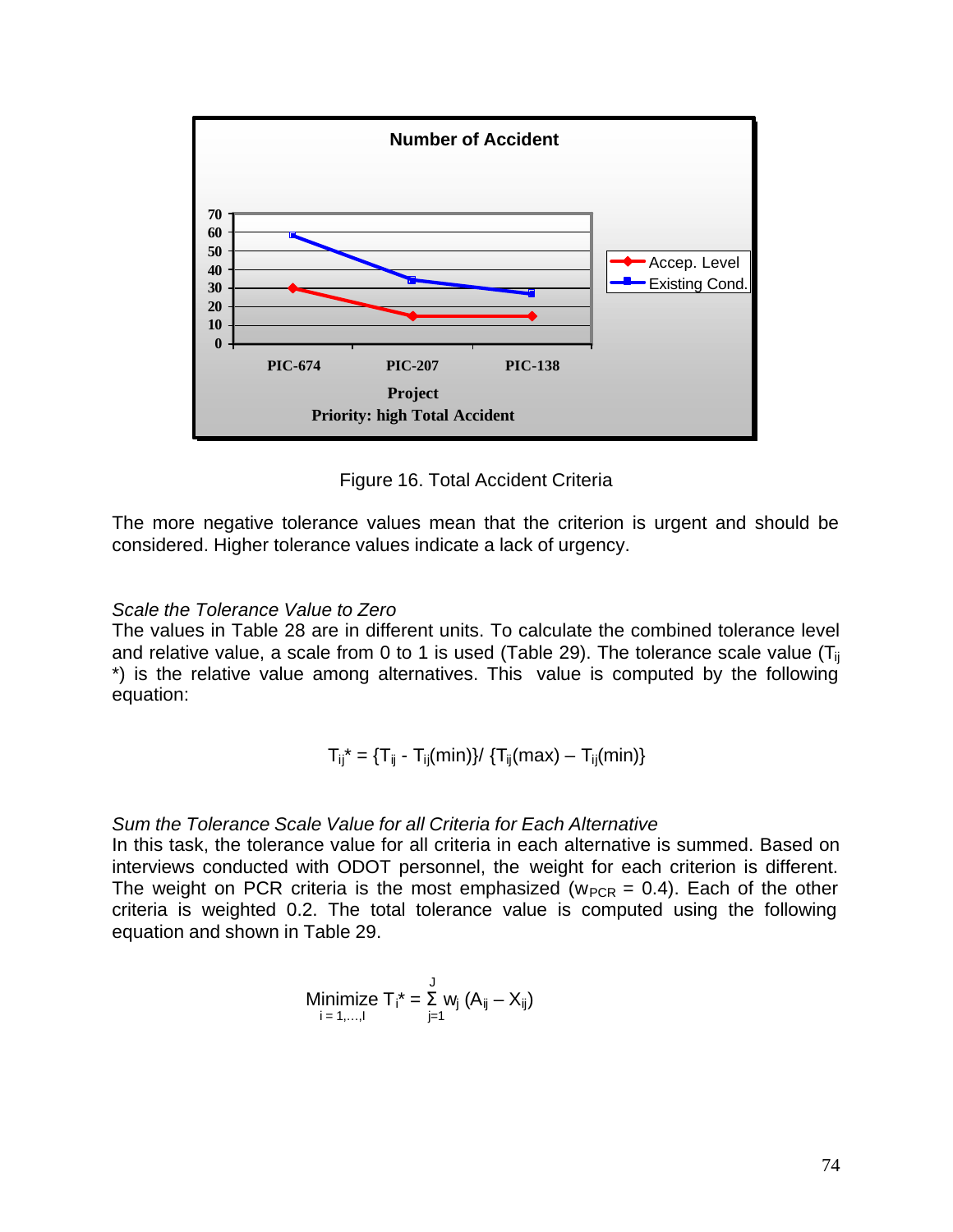Figure 16. Total Accident Criteria

The more negative tolerance values mean that the criterion is urgent and should be considered. Higher tolerance values indicate a lack of urgency.

*Scale the Tolerance Value to Zero*

The values in Table 28 are in different units. To calculate the combined tolerance level and relative value, a scale from 0 to 1 is used (Table 29). The tolerance scale value ($T_{ij}$ *) is the relative value among alternatives. This value is computed by the following equation:

$$T_{ij}^* = \{T_{ij} - T_{ij}(\min)\} / \{T_{ij}(\max) - T_{ij}(\min)\}$$

*Sum the Tolerance Scale Value for all Criteria for Each Alternative*

In this task, the tolerance value for all criteria in each alternative is summed. Based on interviews conducted with ODOT personnel, the weight for each criterion is different. The weight on PCR criteria is the most emphasized ($w_{PCR} = 0.4$). Each of the other criteria is weighted 0.2. The total tolerance value is computed using the following equation and shown in Table 29.

$$\underset{i = 1,\ldots,I}{\text{Minimize}} \; T_i^* = \sum_{j=1}^{J} w_j \,(A_{ij} - X_{ij})$$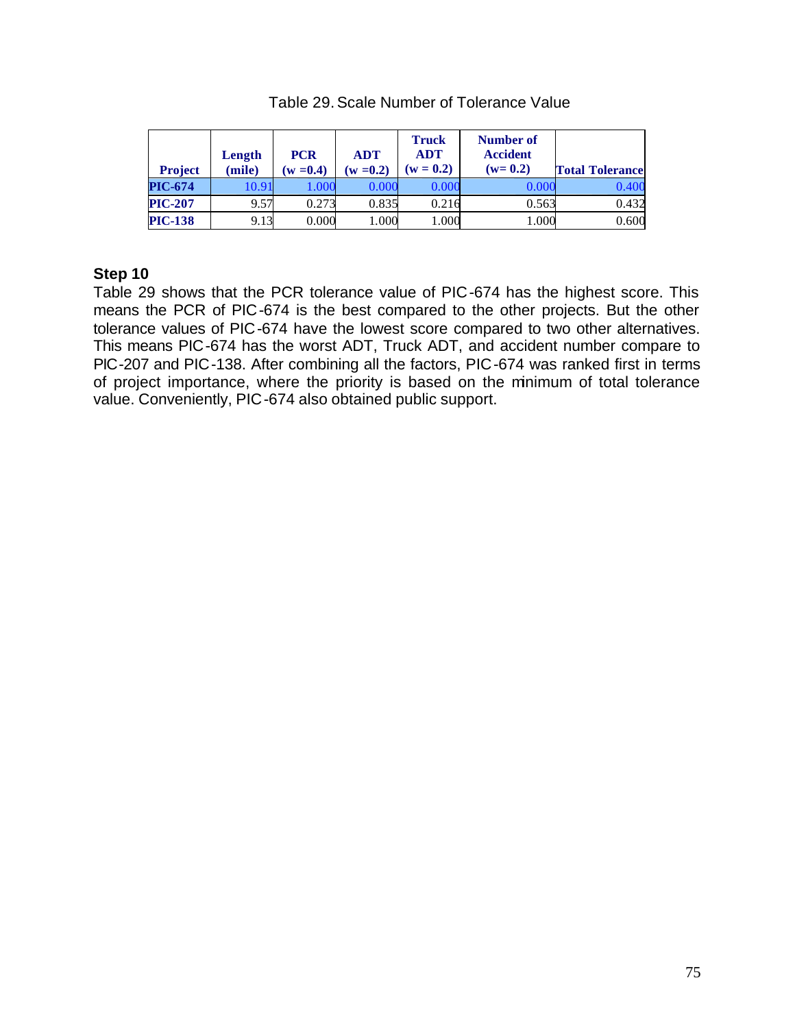Table 29. Scale Number of Tolerance Value

| Project | Length (mile) | PCR (w =0.4) | ADT (w =0.2) | Truck ADT (w = 0.2) | Number of Accident (w= 0.2) | Total Tolerance |
|---|---|---|---|---|---|---|
| **PIC-674** | 10.91 | 1.000 | 0.000 | 0.000 | 0.000 | 0.400 |
| **PIC-207** | 9.57 | 0.273 | 0.835 | 0.216 | 0.563 | 0.432 |
| **PIC-138** | 9.13 | 0.000 | 1.000 | 1.000 | 1.000 | 0.600 |

**Step 10**

Table 29 shows that the PCR tolerance value of PIC-674 has the highest score. This means the PCR of PIC-674 is the best compared to the other projects. But the other tolerance values of PIC-674 have the lowest score compared to two other alternatives. This means PIC-674 has the worst ADT, Truck ADT, and accident number compare to PIC-207 and PIC-138. After combining all the factors, PIC-674 was ranked first in terms of project importance, where the priority is based on the minimum of total tolerance value. Conveniently, PIC-674 also obtained public support.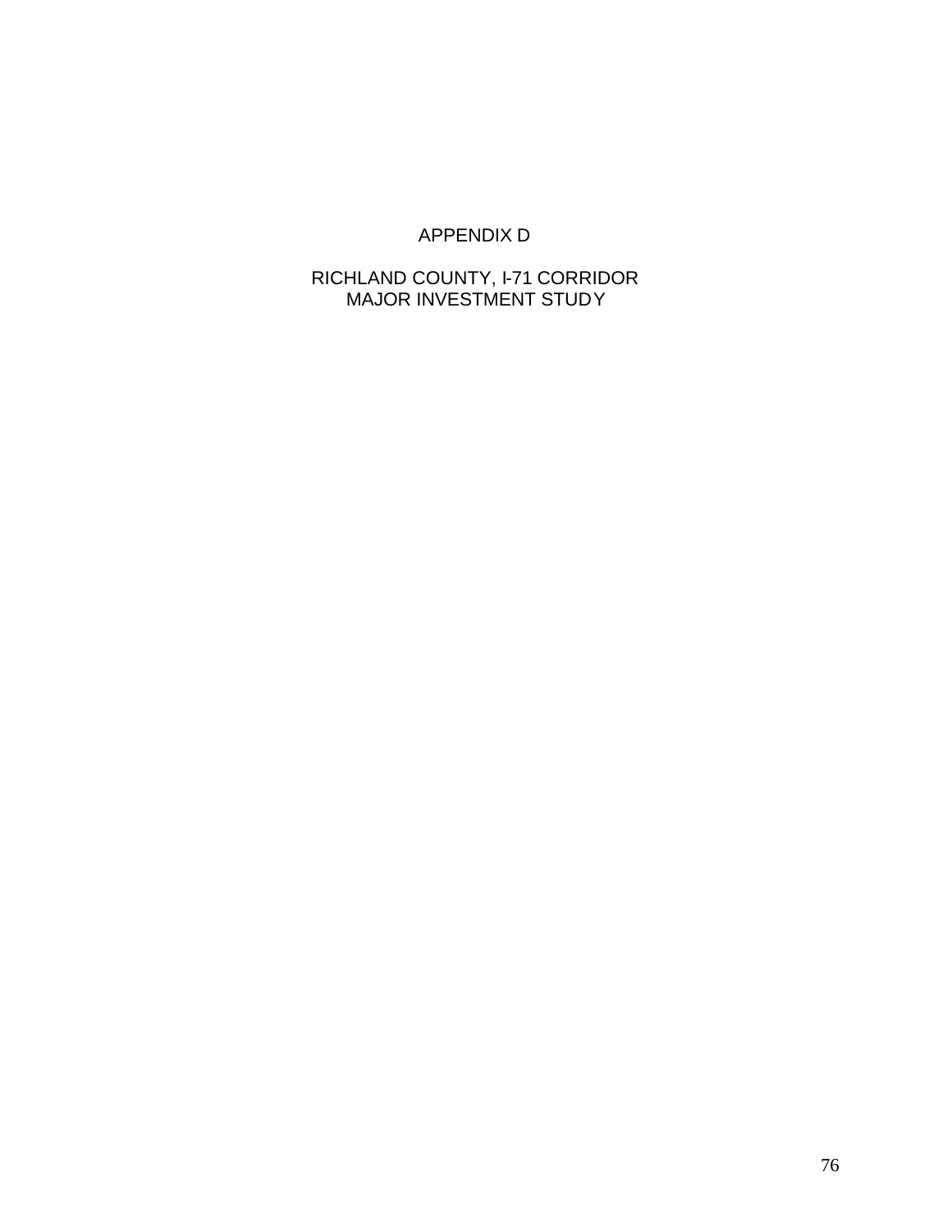# APPENDIX D

## RICHLAND COUNTY, I-71 CORRIDOR MAJOR INVESTMENT STUDY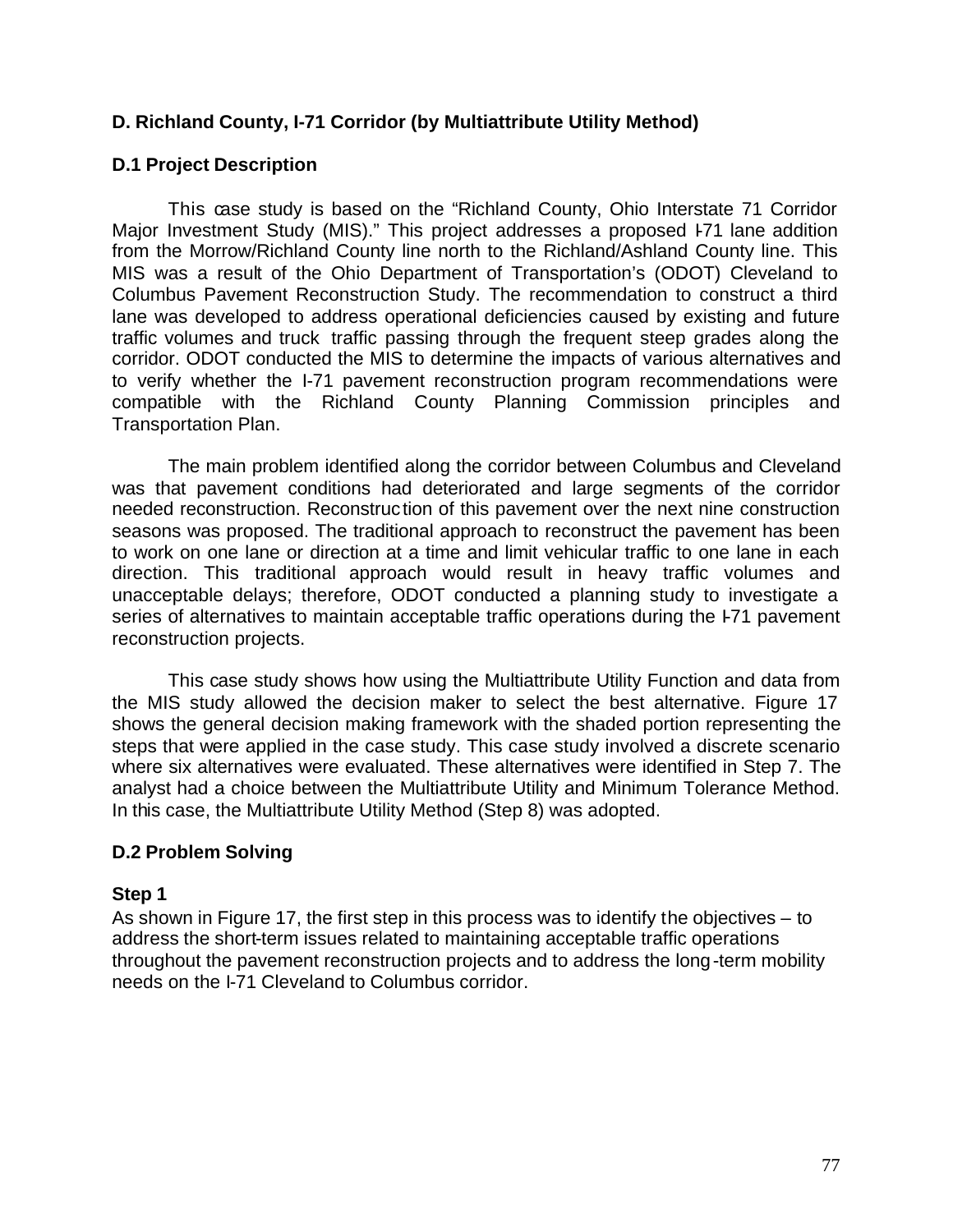## D. Richland County, I-71 Corridor (by Multiattribute Utility Method)

### D.1 Project Description

This case study is based on the "Richland County, Ohio Interstate 71 Corridor Major Investment Study (MIS)." This project addresses a proposed I-71 lane addition from the Morrow/Richland County line north to the Richland/Ashland County line. This MIS was a result of the Ohio Department of Transportation's (ODOT) Cleveland to Columbus Pavement Reconstruction Study. The recommendation to construct a third lane was developed to address operational deficiencies caused by existing and future traffic volumes and truck traffic passing through the frequent steep grades along the corridor. ODOT conducted the MIS to determine the impacts of various alternatives and to verify whether the I-71 pavement reconstruction program recommendations were compatible with the Richland County Planning Commission principles and Transportation Plan.

The main problem identified along the corridor between Columbus and Cleveland was that pavement conditions had deteriorated and large segments of the corridor needed reconstruction. Reconstruction of this pavement over the next nine construction seasons was proposed. The traditional approach to reconstruct the pavement has been to work on one lane or direction at a time and limit vehicular traffic to one lane in each direction. This traditional approach would result in heavy traffic volumes and unacceptable delays; therefore, ODOT conducted a planning study to investigate a series of alternatives to maintain acceptable traffic operations during the I-71 pavement reconstruction projects.

This case study shows how using the Multiattribute Utility Function and data from the MIS study allowed the decision maker to select the best alternative. Figure 17 shows the general decision making framework with the shaded portion representing the steps that were applied in the case study. This case study involved a discrete scenario where six alternatives were evaluated. These alternatives were identified in Step 7. The analyst had a choice between the Multiattribute Utility and Minimum Tolerance Method. In this case, the Multiattribute Utility Method (Step 8) was adopted.

### D.2 Problem Solving

**Step 1**

As shown in Figure 17, the first step in this process was to identify the objectives – to address the short-term issues related to maintaining acceptable traffic operations throughout the pavement reconstruction projects and to address the long-term mobility needs on the I-71 Cleveland to Columbus corridor.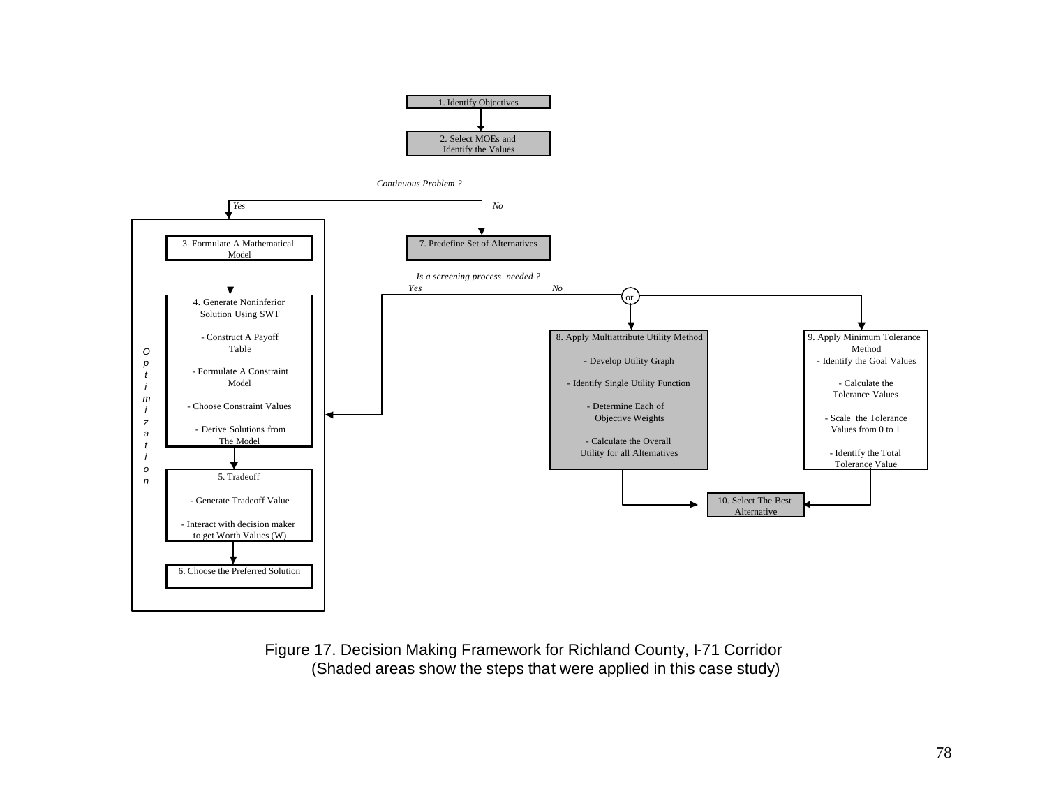1. Identify Objectives

2. Select MOEs and Identify the Values

*Continuous Problem ?*

*Yes* *No*

**Optimization**

3. Formulate A Mathematical Model

4. Generate Noninferior Solution Using SWT

- Construct A Payoff Table
- Formulate A Constraint Model
- Choose Constraint Values
- Derive Solutions from The Model

5. Tradeoff

- Generate Tradeoff Value
- Interact with decision maker to get Worth Values (W)

6. Choose the Preferred Solution

7. Predefine Set of Alternatives

*Is a screening process needed ?*

*Yes* *No*

or

8. Apply Multiattribute Utility Method

- Develop Utility Graph
- Identify Single Utility Function
- Determine Each of Objective Weights
- Calculate the Overall Utility for all Alternatives

9. Apply Minimum Tolerance Method

- Identify the Goal Values
- Calculate the Tolerance Values
- Scale the Tolerance Values from 0 to 1
- Identify the Total Tolerance Value

10. Select The Best Alternative

Figure 17. Decision Making Framework for Richland County, I-71 Corridor (Shaded areas show the steps that were applied in this case study)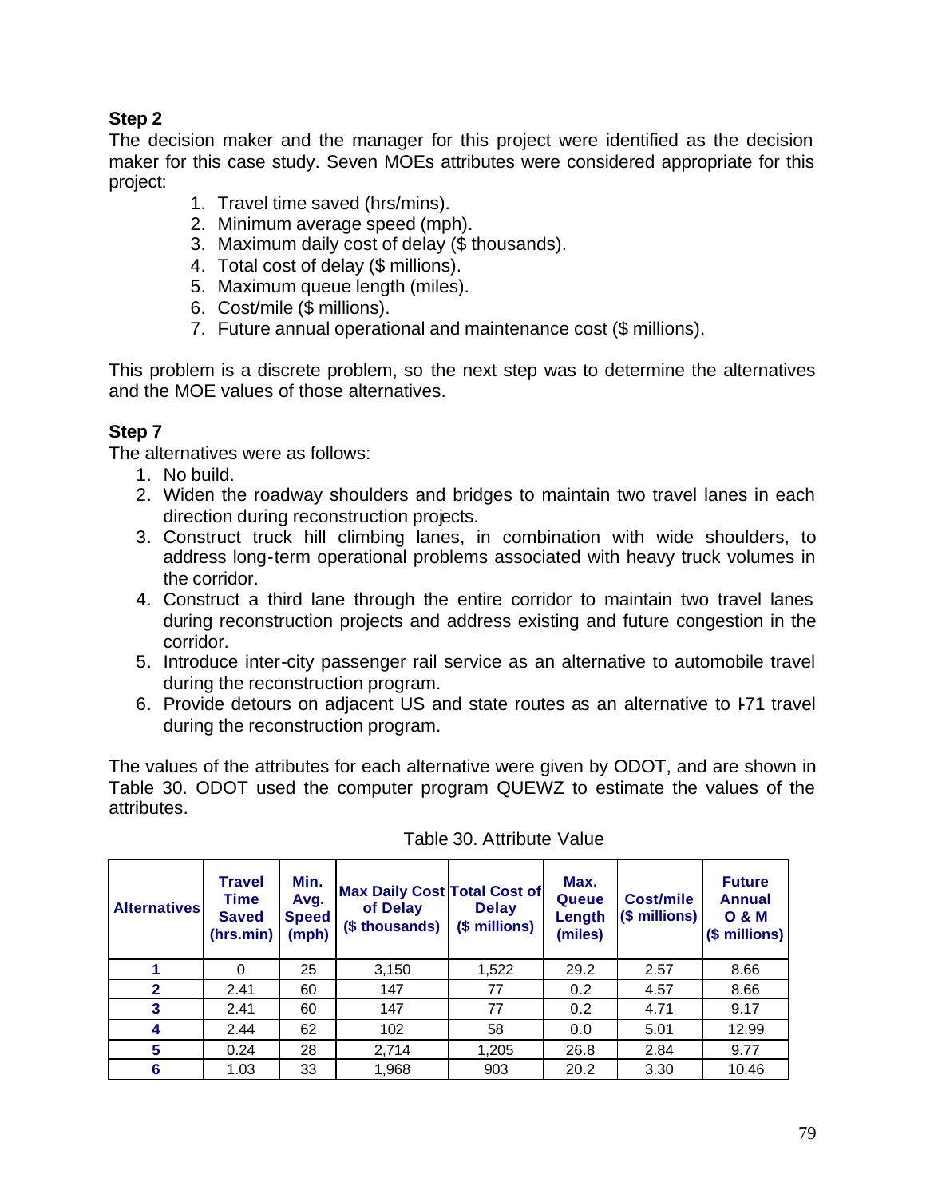**Step 2**

The decision maker and the manager for this project were identified as the decision maker for this case study. Seven MOEs attributes were considered appropriate for this project:

1. Travel time saved (hrs/mins).
2. Minimum average speed (mph).
3. Maximum daily cost of delay ($ thousands).
4. Total cost of delay ($ millions).
5. Maximum queue length (miles).
6. Cost/mile ($ millions).
7. Future annual operational and maintenance cost ($ millions).

This problem is a discrete problem, so the next step was to determine the alternatives and the MOE values of those alternatives.

**Step 7**

The alternatives were as follows:

1. No build.
2. Widen the roadway shoulders and bridges to maintain two travel lanes in each direction during reconstruction projects.
3. Construct truck hill climbing lanes, in combination with wide shoulders, to address long-term operational problems associated with heavy truck volumes in the corridor.
4. Construct a third lane through the entire corridor to maintain two travel lanes during reconstruction projects and address existing and future congestion in the corridor.
5. Introduce inter-city passenger rail service as an alternative to automobile travel during the reconstruction program.
6. Provide detours on adjacent US and state routes as an alternative to I-71 travel during the reconstruction program.

The values of the attributes for each alternative were given by ODOT, and are shown in Table 30. ODOT used the computer program QUEWZ to estimate the values of the attributes.

Table 30. Attribute Value

| Alternatives | Travel Time Saved (hrs.min) | Min. Avg. Speed (mph) | Max Daily Cost of Delay ($ thousands) | Total Cost of Delay ($ millions) | Max. Queue Length (miles) | Cost/mile ($ millions) | Future Annual O & M ($ millions) |
|---|---|---|---|---|---|---|---|
| **1** | 0 | 25 | 3,150 | 1,522 | 29.2 | 2.57 | 8.66 |
| **2** | 2.41 | 60 | 147 | 77 | 0.2 | 4.57 | 8.66 |
| **3** | 2.41 | 60 | 147 | 77 | 0.2 | 4.71 | 9.17 |
| **4** | 2.44 | 62 | 102 | 58 | 0.0 | 5.01 | 12.99 |
| **5** | 0.24 | 28 | 2,714 | 1,205 | 26.8 | 2.84 | 9.77 |
| **6** | 1.03 | 33 | 1,968 | 903 | 20.2 | 3.30 | 10.46 |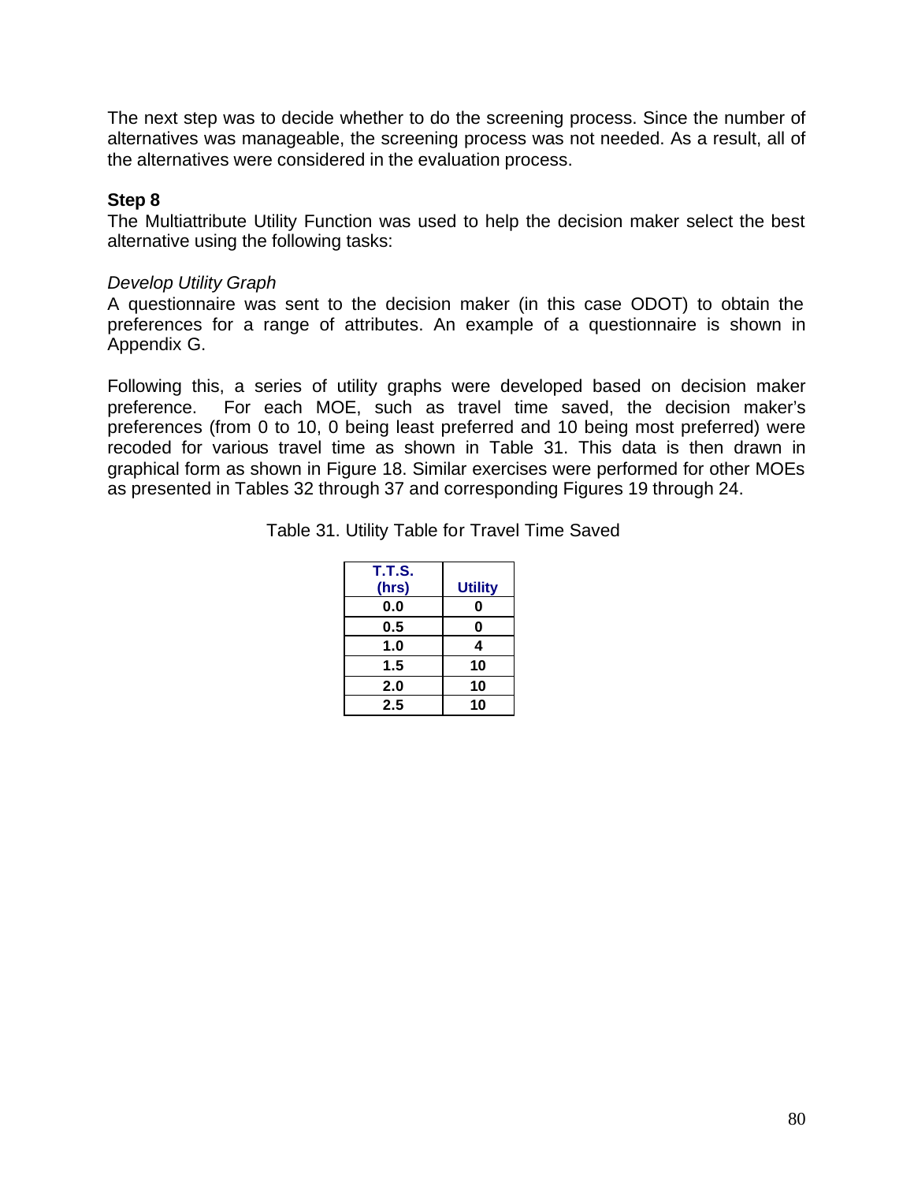The next step was to decide whether to do the screening process. Since the number of alternatives was manageable, the screening process was not needed. As a result, all of the alternatives were considered in the evaluation process.

**Step 8**

The Multiattribute Utility Function was used to help the decision maker select the best alternative using the following tasks:

*Develop Utility Graph*

A questionnaire was sent to the decision maker (in this case ODOT) to obtain the preferences for a range of attributes. An example of a questionnaire is shown in Appendix G.

Following this, a series of utility graphs were developed based on decision maker preference. For each MOE, such as travel time saved, the decision maker's preferences (from 0 to 10, 0 being least preferred and 10 being most preferred) were recoded for various travel time as shown in Table 31. This data is then drawn in graphical form as shown in Figure 18. Similar exercises were performed for other MOEs as presented in Tables 32 through 37 and corresponding Figures 19 through 24.

Table 31. Utility Table for Travel Time Saved

| T.T.S. (hrs) | Utility |
|---|---|
| 0.0 | 0 |
| 0.5 | 0 |
| 1.0 | 4 |
| 1.5 | 10 |
| 2.0 | 10 |
| 2.5 | 10 |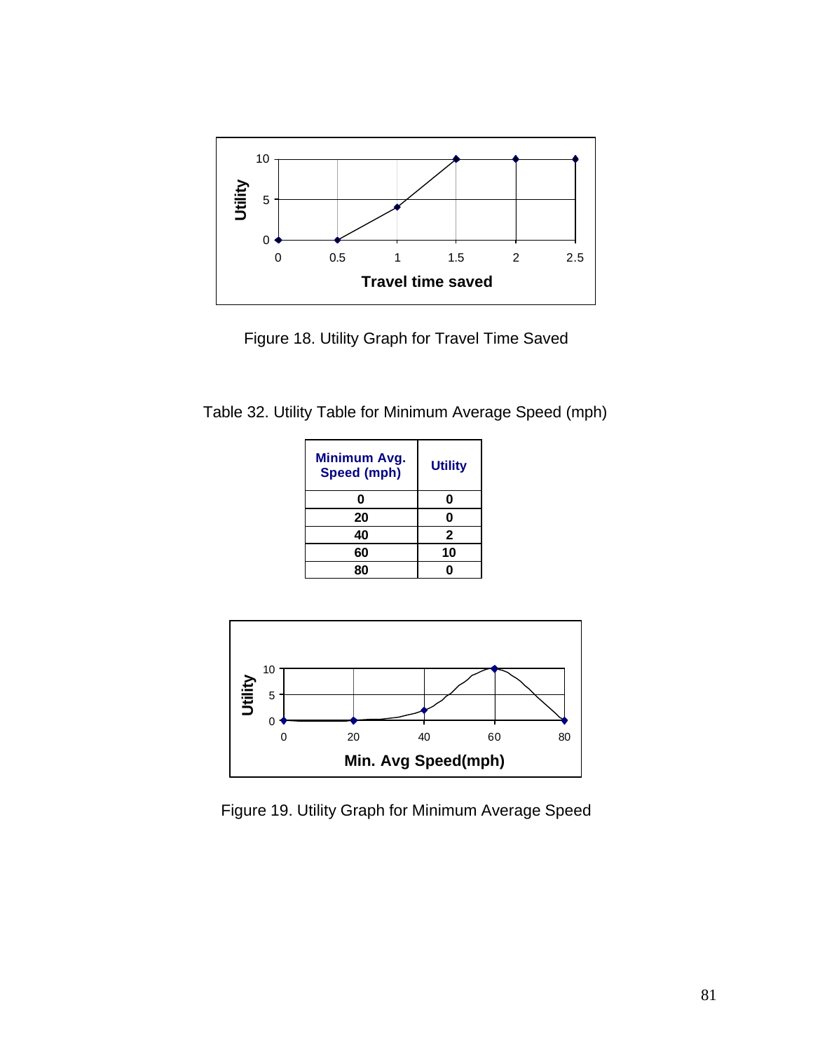Figure 18. Utility Graph for Travel Time Saved

Table 32. Utility Table for Minimum Average Speed (mph)

| Minimum Avg. Speed (mph) | Utility |
|---|---|
| 0 | 0 |
| 20 | 0 |
| 40 | 2 |
| 60 | 10 |
| 80 | 0 |

Figure 19. Utility Graph for Minimum Average Speed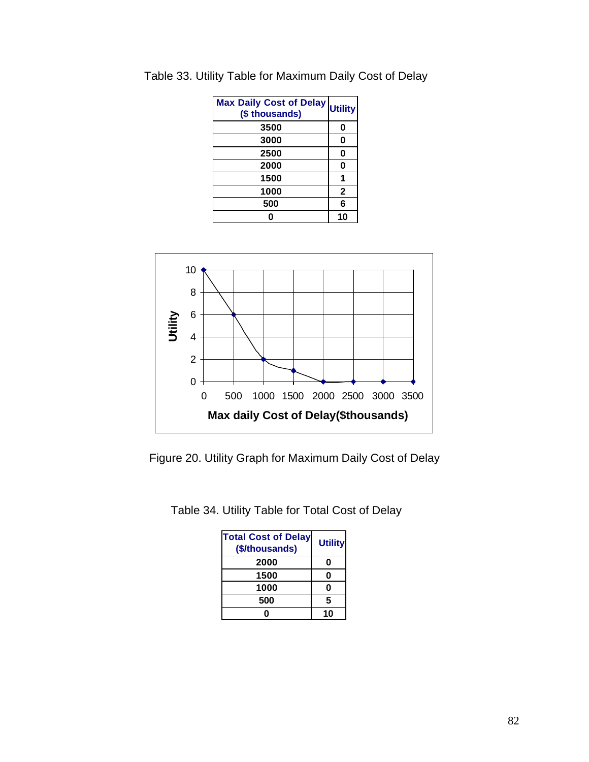Table 33. Utility Table for Maximum Daily Cost of Delay

| Max Daily Cost of Delay ($ thousands) | Utility |
|---|---|
| 3500 | 0 |
| 3000 | 0 |
| 2500 | 0 |
| 2000 | 0 |
| 1500 | 1 |
| 1000 | 2 |
| 500 | 6 |
| 0 | 10 |

Figure 20. Utility Graph for Maximum Daily Cost of Delay

Table 34. Utility Table for Total Cost of Delay

| Total Cost of Delay ($/thousands) | Utility |
|---|---|
| 2000 | 0 |
| 1500 | 0 |
| 1000 | 0 |
| 500 | 5 |
| 0 | 10 |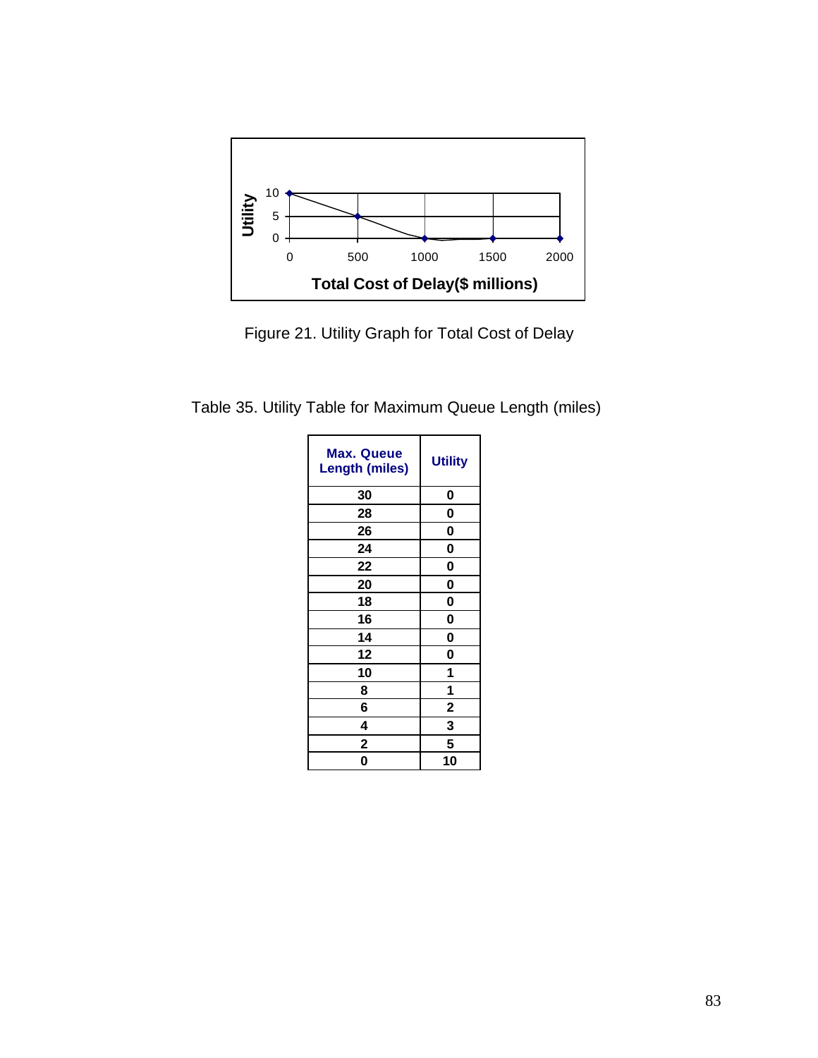Figure 21. Utility Graph for Total Cost of Delay

Table 35. Utility Table for Maximum Queue Length (miles)

| Max. Queue Length (miles) | Utility |
|---|---|
| 30 | 0 |
| 28 | 0 |
| 26 | 0 |
| 24 | 0 |
| 22 | 0 |
| 20 | 0 |
| 18 | 0 |
| 16 | 0 |
| 14 | 0 |
| 12 | 0 |
| 10 | 1 |
| 8 | 1 |
| 6 | 2 |
| 4 | 3 |
| 2 | 5 |
| 0 | 10 |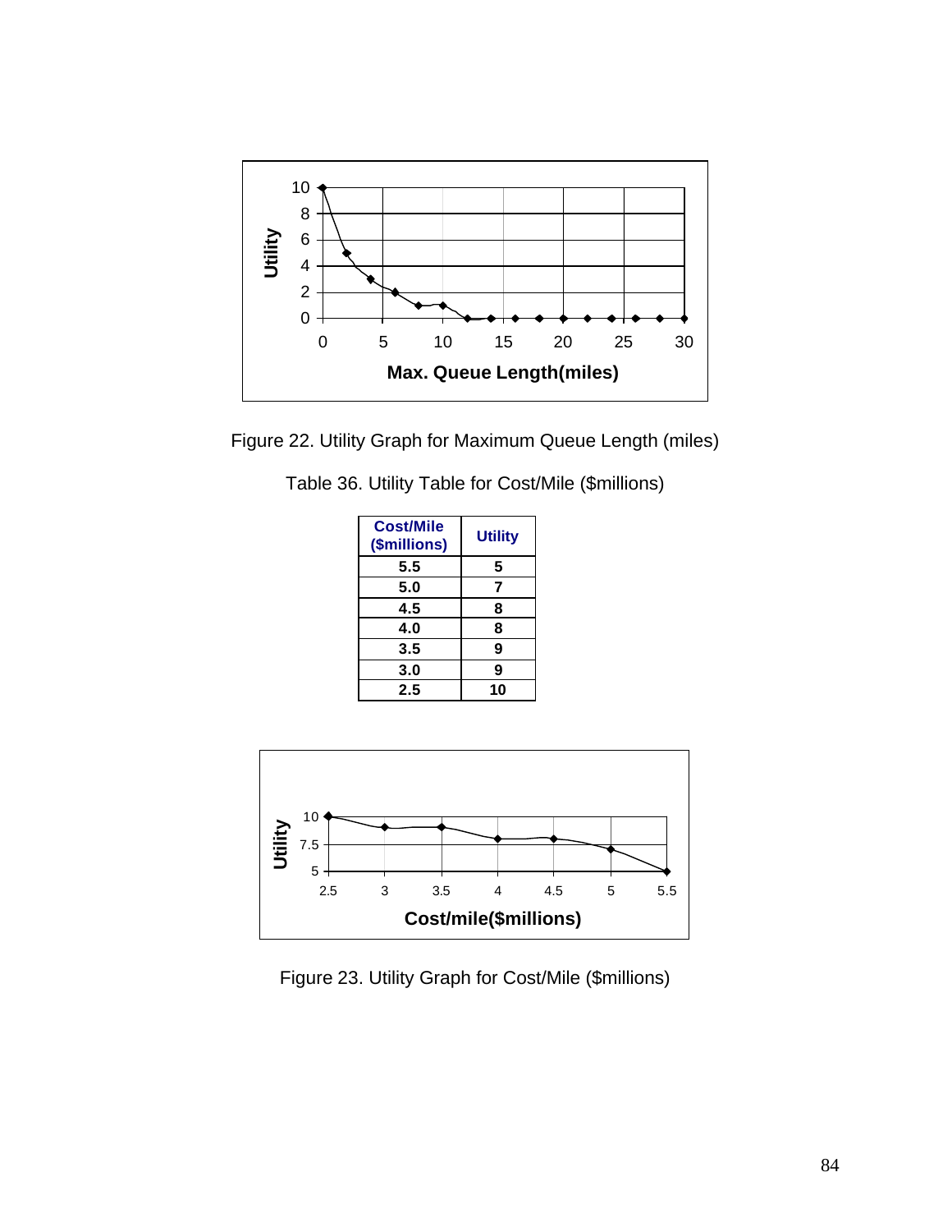Figure 22. Utility Graph for Maximum Queue Length (miles)

Table 36. Utility Table for Cost/Mile ($millions)

| Cost/Mile ($millions) | Utility |
|---|---|
| 5.5 | 5 |
| 5.0 | 7 |
| 4.5 | 8 |
| 4.0 | 8 |
| 3.5 | 9 |
| 3.0 | 9 |
| 2.5 | 10 |

Figure 23. Utility Graph for Cost/Mile ($millions)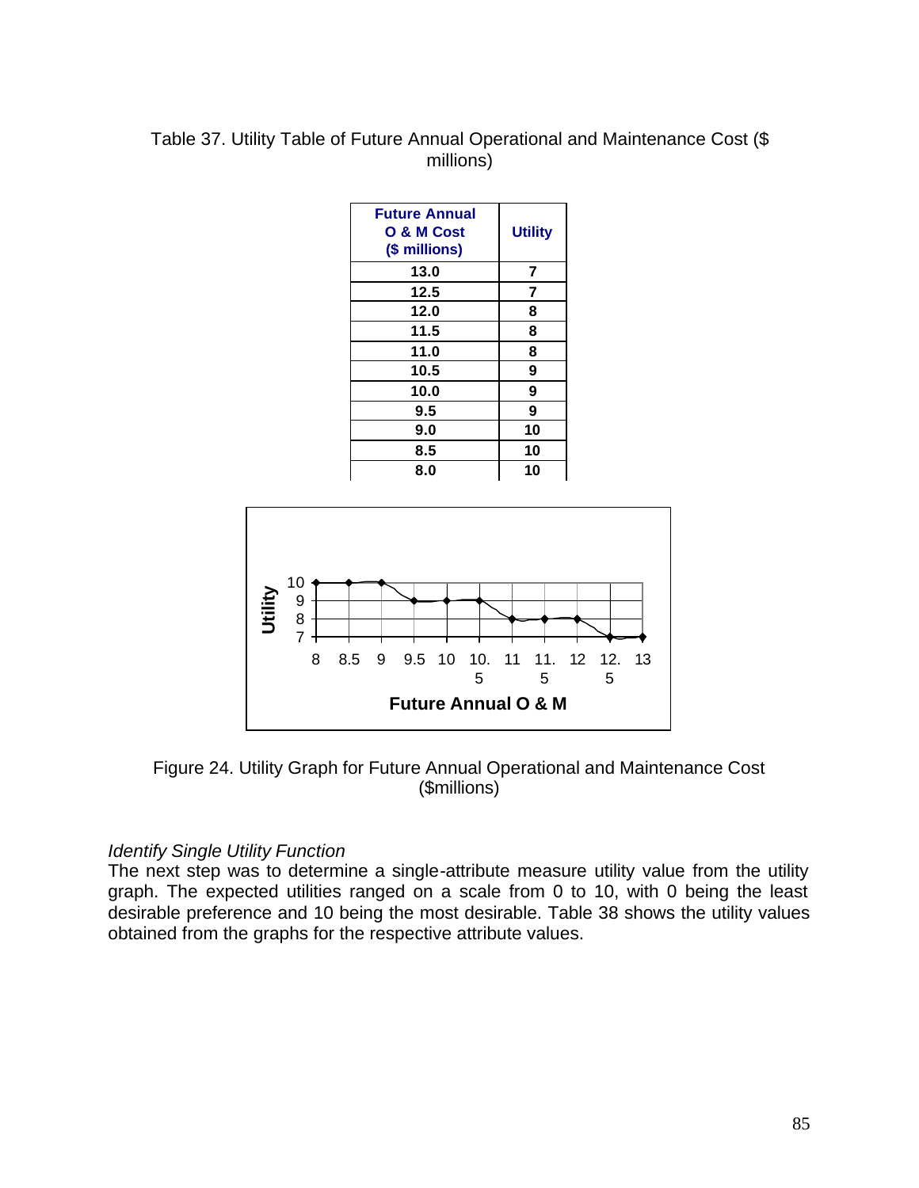Table 37. Utility Table of Future Annual Operational and Maintenance Cost ($ millions)

| Future Annual O & M Cost ($ millions) | Utility |
|---|---|
| 13.0 | 7 |
| 12.5 | 7 |
| 12.0 | 8 |
| 11.5 | 8 |
| 11.0 | 8 |
| 10.5 | 9 |
| 10.0 | 9 |
| 9.5 | 9 |
| 9.0 | 10 |
| 8.5 | 10 |
| 8.0 | 10 |

Figure 24. Utility Graph for Future Annual Operational and Maintenance Cost ($millions)

*Identify Single Utility Function*

The next step was to determine a single-attribute measure utility value from the utility graph. The expected utilities ranged on a scale from 0 to 10, with 0 being the least desirable preference and 10 being the most desirable. Table 38 shows the utility values obtained from the graphs for the respective attribute values.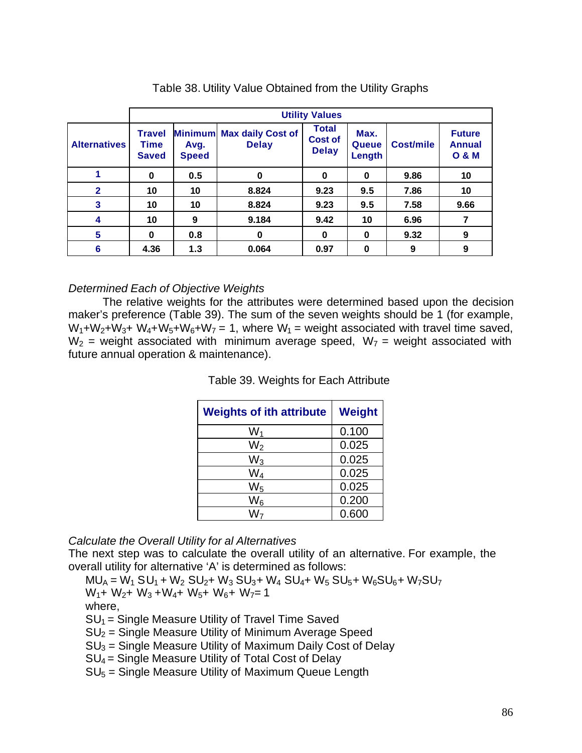Table 38. Utility Value Obtained from the Utility Graphs

| Alternatives | Utility Values | | | | | | |
|---|---|---|---|---|---|---|---|
| | Travel Time Saved | Minimum Avg. Speed | Max daily Cost of Delay | Total Cost of Delay | Max. Queue Length | Cost/mile | Future Annual O & M |
| 1 | 0 | 0.5 | 0 | 0 | 0 | 9.86 | 10 |
| 2 | 10 | 10 | 8.824 | 9.23 | 9.5 | 7.86 | 10 |
| 3 | 10 | 10 | 8.824 | 9.23 | 9.5 | 7.58 | 9.66 |
| 4 | 10 | 9 | 9.184 | 9.42 | 10 | 6.96 | 7 |
| 5 | 0 | 0.8 | 0 | 0 | 0 | 9.32 | 9 |
| 6 | 4.36 | 1.3 | 0.064 | 0.97 | 0 | 9 | 9 |

*Determined Each of Objective Weights*

The relative weights for the attributes were determined based upon the decision maker's preference (Table 39). The sum of the seven weights should be 1 (for example, $W_1+W_2+W_3+W_4+W_5+W_6+W_7 = 1$, where $W_1$ = weight associated with travel time saved, $W_2$ = weight associated with minimum average speed, $W_7$ = weight associated with future annual operation & maintenance).

Table 39. Weights for Each Attribute

| Weights of ith attribute | Weight |
|---|---|
| $W_1$ | 0.100 |
| $W_2$ | 0.025 |
| $W_3$ | 0.025 |
| $W_4$ | 0.025 |
| $W_5$ | 0.025 |
| $W_6$ | 0.200 |
| $W_7$ | 0.600 |

*Calculate the Overall Utility for al Alternatives*

The next step was to calculate the overall utility of an alternative. For example, the overall utility for alternative 'A' is determined as follows:

$MU_A = W_1 SU_1 + W_2 SU_2 + W_3 SU_3 + W_4 SU_4 + W_5 SU_5 + W_6 SU_6 + W_7 SU_7$

$W_1 + W_2 + W_3 + W_4 + W_5 + W_6 + W_7 = 1$

where,

$SU_1$ = Single Measure Utility of Travel Time Saved

$SU_2$ = Single Measure Utility of Minimum Average Speed

$SU_3$ = Single Measure Utility of Maximum Daily Cost of Delay

$SU_4$ = Single Measure Utility of Total Cost of Delay

$SU_5$ = Single Measure Utility of Maximum Queue Length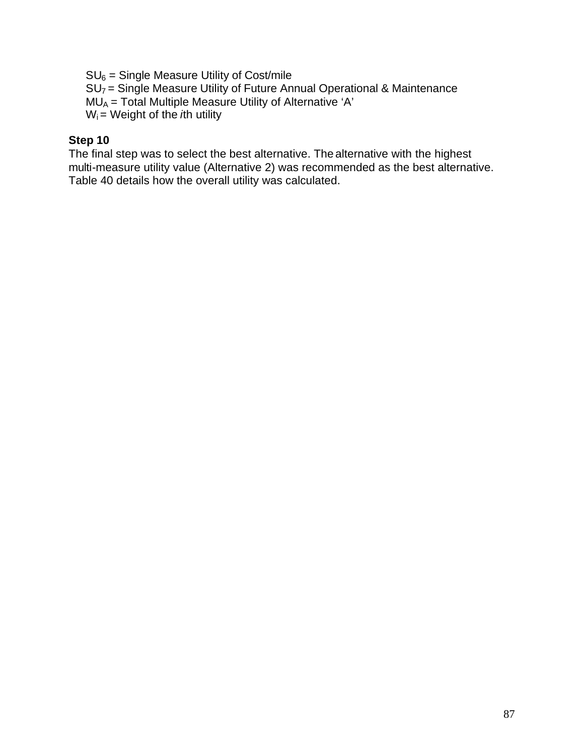$SU_6$ = Single Measure Utility of Cost/mile
$SU_7$ = Single Measure Utility of Future Annual Operational & Maintenance
$MU_A$ = Total Multiple Measure Utility of Alternative 'A'
$W_i$ = Weight of the *i*th utility

**Step 10**

The final step was to select the best alternative. The alternative with the highest multi-measure utility value (Alternative 2) was recommended as the best alternative. Table 40 details how the overall utility was calculated.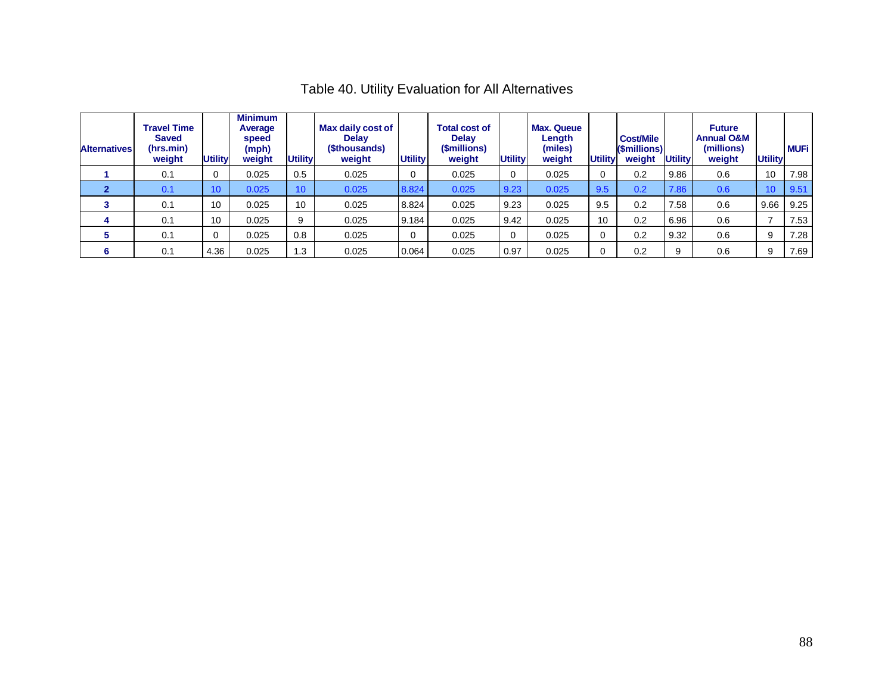# Table 40. Utility Evaluation for All Alternatives

| Alternatives | Travel Time Saved (hrs.min) weight | Utility | Minimum Average speed (mph) weight | Utility | Max daily cost of Delay ($thousands) weight | Utility | Total cost of Delay ($millions) weight | Utility | Max. Queue Length (miles) weight | Utility | Cost/Mile ($millions) weight | Utility | Future Annual O&M (millions) weight | Utility | MUFi |
|---|---|---|---|---|---|---|---|---|---|---|---|---|---|---|---|
| **1** | 0.1 | 0 | 0.025 | 0.5 | 0.025 | 0 | 0.025 | 0 | 0.025 | 0 | 0.2 | 9.86 | 0.6 | 10 | 7.98 |
| **2** | 0.1 | 10 | 0.025 | 10 | 0.025 | 8.824 | 0.025 | 9.23 | 0.025 | 9.5 | 0.2 | 7.86 | 0.6 | 10 | 9.51 |
| **3** | 0.1 | 10 | 0.025 | 10 | 0.025 | 8.824 | 0.025 | 9.23 | 0.025 | 9.5 | 0.2 | 7.58 | 0.6 | 9.66 | 9.25 |
| **4** | 0.1 | 10 | 0.025 | 9 | 0.025 | 9.184 | 0.025 | 9.42 | 0.025 | 10 | 0.2 | 6.96 | 0.6 | 7 | 7.53 |
| **5** | 0.1 | 0 | 0.025 | 0.8 | 0.025 | 0 | 0.025 | 0 | 0.025 | 0 | 0.2 | 9.32 | 0.6 | 9 | 7.28 |
| **6** | 0.1 | 4.36 | 0.025 | 1.3 | 0.025 | 0.064 | 0.025 | 0.97 | 0.025 | 0 | 0.2 | 9 | 0.6 | 9 | 7.69 |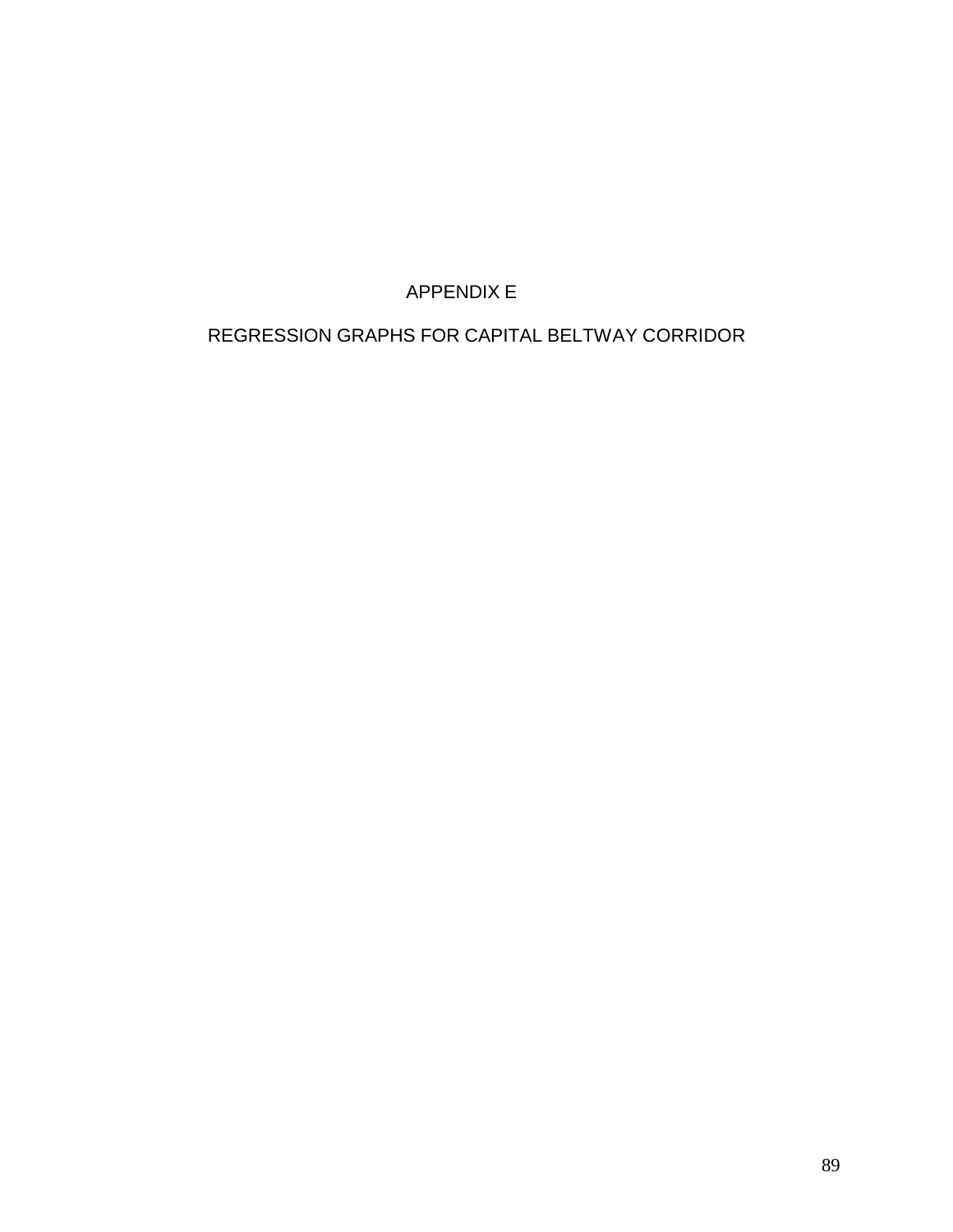# APPENDIX E

## REGRESSION GRAPHS FOR CAPITAL BELTWAY CORRIDOR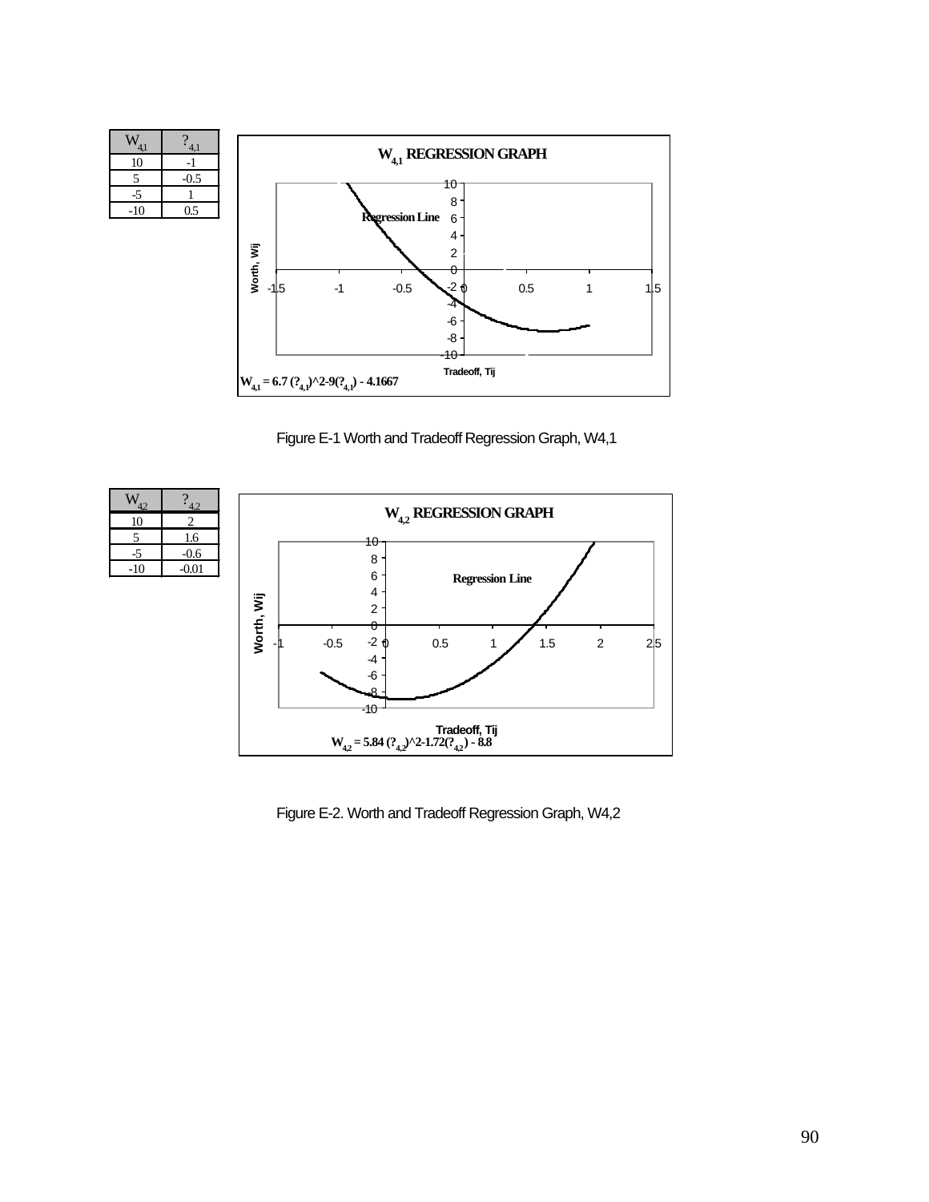| $W_{4,1}$ | $?_{4,1}$ |
|---|---|
| 10 | -1 |
| 5 | -0.5 |
| -5 | 1 |
| -10 | 0.5 |

**$W_{4,1}$ REGRESSION GRAPH**

$W_{4,1} = 6.7 (?_{4,1})^2 - 9(?_{4,1}) - 4.1667$

Figure E-1 Worth and Tradeoff Regression Graph, W4,1

| $W_{42}$ | $?_{4,2}$ |
|---|---|
| 10 | 2 |
| 5 | 1.6 |
| -5 | -0.6 |
| -10 | -0.01 |

**$W_{4,2}$ REGRESSION GRAPH**

$W_{4,2} = 5.84 (?_{4,2})^2 - 1.72(?_{4,2}) - 8.8$

Figure E-2. Worth and Tradeoff Regression Graph, W4,2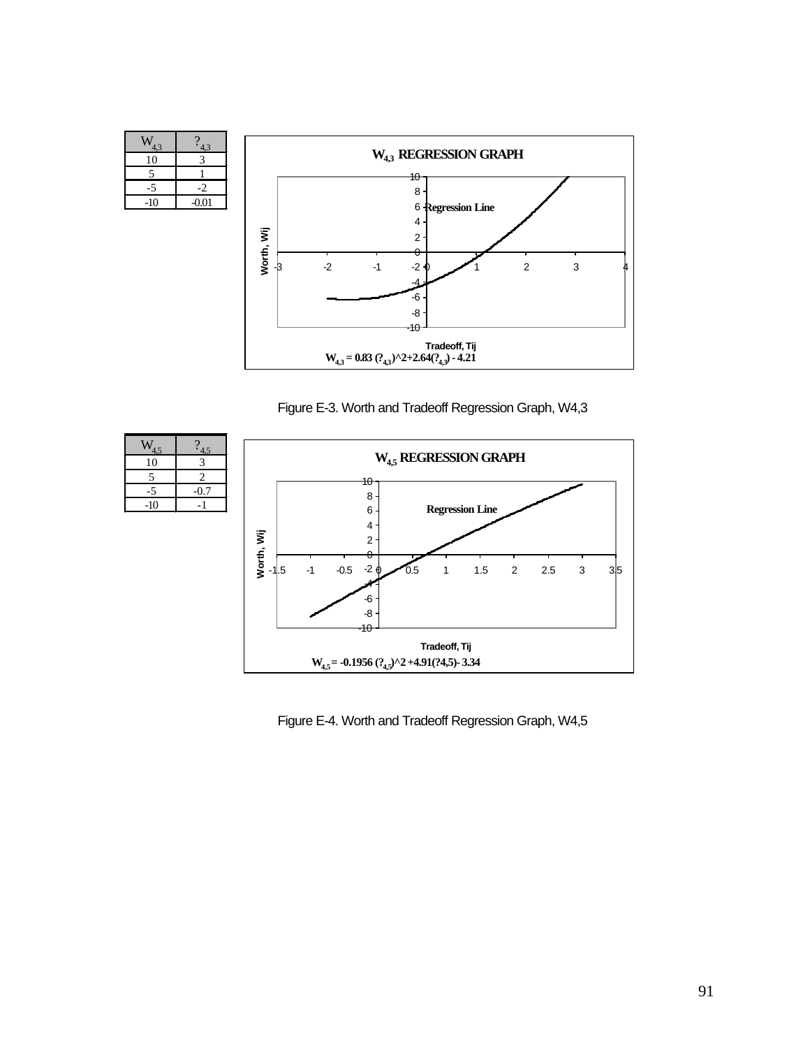| $W_{4,3}$ | $?_{4,3}$ |
|---|---|
| 10 | 3 |
| 5 | 1 |
| -5 | -2 |
| -10 | -0.01 |

**$W_{4,3}$ REGRESSION GRAPH**

Regression Line

Worth, Wij

Tradeoff, Tij

$W_{4,3} = 0.83\ (?_{4,3})$^2+2.64$(?_{4,3})$ - 4.21

Figure E-3. Worth and Tradeoff Regression Graph, W4,3

| $W_{4,5}$ | $?_{4,5}$ |
|---|---|
| 10 | 3 |
| 5 | 2 |
| -5 | -0.7 |
| -10 | -1 |

**$W_{4,5}$ REGRESSION GRAPH**

Regression Line

Worth, Wij

Tradeoff, Tij

$W_{4,5}$ = -0.1956 $(?_{4,5})$^2 +4.91(?4,5)- 3.34

Figure E-4. Worth and Tradeoff Regression Graph, W4,5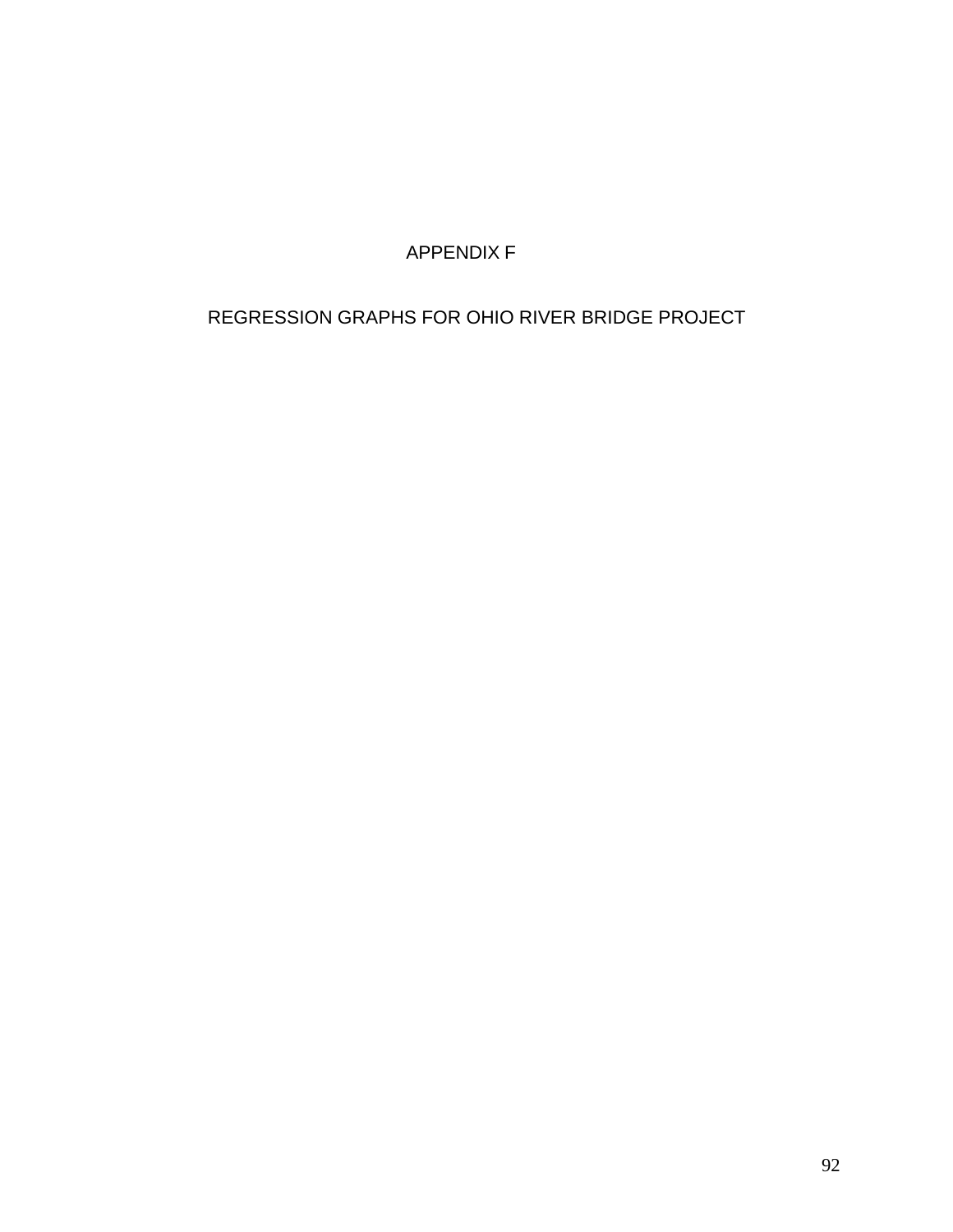# APPENDIX F

## REGRESSION GRAPHS FOR OHIO RIVER BRIDGE PROJECT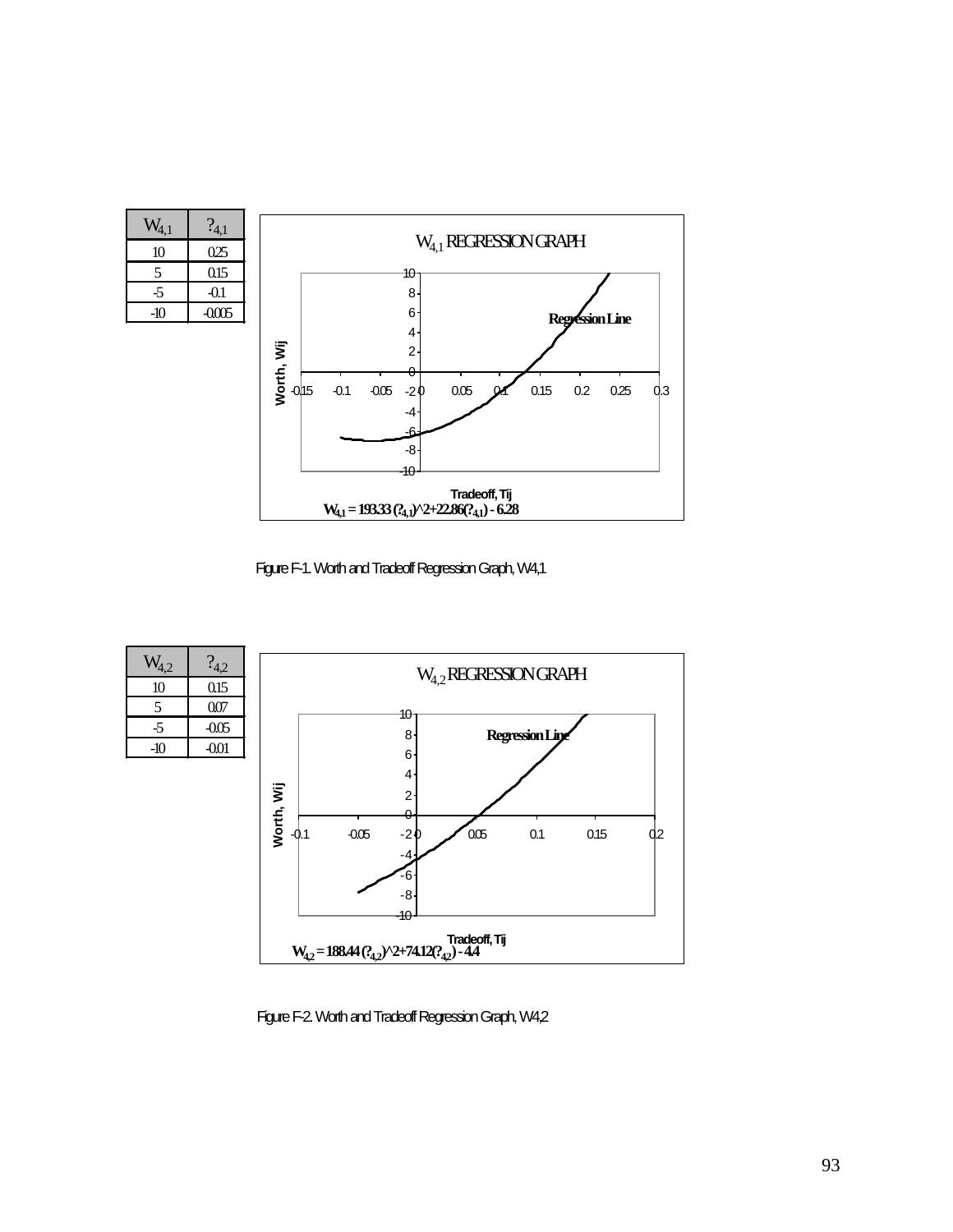| $W_{4,1}$ | $?_{4,1}$ |
| --- | --- |
| 10 | 0.25 |
| 5 | 0.15 |
| -5 | -0.1 |
| -10 | -0.005 |

$W_{4,1}$ REGRESSION GRAPH

$W_{4,1} = 193.33 (?_{4,1})$^2+22.86$(?_{4,1})$ - 6.28

Figure F-1. Worth and Tradeoff Regression Graph, W4,1

| $W_{4,2}$ | $?_{4,2}$ |
| --- | --- |
| 10 | 0.15 |
| 5 | 0.07 |
| -5 | -0.05 |
| -10 | -0.01 |

$W_{4,2}$ REGRESSION GRAPH

$W_{4,2} = 188.44 (?_{4,2})$^2+74.12$(?_{4,2})$ - 4.4

Figure F-2. Worth and Tradeoff Regression Graph, W4,2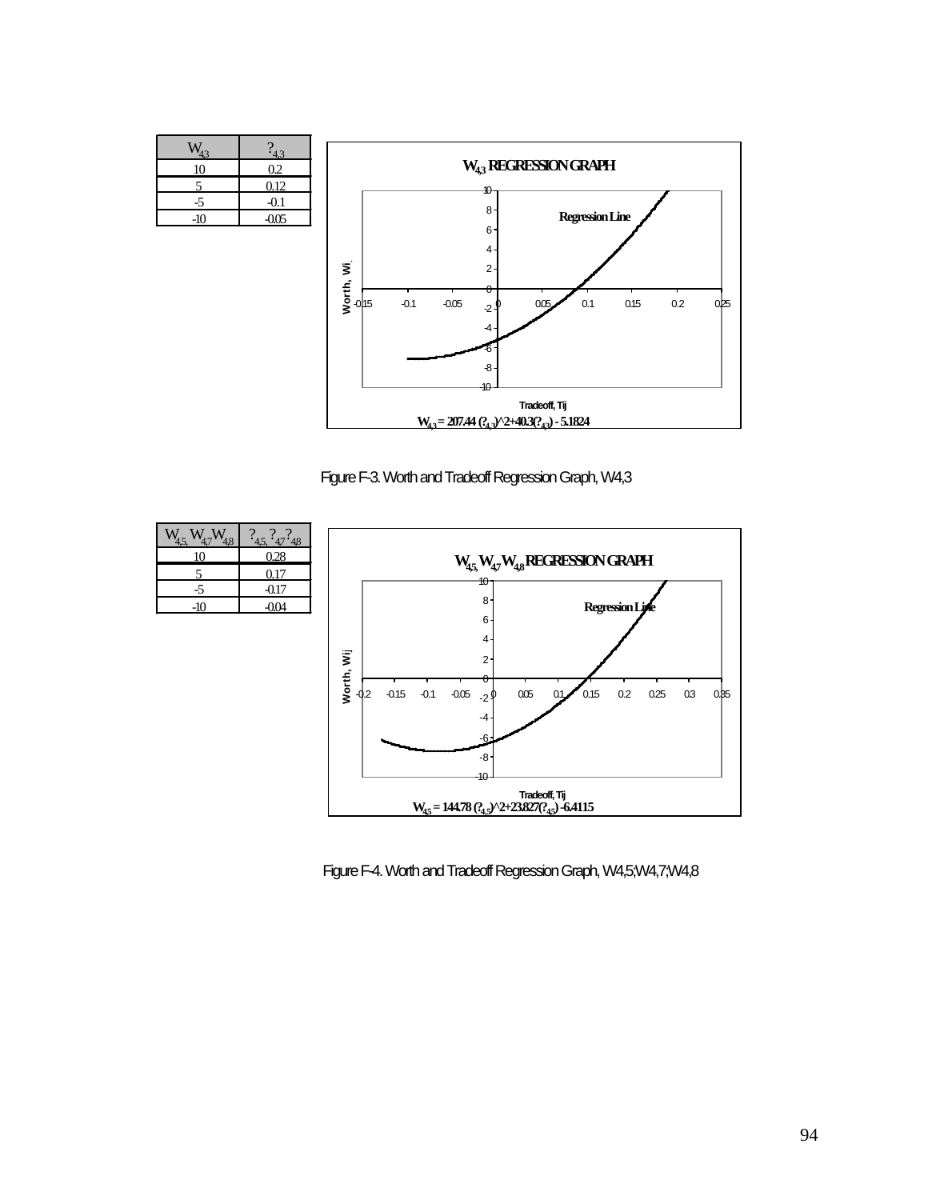| $W_{4,3}$ | $?_{4,3}$ |
|---|---|
| 10 | 0.2 |
| 5 | 0.12 |
| -5 | -0.1 |
| -10 | -0.05 |

**$W_{4,3}$ REGRESSION GRAPH**

Regression Line

Worth, Wi

Tradeoff, Tij

$W_{4,3} = 207.44\,(?_{4,3})^2 + 40.3(?_{4,3}) - 5.1824$

Figure F-3. Worth and Tradeoff Regression Graph, W4,3

| $W_{4,5}$, $W_{4,7}$ $W_{4,8}$ | $?_{4,5}$, $?_{4,7}$ $?_{4,8}$ |
|---|---|
| 10 | 0.28 |
| 5 | 0.17 |
| -5 | -0.17 |
| -10 | -0.04 |

**$W_{4,5}$, $W_{4,7}$ $W_{4,8}$ REGRESSION GRAPH**

Regression Line

Worth, Wij

Tradeoff, Tij

$W_{4,5} = 144.78\,(?_{4,5})^2 + 23.827(?_{4,5}) - 6.4115$

Figure F-4. Worth and Tradeoff Regression Graph, W4,5;W4,7;W4,8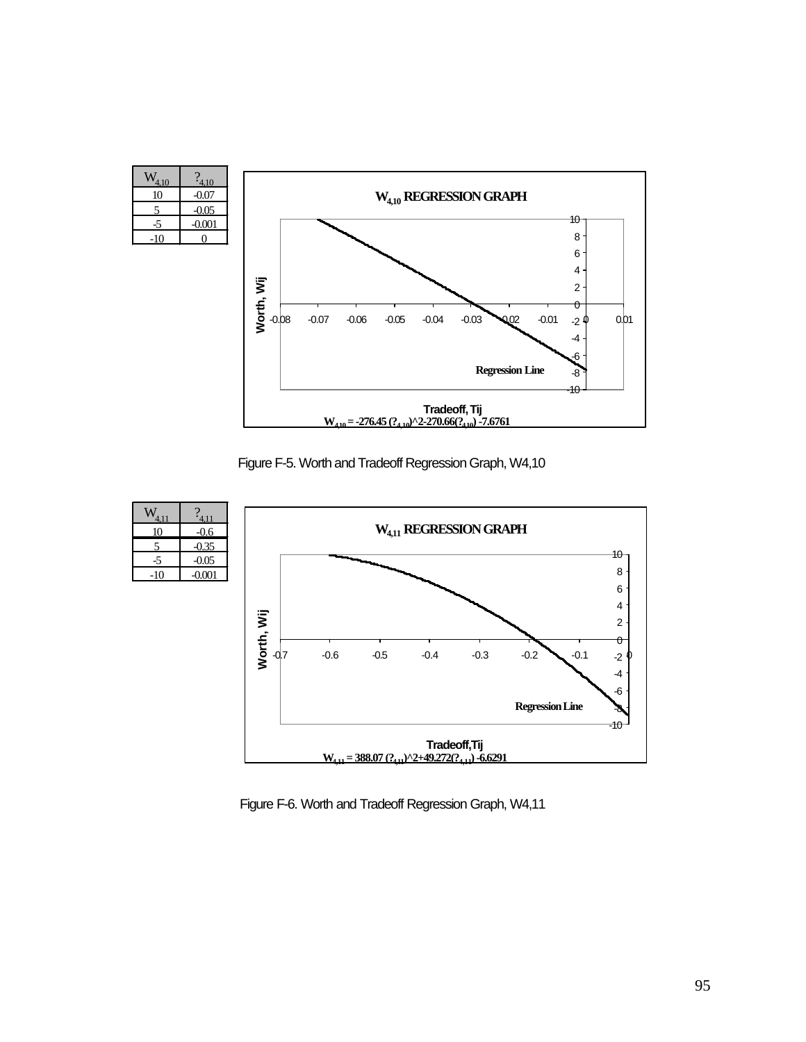| $W_{4,10}$ | $?_{4,10}$ |
|---|---|
| 10 | -0.07 |
| 5 | -0.05 |
| -5 | -0.001 |
| -10 | 0 |

**$W_{4,10}$ REGRESSION GRAPH**

Regression Line

Worth, Wij

Tradeoff, Tij

$W_{4,10} = -276.45\ (?_{4,10})^2 - 270.66(?_{4,10}) - 7.6761$

Figure F-5. Worth and Tradeoff Regression Graph, W4,10

| $W_{4,11}$ | $?_{4,11}$ |
|---|---|
| 10 | -0.6 |
| 5 | -0.35 |
| -5 | -0.05 |
| -10 | -0.001 |

**$W_{4,11}$ REGRESSION GRAPH**

Regression Line

Worth, Wij

Tradeoff,Tij

$W_{4,11} = 388.07\ (?_{4,11})^2 + 49.272(?_{4,11}) - 6.6291$

Figure F-6. Worth and Tradeoff Regression Graph, W4,11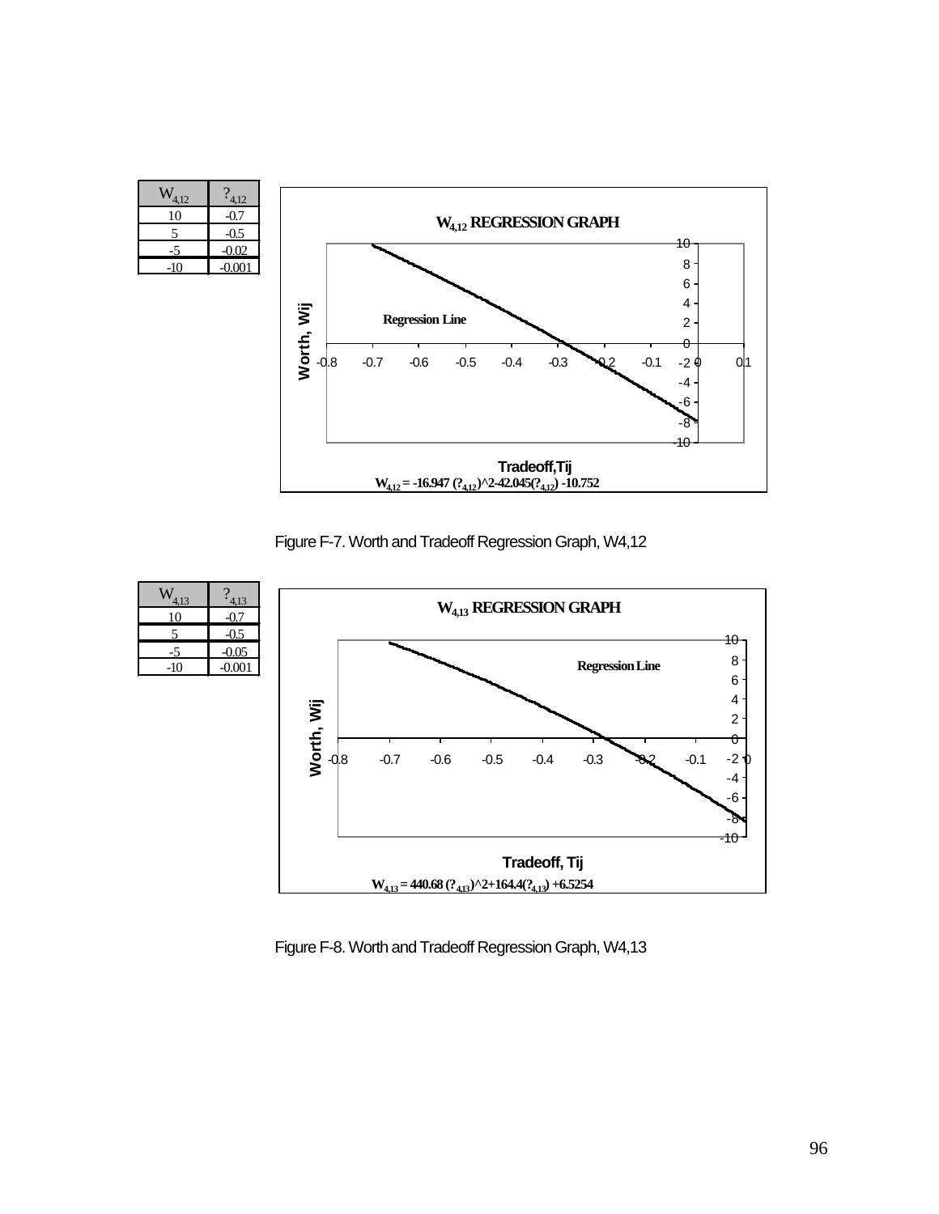| $W_{4,12}$ | $?_{4,12}$ |
|---|---|
| 10 | -0.7 |
| 5 | -0.5 |
| -5 | -0.02 |
| -10 | -0.001 |

**$W_{4,12}$ REGRESSION GRAPH**

Regression Line

Worth, Wij

Tradeoff,Tij

$W_{4,12} = -16.947\ (?_{4,12})^2 - 42.045(?_{4,12}) - 10.752$

Figure F-7. Worth and Tradeoff Regression Graph, W4,12

| $W_{4,13}$ | $?_{4,13}$ |
|---|---|
| 10 | -0.7 |
| 5 | -0.5 |
| -5 | -0.05 |
| -10 | -0.001 |

**$W_{4,13}$ REGRESSION GRAPH**

Regression Line

Worth, Wij

Tradeoff, Tij

$W_{4,13} = 440.68\ (?_{4,13})^2 + 164.4(?_{4,13}) + 6.5254$

Figure F-8. Worth and Tradeoff Regression Graph, W4,13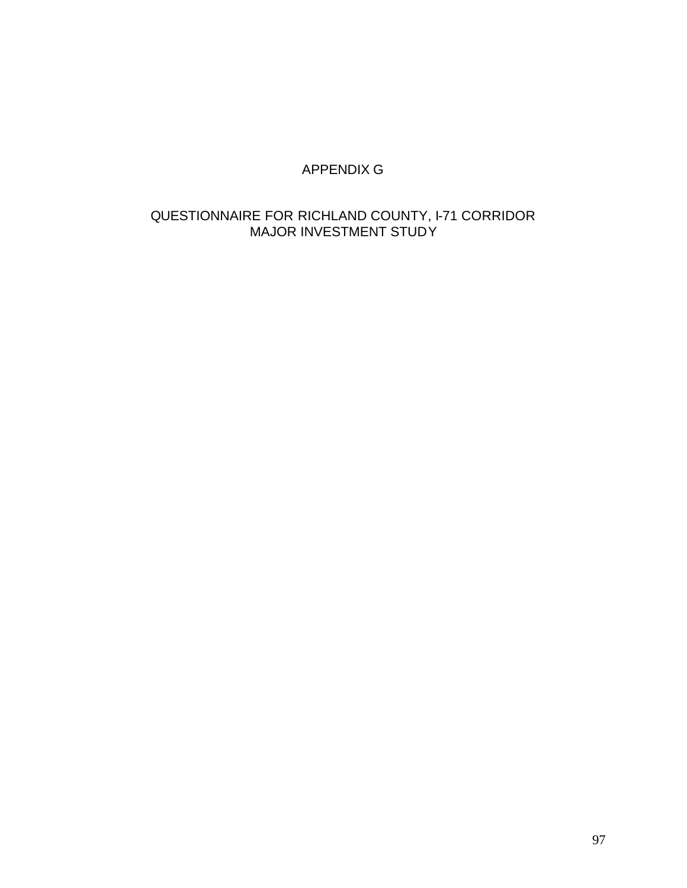# APPENDIX G

## QUESTIONNAIRE FOR RICHLAND COUNTY, I-71 CORRIDOR MAJOR INVESTMENT STUDY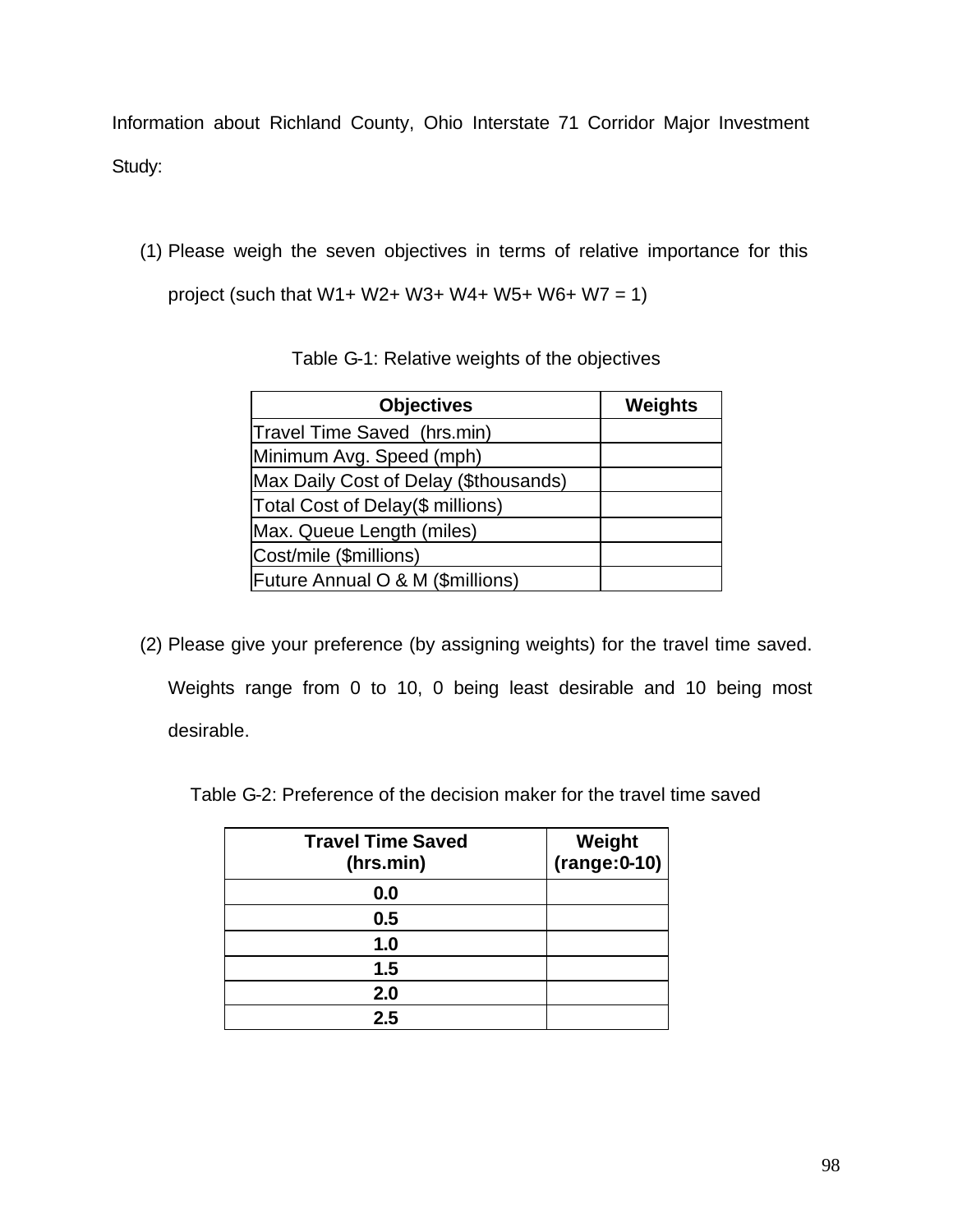Information about Richland County, Ohio Interstate 71 Corridor Major Investment Study:

(1) Please weigh the seven objectives in terms of relative importance for this project (such that W1+ W2+ W3+ W4+ W5+ W6+ W7 = 1)

Table G-1: Relative weights of the objectives

| Objectives | Weights |
|---|---|
| Travel Time Saved (hrs.min) | |
| Minimum Avg. Speed (mph) | |
| Max Daily Cost of Delay ($thousands) | |
| Total Cost of Delay($ millions) | |
| Max. Queue Length (miles) | |
| Cost/mile ($millions) | |
| Future Annual O & M ($millions) | |

(2) Please give your preference (by assigning weights) for the travel time saved. Weights range from 0 to 10, 0 being least desirable and 10 being most desirable.

Table G-2: Preference of the decision maker for the travel time saved

| Travel Time Saved (hrs.min) | Weight (range:0-10) |
|---|---|
| 0.0 | |
| 0.5 | |
| 1.0 | |
| 1.5 | |
| 2.0 | |
| 2.5 | |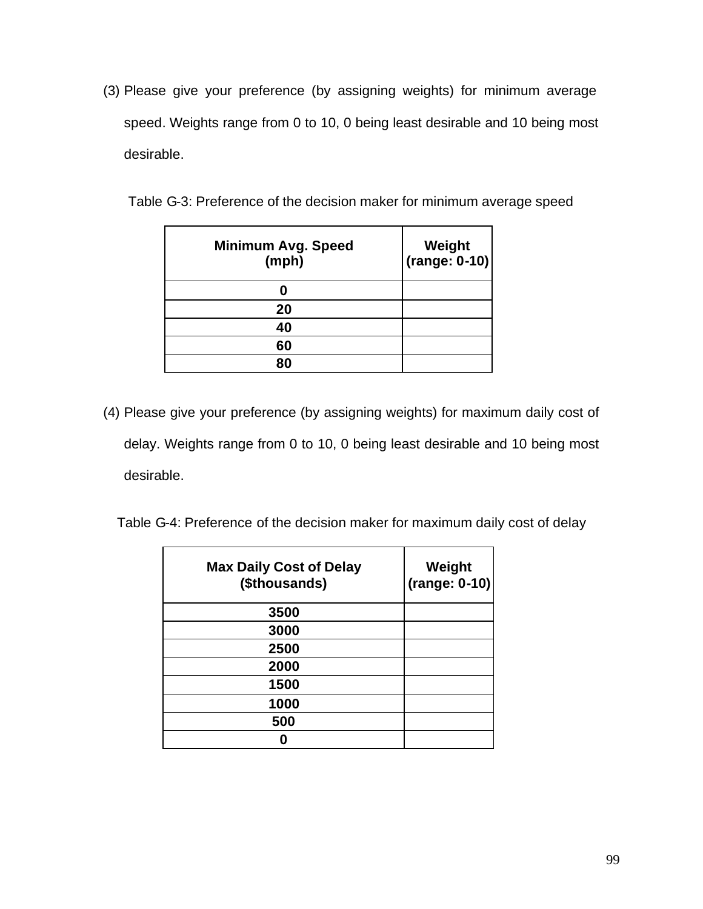(3) Please give your preference (by assigning weights) for minimum average speed. Weights range from 0 to 10, 0 being least desirable and 10 being most desirable.

Table G-3: Preference of the decision maker for minimum average speed

| Minimum Avg. Speed (mph) | Weight (range: 0-10) |
|---|---|
| 0 | |
| 20 | |
| 40 | |
| 60 | |
| 80 | |

(4) Please give your preference (by assigning weights) for maximum daily cost of delay. Weights range from 0 to 10, 0 being least desirable and 10 being most desirable.

Table G-4: Preference of the decision maker for maximum daily cost of delay

| Max Daily Cost of Delay ($thousands) | Weight (range: 0-10) |
|---|---|
| 3500 | |
| 3000 | |
| 2500 | |
| 2000 | |
| 1500 | |
| 1000 | |
| 500 | |
| 0 | |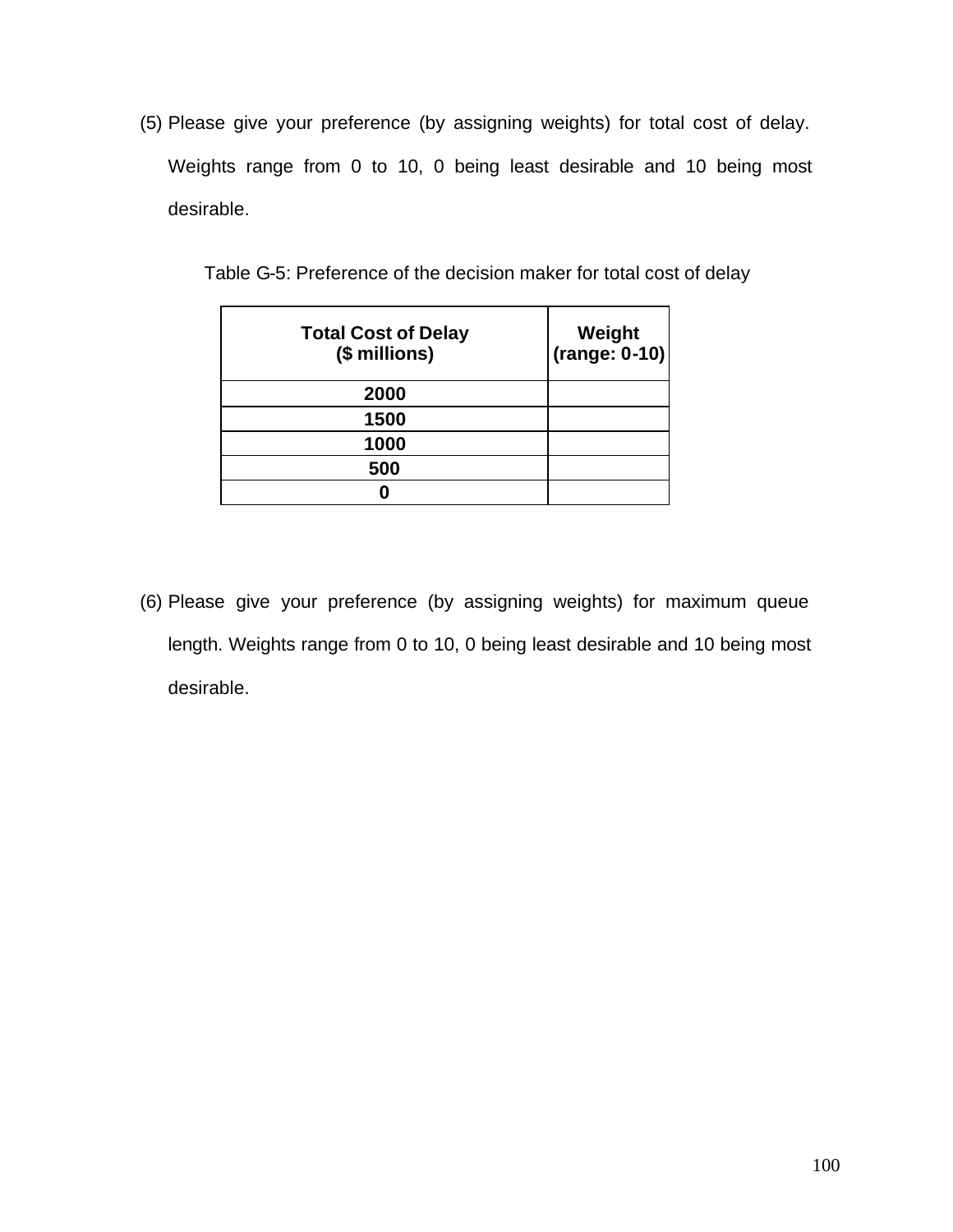(5) Please give your preference (by assigning weights) for total cost of delay. Weights range from 0 to 10, 0 being least desirable and 10 being most desirable.

Table G-5: Preference of the decision maker for total cost of delay

| **Total Cost of Delay ($ millions)** | **Weight (range: 0-10)** |
|---|---|
| **2000** | |
| **1500** | |
| **1000** | |
| **500** | |
| **0** | |

(6) Please give your preference (by assigning weights) for maximum queue length. Weights range from 0 to 10, 0 being least desirable and 10 being most desirable.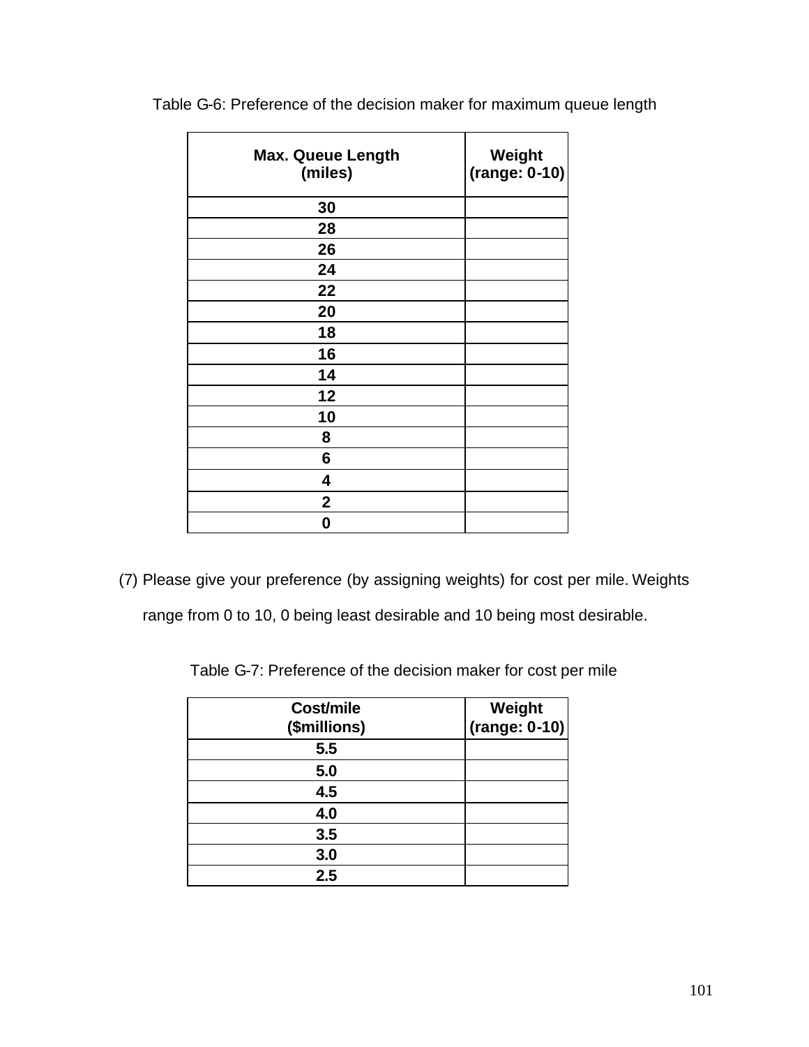Table G-6: Preference of the decision maker for maximum queue length

| Max. Queue Length (miles) | Weight (range: 0-10) |
| --- | --- |
| 30 | |
| 28 | |
| 26 | |
| 24 | |
| 22 | |
| 20 | |
| 18 | |
| 16 | |
| 14 | |
| 12 | |
| 10 | |
| 8 | |
| 6 | |
| 4 | |
| 2 | |
| 0 | |

(7) Please give your preference (by assigning weights) for cost per mile. Weights range from 0 to 10, 0 being least desirable and 10 being most desirable.

Table G-7: Preference of the decision maker for cost per mile

| Cost/mile ($millions) | Weight (range: 0-10) |
| --- | --- |
| 5.5 | |
| 5.0 | |
| 4.5 | |
| 4.0 | |
| 3.5 | |
| 3.0 | |
| 2.5 | |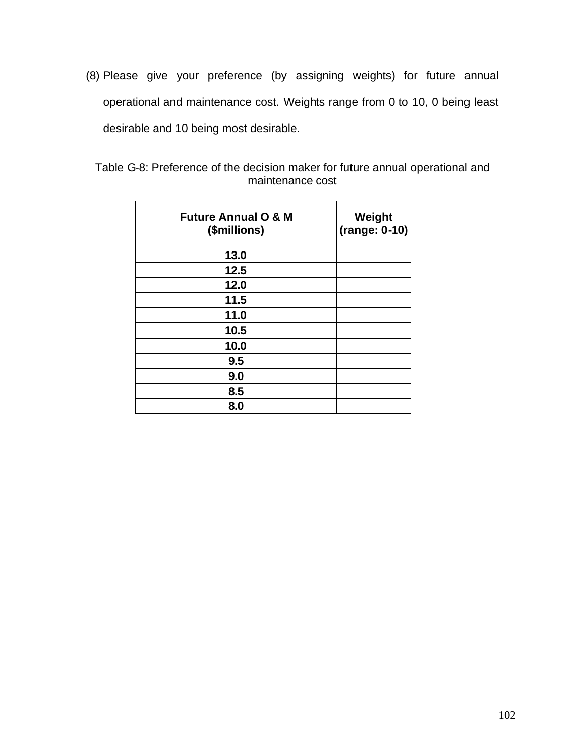(8) Please give your preference (by assigning weights) for future annual operational and maintenance cost. Weights range from 0 to 10, 0 being least desirable and 10 being most desirable.

Table G-8: Preference of the decision maker for future annual operational and maintenance cost

| Future Annual O & M ($millions) | Weight (range: 0-10) |
|---|---|
| 13.0 | |
| 12.5 | |
| 12.0 | |
| 11.5 | |
| 11.0 | |
| 10.5 | |
| 10.0 | |
| 9.5 | |
| 9.0 | |
| 8.5 | |
| 8.0 | |